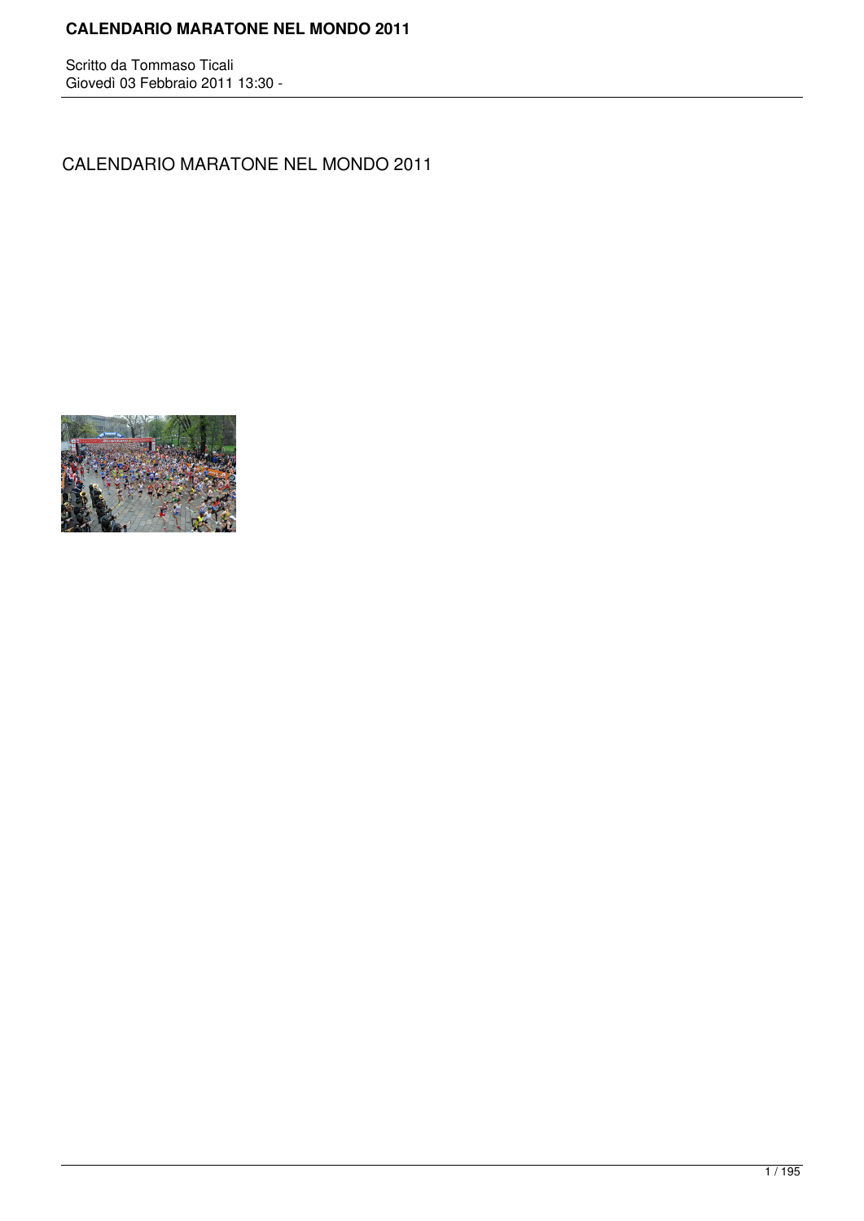Scritto da Tommaso Ticali
Giovedì 03 Febbraio 2011 13:30 -

# CALENDARIO MARATONE NEL MONDO 2011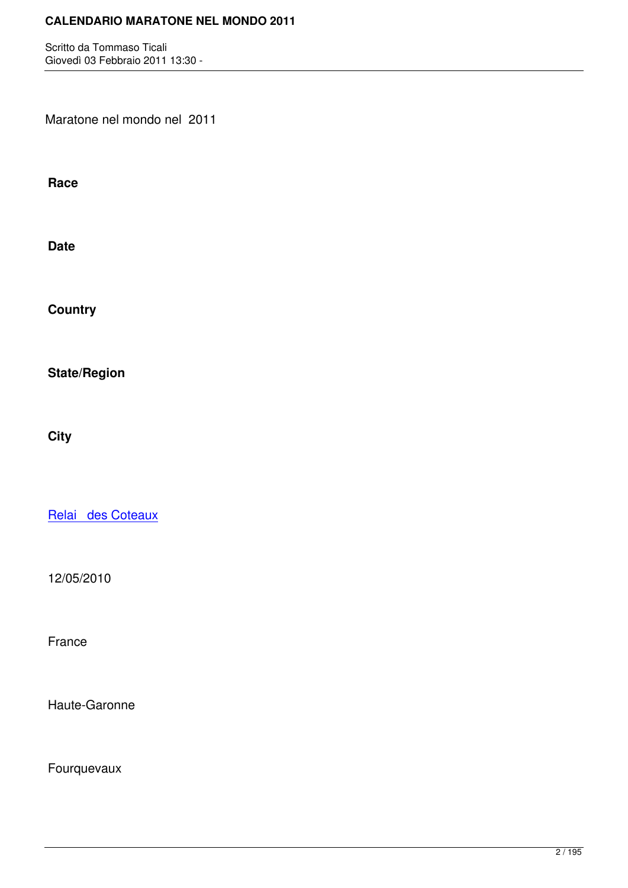Maratone nel mondo nel 2011

| Race | Date | Country | State/Region | City |
|---|---|---|---|---|
| Relai des Coteaux | 12/05/2010 | France | Haute-Garonne | Fourquevaux |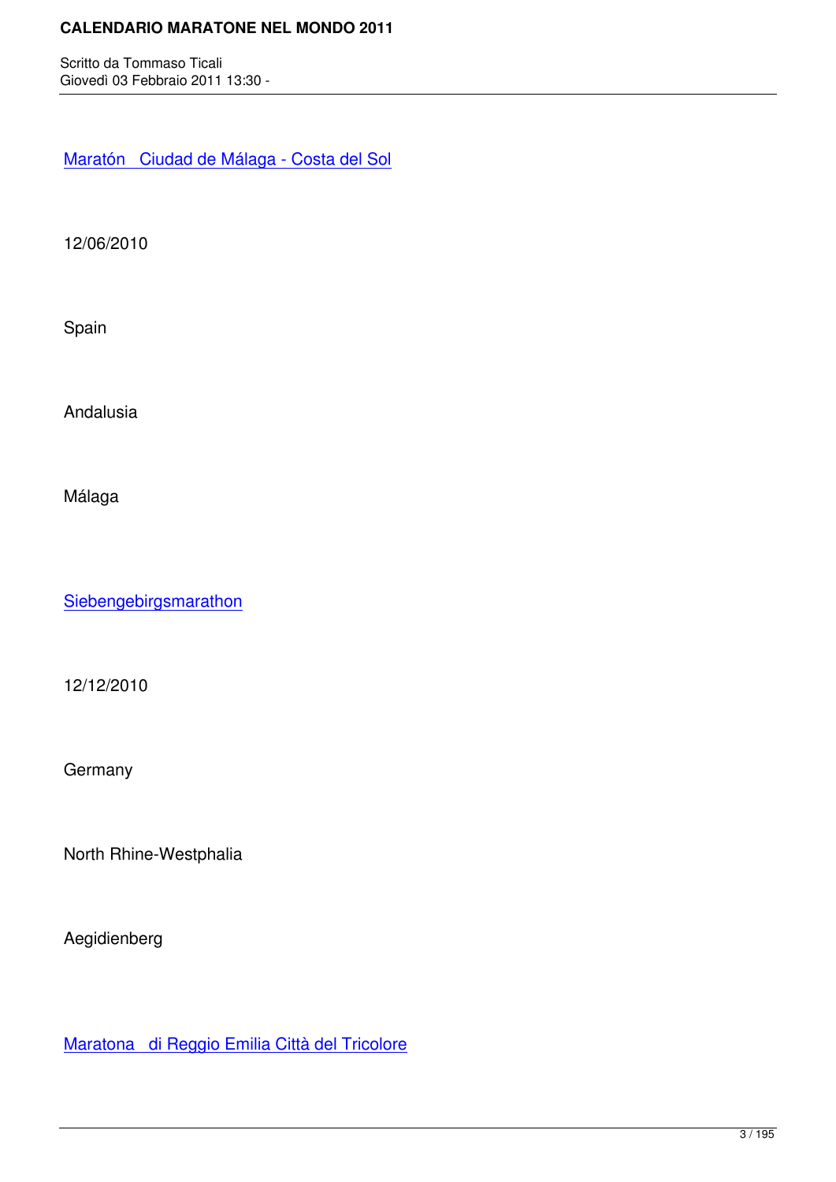Maratón   Ciudad de Málaga - Costa del Sol

12/06/2010

Spain

Andalusia

Málaga

Siebengebirgsmarathon

12/12/2010

Germany

North Rhine-Westphalia

Aegidienberg

Maratona   di Reggio Emilia Città del Tricolore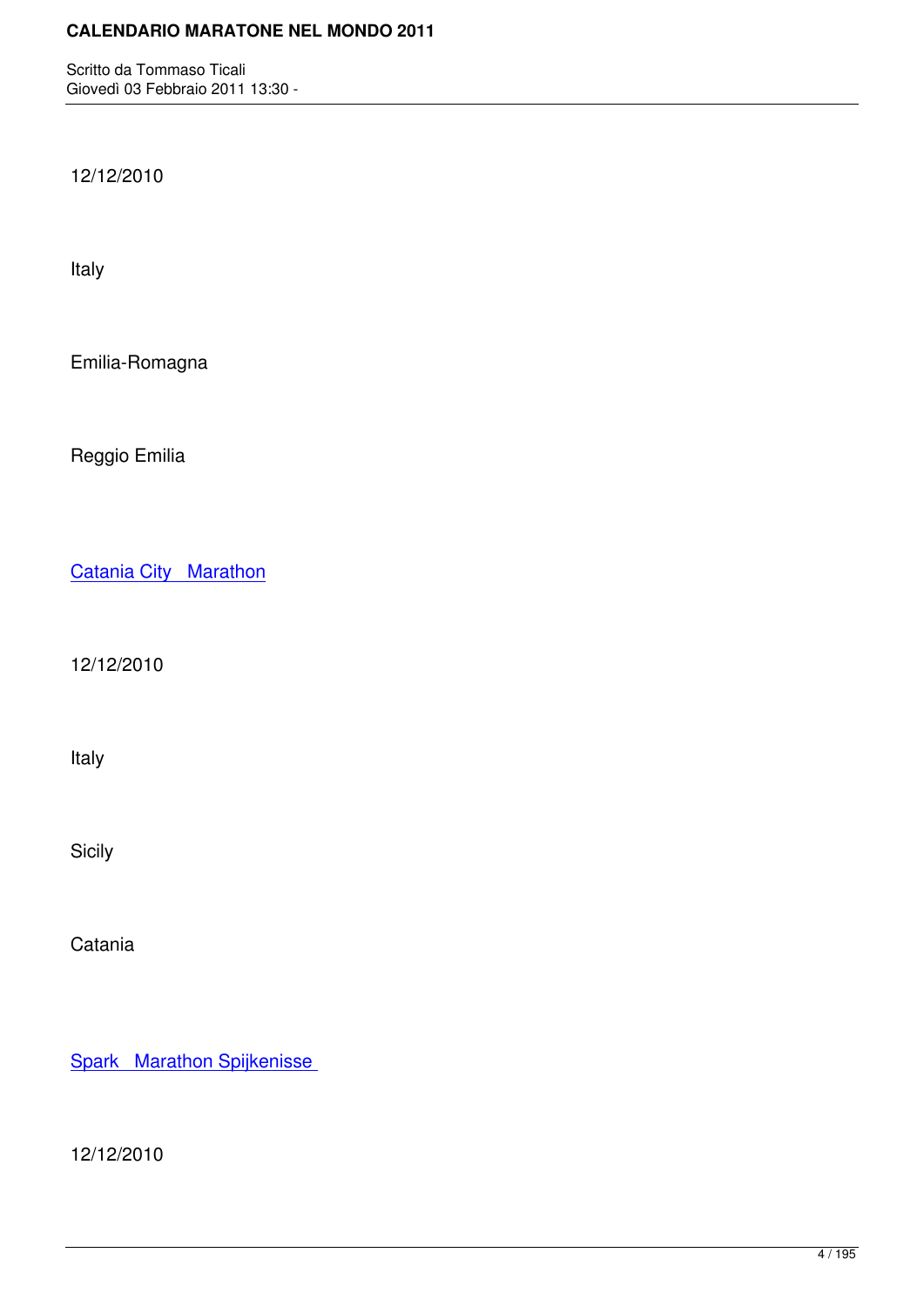12/12/2010

Italy

Emilia-Romagna

Reggio Emilia

Catania City Marathon

12/12/2010

Italy

Sicily

Catania

Spark Marathon Spijkenisse

12/12/2010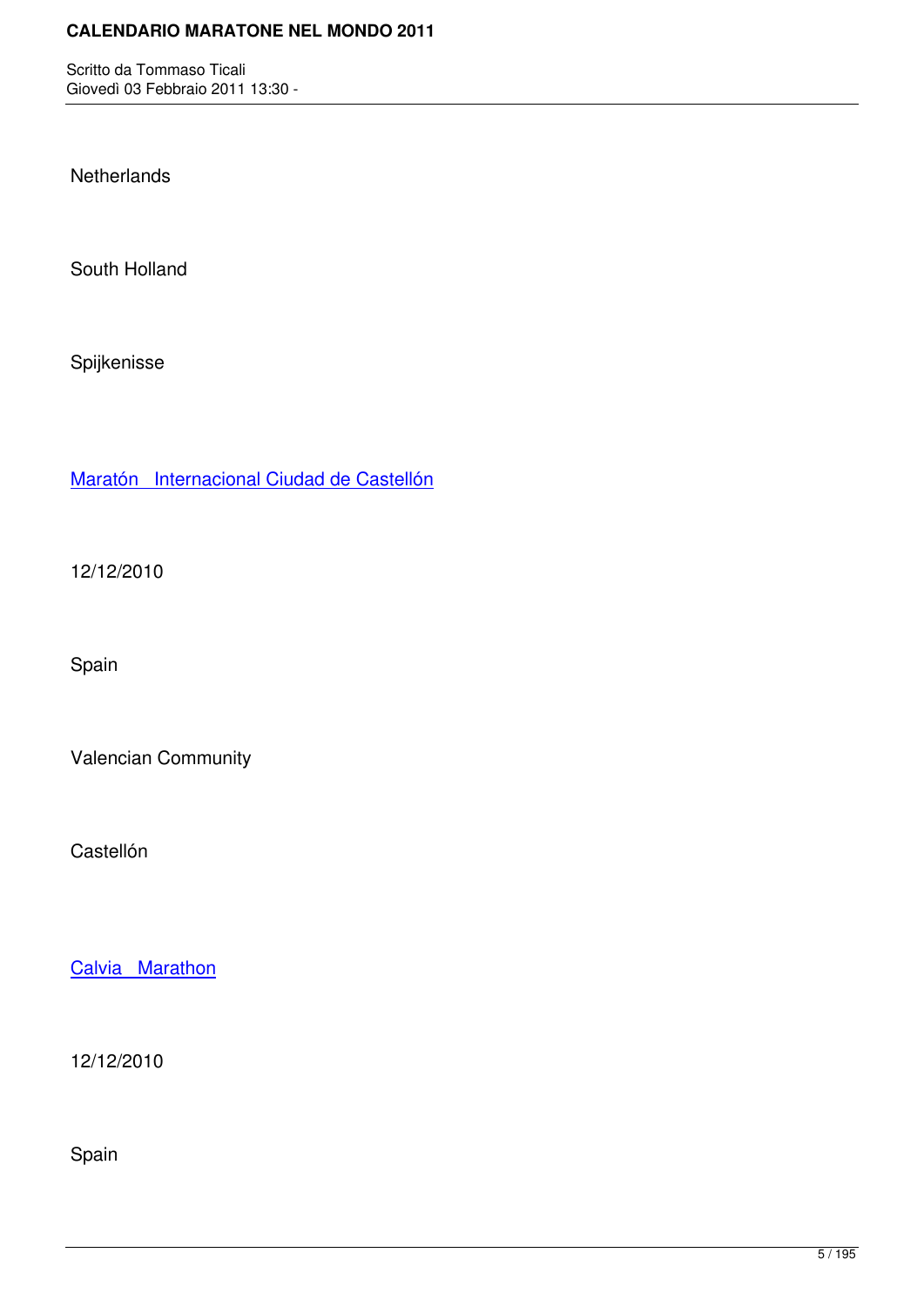Netherlands

South Holland

Spijkenisse

Maratón   Internacional Ciudad de Castellón

12/12/2010

Spain

Valencian Community

Castellón

Calvia   Marathon

12/12/2010

Spain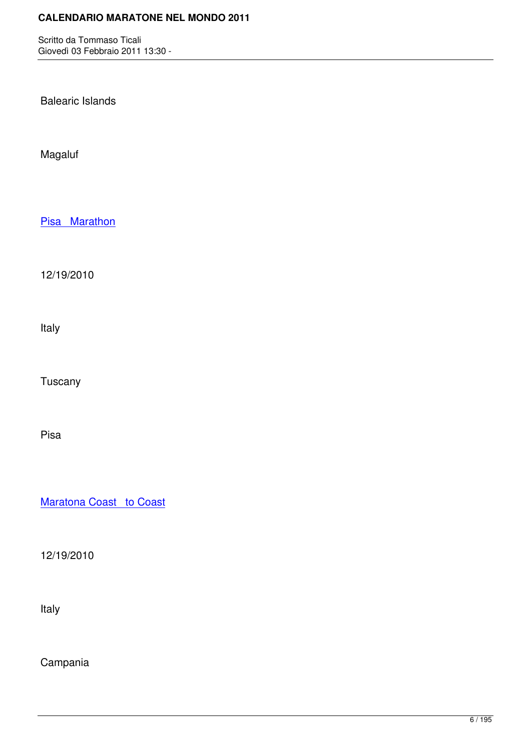Balearic Islands

Magaluf

Pisa   Marathon

12/19/2010

Italy

Tuscany

Pisa

Maratona Coast   to Coast

12/19/2010

Italy

Campania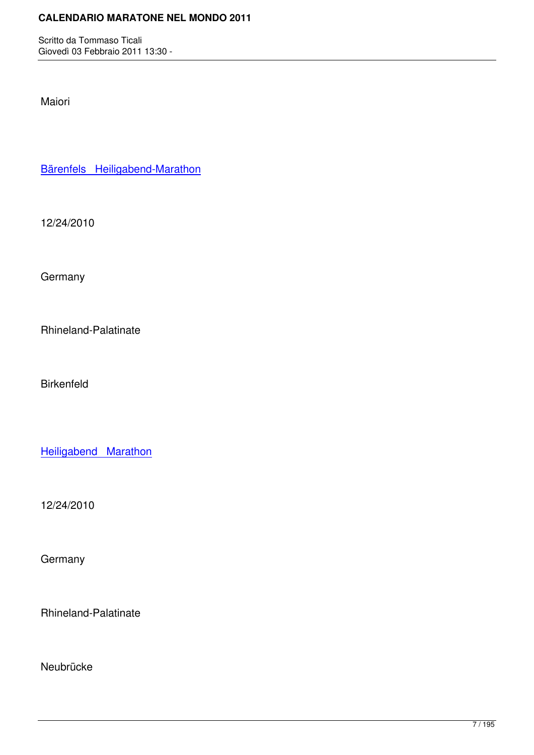Maiori

Bärenfels   Heiligabend-Marathon

12/24/2010

Germany

Rhineland-Palatinate

Birkenfeld

Heiligabend   Marathon

12/24/2010

Germany

Rhineland-Palatinate

Neubrücke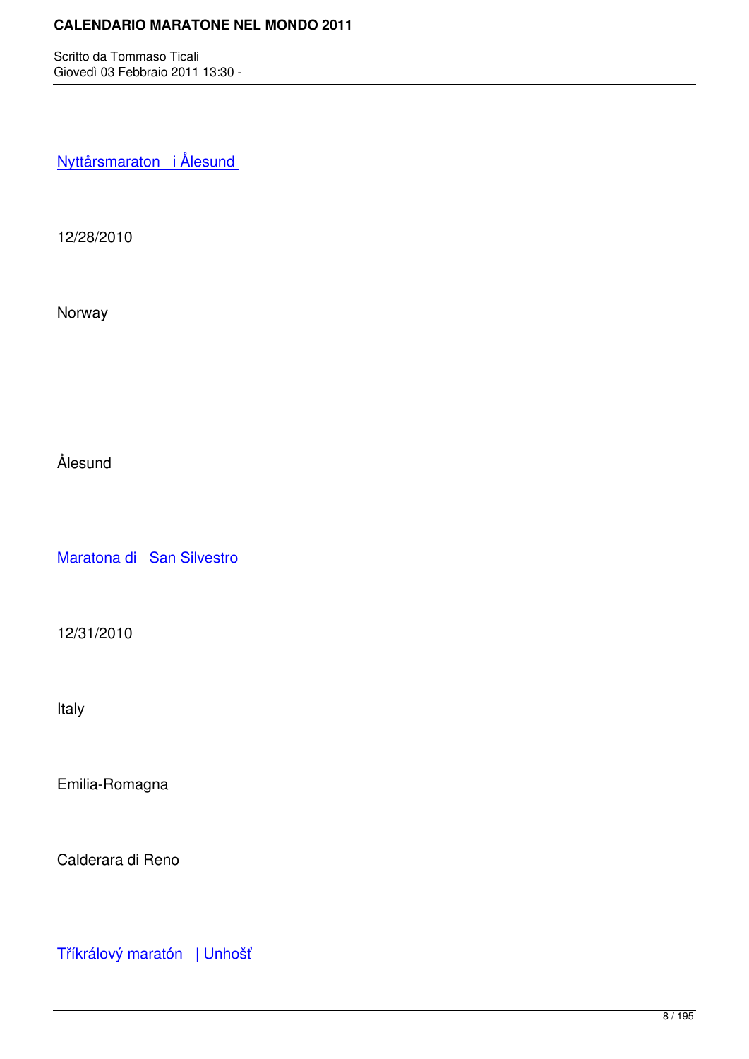Nyttårsmaraton i Ålesund

12/28/2010

Norway

Ålesund

Maratona di San Silvestro

12/31/2010

Italy

Emilia-Romagna

Calderara di Reno

Tříkrálový maratón | Unhošť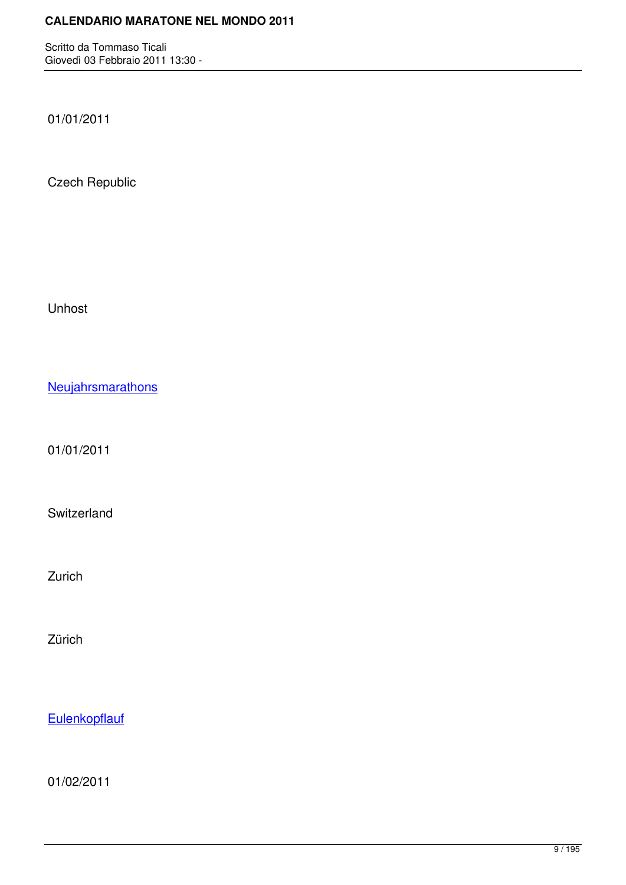01/01/2011

Czech Republic

Unhost

Neujahrsmarathons

01/01/2011

Switzerland

Zurich

Zürich

Eulenkopflauf

01/02/2011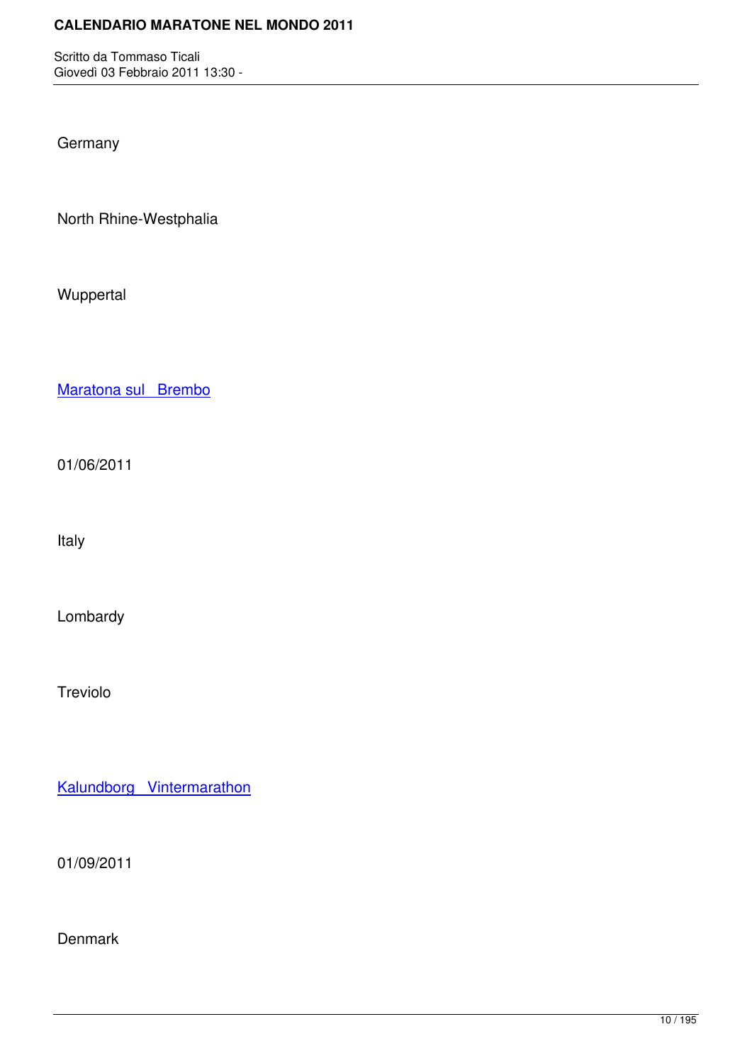Germany

North Rhine-Westphalia

Wuppertal

Maratona sul  Brembo

01/06/2011

Italy

Lombardy

Treviolo

Kalundborg  Vintermarathon

01/09/2011

Denmark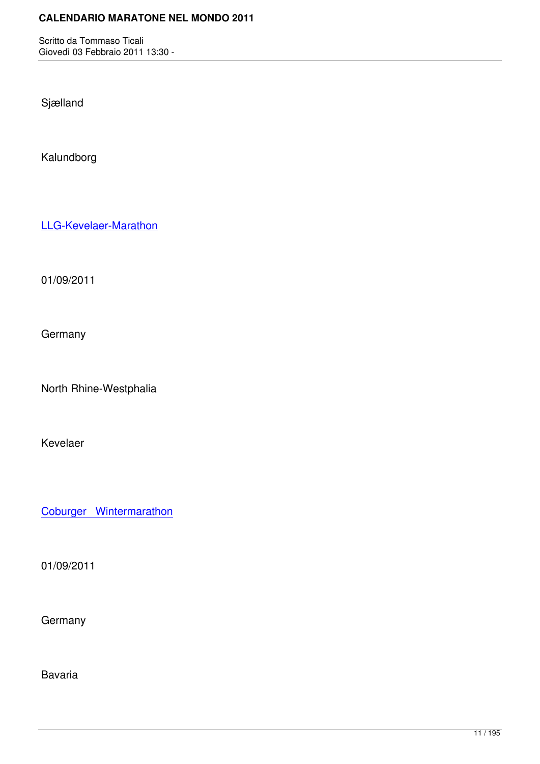Sjælland

Kalundborg

LLG-Kevelaer-Marathon

01/09/2011

Germany

North Rhine-Westphalia

Kevelaer

Coburger   Wintermarathon

01/09/2011

Germany

Bavaria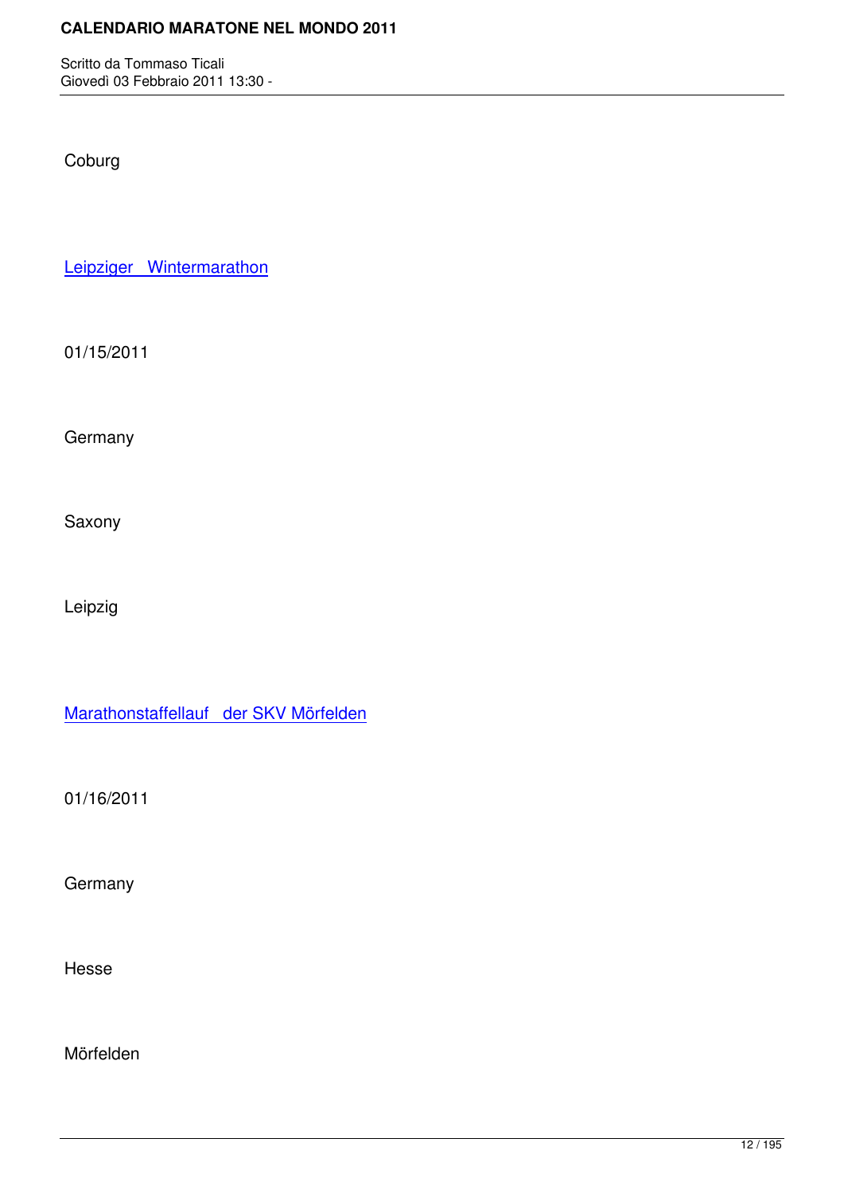Coburg

Leipziger   Wintermarathon

01/15/2011

Germany

Saxony

Leipzig

Marathonstaffellauf   der SKV Mörfelden

01/16/2011

Germany

Hesse

Mörfelden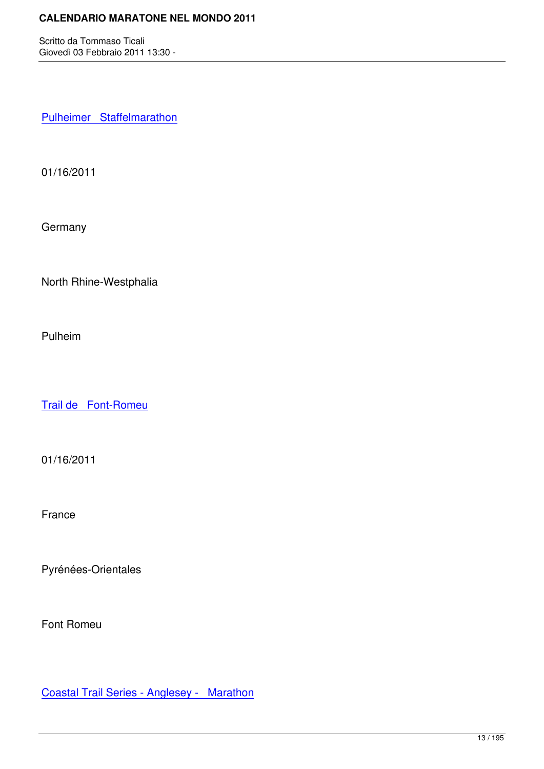Pulheimer Staffelmarathon

01/16/2011

Germany

North Rhine-Westphalia

Pulheim

Trail de Font-Romeu

01/16/2011

France

Pyrénées-Orientales

Font Romeu

Coastal Trail Series - Anglesey - Marathon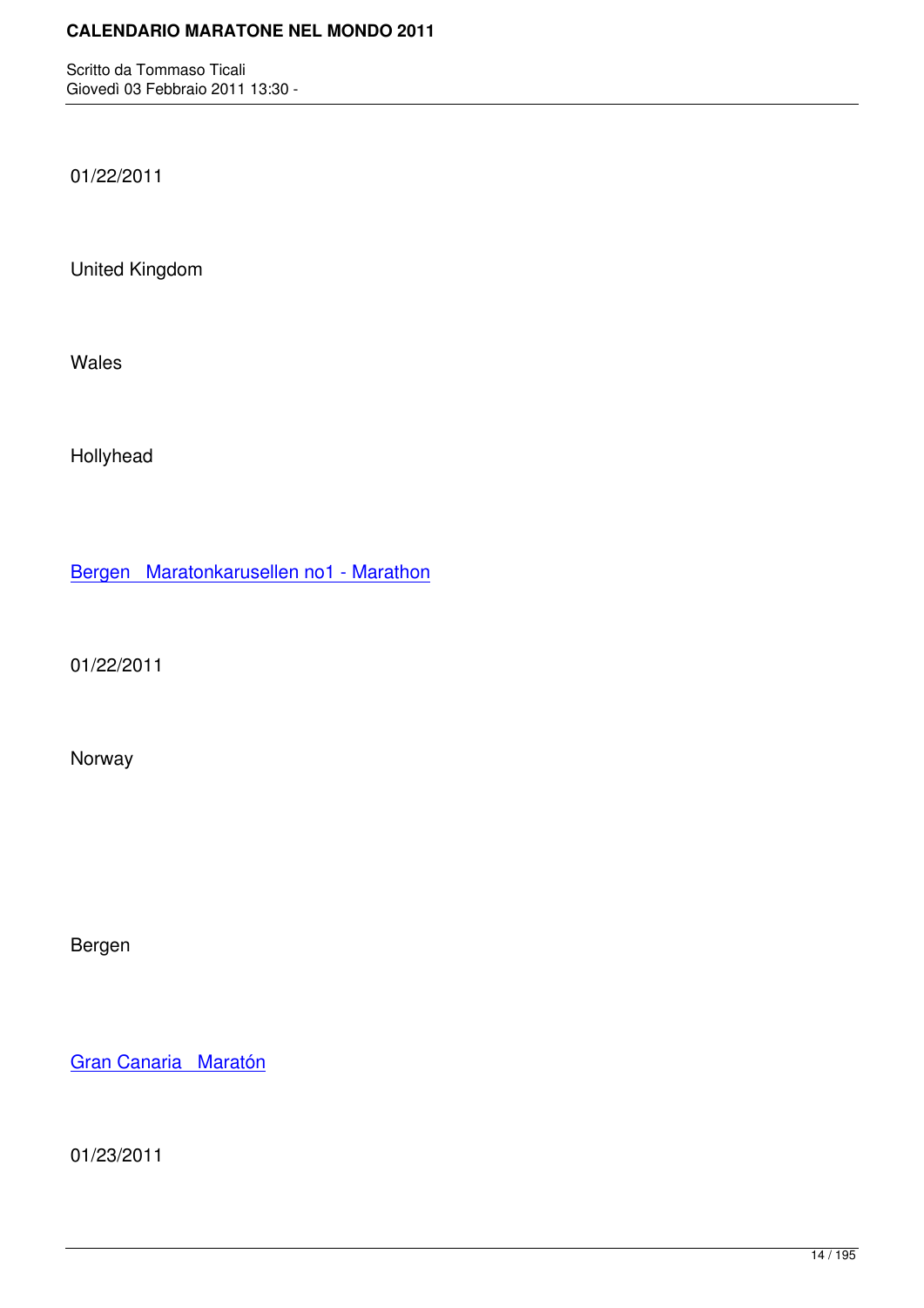01/22/2011

United Kingdom

Wales

Hollyhead

Bergen   Maratonkarusellen no1 - Marathon

01/22/2011

Norway

Bergen

Gran Canaria   Maratón

01/23/2011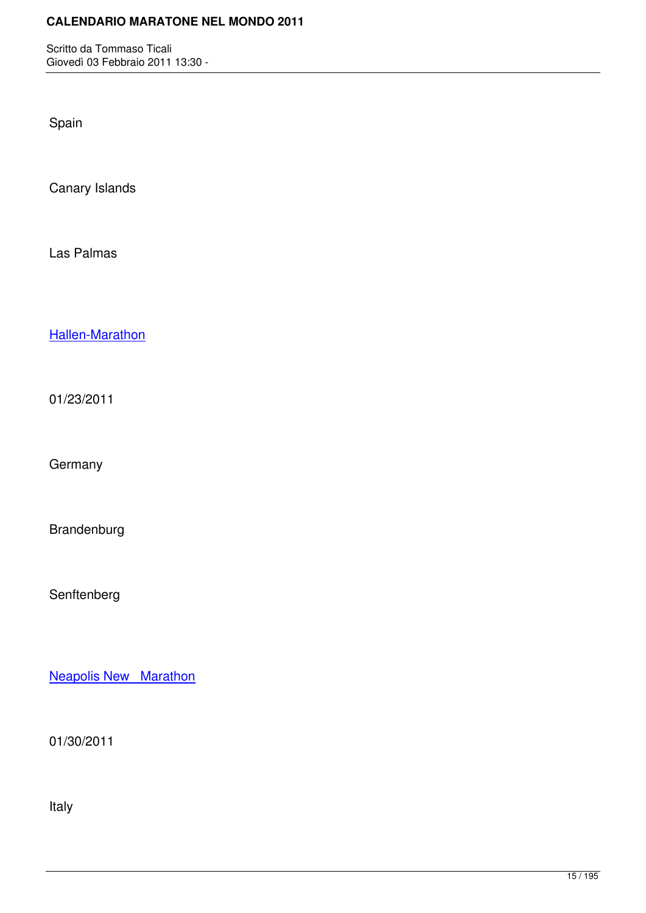Spain

Canary Islands

Las Palmas

Hallen-Marathon

01/23/2011

Germany

Brandenburg

Senftenberg

Neapolis New   Marathon

01/30/2011

Italy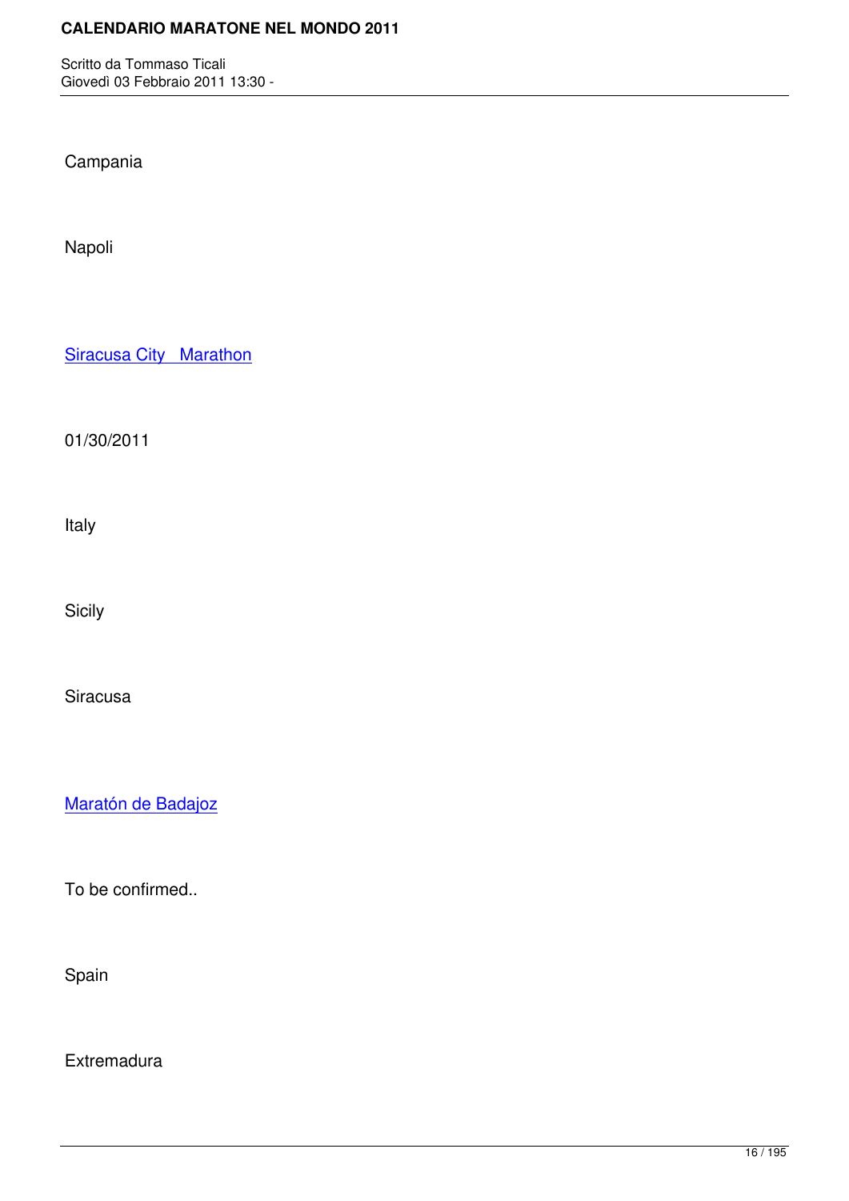Campania

Napoli

Siracusa City  Marathon

01/30/2011

Italy

Sicily

Siracusa

Maratón de Badajoz

To be confirmed..

Spain

Extremadura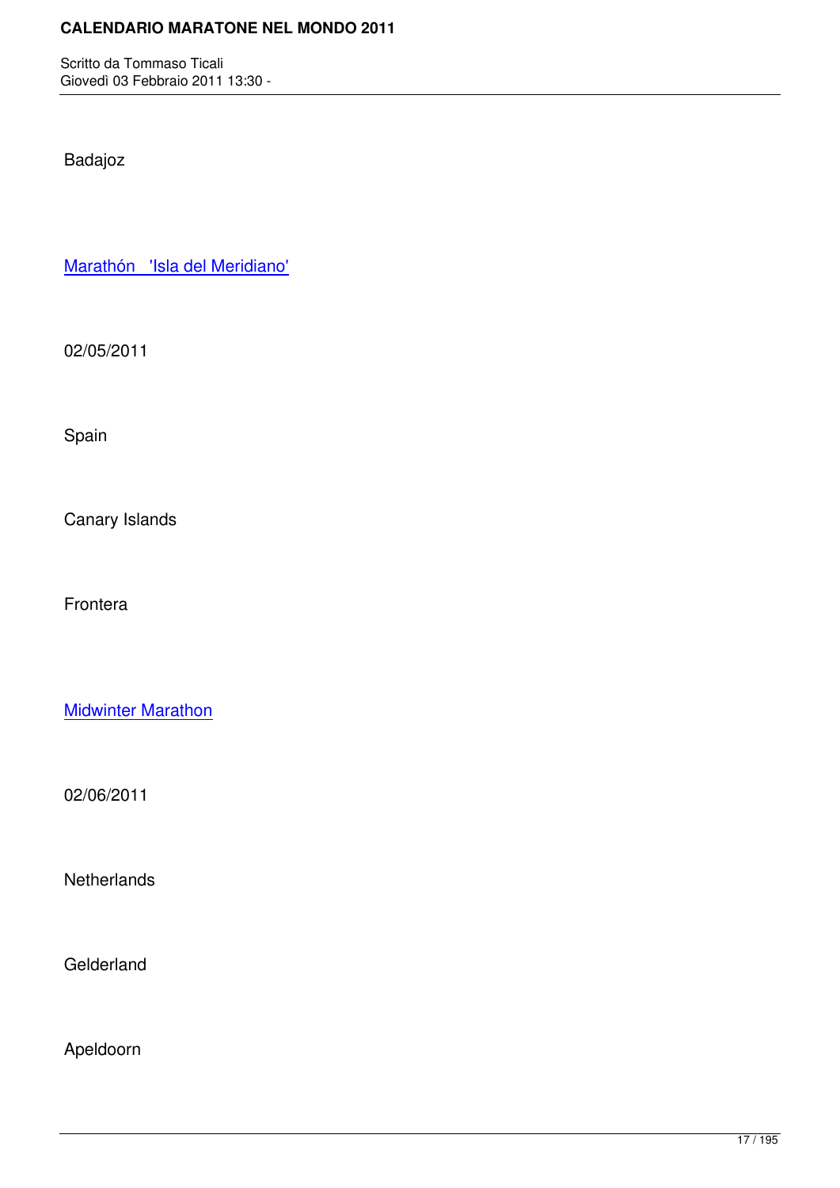Badajoz

Marathón 'Isla del Meridiano'

02/05/2011

Spain

Canary Islands

Frontera

Midwinter Marathon

02/06/2011

Netherlands

Gelderland

Apeldoorn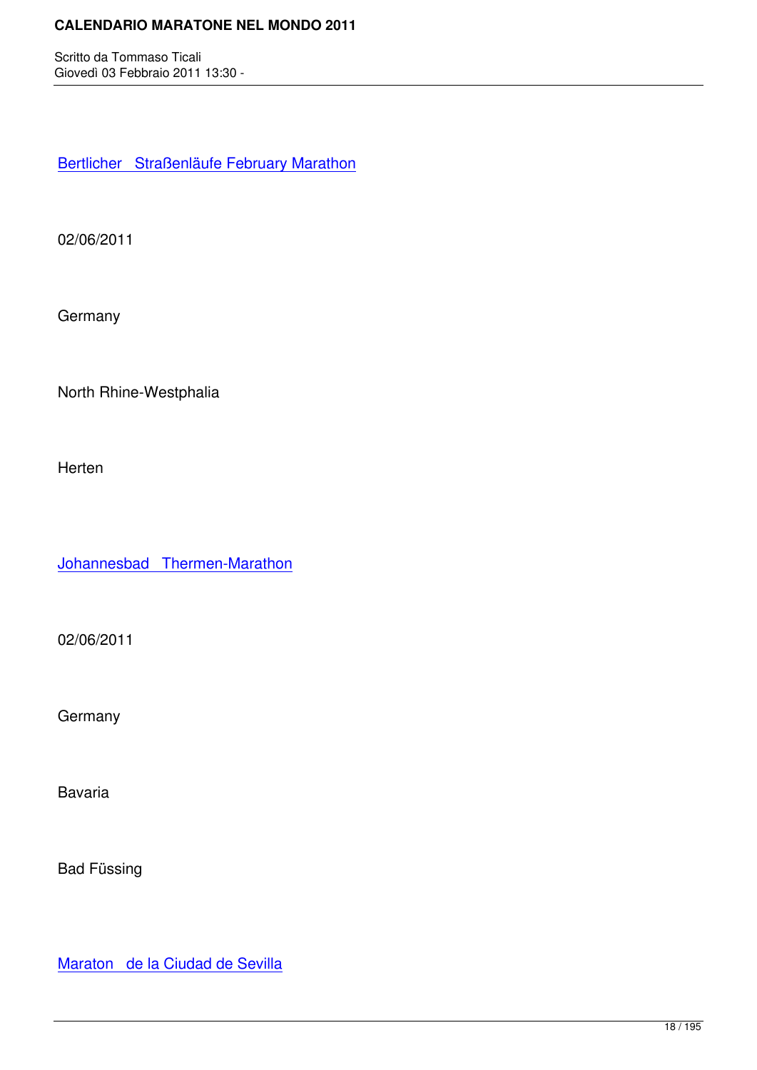Bertlicher   Straßenläufe February Marathon

02/06/2011

Germany

North Rhine-Westphalia

Herten

Johannesbad   Thermen-Marathon

02/06/2011

Germany

Bavaria

Bad Füssing

Maraton   de la Ciudad de Sevilla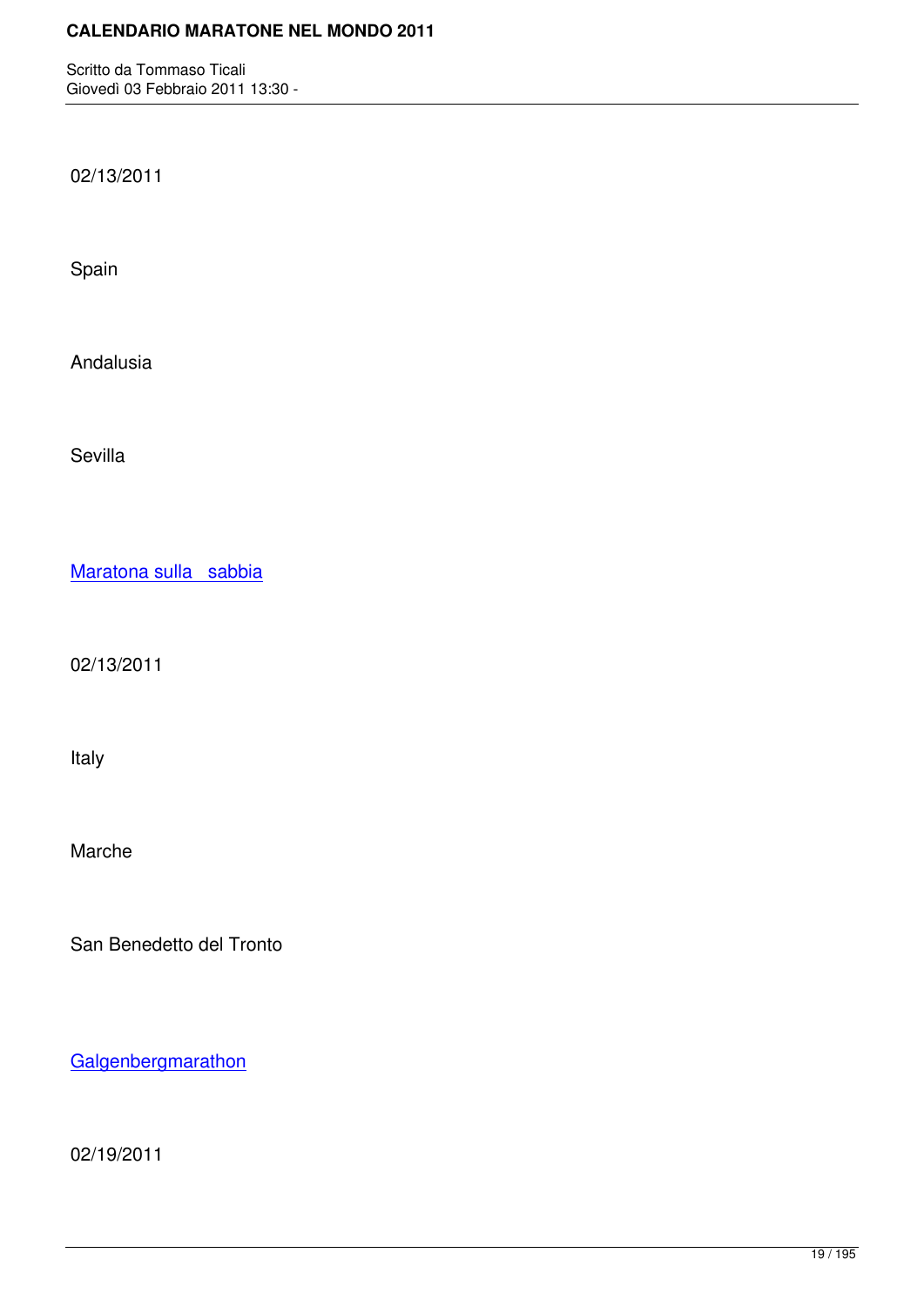02/13/2011

Spain

Andalusia

Sevilla

Maratona sulla  sabbia

02/13/2011

Italy

Marche

San Benedetto del Tronto

Galgenbergmarathon

02/19/2011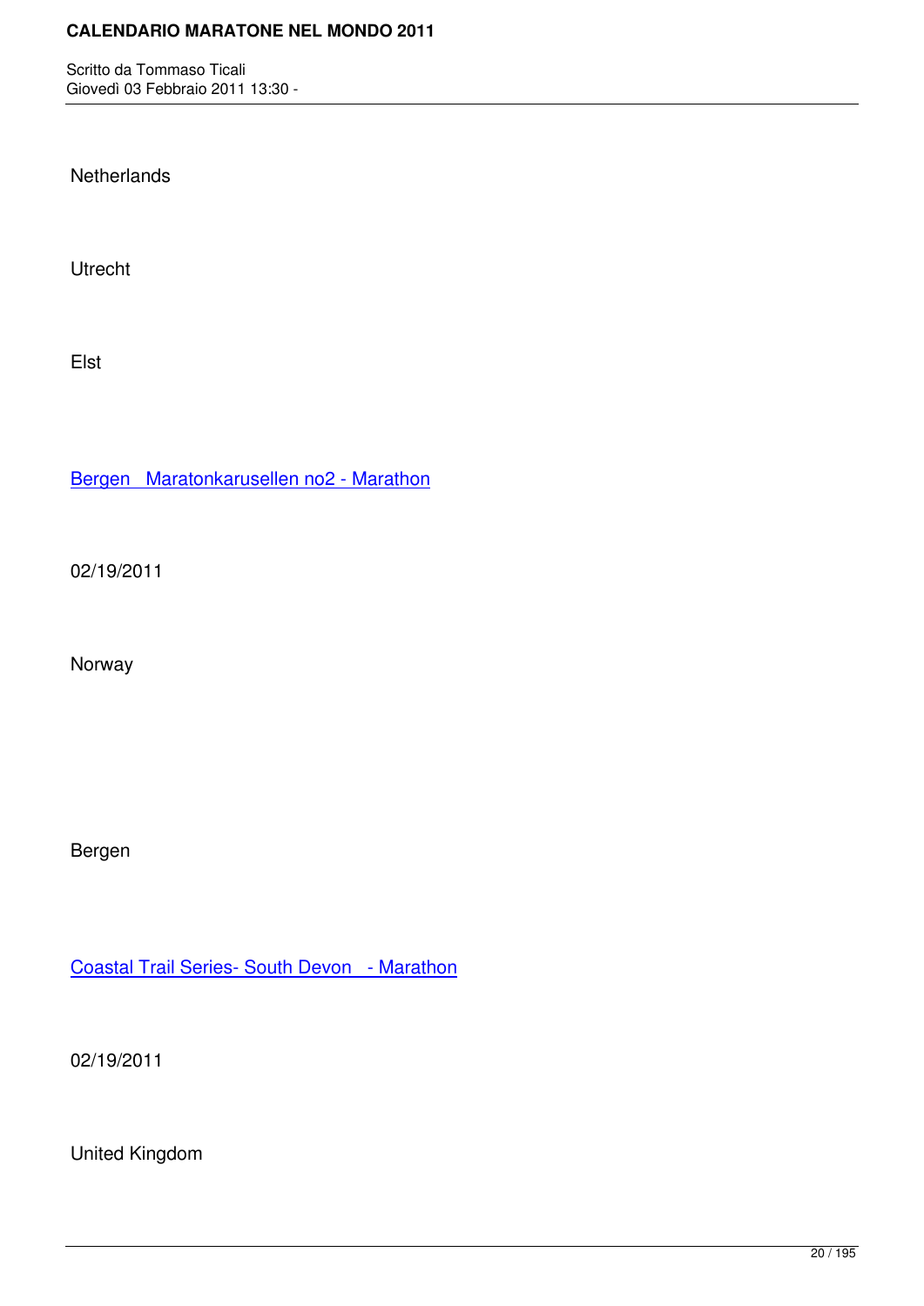Netherlands

Utrecht

Elst

Bergen   Maratonkarusellen no2 - Marathon

02/19/2011

Norway

Bergen

Coastal Trail Series- South Devon   - Marathon

02/19/2011

United Kingdom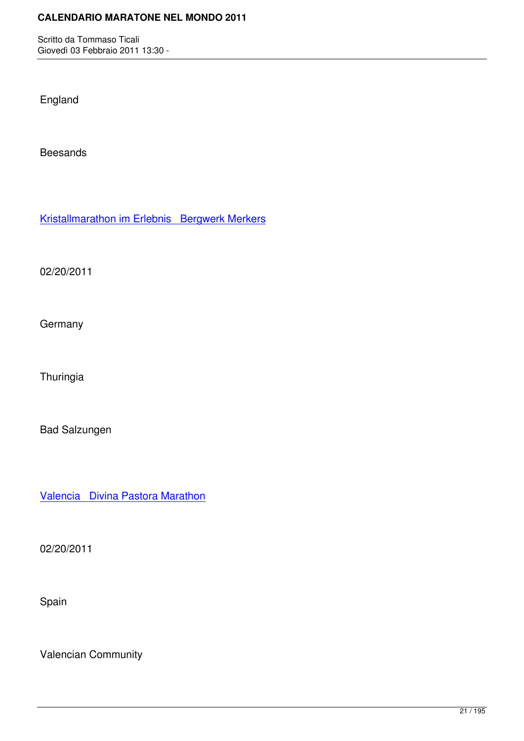England

Beesands

Kristallmarathon im Erlebnis   Bergwerk Merkers

02/20/2011

Germany

Thuringia

Bad Salzungen

Valencia   Divina Pastora Marathon

02/20/2011

Spain

Valencian Community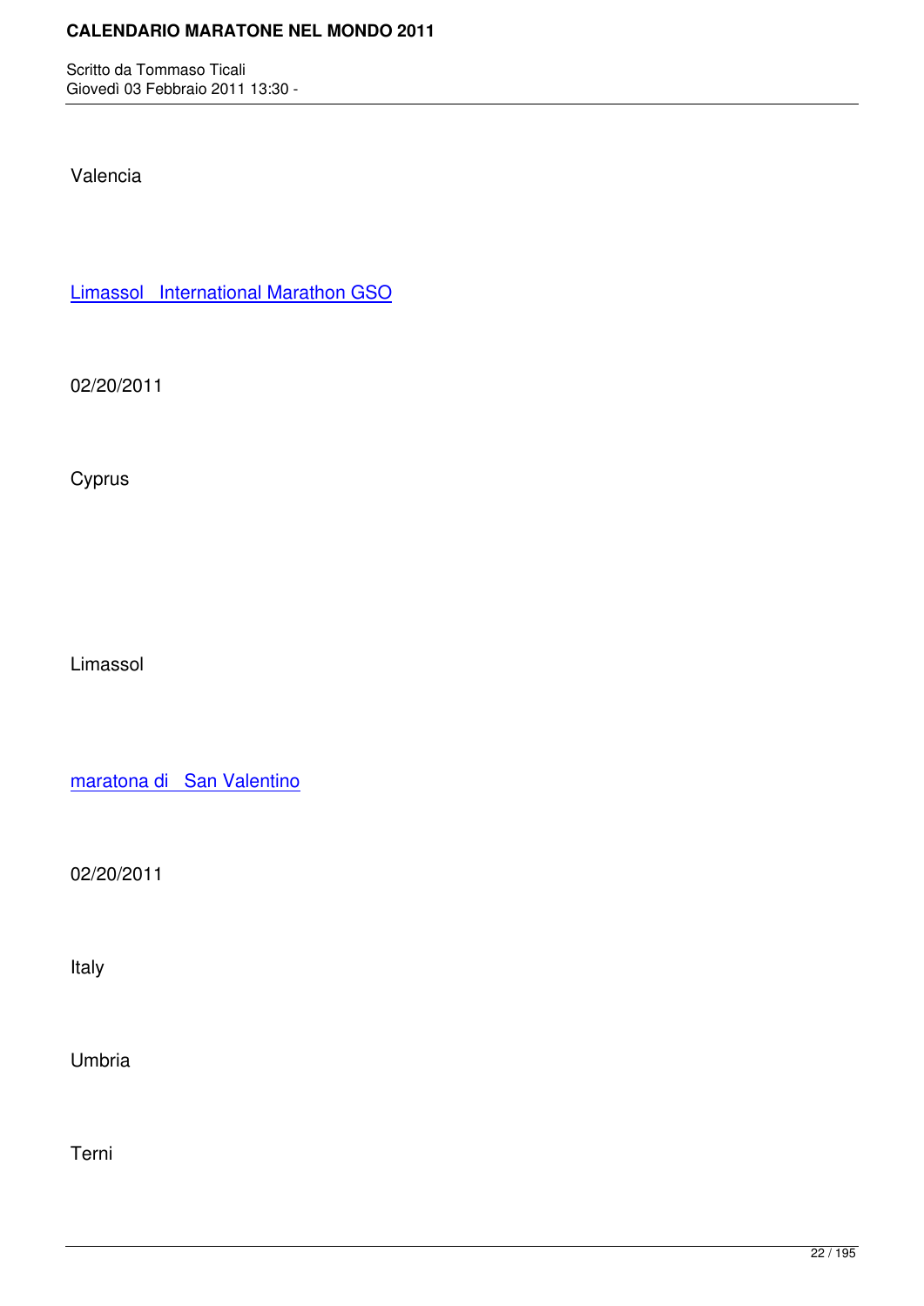Valencia

Limassol   International Marathon GSO

02/20/2011

Cyprus

Limassol

maratona di   San Valentino

02/20/2011

Italy

Umbria

Terni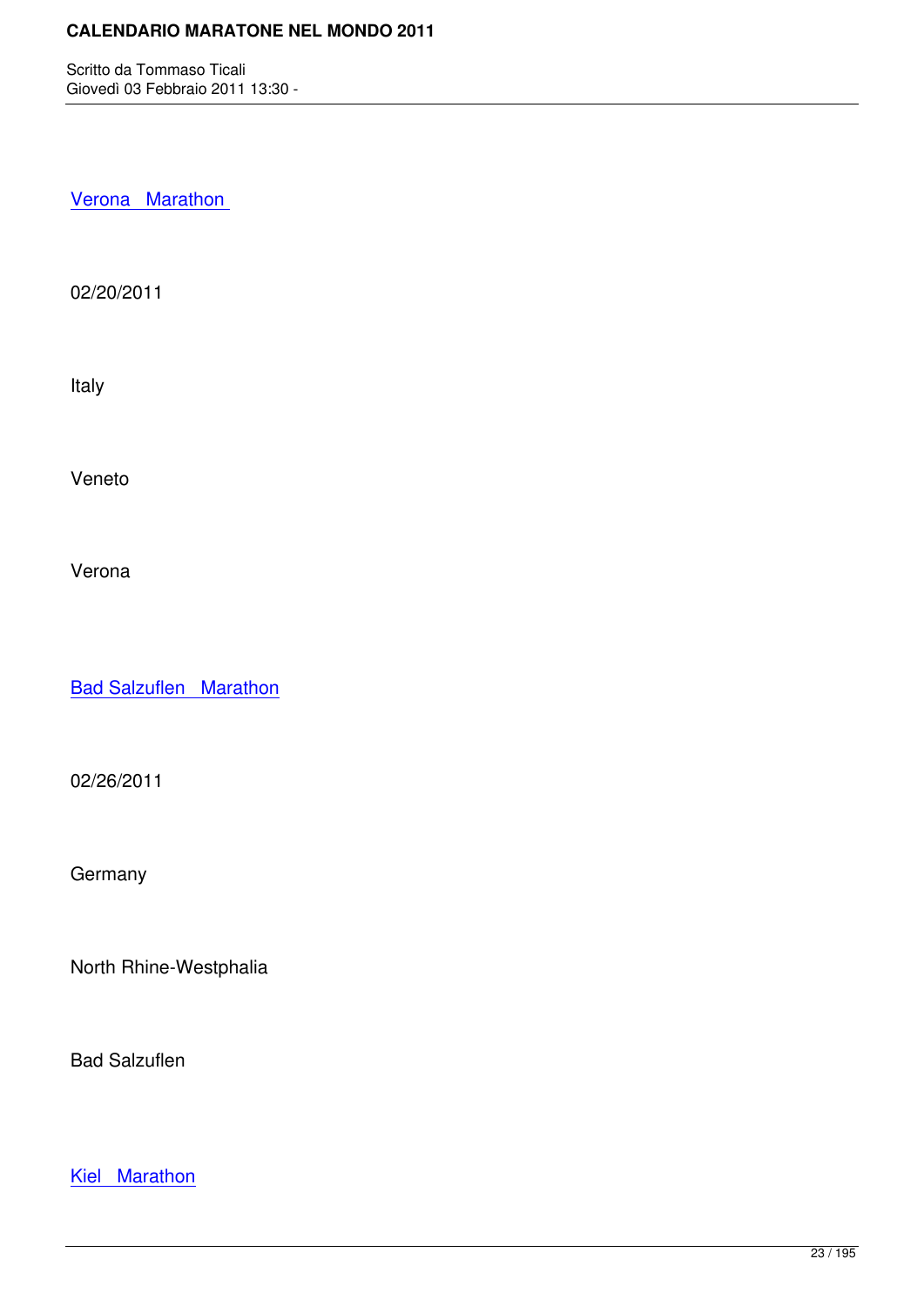Verona Marathon

02/20/2011

Italy

Veneto

Verona

Bad Salzuflen Marathon

02/26/2011

Germany

North Rhine-Westphalia

Bad Salzuflen

Kiel Marathon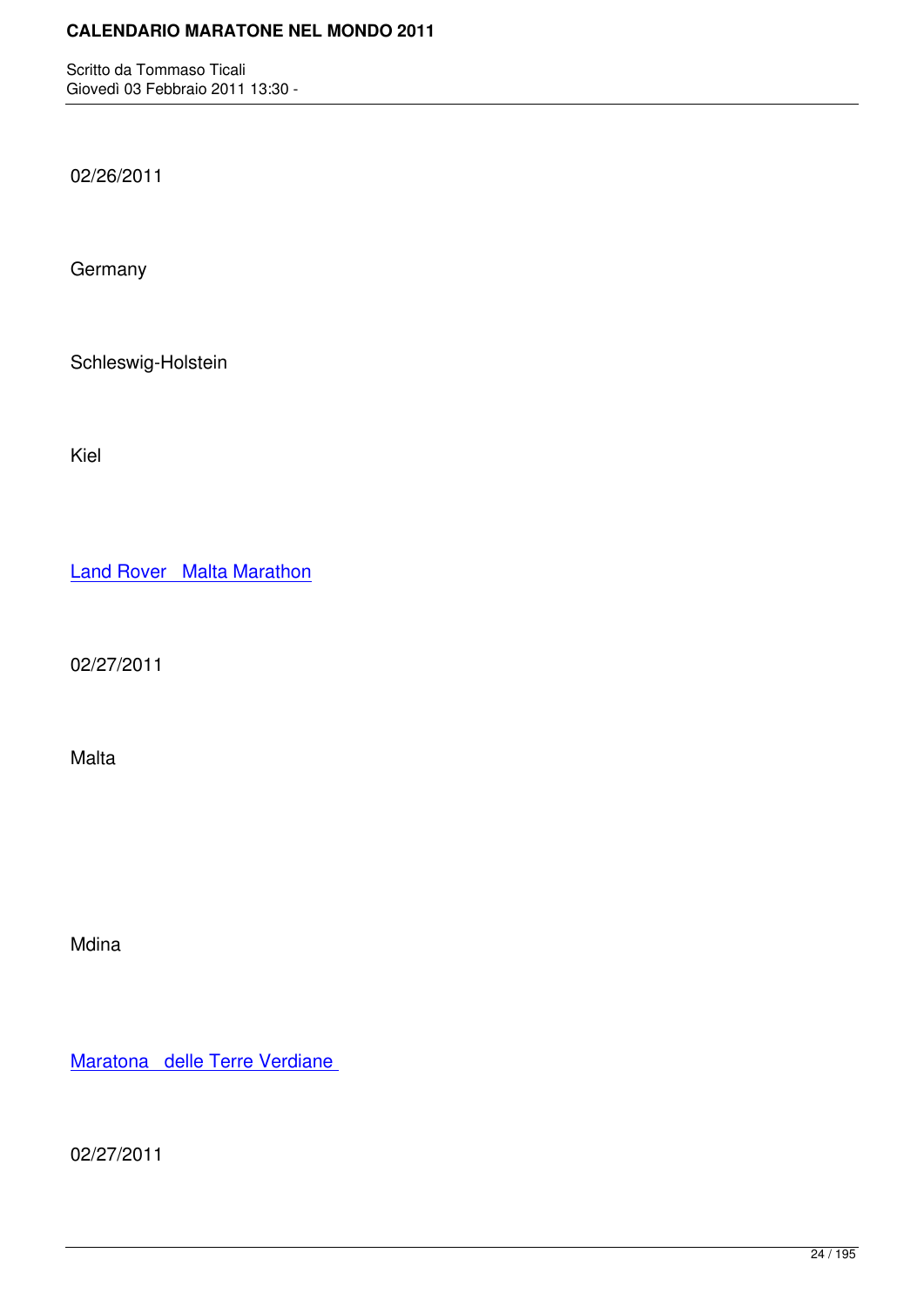02/26/2011

Germany

Schleswig-Holstein

Kiel

Land Rover Malta Marathon

02/27/2011

Malta

Mdina

Maratona delle Terre Verdiane

02/27/2011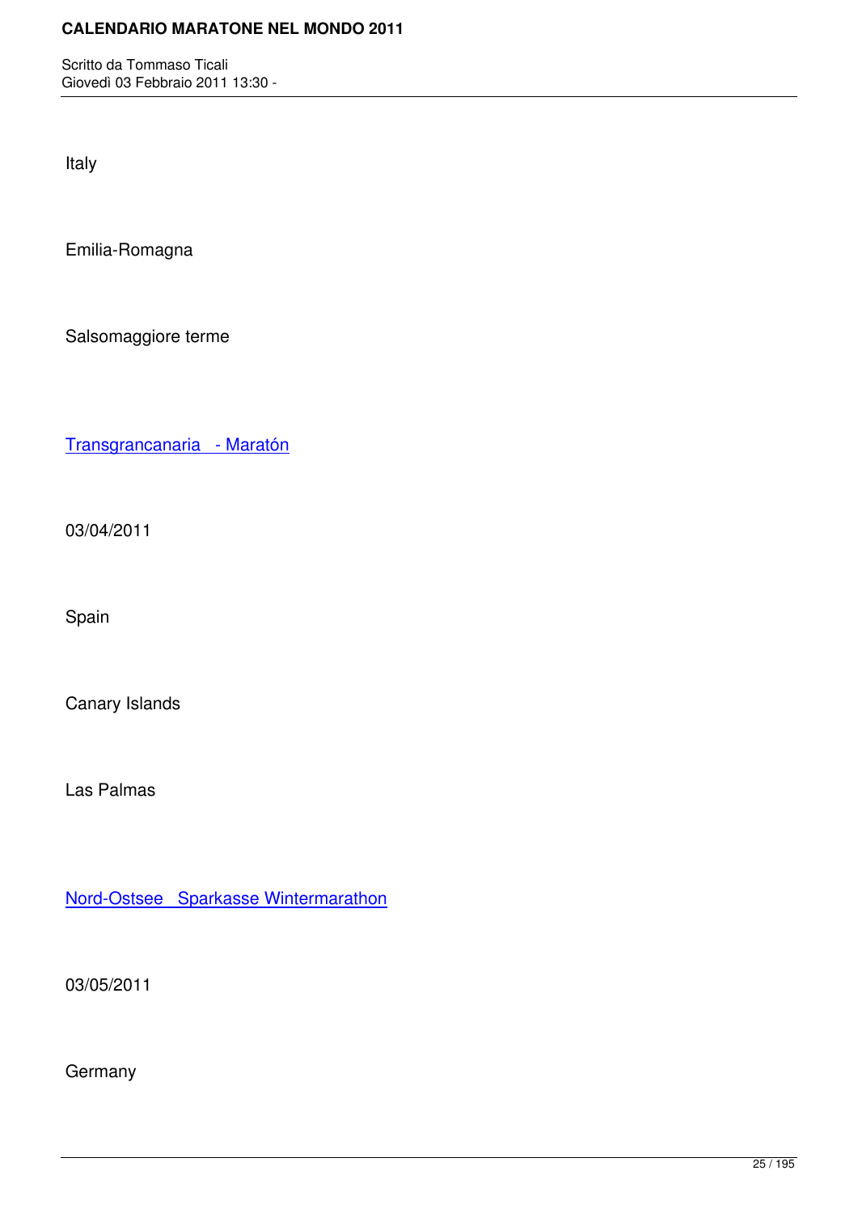Italy

Emilia-Romagna

Salsomaggiore terme

Transgrancanaria   - Maratón

03/04/2011

Spain

Canary Islands

Las Palmas

Nord-Ostsee   Sparkasse Wintermarathon

03/05/2011

Germany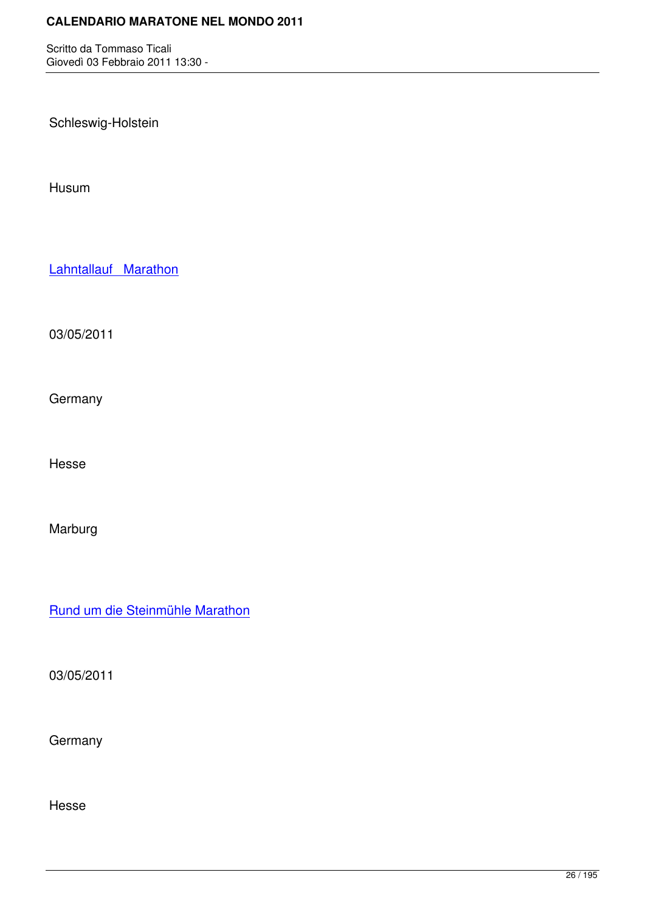Schleswig-Holstein

Husum

Lahntallauf   Marathon

03/05/2011

Germany

Hesse

Marburg

Rund um die Steinmühle Marathon

03/05/2011

Germany

Hesse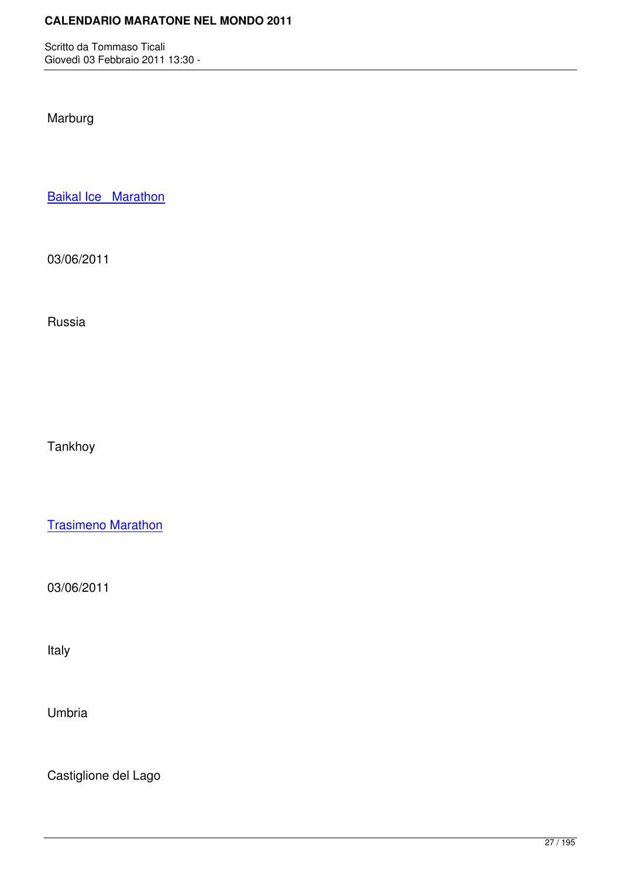Marburg

Baikal Ice   Marathon

03/06/2011

Russia

Tankhoy

Trasimeno Marathon

03/06/2011

Italy

Umbria

Castiglione del Lago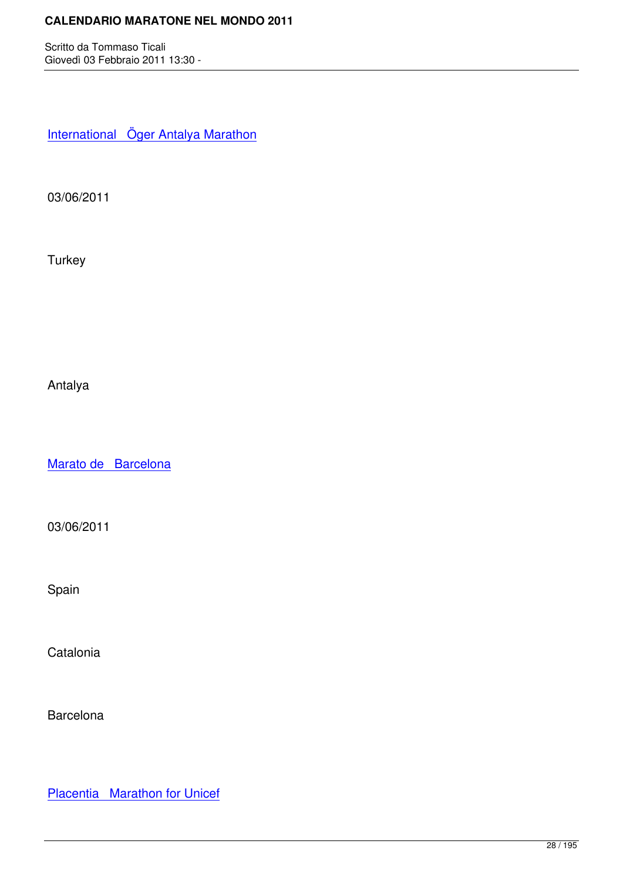International   Öger Antalya Marathon

03/06/2011

Turkey

Antalya

Marato de   Barcelona

03/06/2011

Spain

Catalonia

Barcelona

Placentia   Marathon for Unicef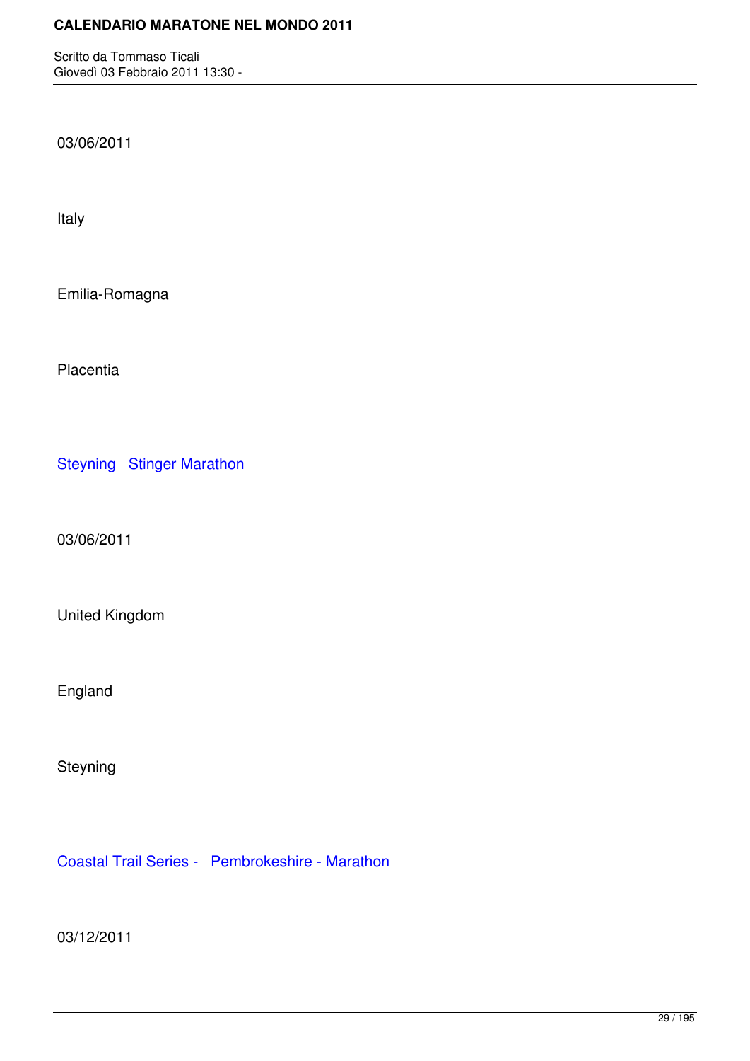03/06/2011

Italy

Emilia-Romagna

Placentia

Steyning   Stinger Marathon

03/06/2011

United Kingdom

England

Steyning

Coastal Trail Series -   Pembrokeshire - Marathon

03/12/2011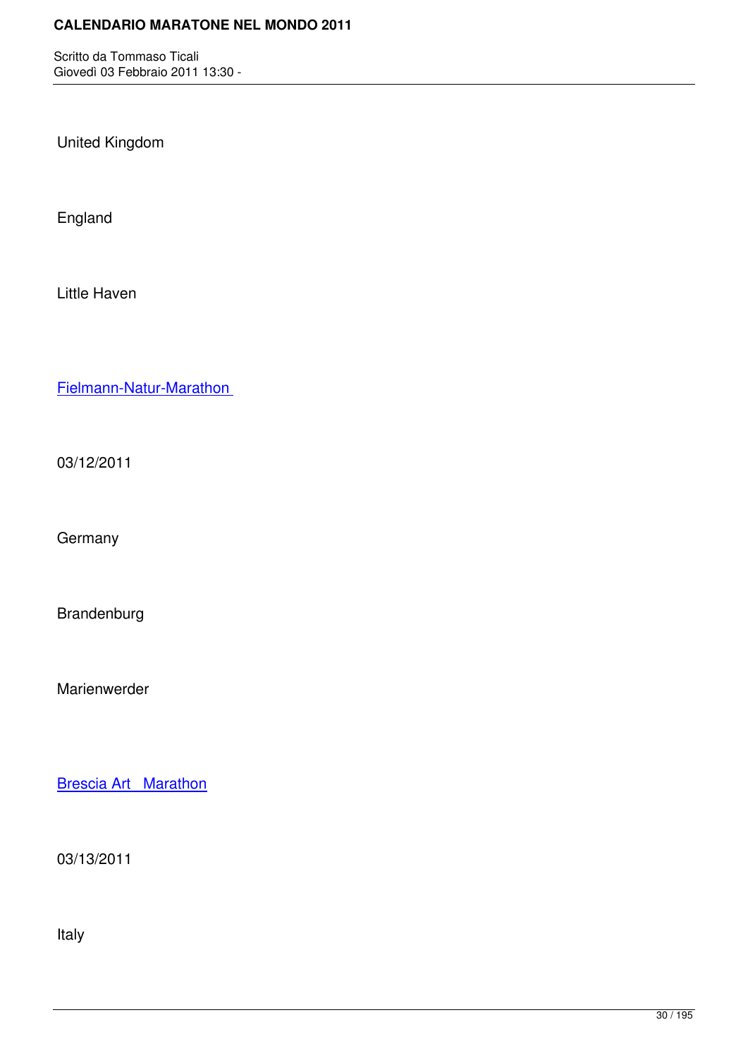United Kingdom

England

Little Haven

Fielmann-Natur-Marathon

03/12/2011

Germany

Brandenburg

Marienwerder

Brescia Art Marathon

03/13/2011

Italy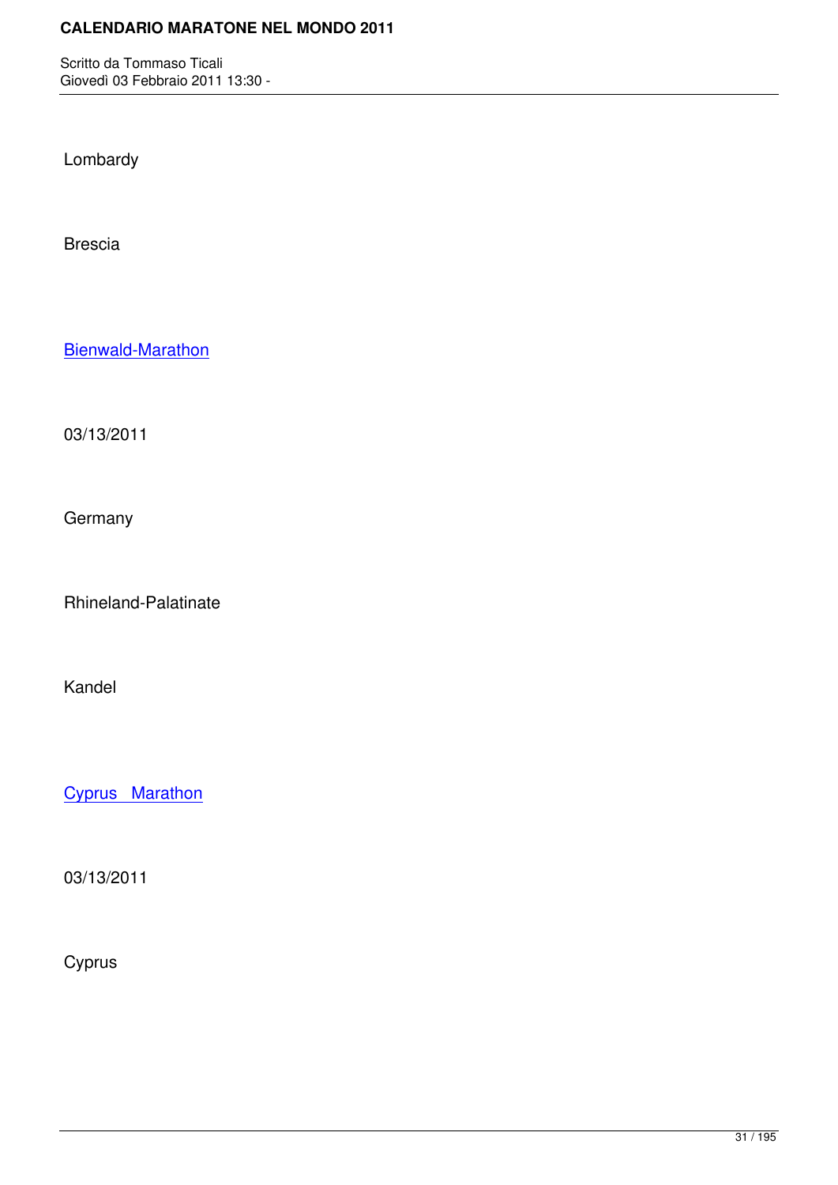Lombardy

Brescia

Bienwald-Marathon

03/13/2011

Germany

Rhineland-Palatinate

Kandel

Cyprus Marathon

03/13/2011

Cyprus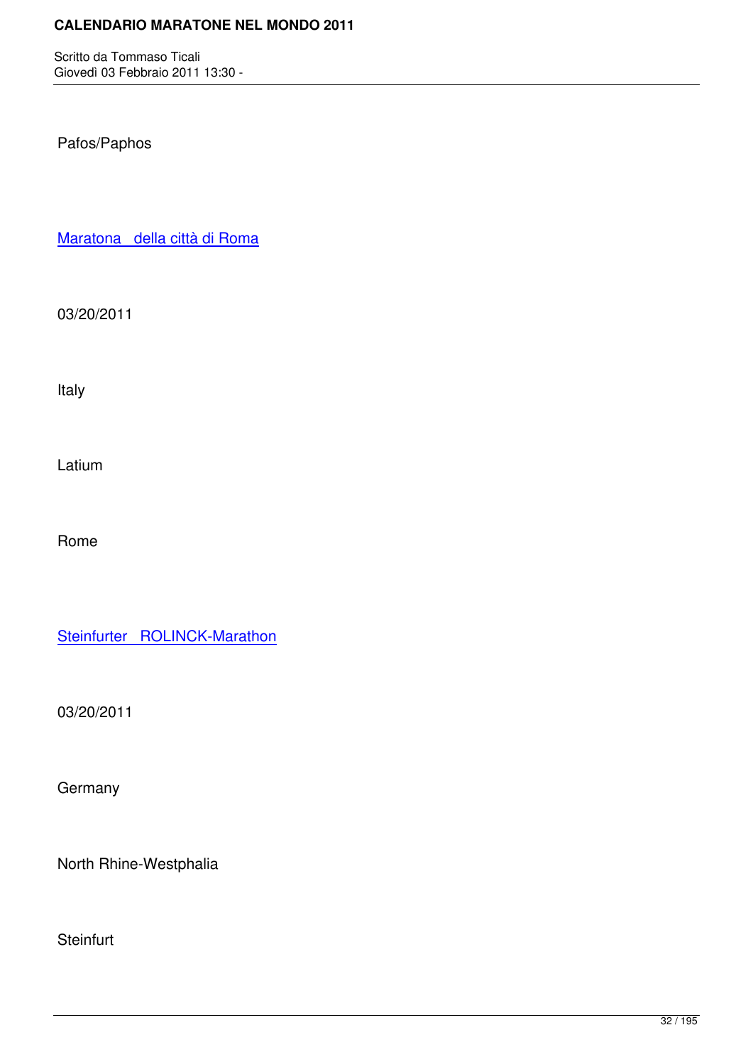Pafos/Paphos

[Maratona della città di Roma]

03/20/2011

Italy

Latium

Rome

[Steinfurter ROLINCK-Marathon]

03/20/2011

Germany

North Rhine-Westphalia

Steinfurt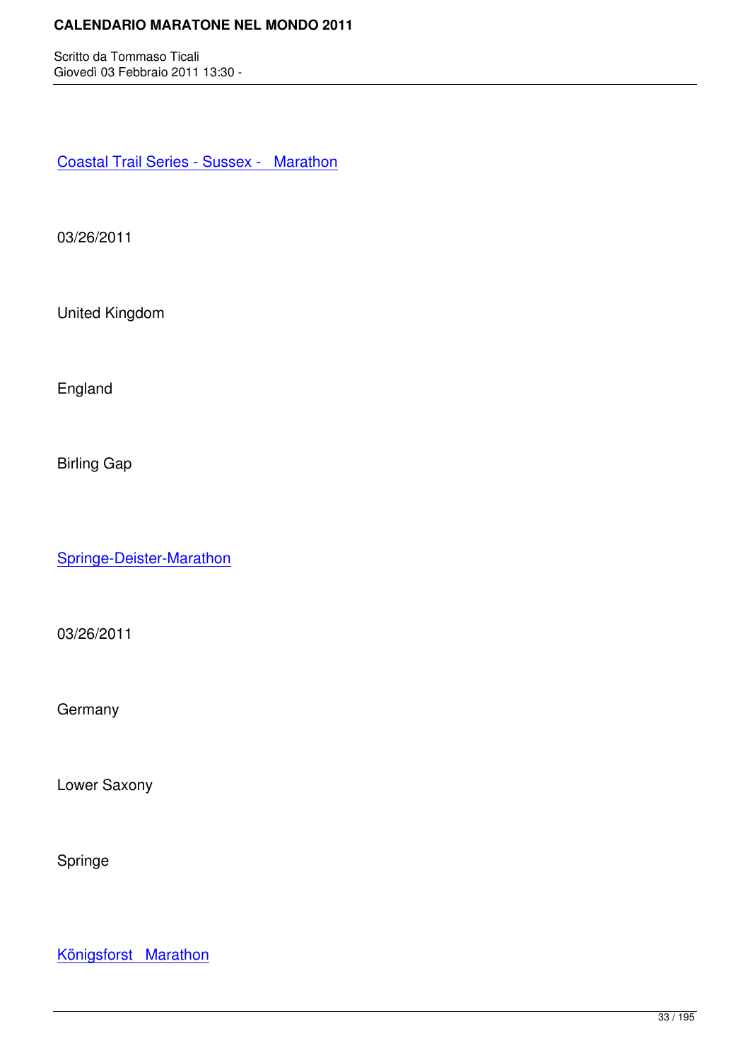Coastal Trail Series - Sussex -   Marathon

03/26/2011

United Kingdom

England

Birling Gap

Springe-Deister-Marathon

03/26/2011

Germany

Lower Saxony

Springe

Königsforst   Marathon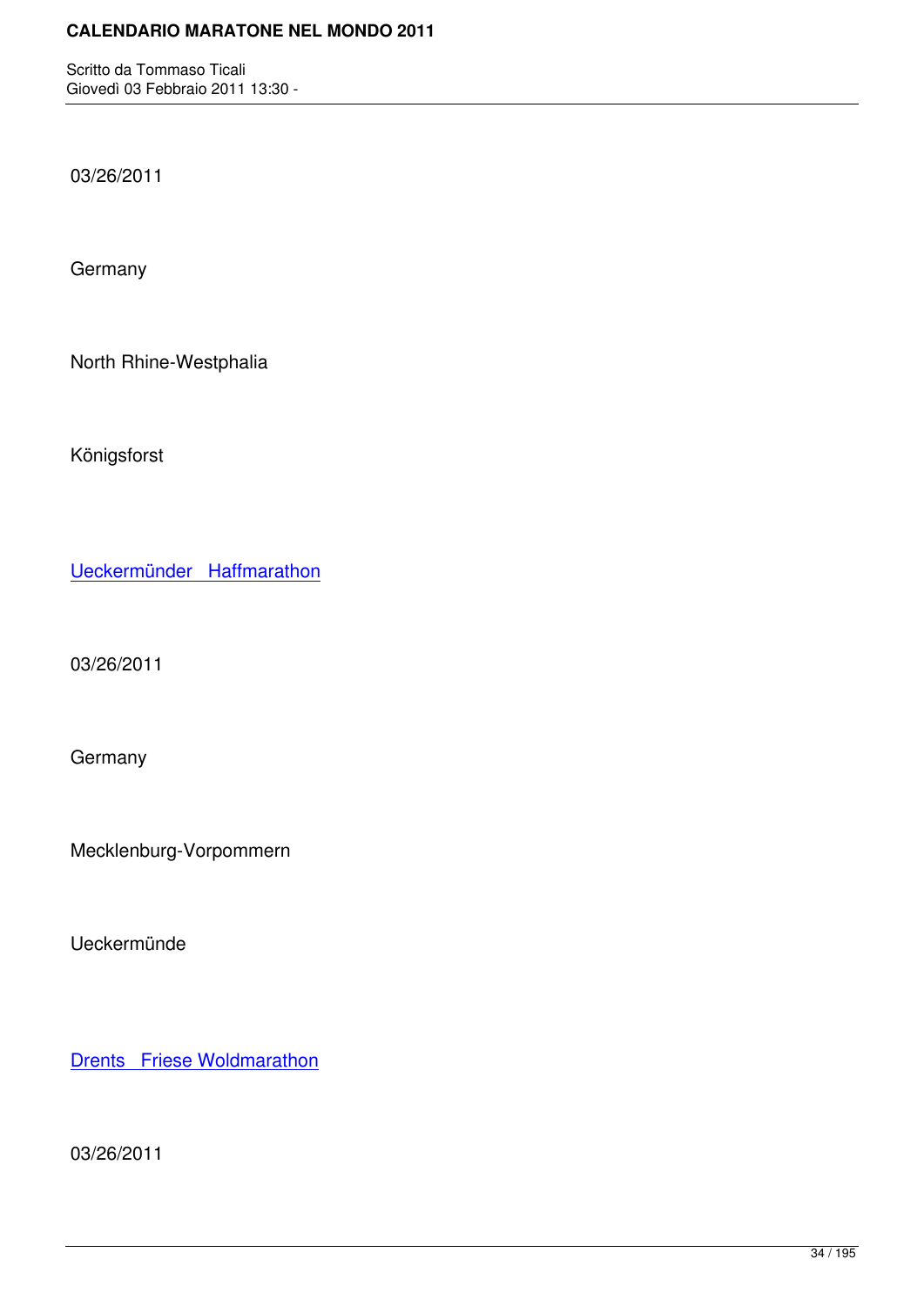03/26/2011

Germany

North Rhine-Westphalia

Königsforst

Ueckermünder  Haffmarathon

03/26/2011

Germany

Mecklenburg-Vorpommern

Ueckermünde

Drents  Friese Woldmarathon

03/26/2011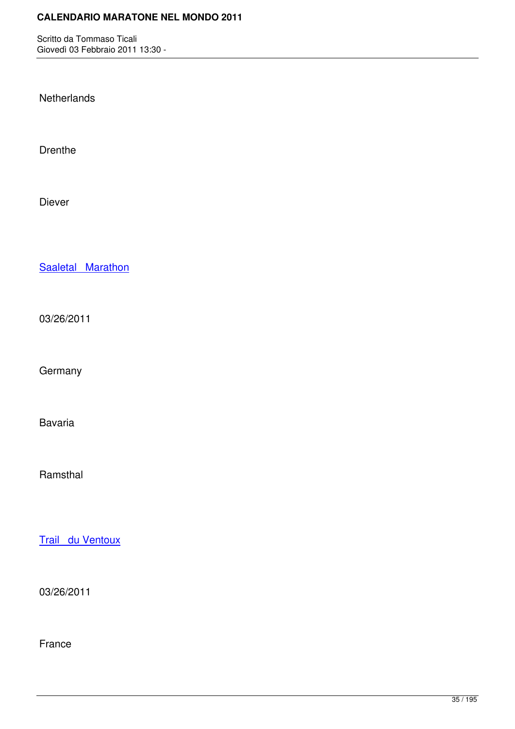Netherlands

Drenthe

Diever

Saaletal Marathon

03/26/2011

Germany

Bavaria

Ramsthal

Trail du Ventoux

03/26/2011

France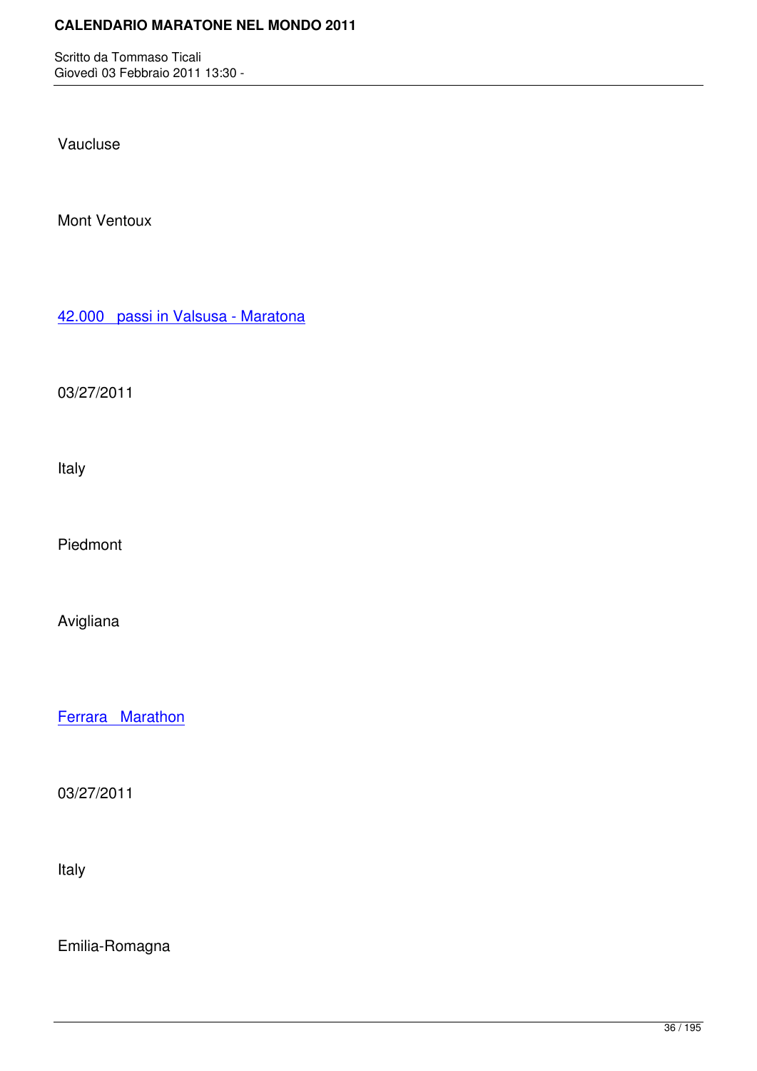Vaucluse

Mont Ventoux

42.000   passi in Valsusa - Maratona

03/27/2011

Italy

Piedmont

Avigliana

Ferrara   Marathon

03/27/2011

Italy

Emilia-Romagna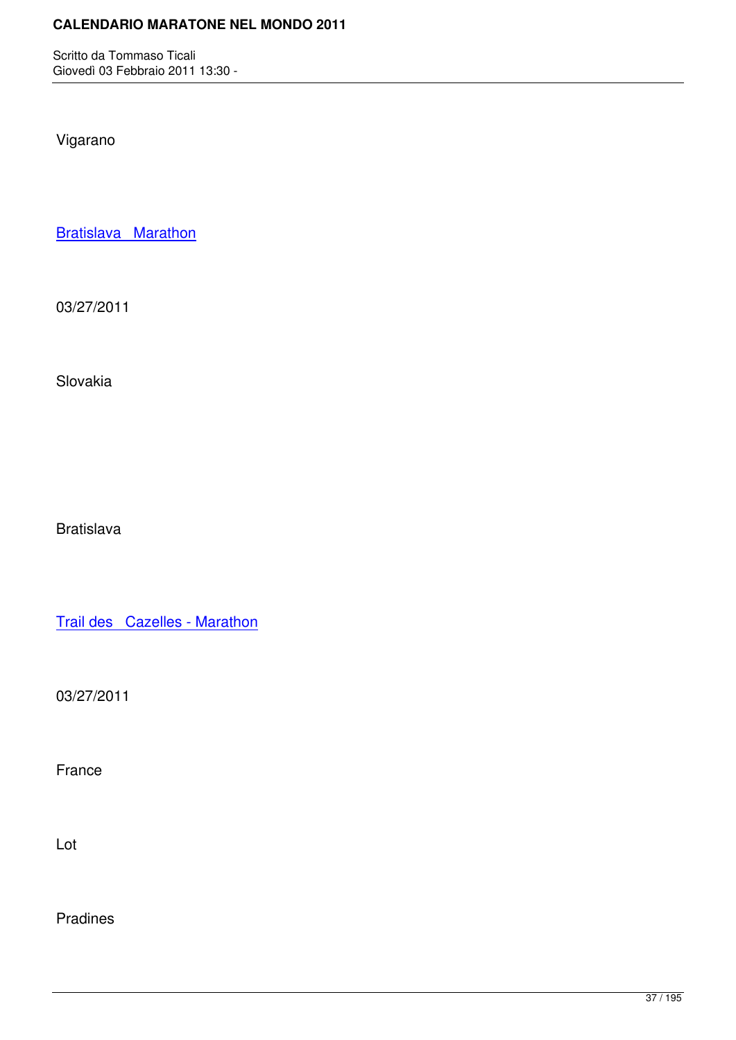Vigarano

Bratislava Marathon

03/27/2011

Slovakia

Bratislava

Trail des Cazelles - Marathon

03/27/2011

France

Lot

Pradines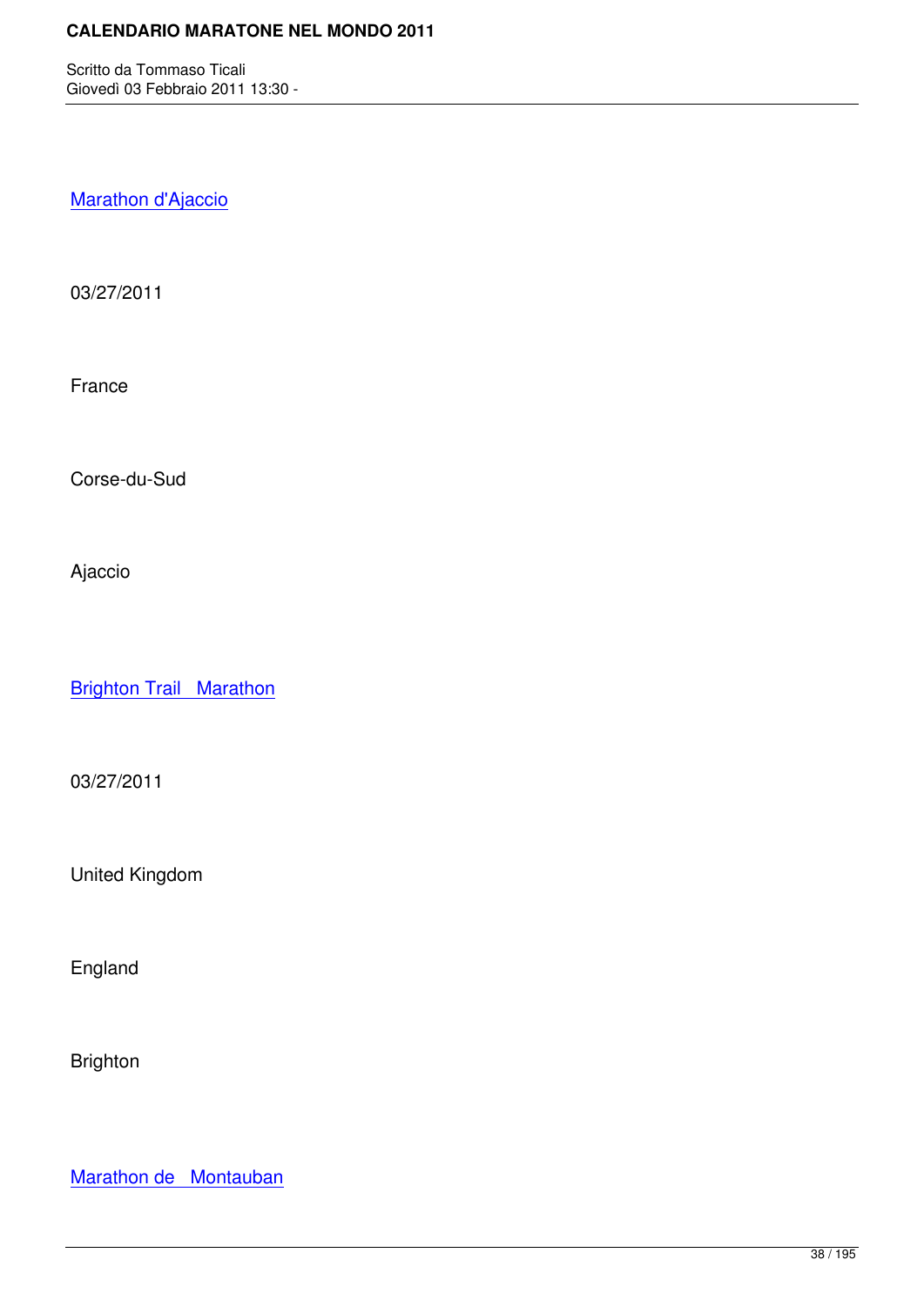Marathon d'Ajaccio

03/27/2011

France

Corse-du-Sud

Ajaccio

Brighton Trail Marathon

03/27/2011

United Kingdom

England

Brighton

Marathon de Montauban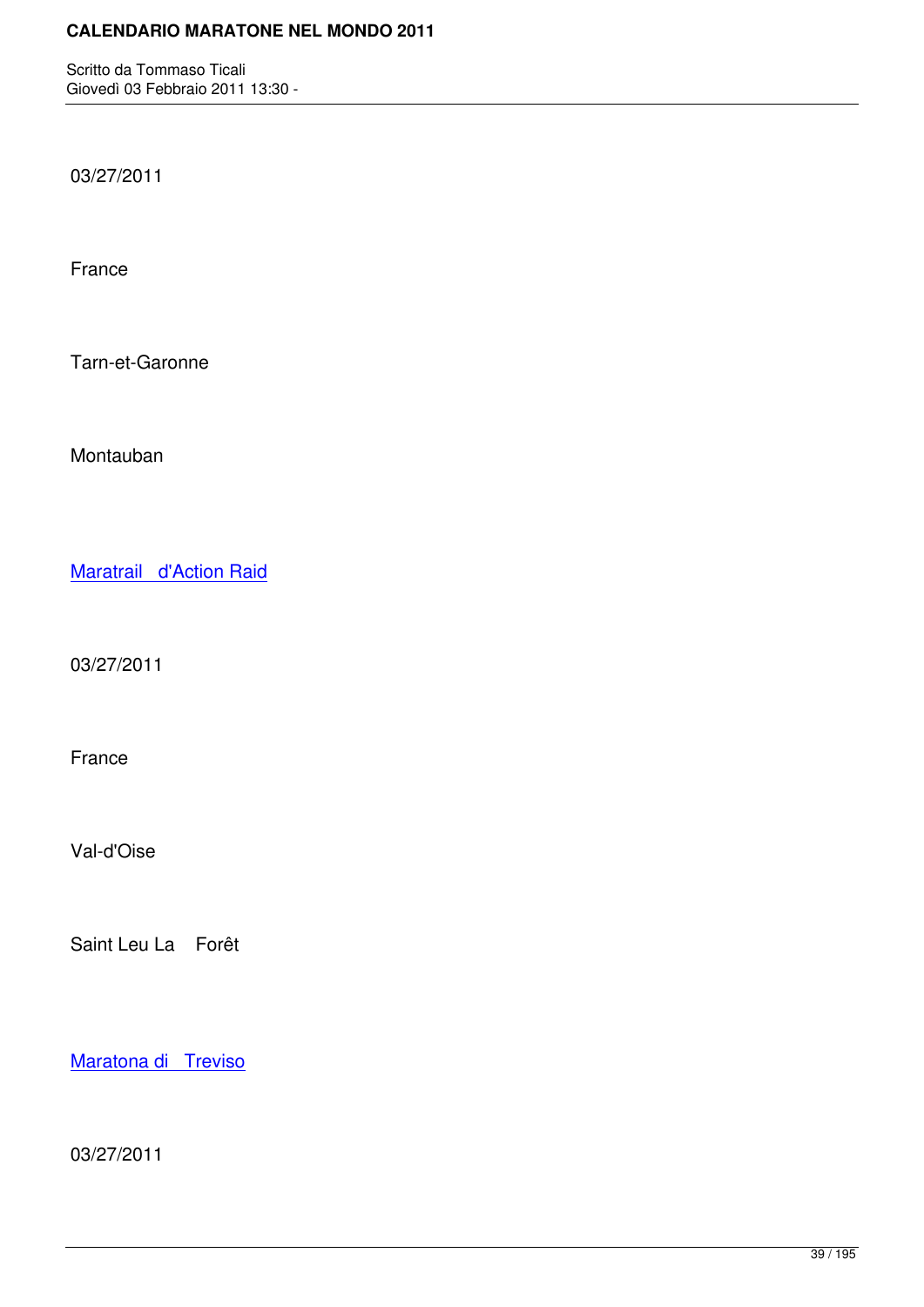03/27/2011

France

Tarn-et-Garonne

Montauban

Maratrail d'Action Raid

03/27/2011

France

Val-d'Oise

Saint Leu La Forêt

Maratona di Treviso

03/27/2011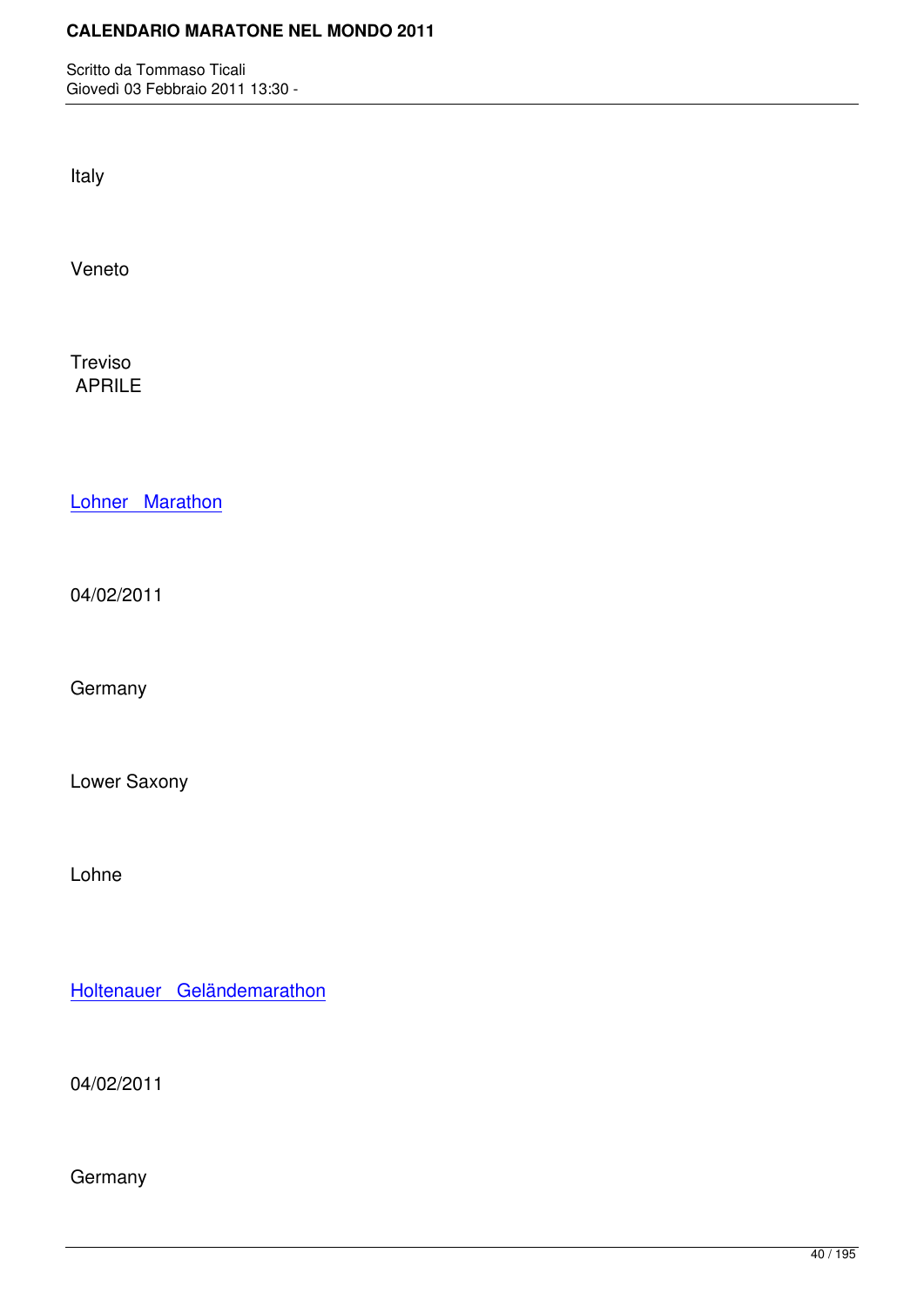Italy

Veneto

Treviso
APRILE

Lohner Marathon

04/02/2011

Germany

Lower Saxony

Lohne

Holtenauer Geländemarathon

04/02/2011

Germany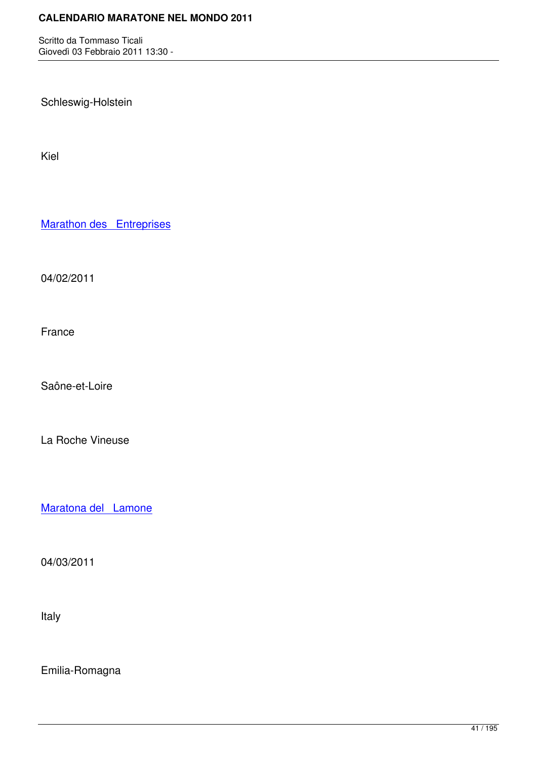Schleswig-Holstein

Kiel

Marathon des  Entreprises

04/02/2011

France

Saône-et-Loire

La Roche Vineuse

Maratona del  Lamone

04/03/2011

Italy

Emilia-Romagna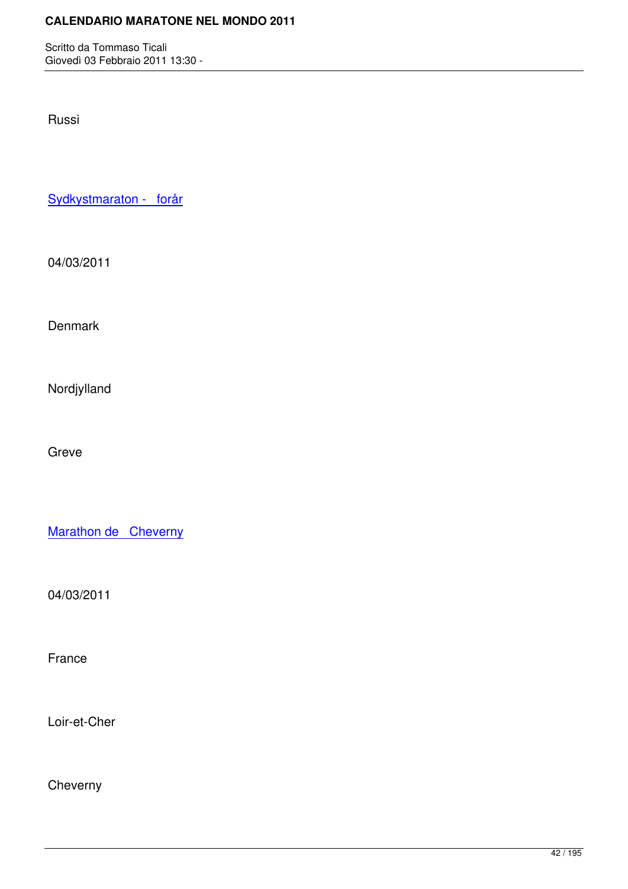Russi

Sydkystmaraton -   forår

04/03/2011

Denmark

Nordjylland

Greve

Marathon de   Cheverny

04/03/2011

France

Loir-et-Cher

Cheverny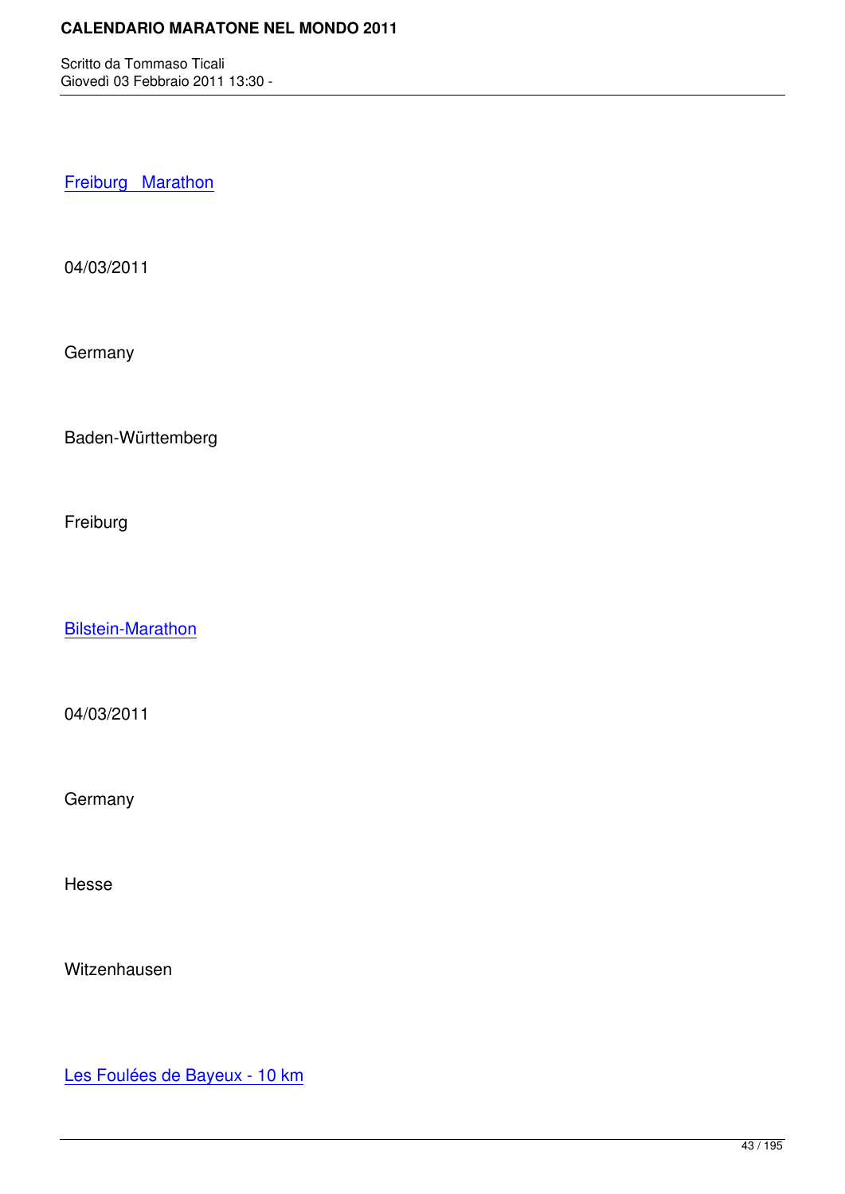Freiburg   Marathon

04/03/2011

Germany

Baden-Württemberg

Freiburg

Bilstein-Marathon

04/03/2011

Germany

Hesse

Witzenhausen

Les Foulées de Bayeux - 10 km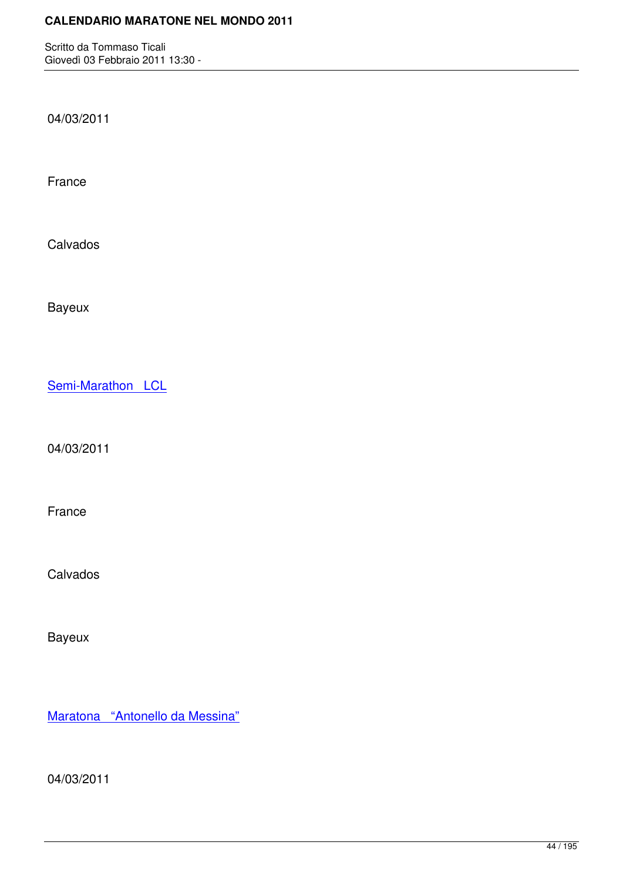04/03/2011

France

Calvados

Bayeux

Semi-Marathon   LCL

04/03/2011

France

Calvados

Bayeux

Maratona   “Antonello da Messina”

04/03/2011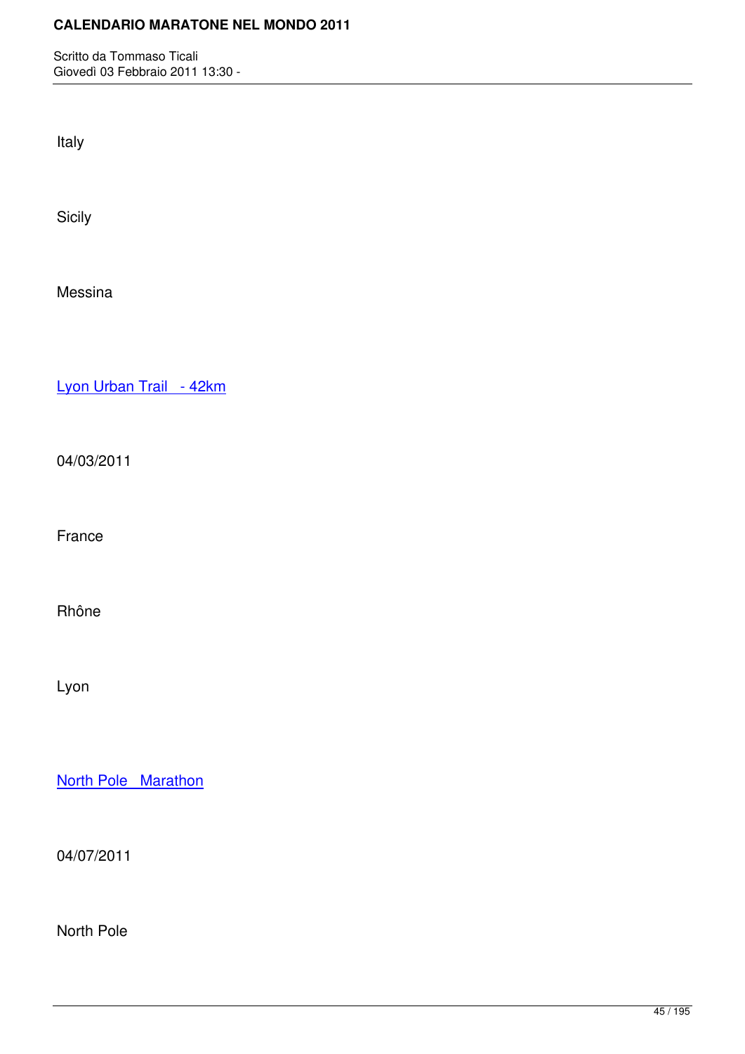Italy

Sicily

Messina

[Lyon Urban Trail - 42km]

04/03/2011

France

Rhône

Lyon

[North Pole Marathon]

04/07/2011

North Pole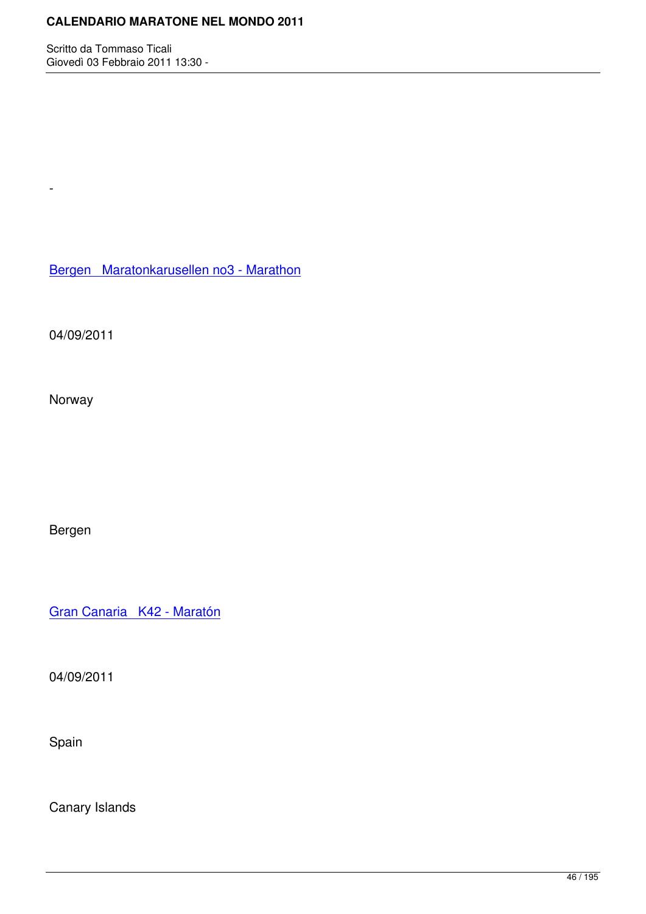-

Bergen   Maratonkarusellen no3 - Marathon

04/09/2011

Norway

Bergen

Gran Canaria   K42 - Maratón

04/09/2011

Spain

Canary Islands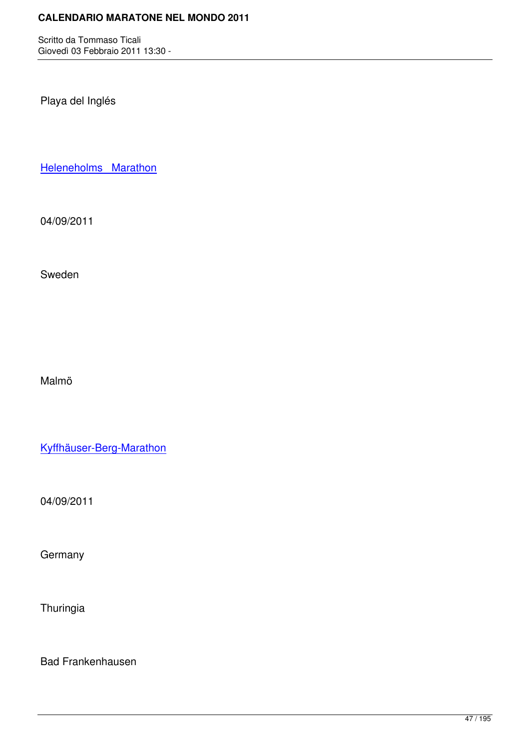Playa del Inglés

Heleneholms   Marathon

04/09/2011

Sweden

Malmö

Kyffhäuser-Berg-Marathon

04/09/2011

Germany

Thuringia

Bad Frankenhausen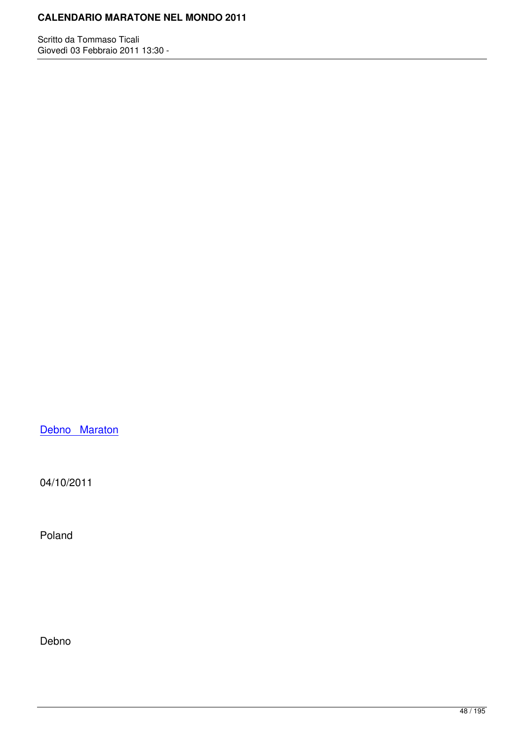Debno   Maraton

04/10/2011

Poland

Debno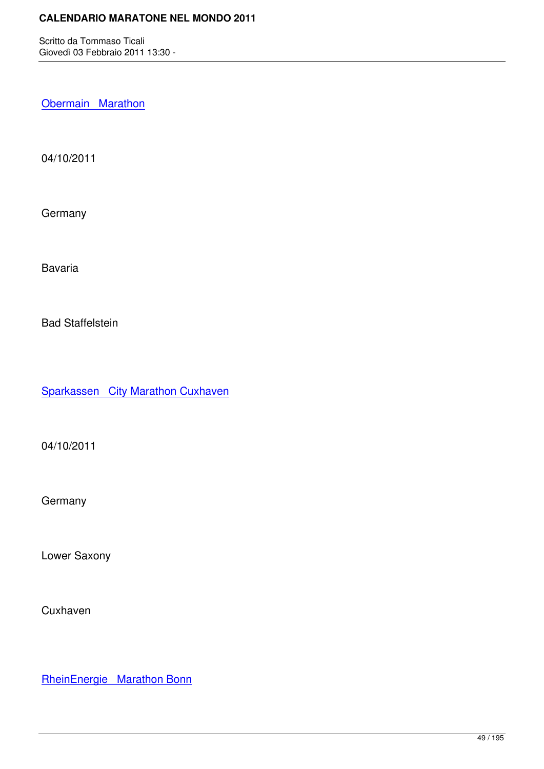Obermain   Marathon

04/10/2011

Germany

Bavaria

Bad Staffelstein

Sparkassen   City Marathon Cuxhaven

04/10/2011

Germany

Lower Saxony

Cuxhaven

RheinEnergie   Marathon Bonn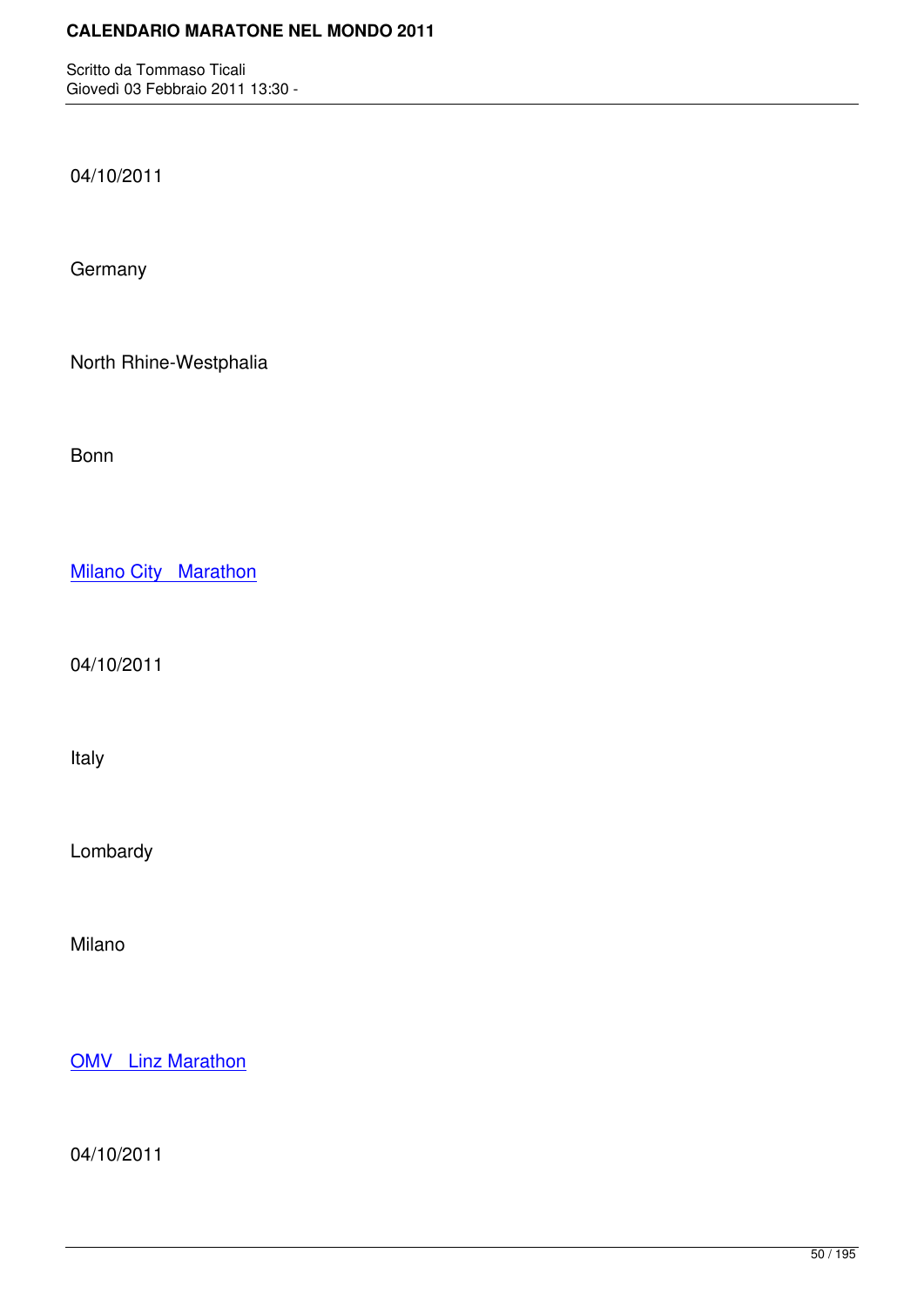04/10/2011

Germany

North Rhine-Westphalia

Bonn

Milano City Marathon

04/10/2011

Italy

Lombardy

Milano

OMV Linz Marathon

04/10/2011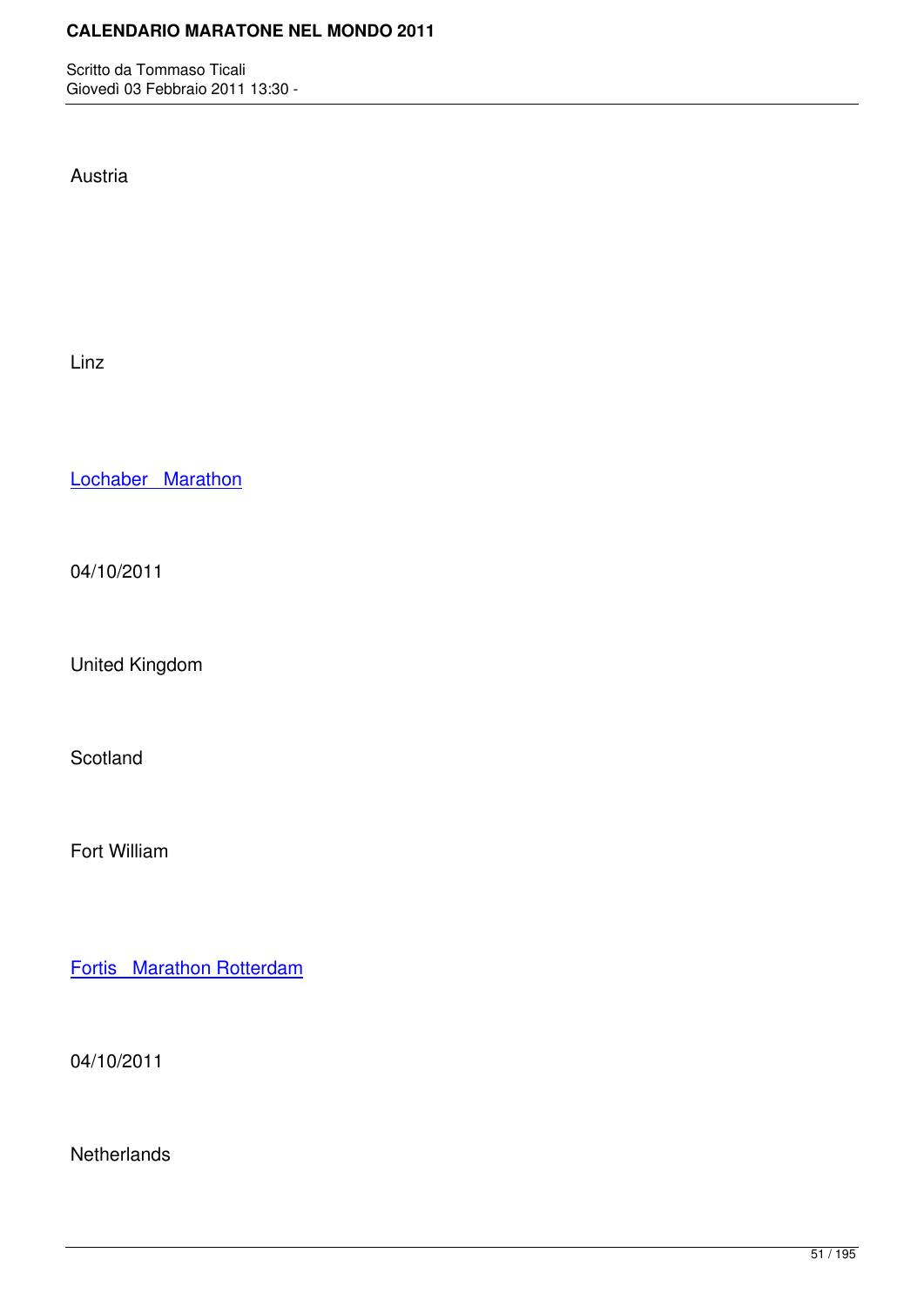Austria

Linz

Lochaber Marathon

04/10/2011

United Kingdom

Scotland

Fort William

Fortis Marathon Rotterdam

04/10/2011

Netherlands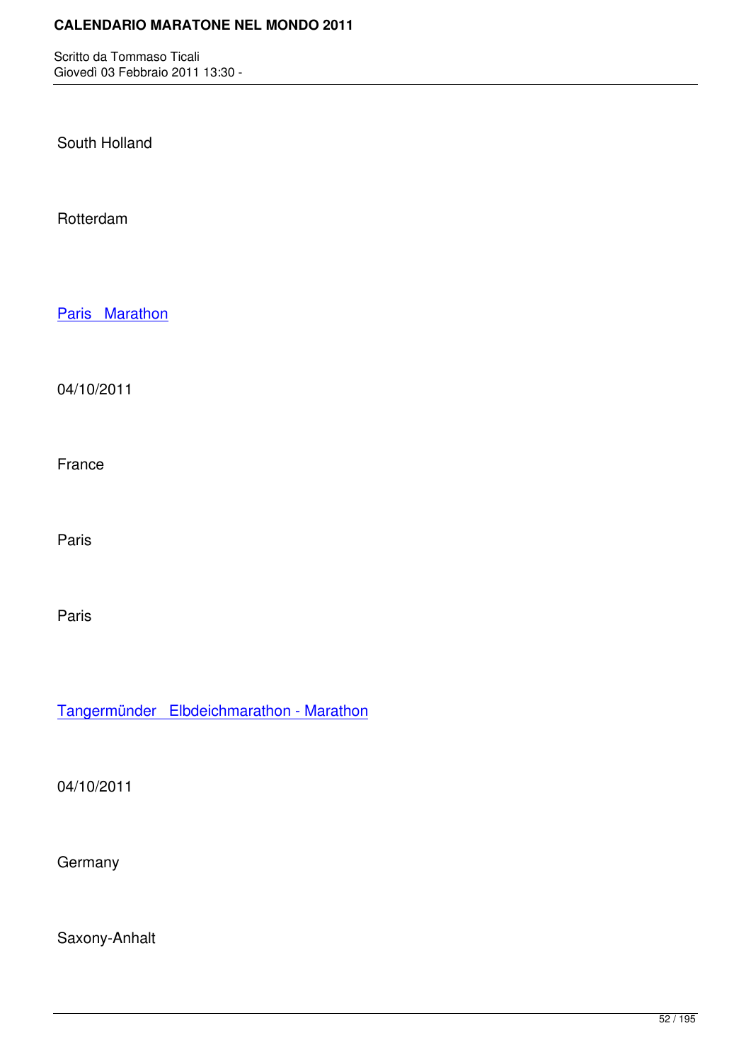South Holland

Rotterdam

Paris   Marathon

04/10/2011

France

Paris

Paris

Tangermünder   Elbdeichmarathon - Marathon

04/10/2011

Germany

Saxony-Anhalt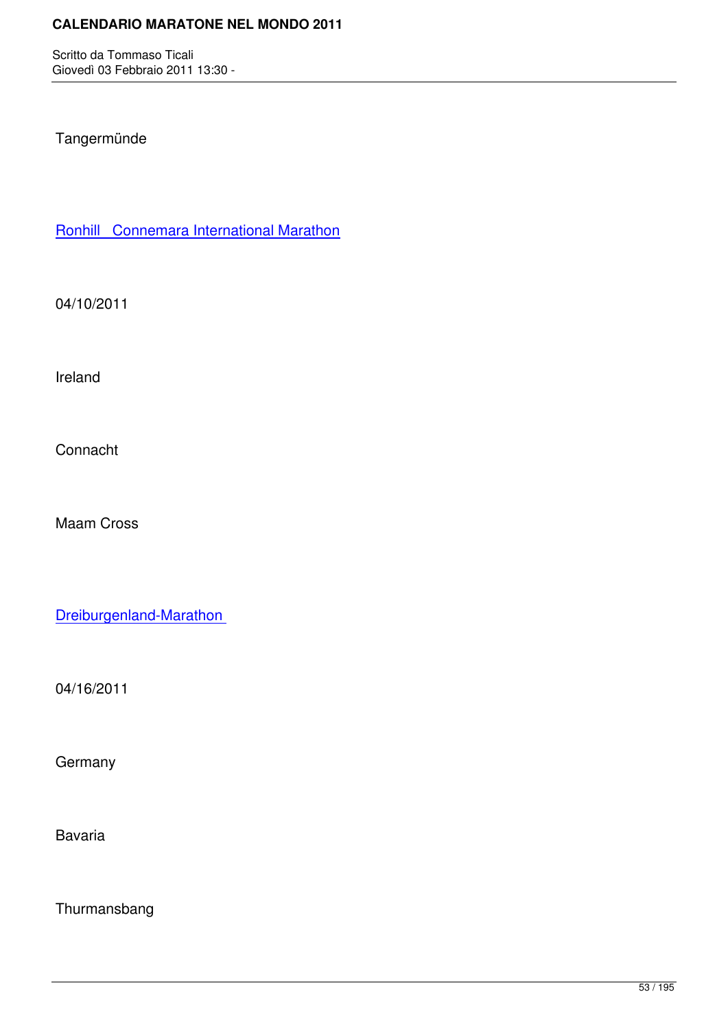Tangermünde

Ronhill Connemara International Marathon

04/10/2011

Ireland

Connacht

Maam Cross

Dreiburgenland-Marathon

04/16/2011

Germany

Bavaria

Thurmansbang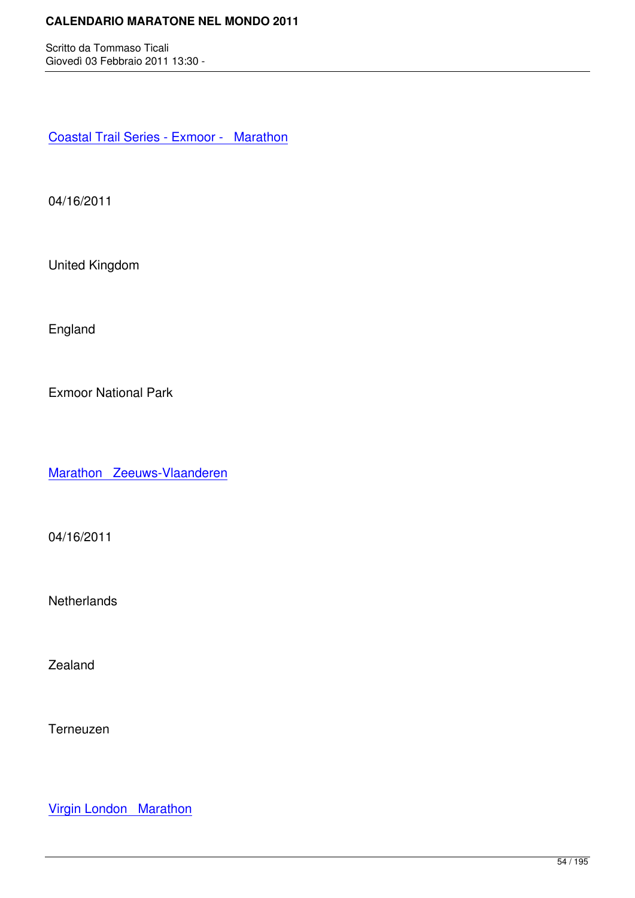Coastal Trail Series - Exmoor -   Marathon

04/16/2011

United Kingdom

England

Exmoor National Park

Marathon   Zeeuws-Vlaanderen

04/16/2011

Netherlands

Zealand

Terneuzen

Virgin London   Marathon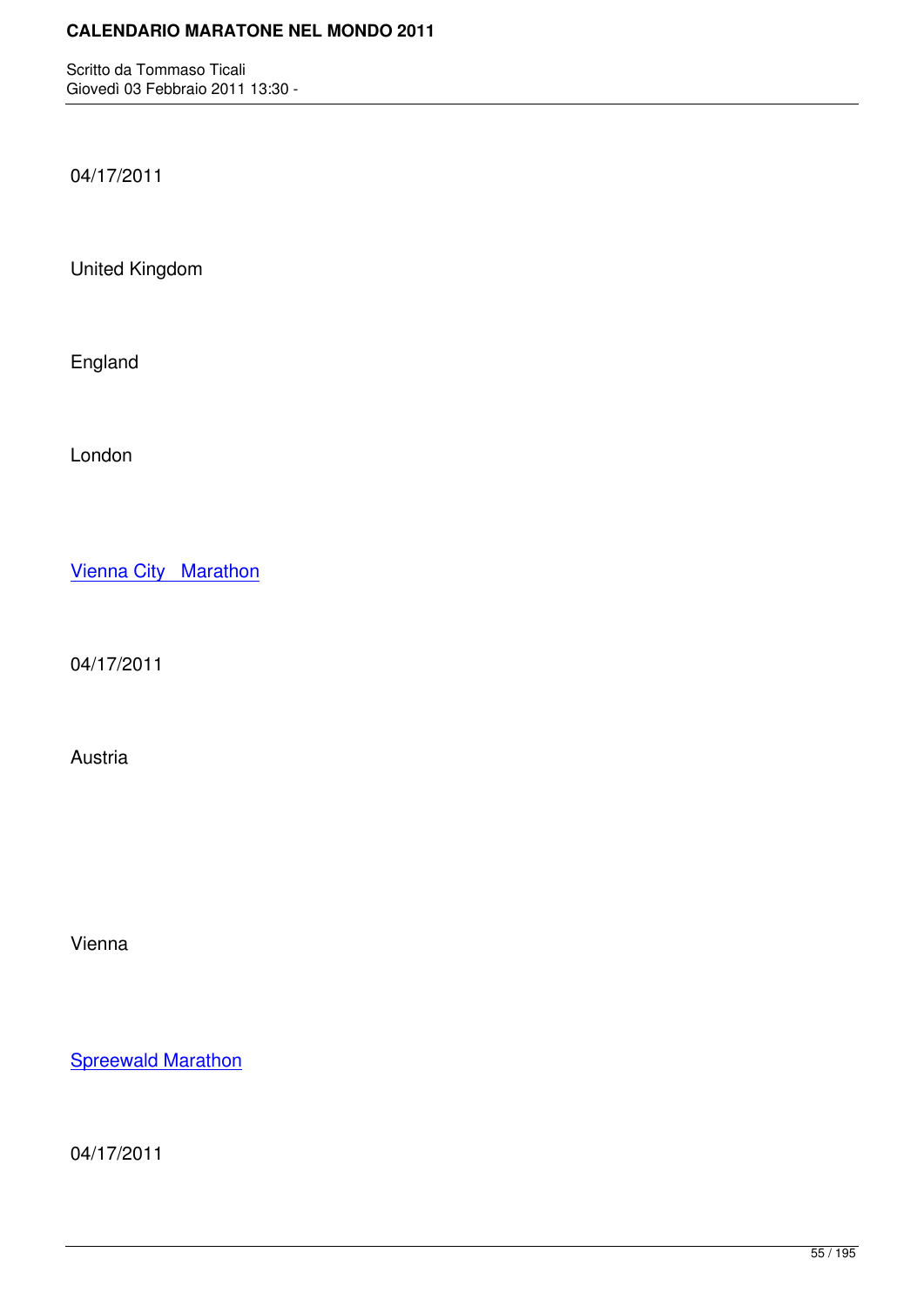04/17/2011

United Kingdom

England

London

Vienna City Marathon

04/17/2011

Austria

Vienna

Spreewald Marathon

04/17/2011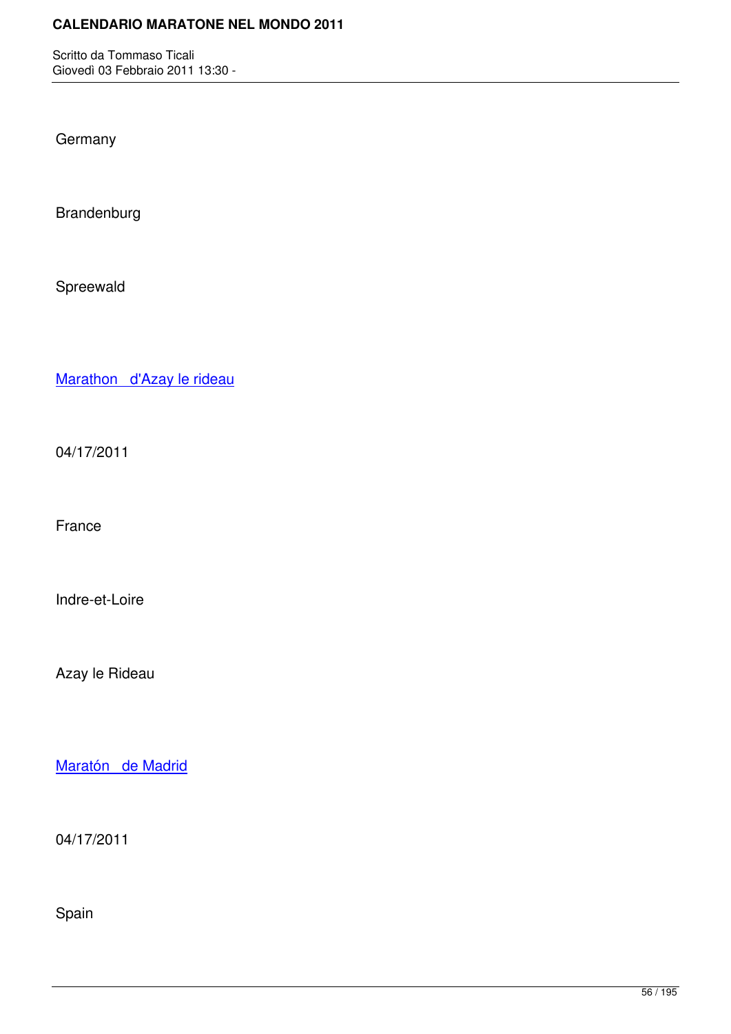Germany

Brandenburg

Spreewald

Marathon   d'Azay le rideau

04/17/2011

France

Indre-et-Loire

Azay le Rideau

Maratón   de Madrid

04/17/2011

Spain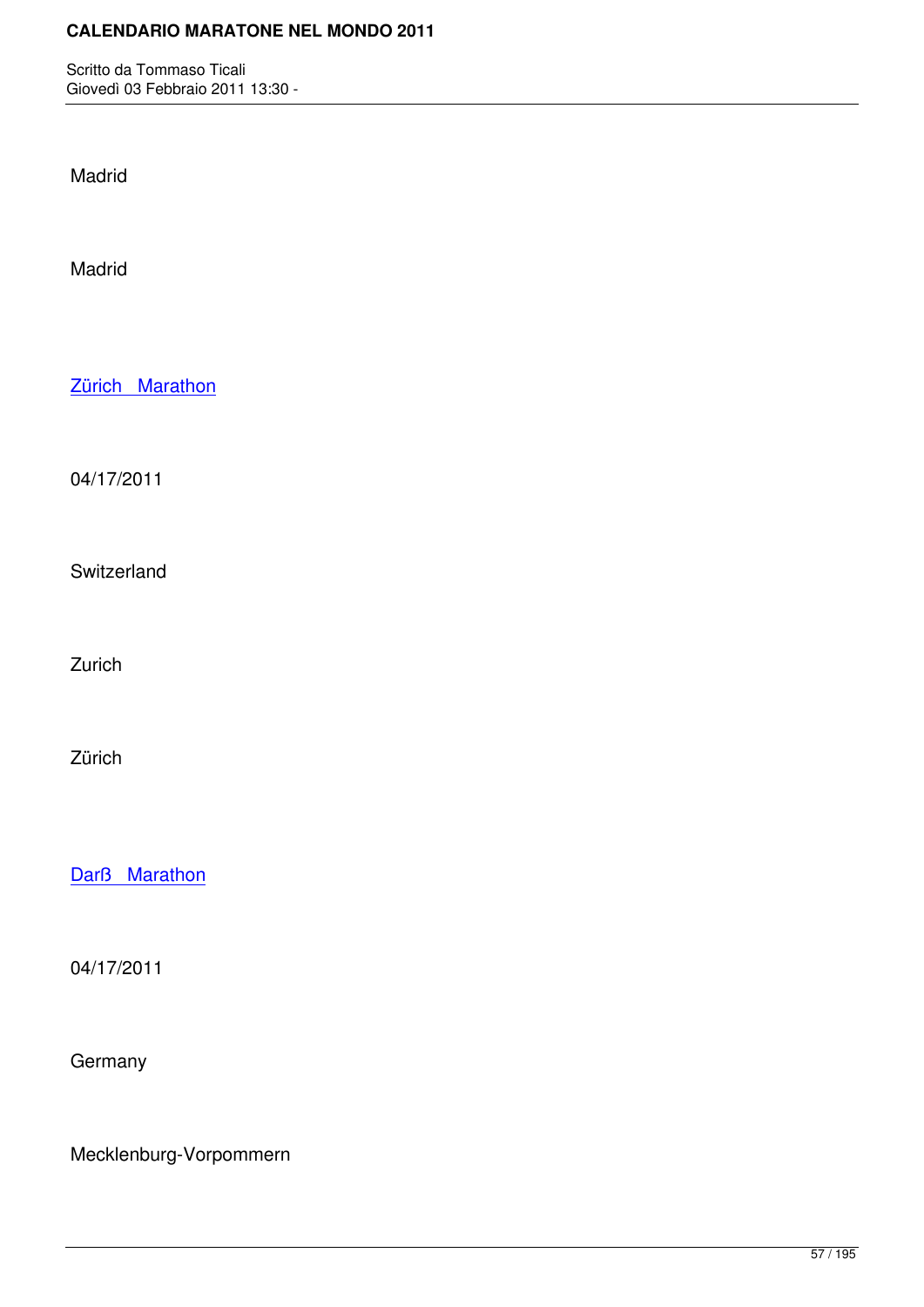Madrid

Madrid

Zürich   Marathon

04/17/2011

Switzerland

Zurich

Zürich

Darß   Marathon

04/17/2011

Germany

Mecklenburg-Vorpommern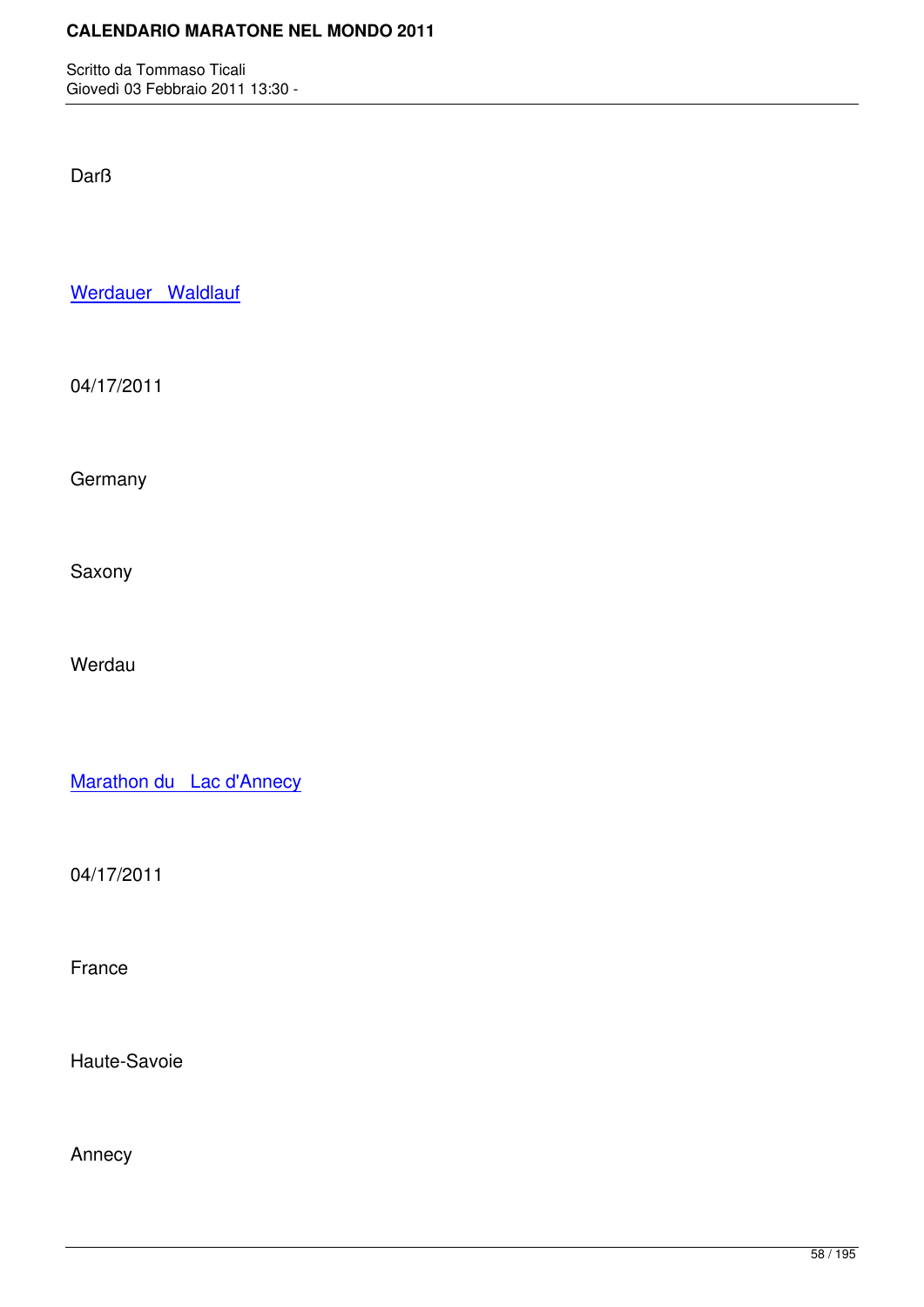Darß

Werdauer   Waldlauf

04/17/2011

Germany

Saxony

Werdau

Marathon du   Lac d'Annecy

04/17/2011

France

Haute-Savoie

Annecy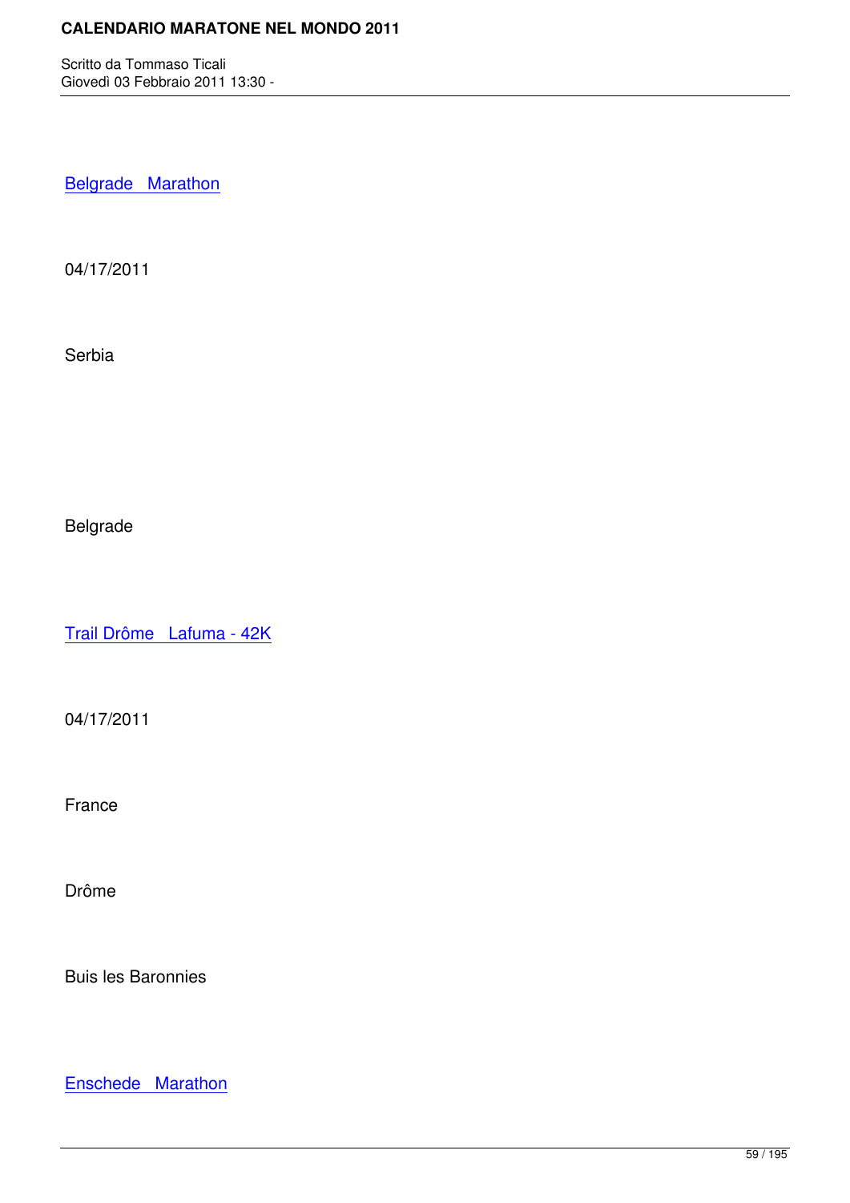Belgrade Marathon

04/17/2011

Serbia

Belgrade

Trail Drôme Lafuma - 42K

04/17/2011

France

Drôme

Buis les Baronnies

Enschede Marathon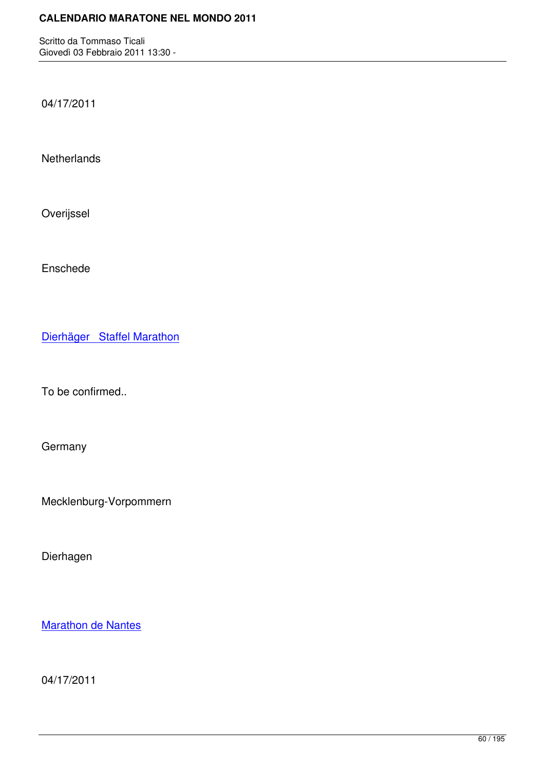04/17/2011

Netherlands

Overijssel

Enschede

Dierhäger   Staffel Marathon

To be confirmed..

Germany

Mecklenburg-Vorpommern

Dierhagen

Marathon de Nantes

04/17/2011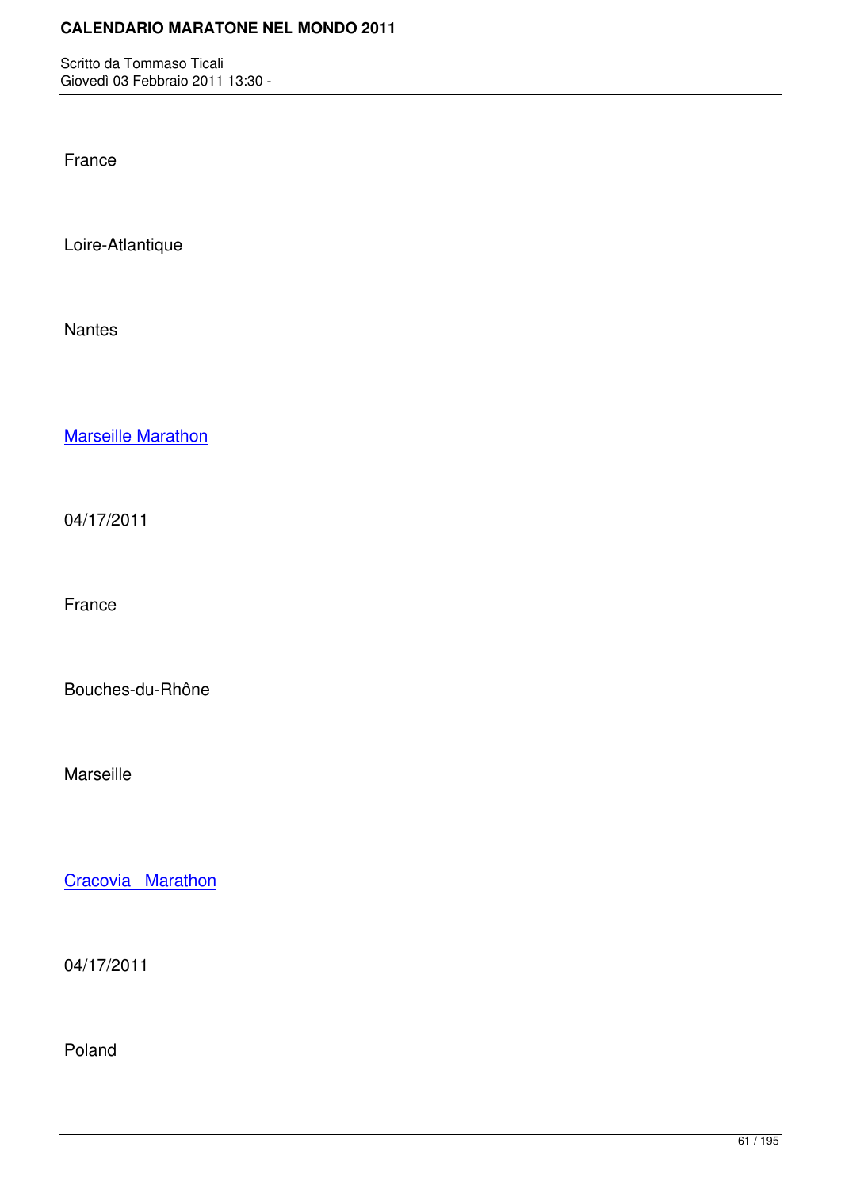France

Loire-Atlantique

Nantes

Marseille Marathon

04/17/2011

France

Bouches-du-Rhône

Marseille

Cracovia  Marathon

04/17/2011

Poland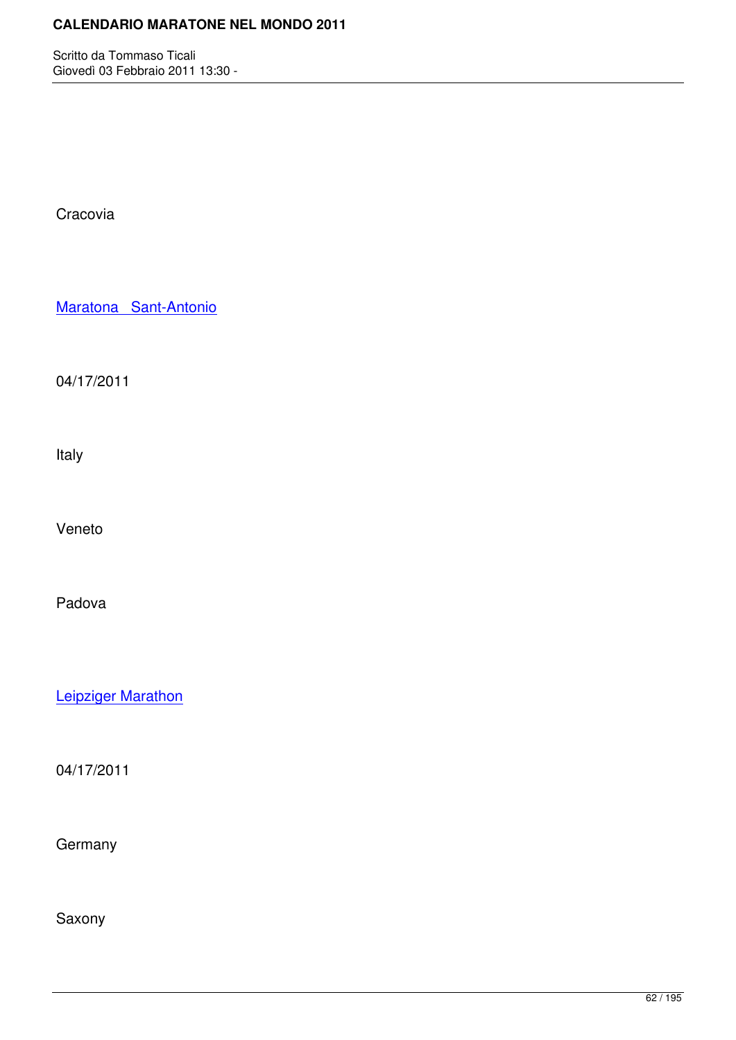Cracovia

Maratona   Sant-Antonio

04/17/2011

Italy

Veneto

Padova

Leipziger Marathon

04/17/2011

Germany

Saxony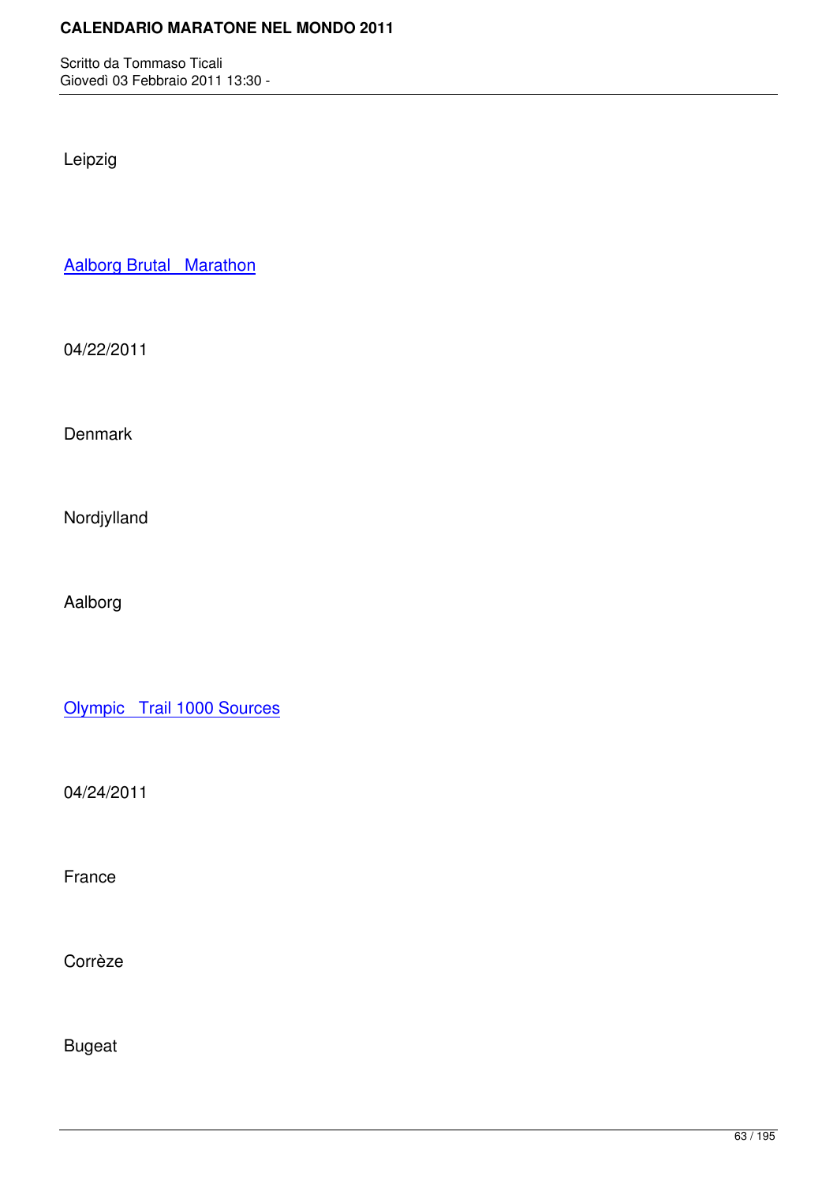Leipzig

Aalborg Brutal   Marathon

04/22/2011

Denmark

Nordjylland

Aalborg

Olympic   Trail 1000 Sources

04/24/2011

France

Corrèze

Bugeat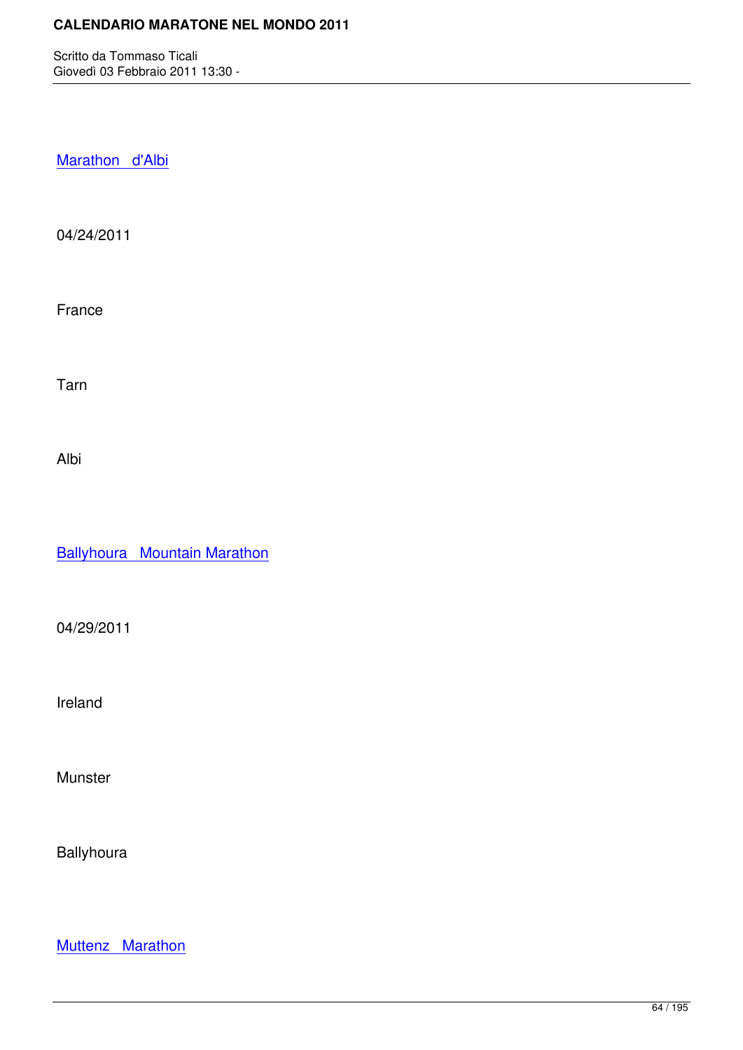Marathon d'Albi

04/24/2011

France

Tarn

Albi

Ballyhoura Mountain Marathon

04/29/2011

Ireland

Munster

Ballyhoura

Muttenz Marathon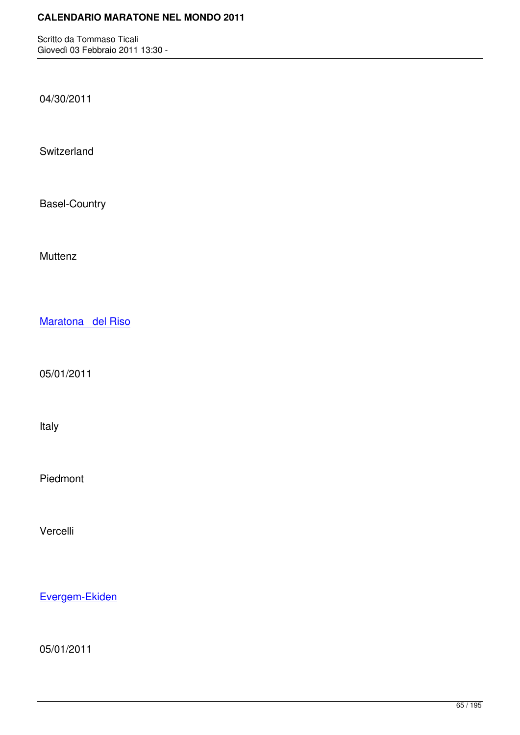04/30/2011

Switzerland

Basel-Country

Muttenz

Maratona   del Riso

05/01/2011

Italy

Piedmont

Vercelli

Evergem-Ekiden

05/01/2011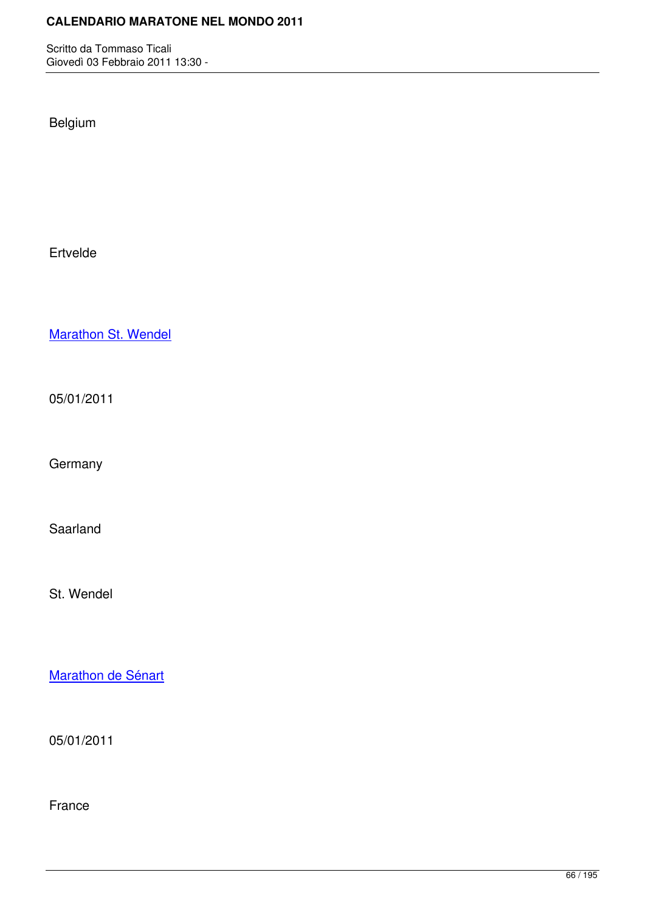Belgium

Ertvelde

Marathon St. Wendel

05/01/2011

Germany

Saarland

St. Wendel

Marathon de Sénart

05/01/2011

France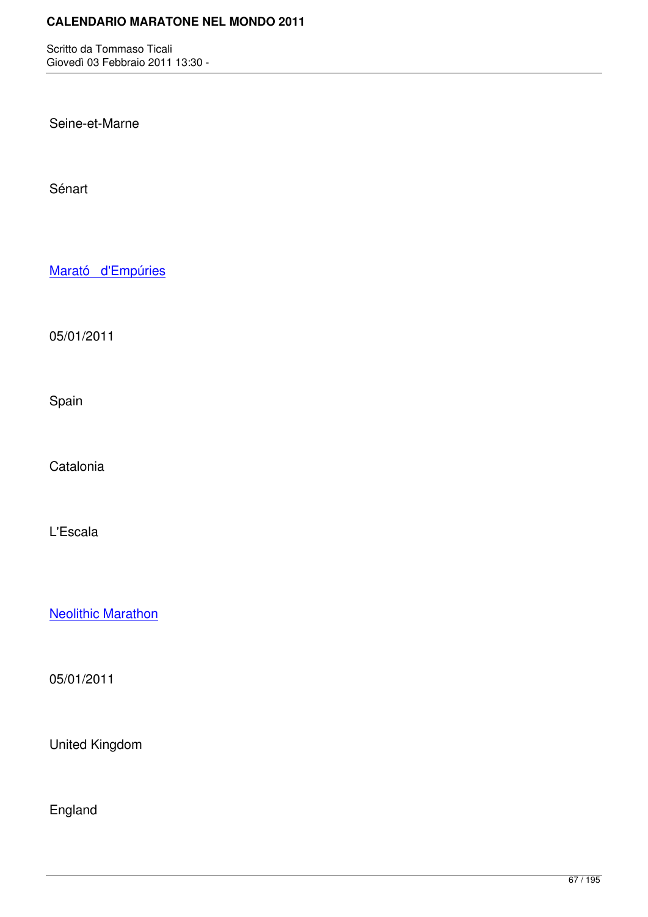Seine-et-Marne

Sénart

Marató d'Empúries

05/01/2011

Spain

Catalonia

L'Escala

Neolithic Marathon

05/01/2011

United Kingdom

England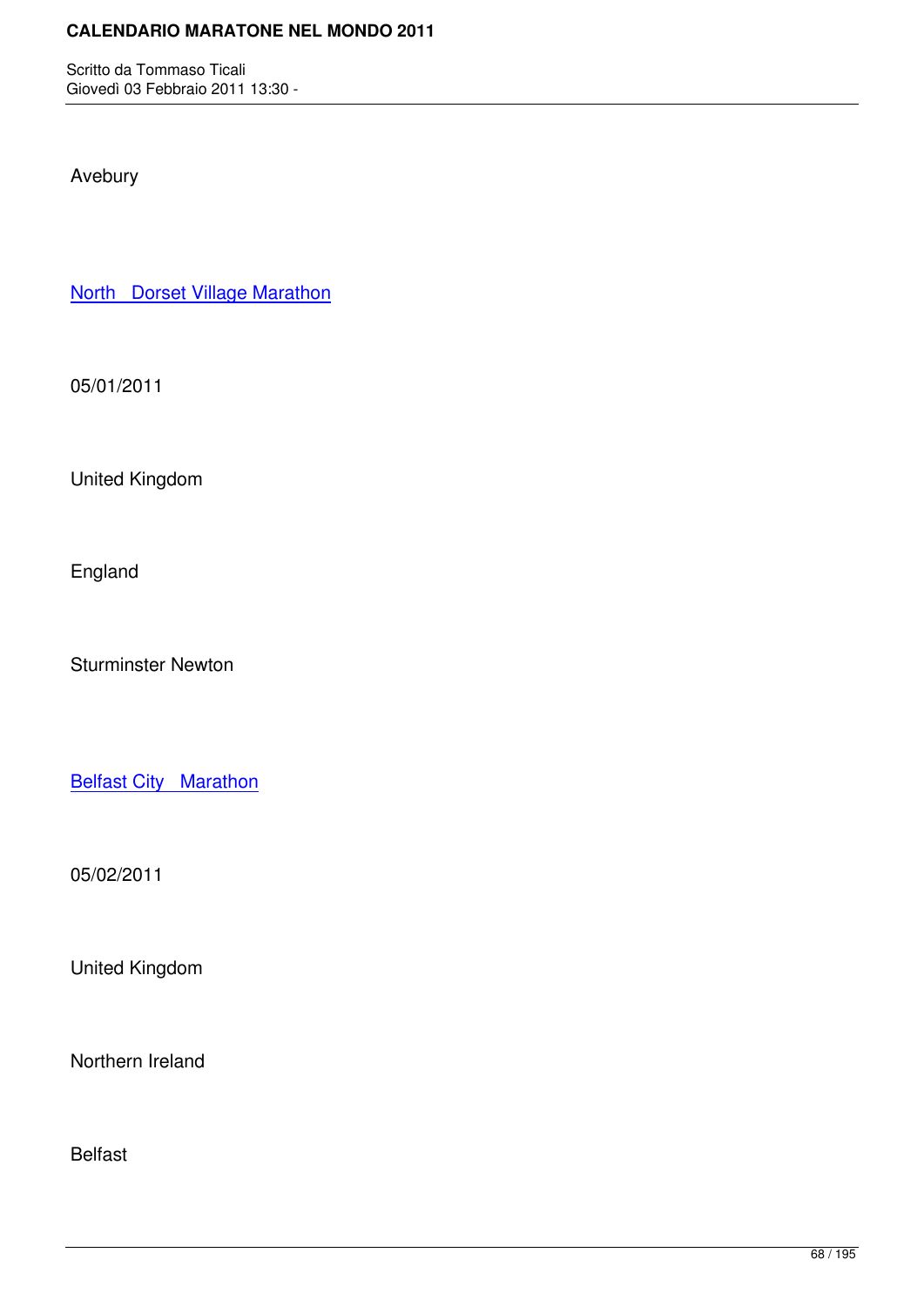Avebury

North Dorset Village Marathon

05/01/2011

United Kingdom

England

Sturminster Newton

Belfast City Marathon

05/02/2011

United Kingdom

Northern Ireland

Belfast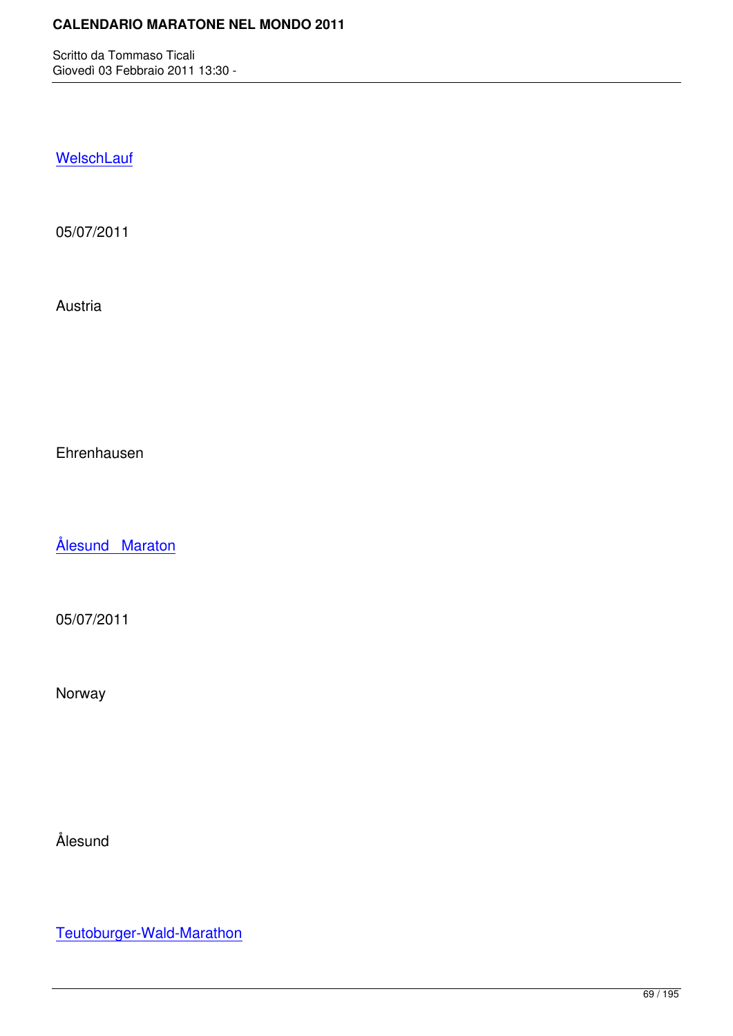WelschLauf

05/07/2011

Austria

Ehrenhausen

Ålesund   Maraton

05/07/2011

Norway

Ålesund

Teutoburger-Wald-Marathon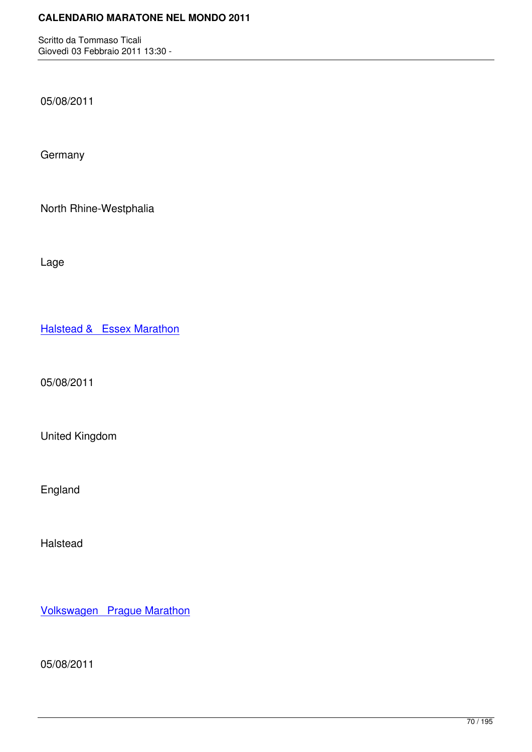05/08/2011

Germany

North Rhine-Westphalia

Lage

Halstead & Essex Marathon

05/08/2011

United Kingdom

England

Halstead

Volkswagen Prague Marathon

05/08/2011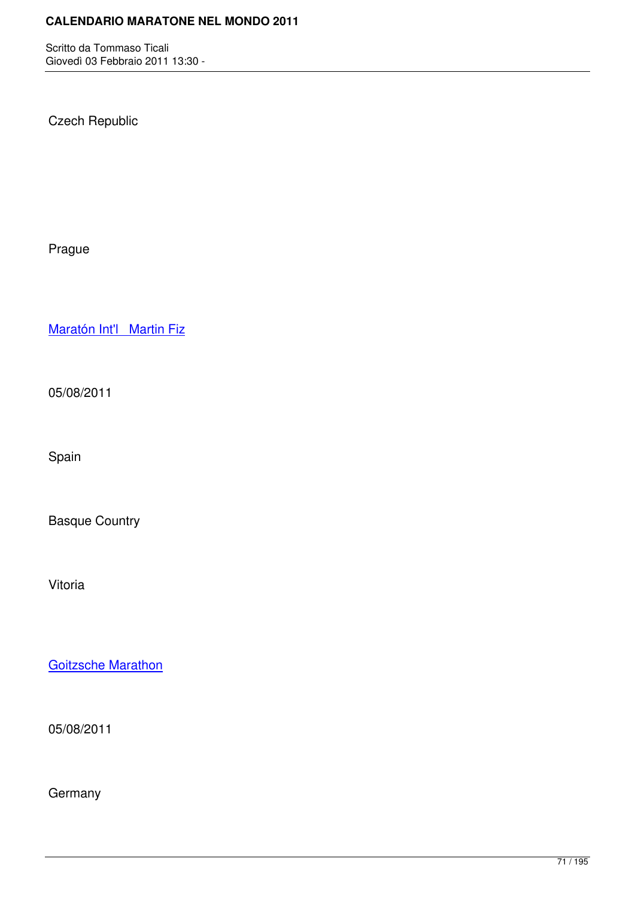Czech Republic

Prague

Maratón Int'l  Martin Fiz

05/08/2011

Spain

Basque Country

Vitoria

Goitzsche Marathon

05/08/2011

Germany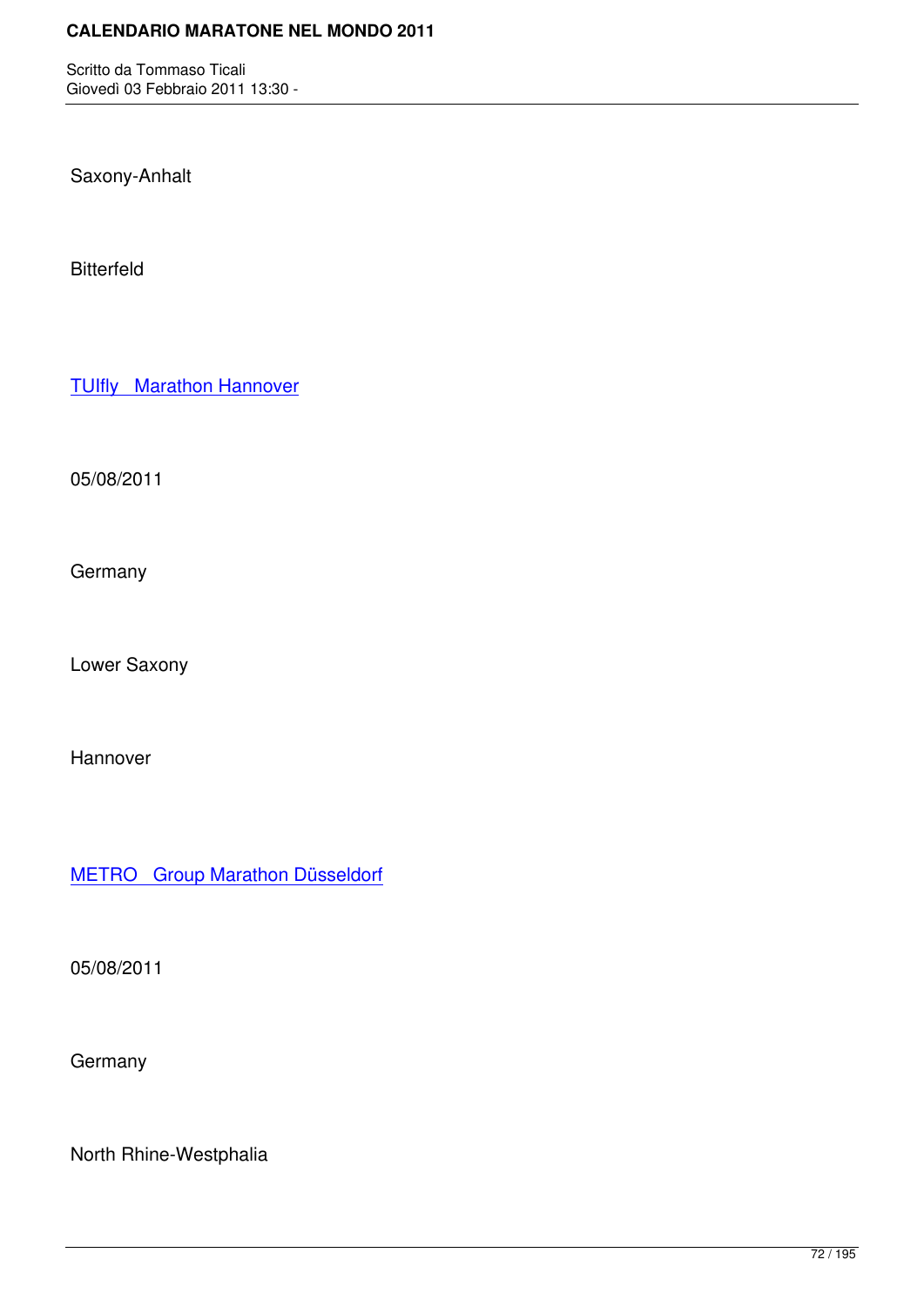Saxony-Anhalt

Bitterfeld

TUIfly   Marathon Hannover

05/08/2011

Germany

Lower Saxony

Hannover

METRO   Group Marathon Düsseldorf

05/08/2011

Germany

North Rhine-Westphalia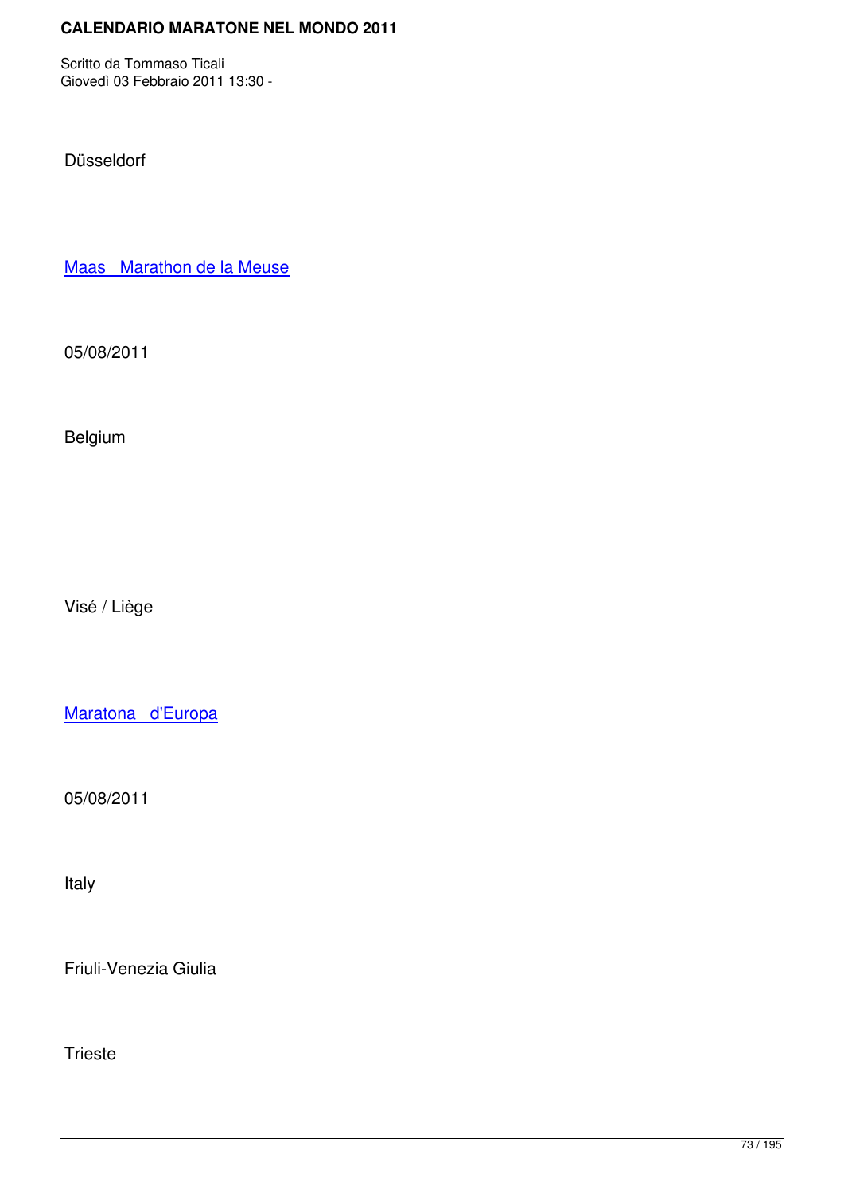Düsseldorf

Maas   Marathon de la Meuse

05/08/2011

Belgium

Visé / Liège

Maratona   d'Europa

05/08/2011

Italy

Friuli-Venezia Giulia

Trieste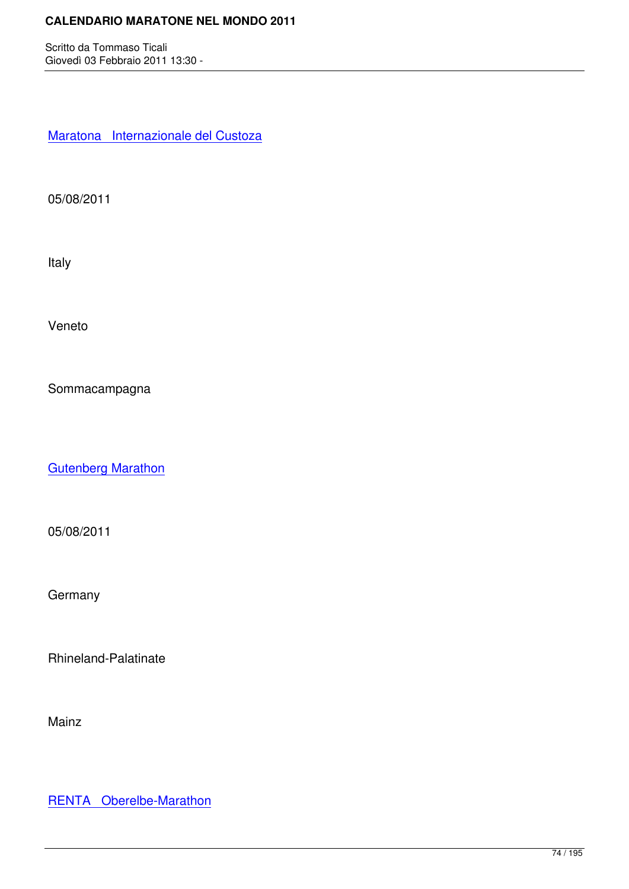Maratona   Internazionale del Custoza

05/08/2011

Italy

Veneto

Sommacampagna

Gutenberg Marathon

05/08/2011

Germany

Rhineland-Palatinate

Mainz

RENTA   Oberelbe-Marathon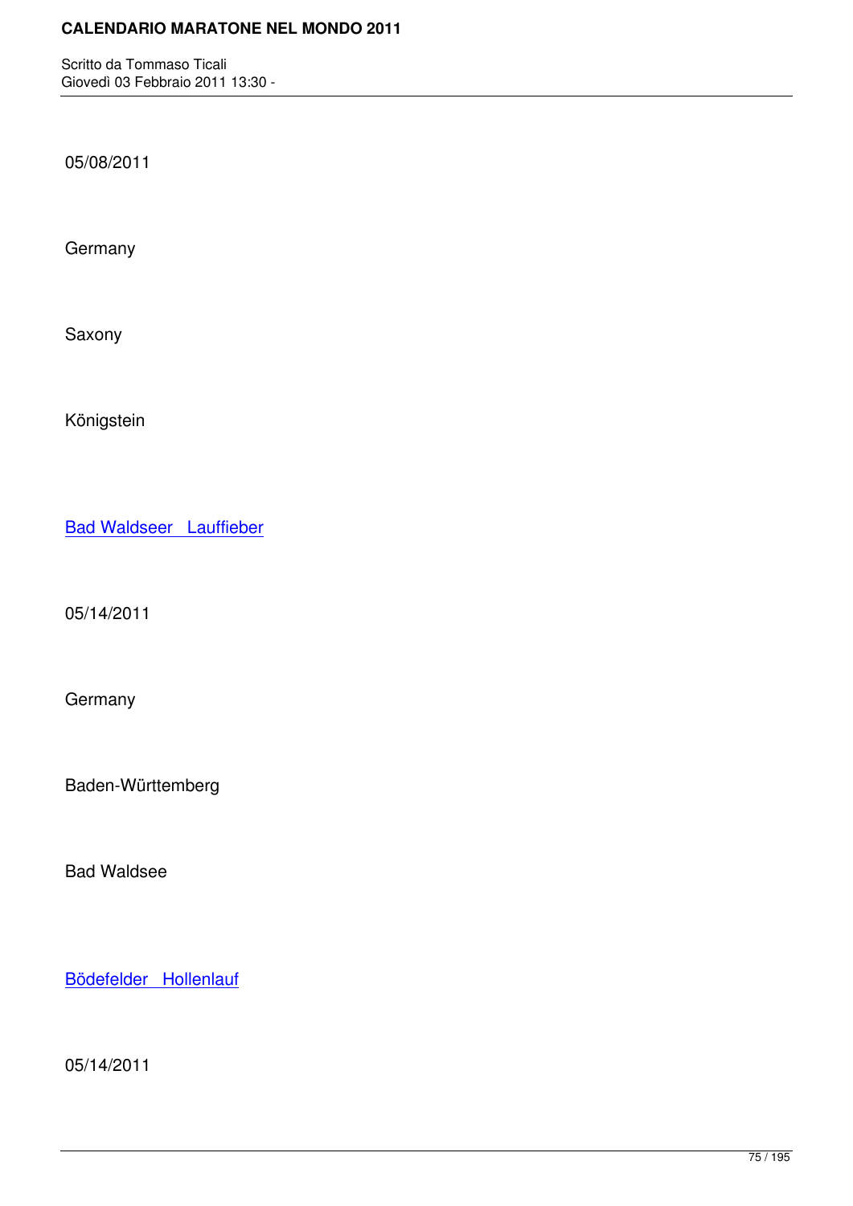05/08/2011

Germany

Saxony

Königstein

Bad Waldseer Lauffieber

05/14/2011

Germany

Baden-Württemberg

Bad Waldsee

Bödefelder Hollenlauf

05/14/2011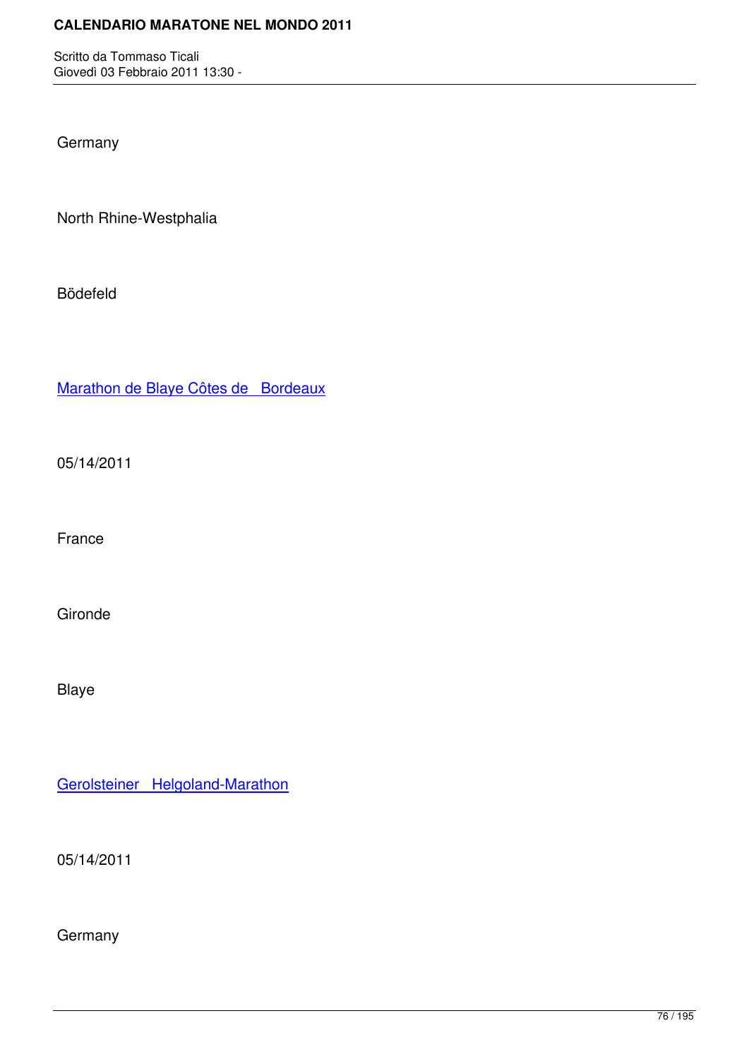Germany

North Rhine-Westphalia

Bödefeld

Marathon de Blaye Côtes de Bordeaux

05/14/2011

France

Gironde

Blaye

Gerolsteiner Helgoland-Marathon

05/14/2011

Germany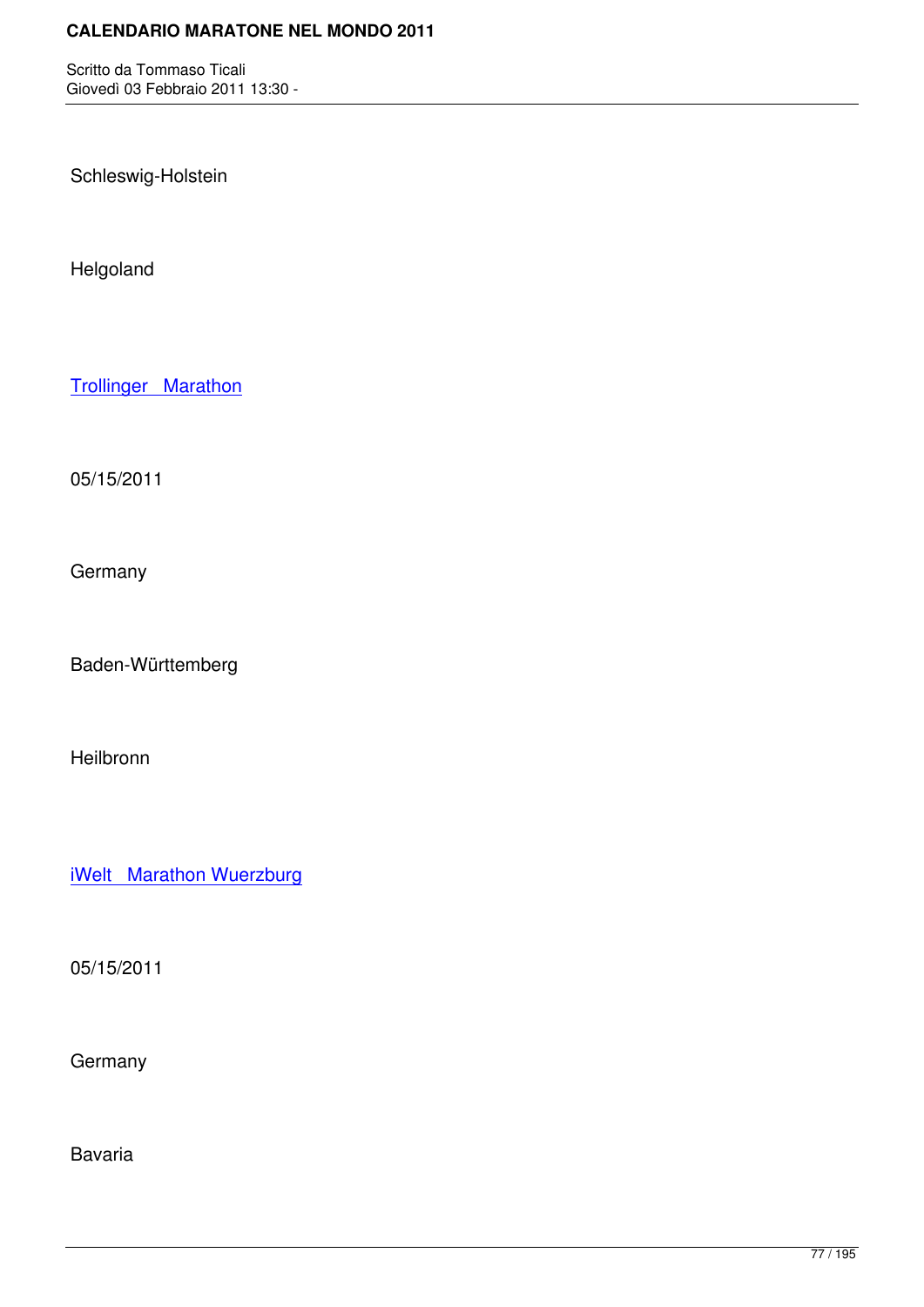Schleswig-Holstein

Helgoland

Trollinger Marathon

05/15/2011

Germany

Baden-Württemberg

Heilbronn

iWelt Marathon Wuerzburg

05/15/2011

Germany

Bavaria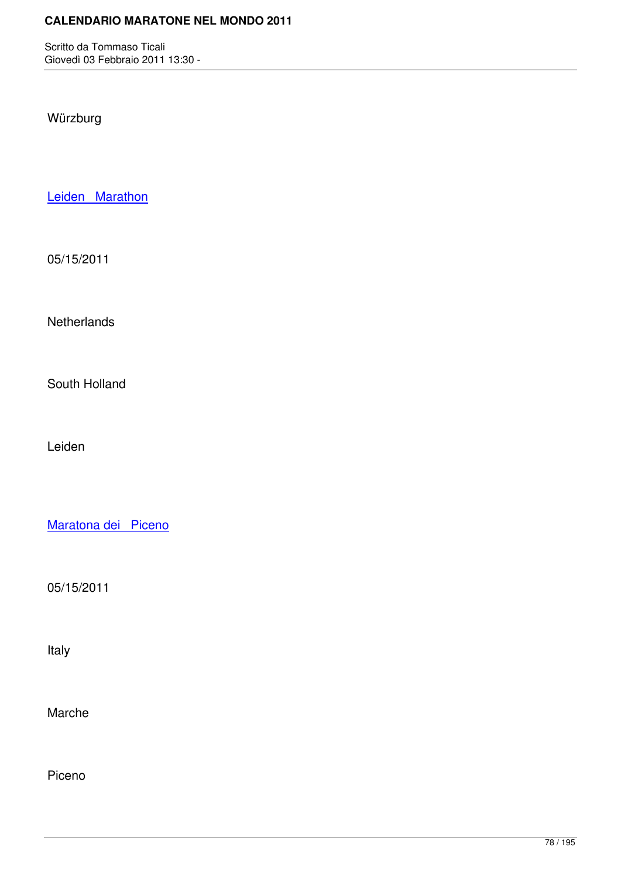Würzburg

Leiden Marathon

05/15/2011

Netherlands

South Holland

Leiden

Maratona dei Piceno

05/15/2011

Italy

Marche

Piceno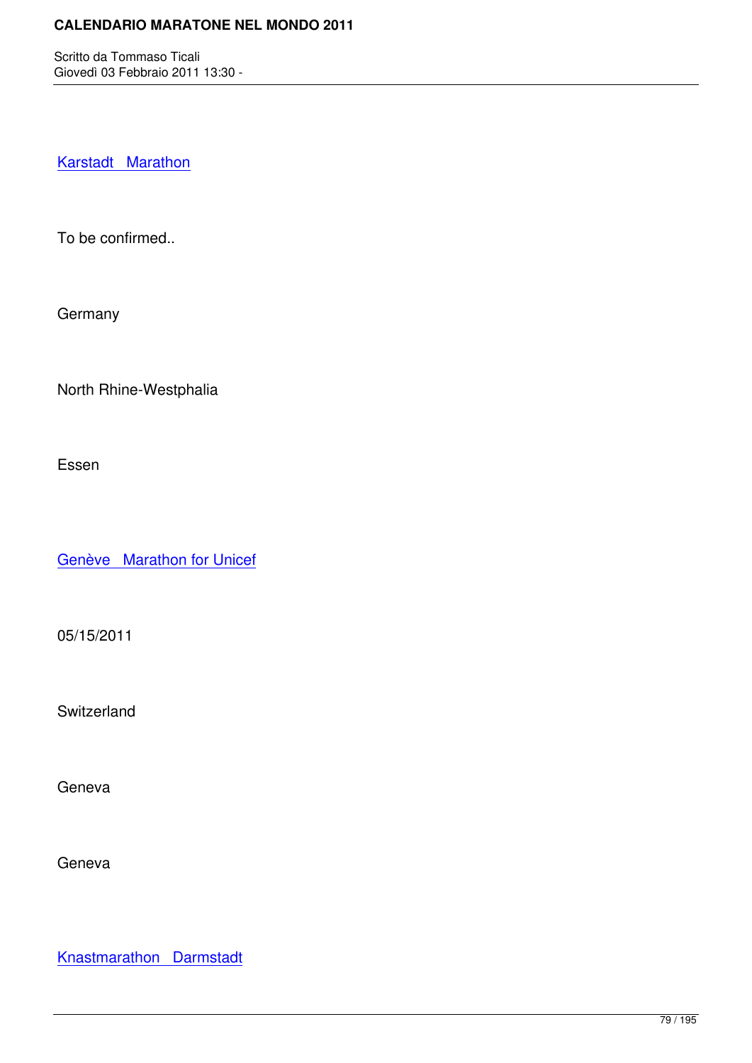Karstadt   Marathon

To be confirmed..

Germany

North Rhine-Westphalia

Essen

Genève   Marathon for Unicef

05/15/2011

Switzerland

Geneva

Geneva

Knastmarathon   Darmstadt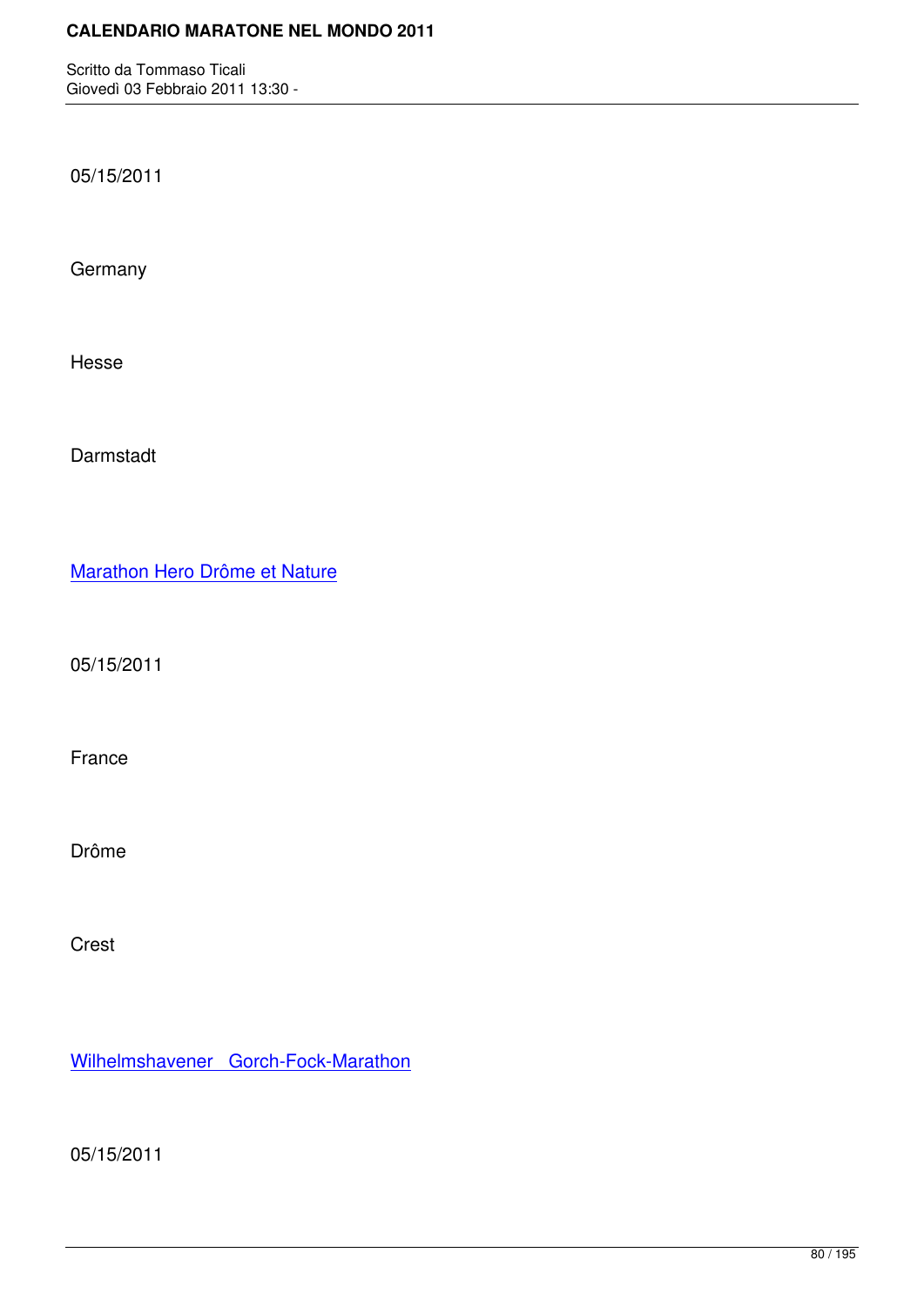05/15/2011

Germany

Hesse

Darmstadt

Marathon Hero Drôme et Nature

05/15/2011

France

Drôme

Crest

Wilhelmshavener Gorch-Fock-Marathon

05/15/2011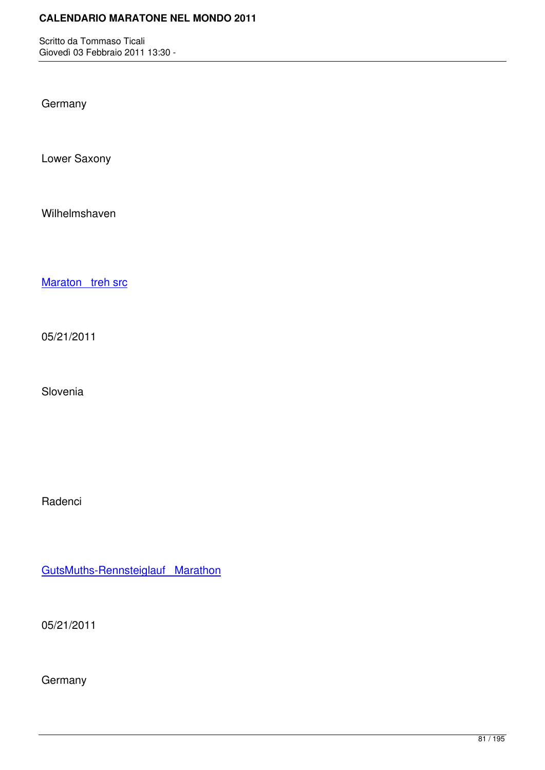Germany

Lower Saxony

Wilhelmshaven

Maraton treh src

05/21/2011

Slovenia

Radenci

GutsMuths-Rennsteiglauf Marathon

05/21/2011

Germany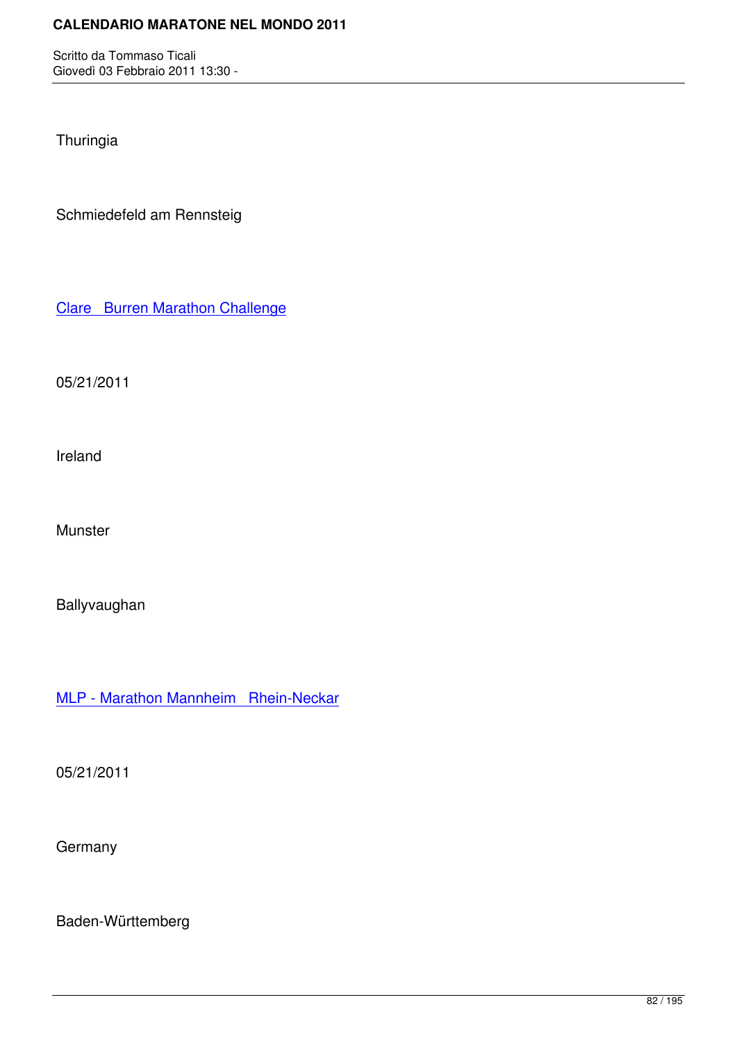Thuringia

Schmiedefeld am Rennsteig

Clare   Burren Marathon Challenge

05/21/2011

Ireland

Munster

Ballyvaughan

MLP - Marathon Mannheim   Rhein-Neckar

05/21/2011

Germany

Baden-Württemberg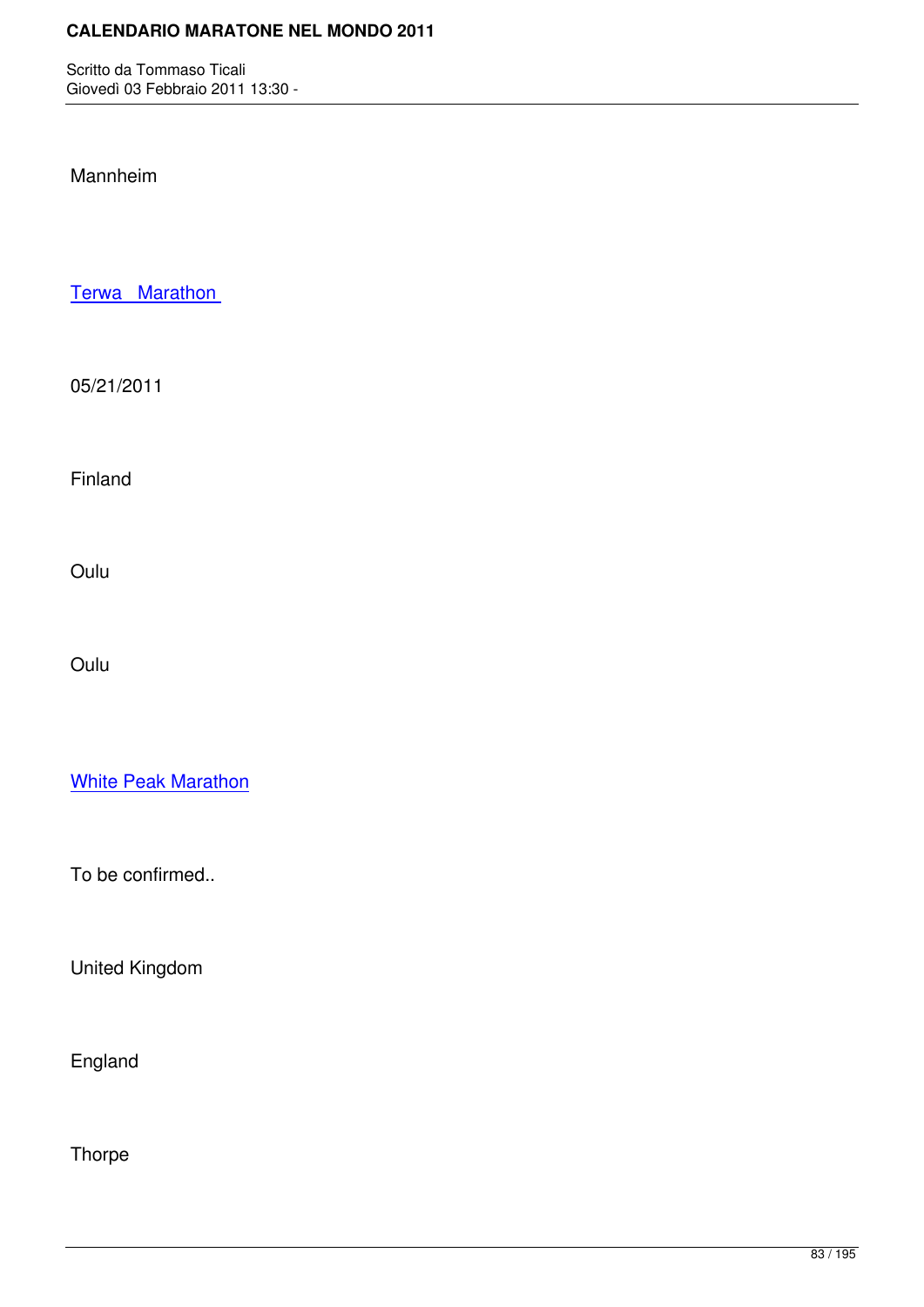Mannheim

Terwa  Marathon

05/21/2011

Finland

Oulu

Oulu

White Peak Marathon

To be confirmed..

United Kingdom

England

Thorpe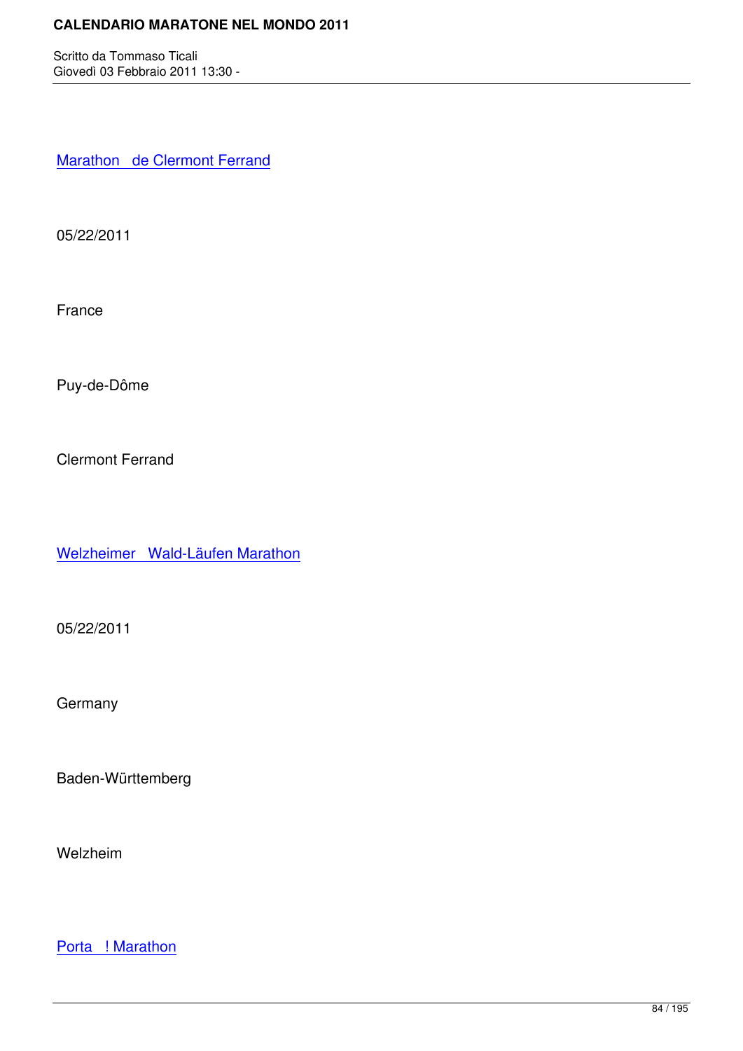Marathon   de Clermont Ferrand

05/22/2011

France

Puy-de-Dôme

Clermont Ferrand

Welzheimer   Wald-Läufen Marathon

05/22/2011

Germany

Baden-Württemberg

Welzheim

Porta   ! Marathon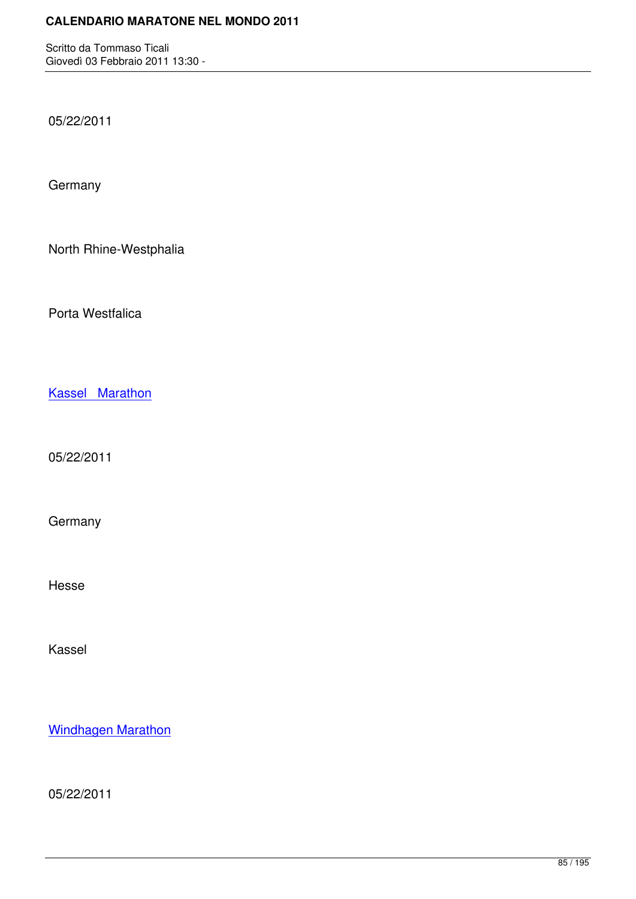05/22/2011

Germany

North Rhine-Westphalia

Porta Westfalica

Kassel Marathon

05/22/2011

Germany

Hesse

Kassel

Windhagen Marathon

05/22/2011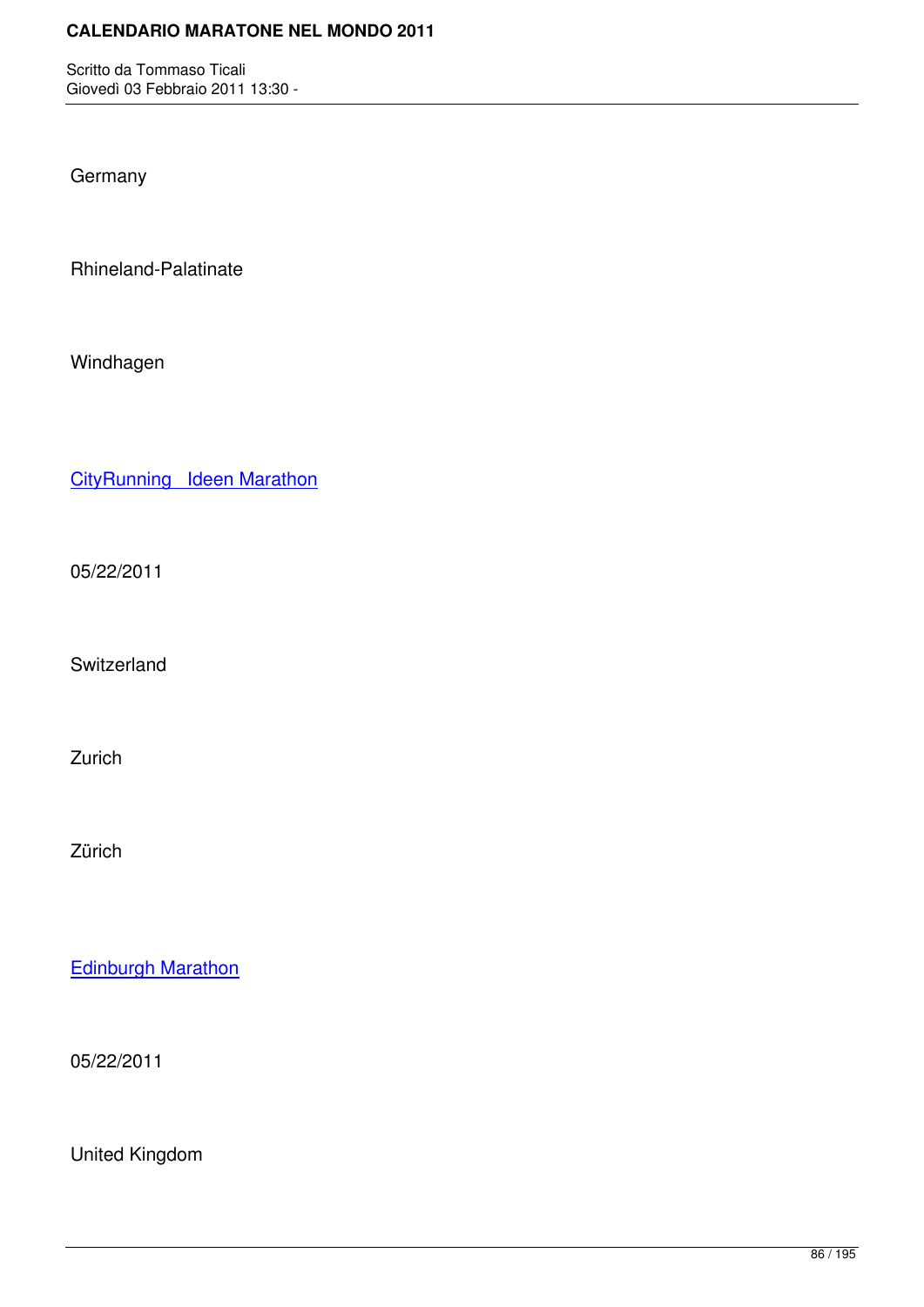Germany

Rhineland-Palatinate

Windhagen

CityRunning   Ideen Marathon

05/22/2011

Switzerland

Zurich

Zürich

Edinburgh Marathon

05/22/2011

United Kingdom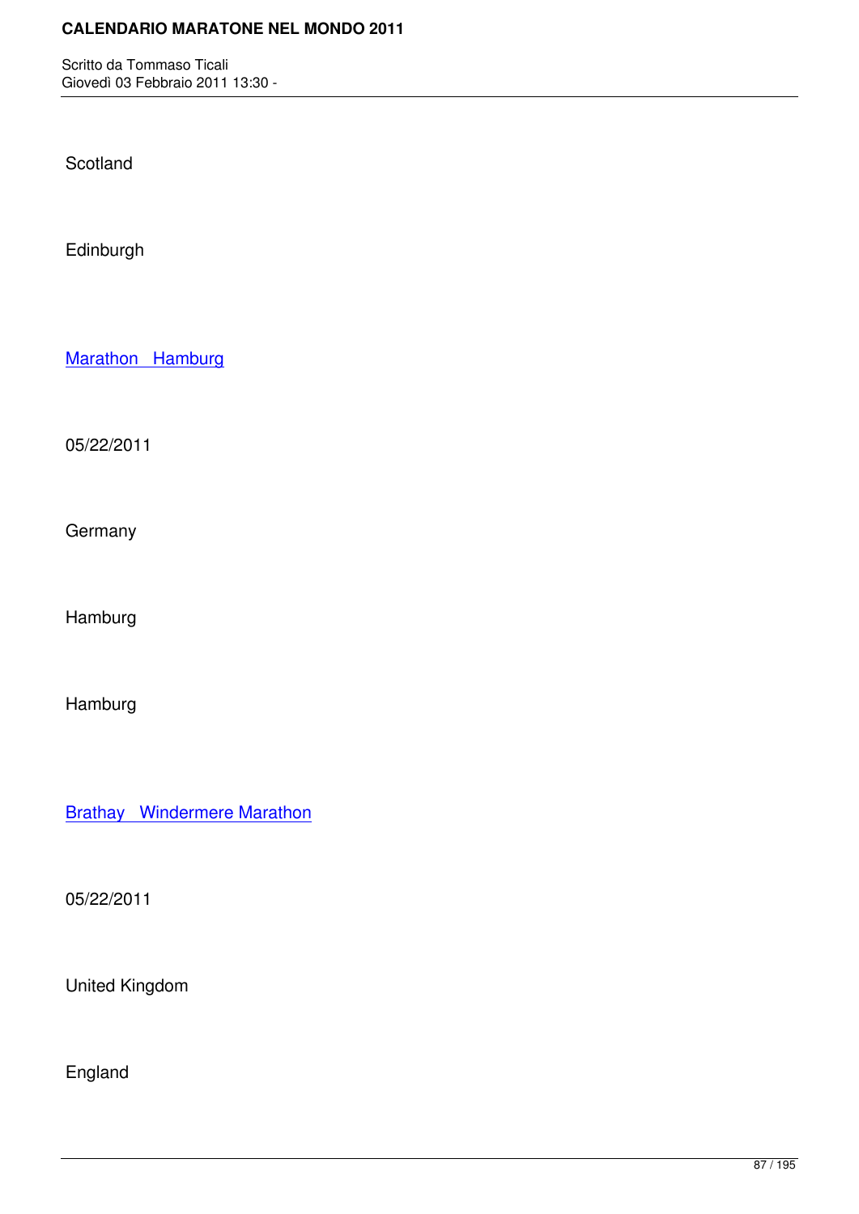Scotland

Edinburgh

Marathon   Hamburg

05/22/2011

Germany

Hamburg

Hamburg

Brathay   Windermere Marathon

05/22/2011

United Kingdom

England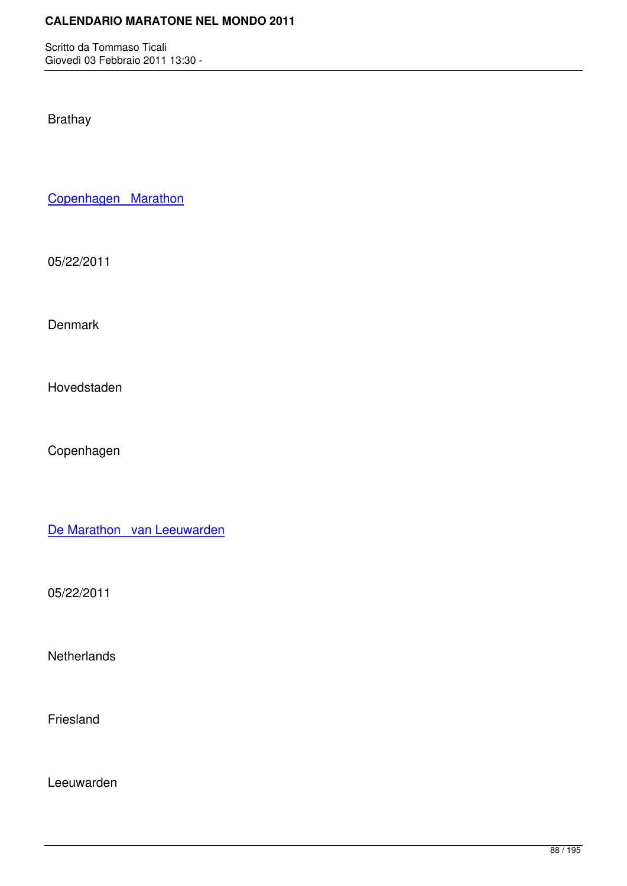Brathay

Copenhagen Marathon

05/22/2011

Denmark

Hovedstaden

Copenhagen

De Marathon van Leeuwarden

05/22/2011

Netherlands

Friesland

Leeuwarden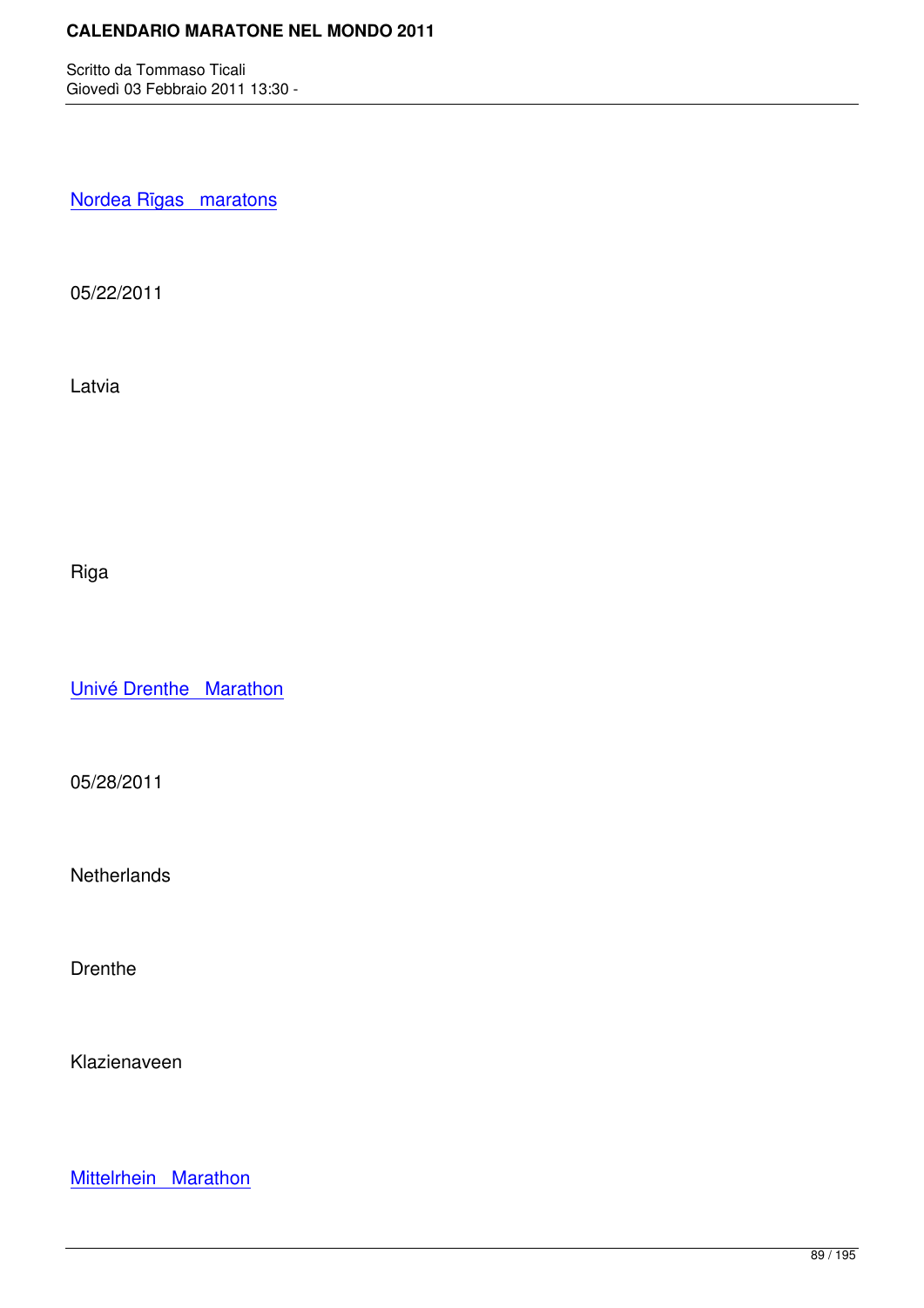[Nordea Rīgas maratons]

05/22/2011

Latvia

Riga

[Univé Drenthe Marathon]

05/28/2011

Netherlands

Drenthe

Klazienaveen

[Mittelrhein Marathon]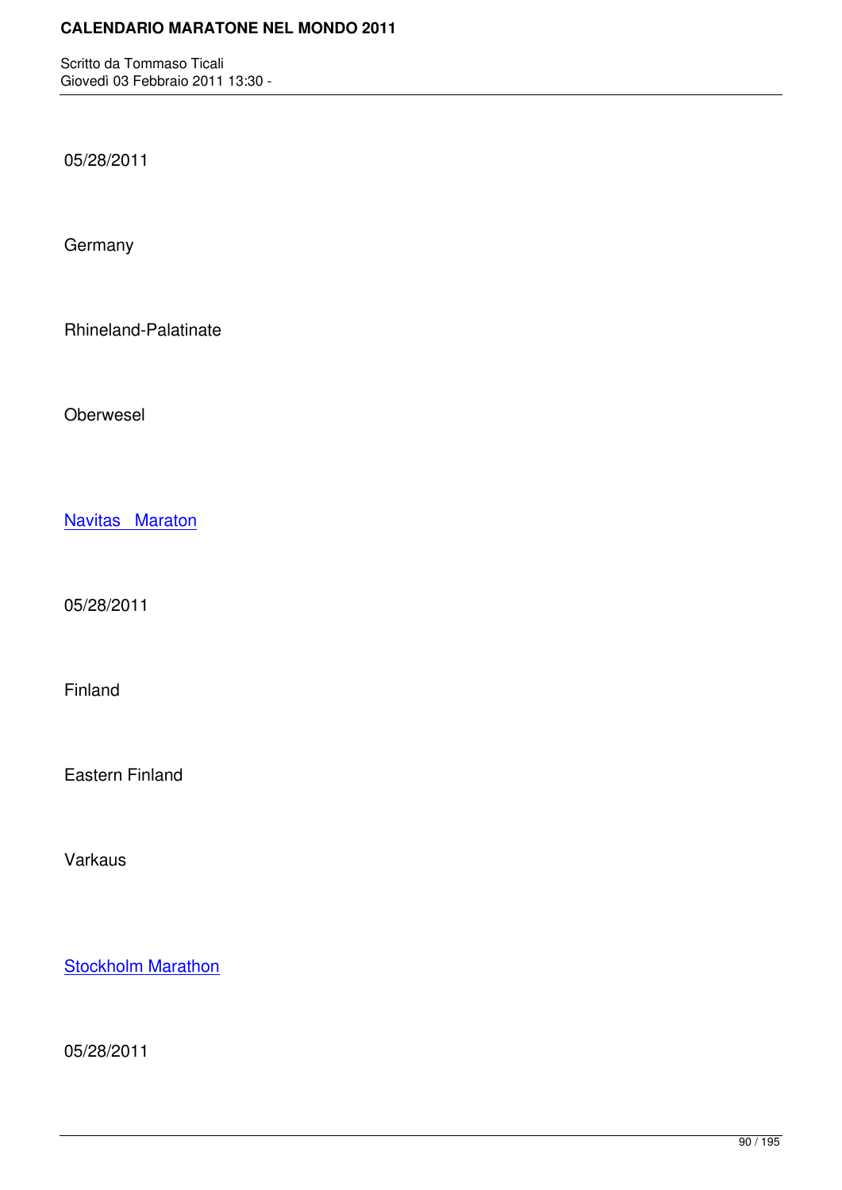05/28/2011

Germany

Rhineland-Palatinate

Oberwesel

Navitas   Maraton

05/28/2011

Finland

Eastern Finland

Varkaus

Stockholm Marathon

05/28/2011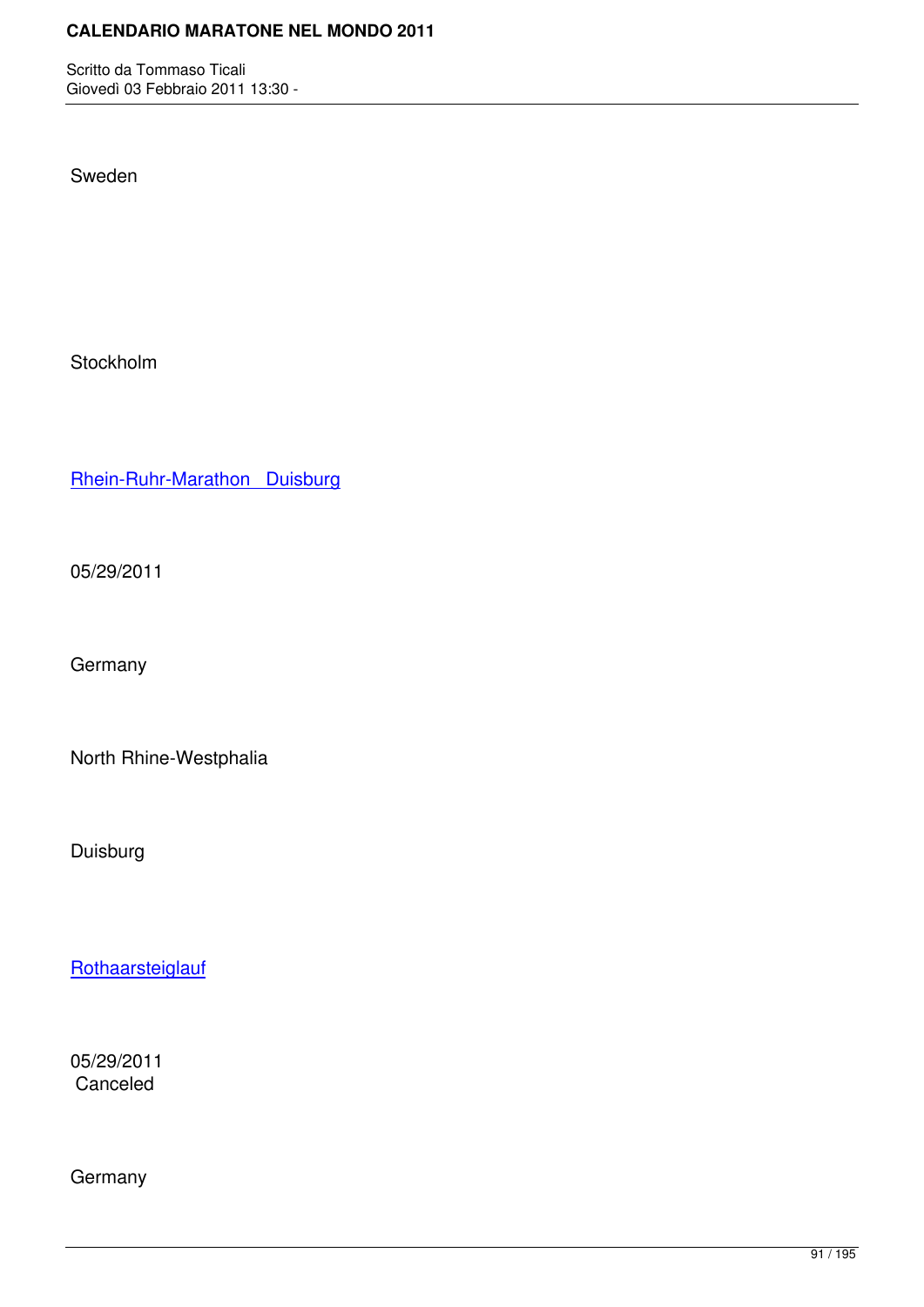Sweden

Stockholm

[Rhein-Ruhr-Marathon   Duisburg]

05/29/2011

Germany

North Rhine-Westphalia

Duisburg

[Rothaarsteiglauf]

05/29/2011
 Canceled

Germany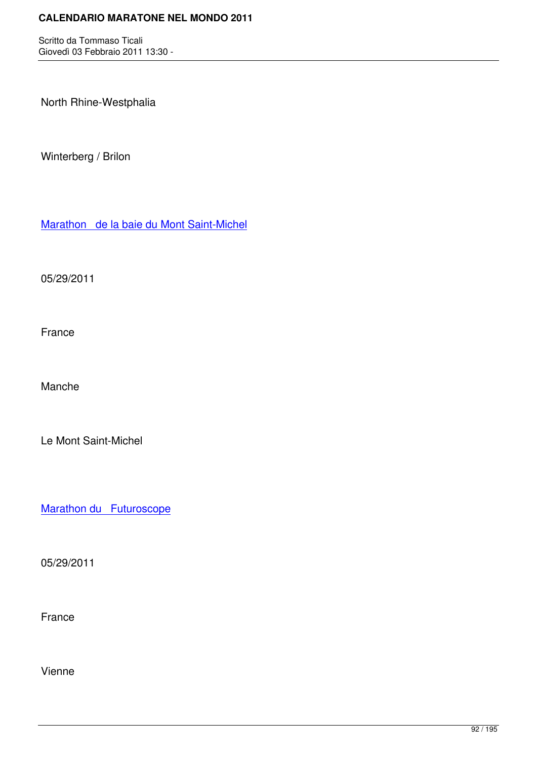North Rhine-Westphalia

Winterberg / Brilon

Marathon   de la baie du Mont Saint-Michel

05/29/2011

France

Manche

Le Mont Saint-Michel

Marathon du   Futuroscope

05/29/2011

France

Vienne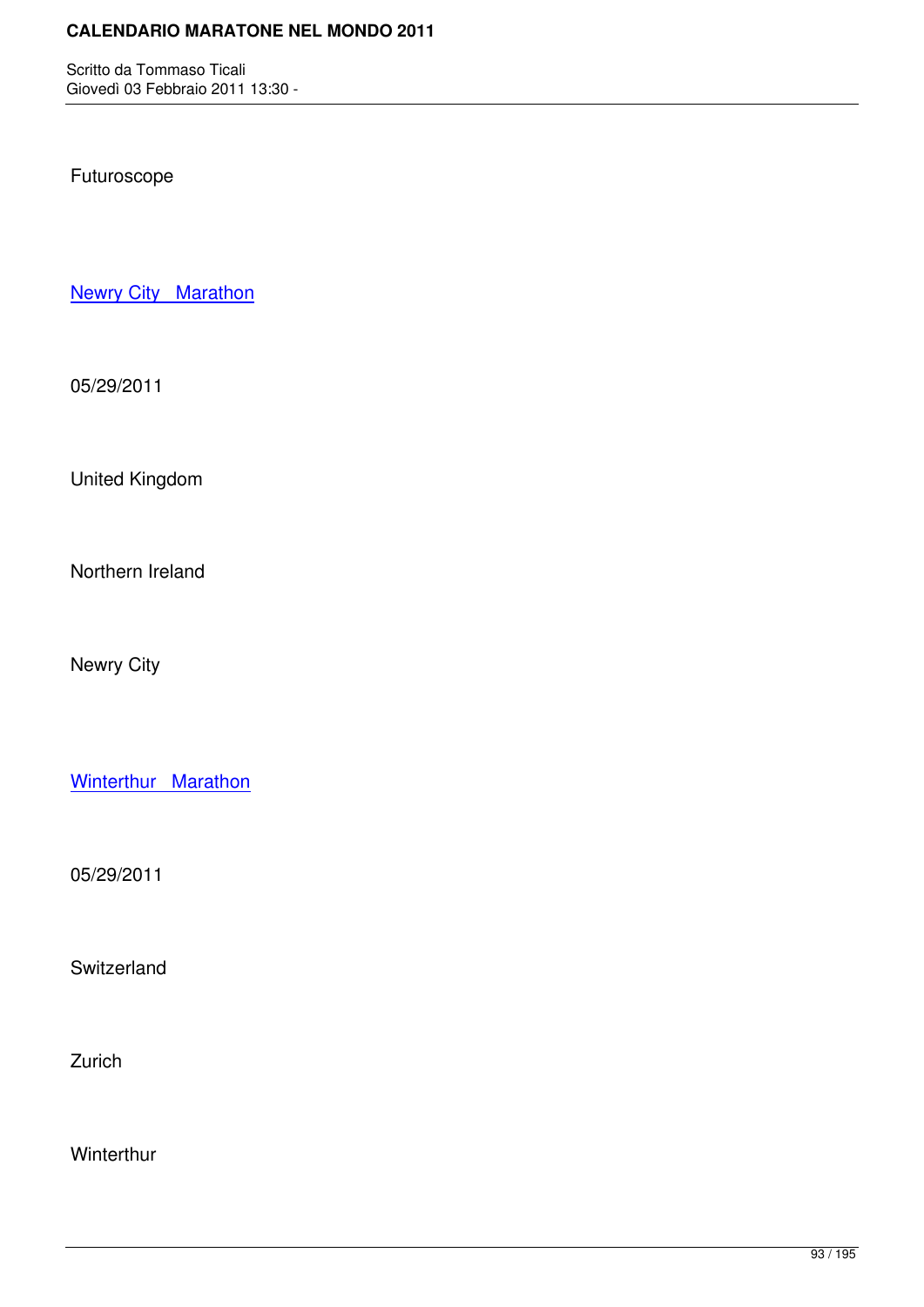Futuroscope

Newry City   Marathon

05/29/2011

United Kingdom

Northern Ireland

Newry City

Winterthur   Marathon

05/29/2011

Switzerland

Zurich

Winterthur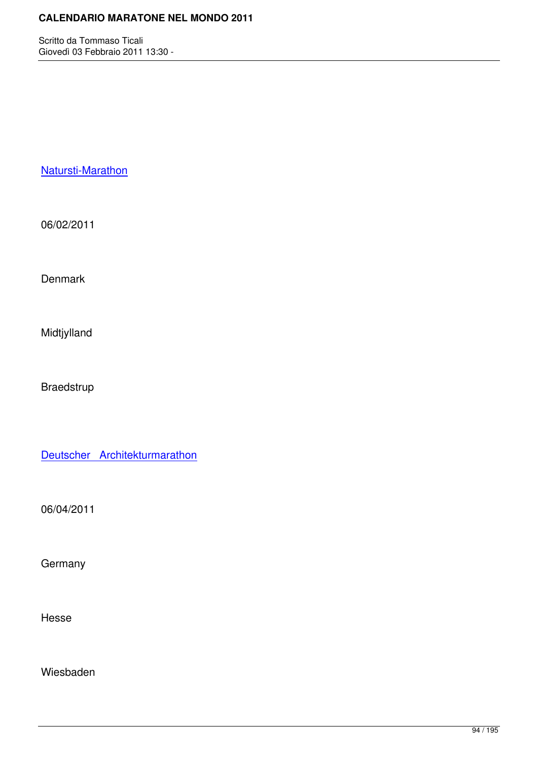Natursti-Marathon

06/02/2011

Denmark

Midtjylland

Braedstrup

Deutscher   Architekturmarathon

06/04/2011

Germany

Hesse

Wiesbaden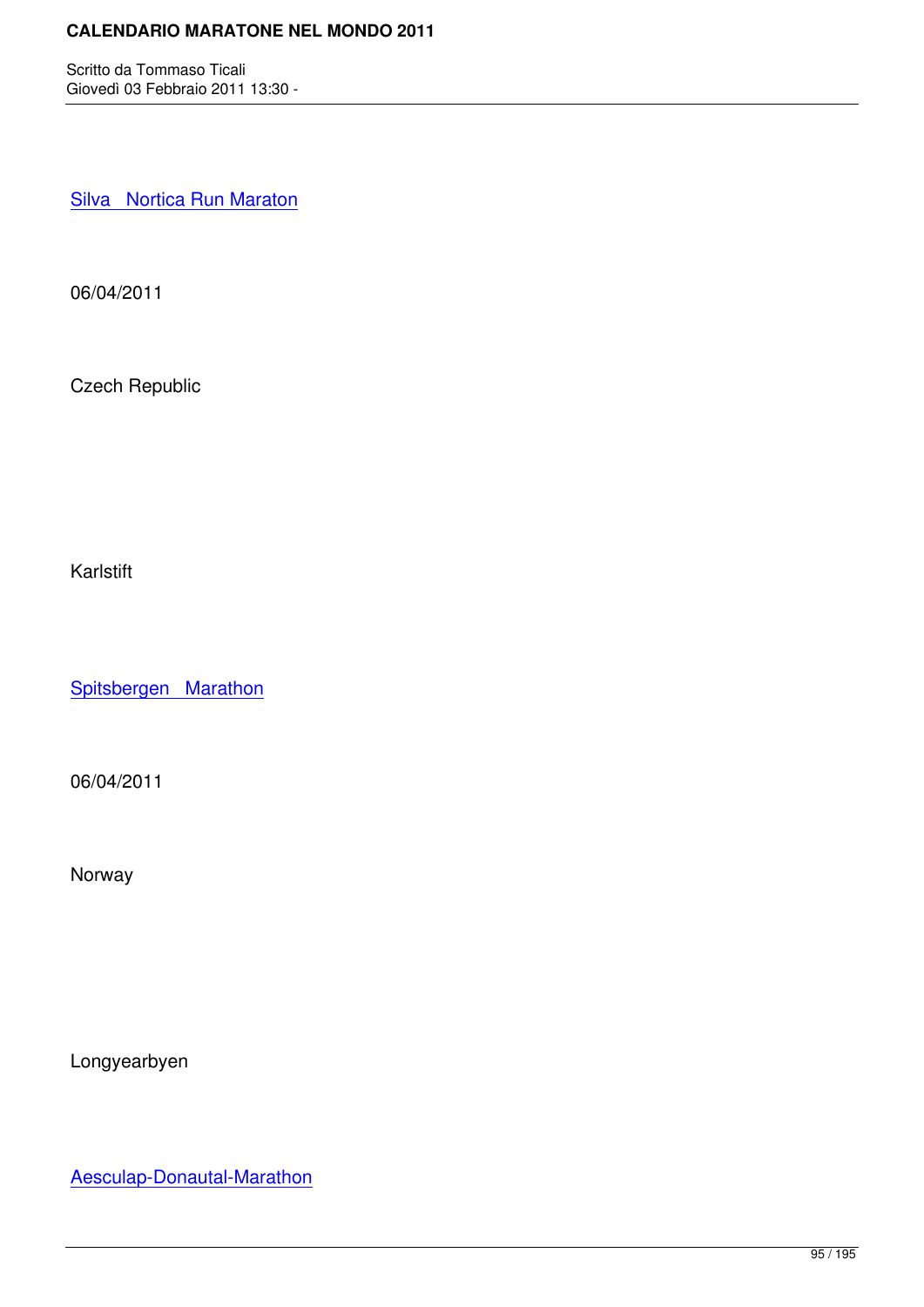Silva   Nortica Run Maraton

06/04/2011

Czech Republic

Karlstift

Spitsbergen   Marathon

06/04/2011

Norway

Longyearbyen

Aesculap-Donautal-Marathon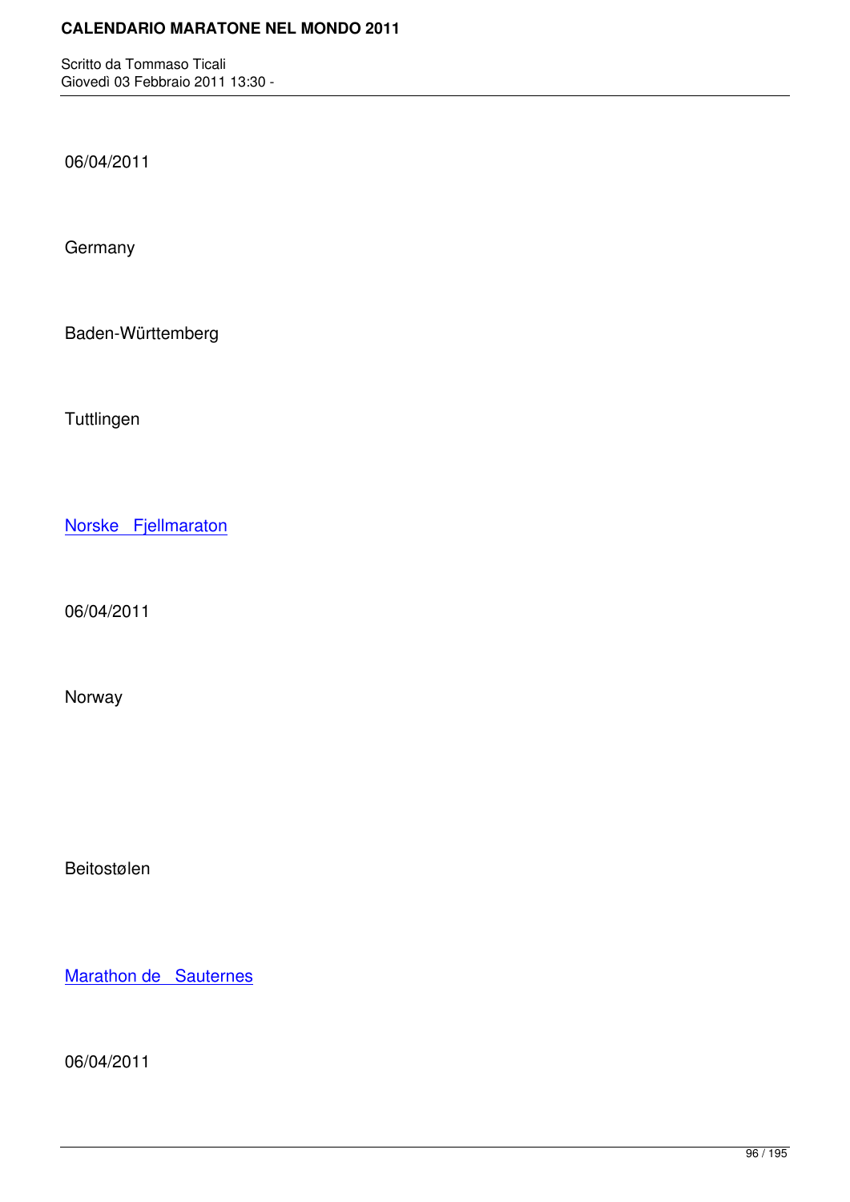06/04/2011

Germany

Baden-Württemberg

Tuttlingen

Norske   Fjellmaraton

06/04/2011

Norway

Beitostølen

Marathon de   Sauternes

06/04/2011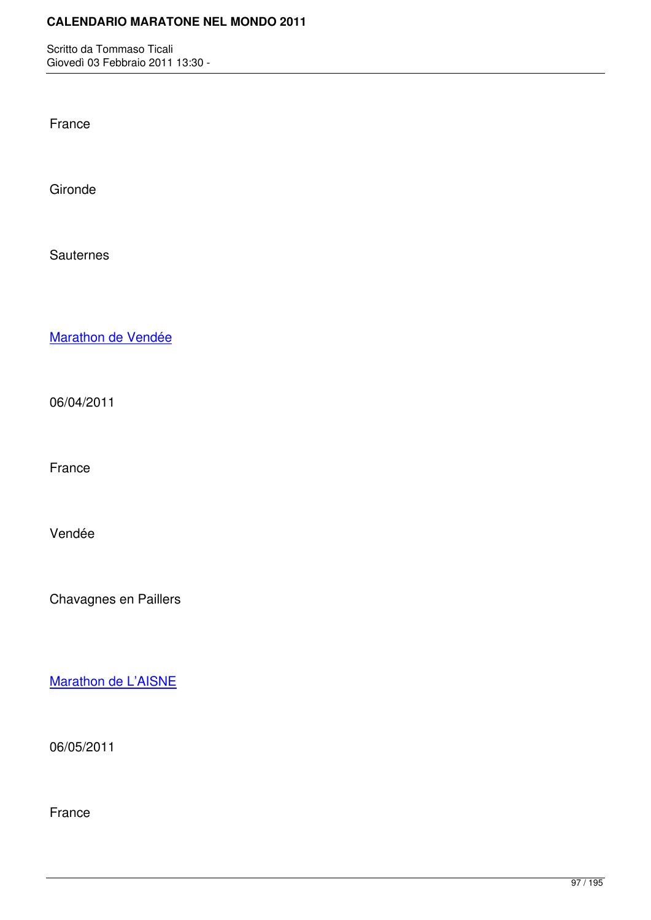France

Gironde

Sauternes

Marathon de Vendée

06/04/2011

France

Vendée

Chavagnes en Paillers

Marathon de L'AISNE

06/05/2011

France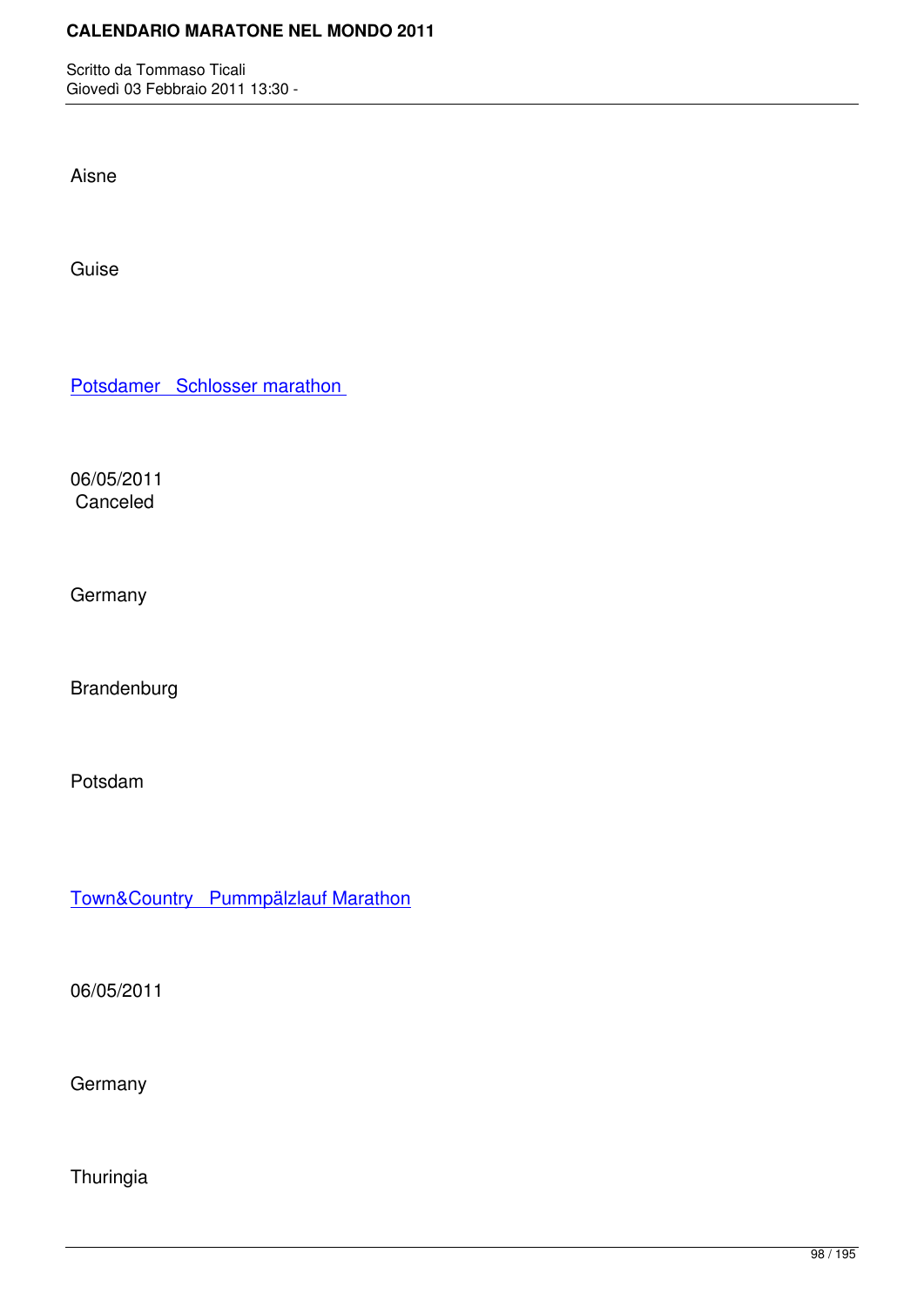Aisne

Guise

[Potsdamer Schlosser marathon]

06/05/2011
Canceled

Germany

Brandenburg

Potsdam

[Town&Country Pummpälzlauf Marathon]

06/05/2011

Germany

Thuringia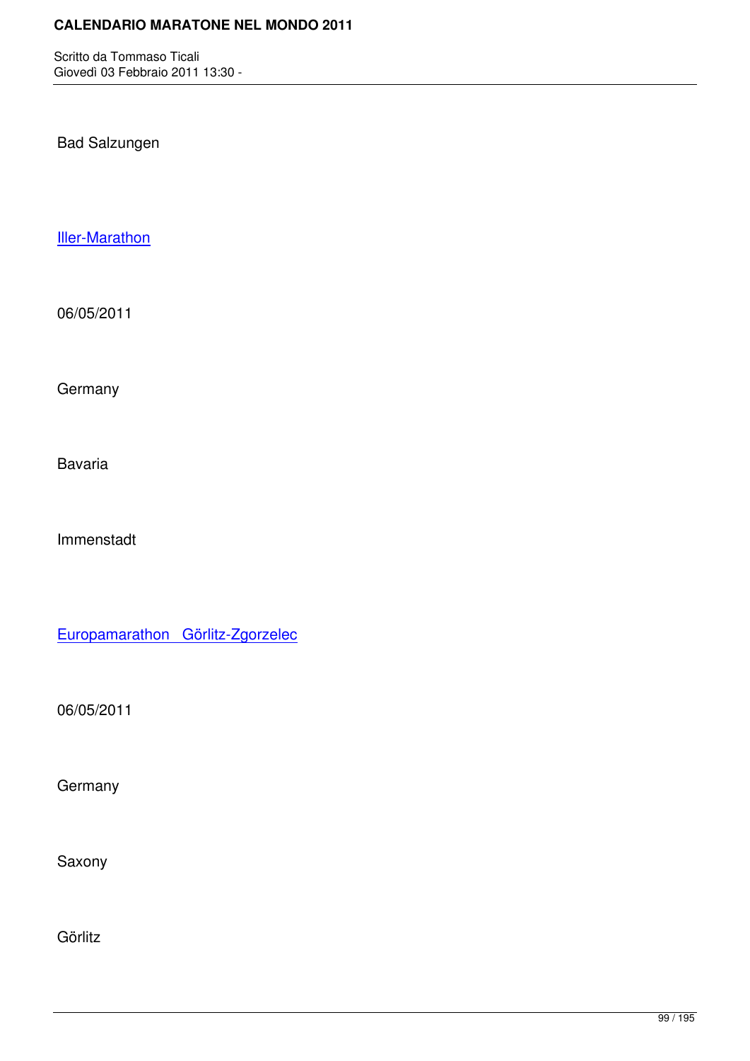Bad Salzungen

Iller-Marathon

06/05/2011

Germany

Bavaria

Immenstadt

Europamarathon Görlitz-Zgorzelec

06/05/2011

Germany

Saxony

Görlitz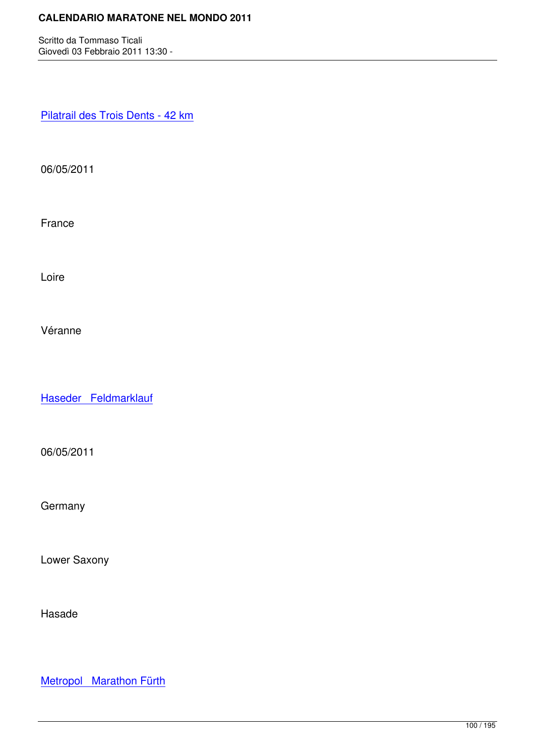Pilatrail des Trois Dents - 42 km

06/05/2011

France

Loire

Véranne

Haseder Feldmarklauf

06/05/2011

Germany

Lower Saxony

Hasade

Metropol Marathon Fürth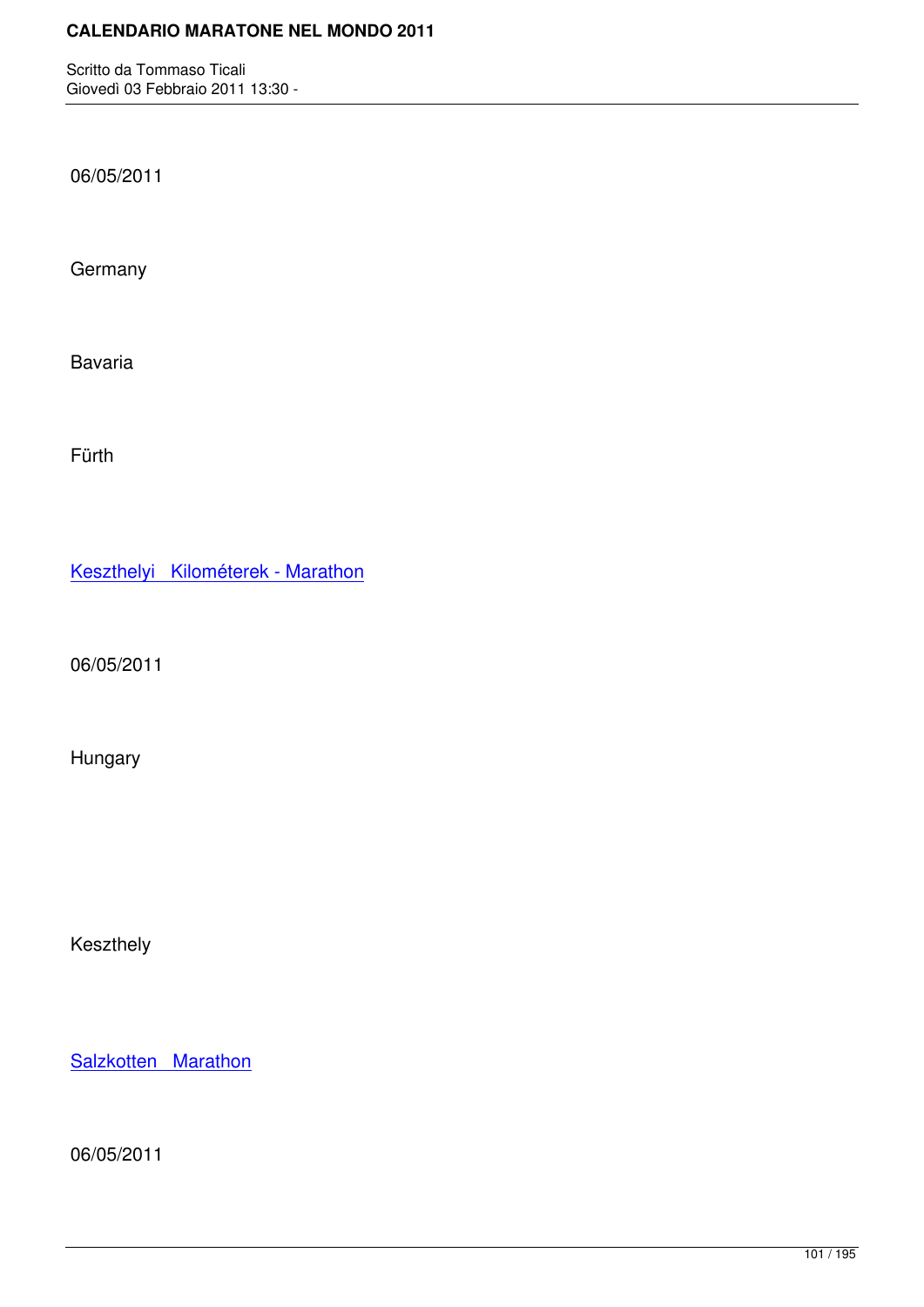06/05/2011

Germany

Bavaria

Fürth

Keszthelyi   Kilométerek - Marathon

06/05/2011

Hungary

Keszthely

Salzkotten   Marathon

06/05/2011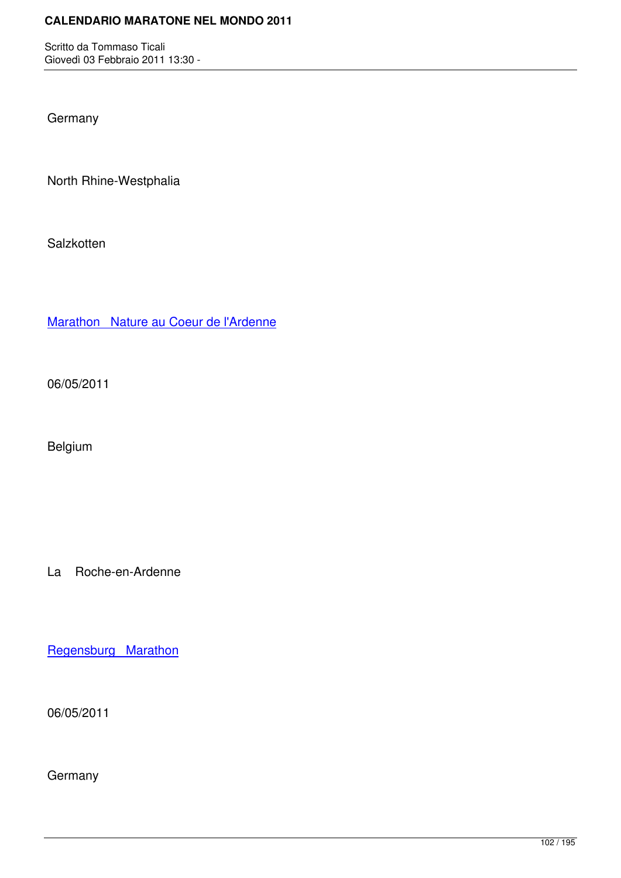Germany

North Rhine-Westphalia

Salzkotten

Marathon   Nature au Coeur de l'Ardenne

06/05/2011

Belgium

La    Roche-en-Ardenne

Regensburg   Marathon

06/05/2011

Germany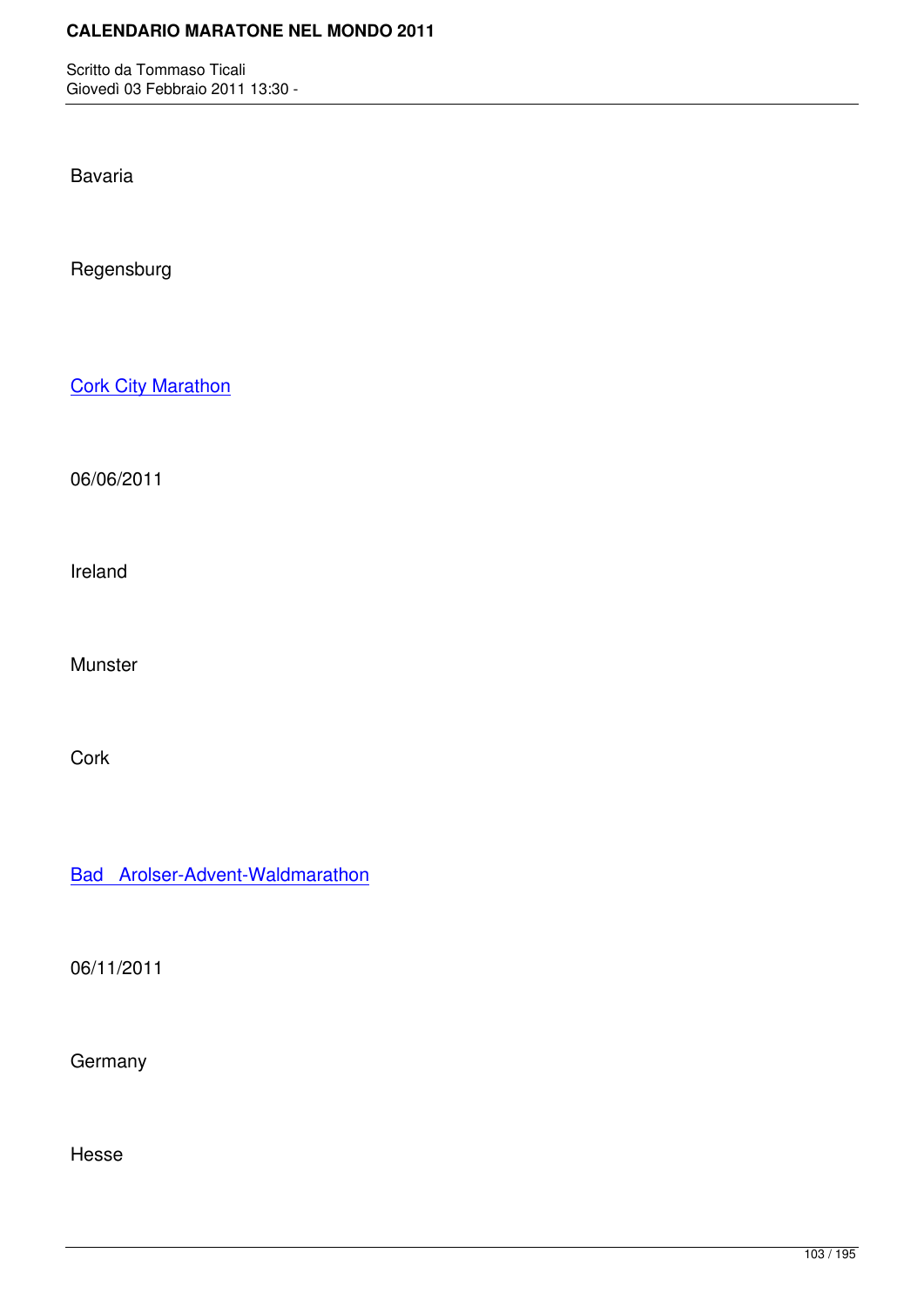Bavaria

Regensburg

Cork City Marathon

06/06/2011

Ireland

Munster

Cork

Bad Arolser-Advent-Waldmarathon

06/11/2011

Germany

Hesse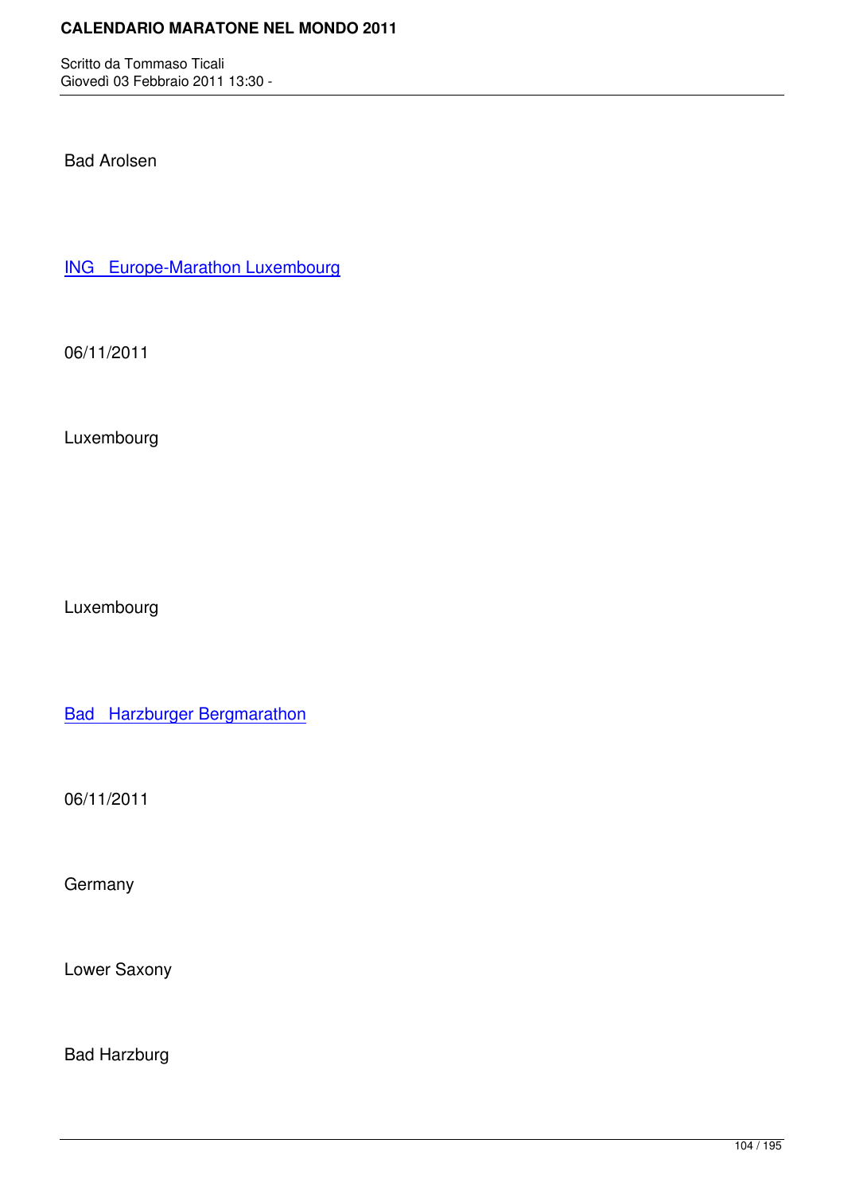Bad Arolsen

ING Europe-Marathon Luxembourg

06/11/2011

Luxembourg

Luxembourg

Bad Harzburger Bergmarathon

06/11/2011

Germany

Lower Saxony

Bad Harzburg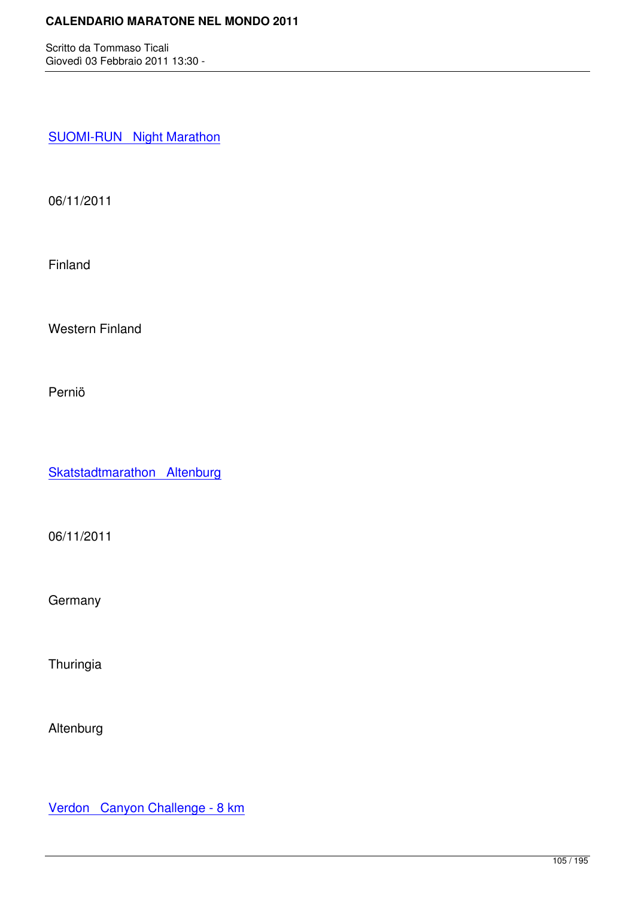SUOMI-RUN   Night Marathon

06/11/2011

Finland

Western Finland

Perniö

Skatstadtmarathon   Altenburg

06/11/2011

Germany

Thuringia

Altenburg

Verdon   Canyon Challenge - 8 km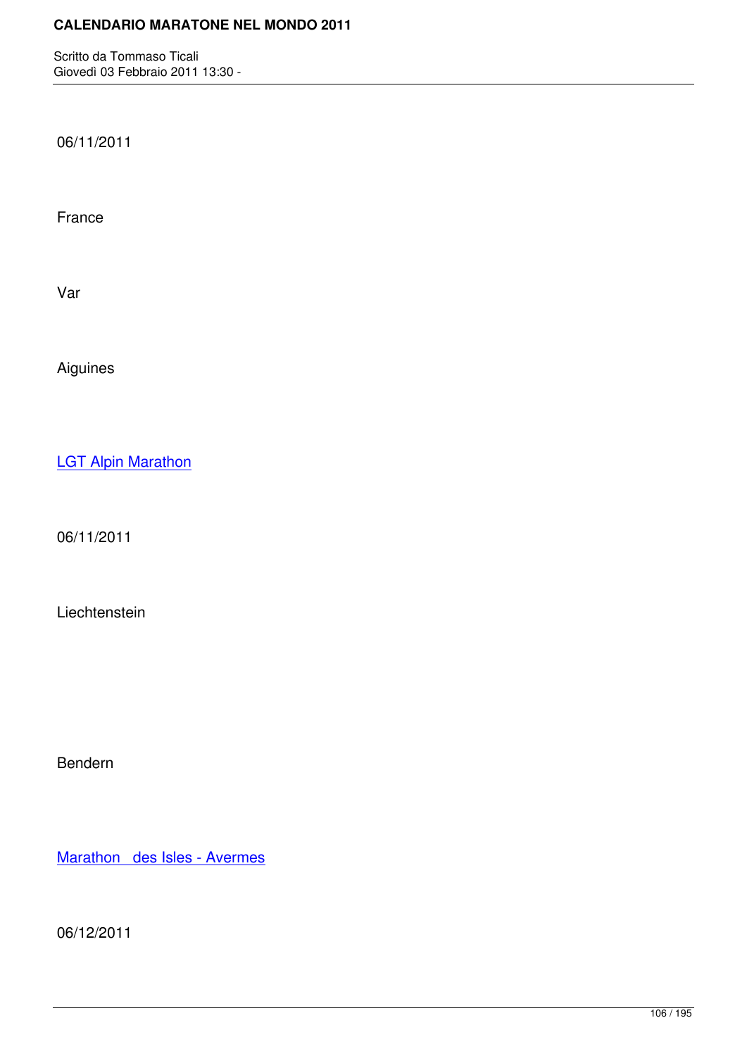06/11/2011

France

Var

Aiguines

LGT Alpin Marathon

06/11/2011

Liechtenstein

Bendern

Marathon  des Isles - Avermes

06/12/2011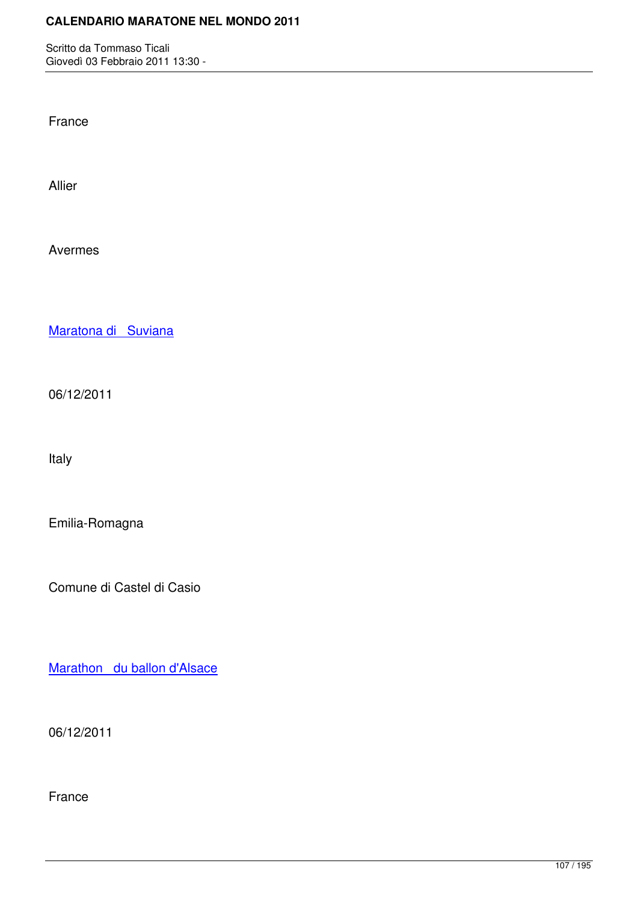France

Allier

Avermes

[Maratona di Suviana]

06/12/2011

Italy

Emilia-Romagna

Comune di Castel di Casio

[Marathon du ballon d'Alsace]

06/12/2011

France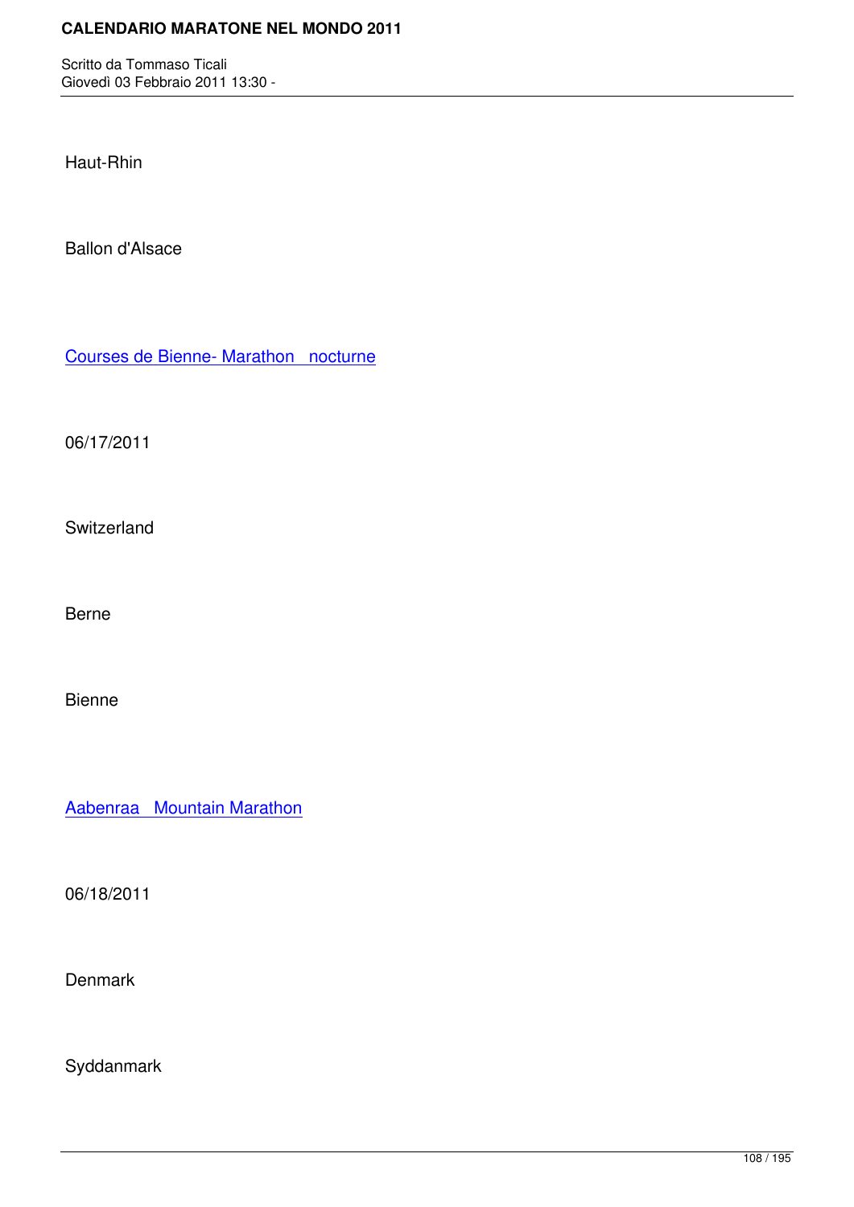Haut-Rhin

Ballon d'Alsace

Courses de Bienne- Marathon nocturne

06/17/2011

Switzerland

Berne

Bienne

Aabenraa Mountain Marathon

06/18/2011

Denmark

Syddanmark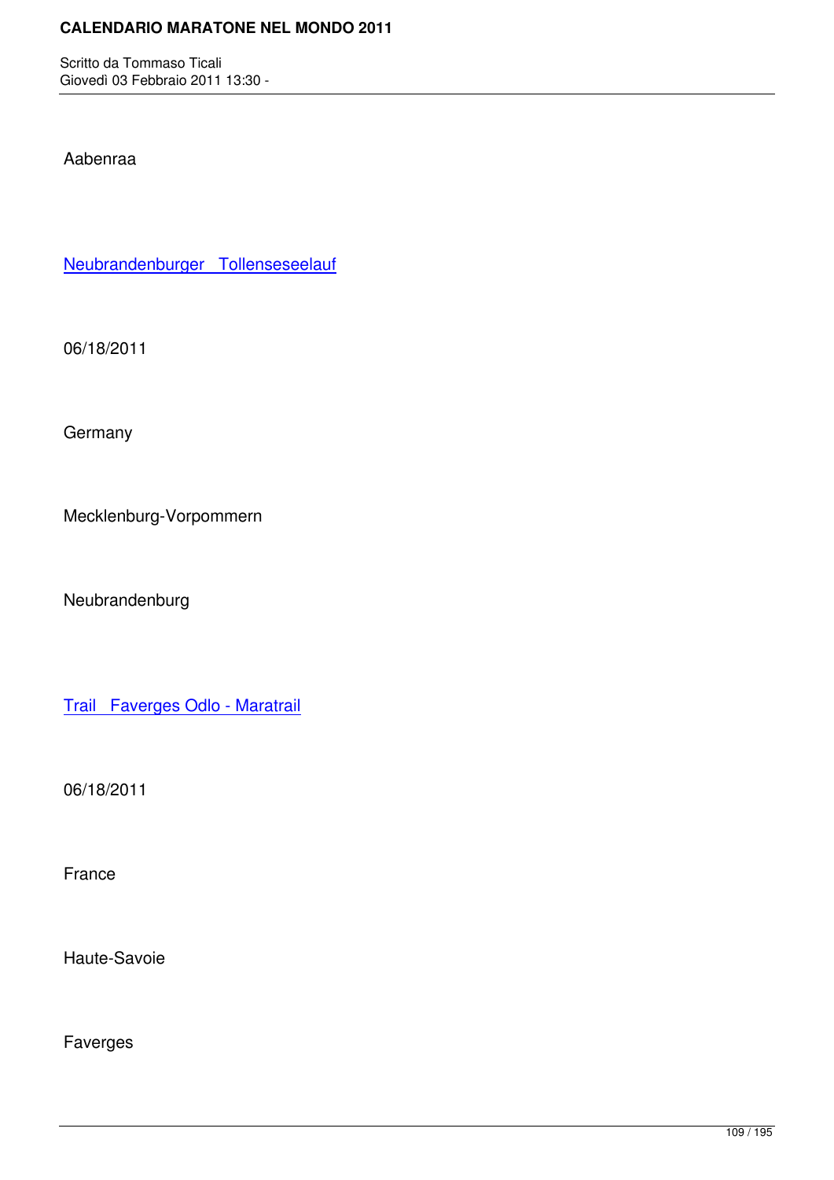Aabenraa

Neubrandenburger   Tollenseseelauf

06/18/2011

Germany

Mecklenburg-Vorpommern

Neubrandenburg

Trail   Faverges Odlo - Maratrail

06/18/2011

France

Haute-Savoie

Faverges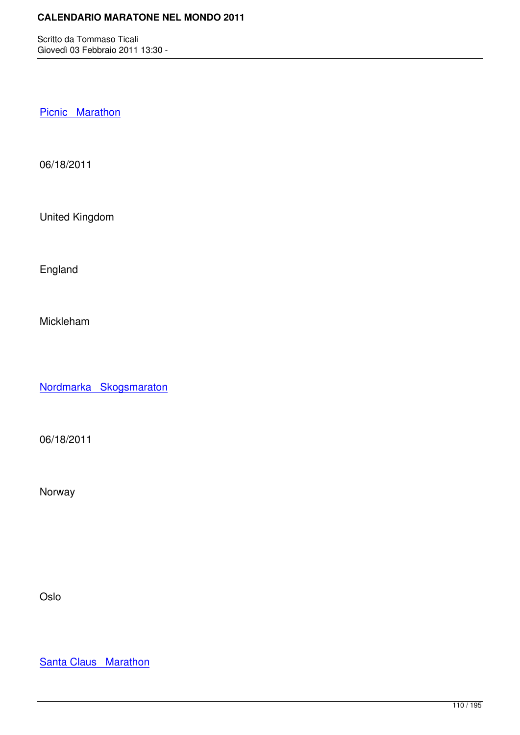Picnic Marathon

06/18/2011

United Kingdom

England

Mickleham

Nordmarka Skogsmaraton

06/18/2011

Norway

Oslo

Santa Claus Marathon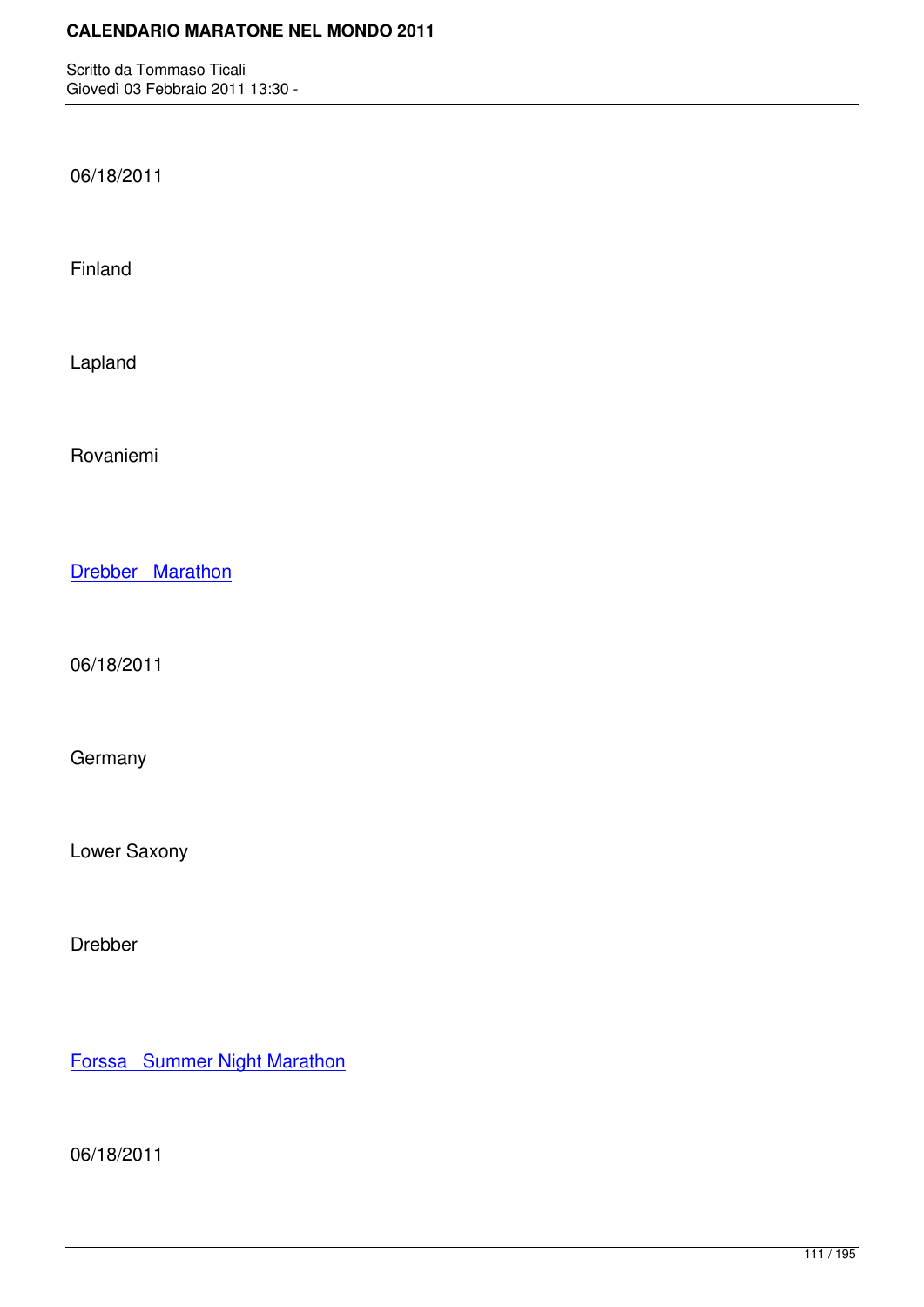06/18/2011

Finland

Lapland

Rovaniemi

Drebber Marathon

06/18/2011

Germany

Lower Saxony

Drebber

Forssa Summer Night Marathon

06/18/2011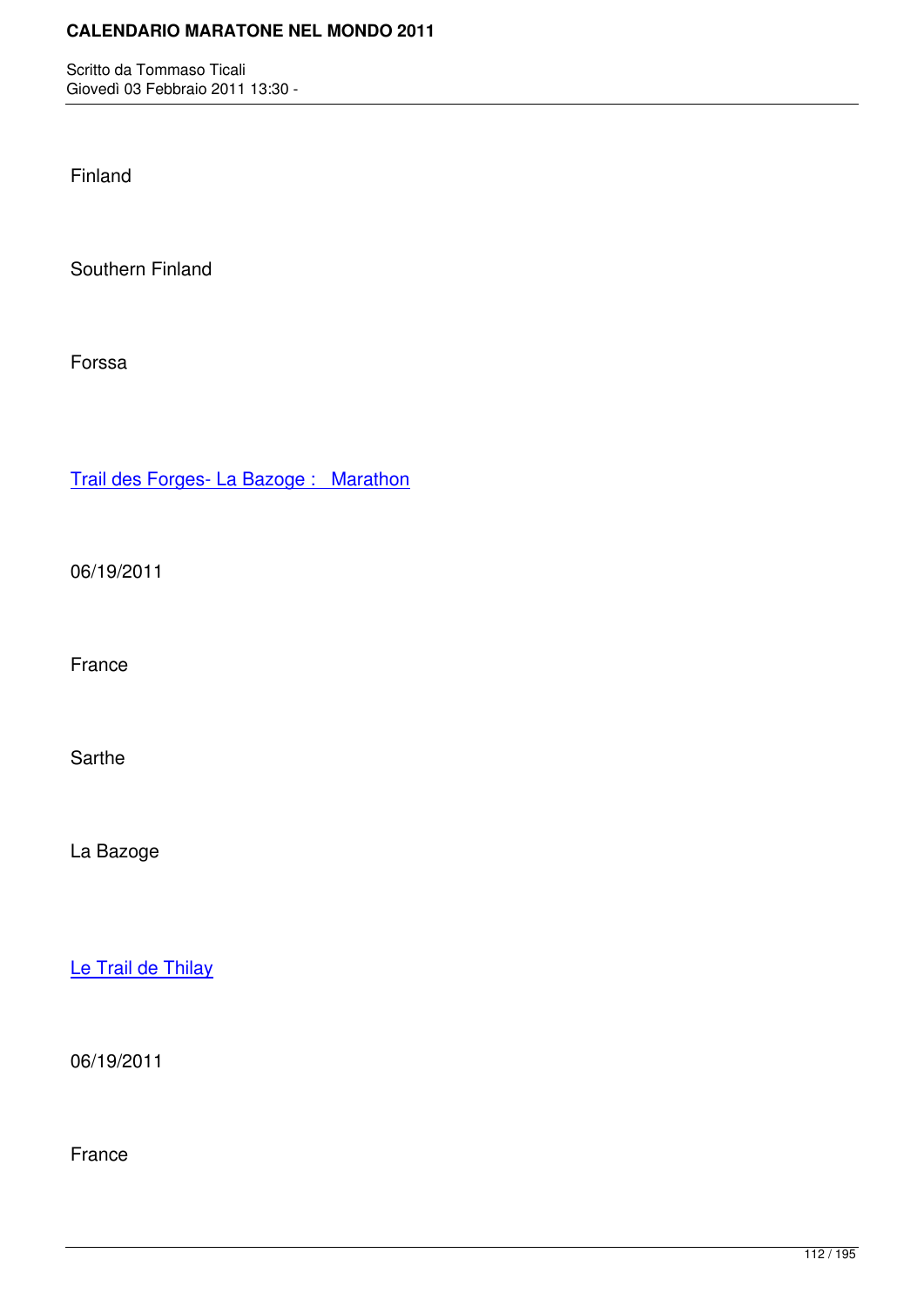Finland

Southern Finland

Forssa

[Trail des Forges- La Bazoge :   Marathon]

06/19/2011

France

Sarthe

La Bazoge

[Le Trail de Thilay]

06/19/2011

France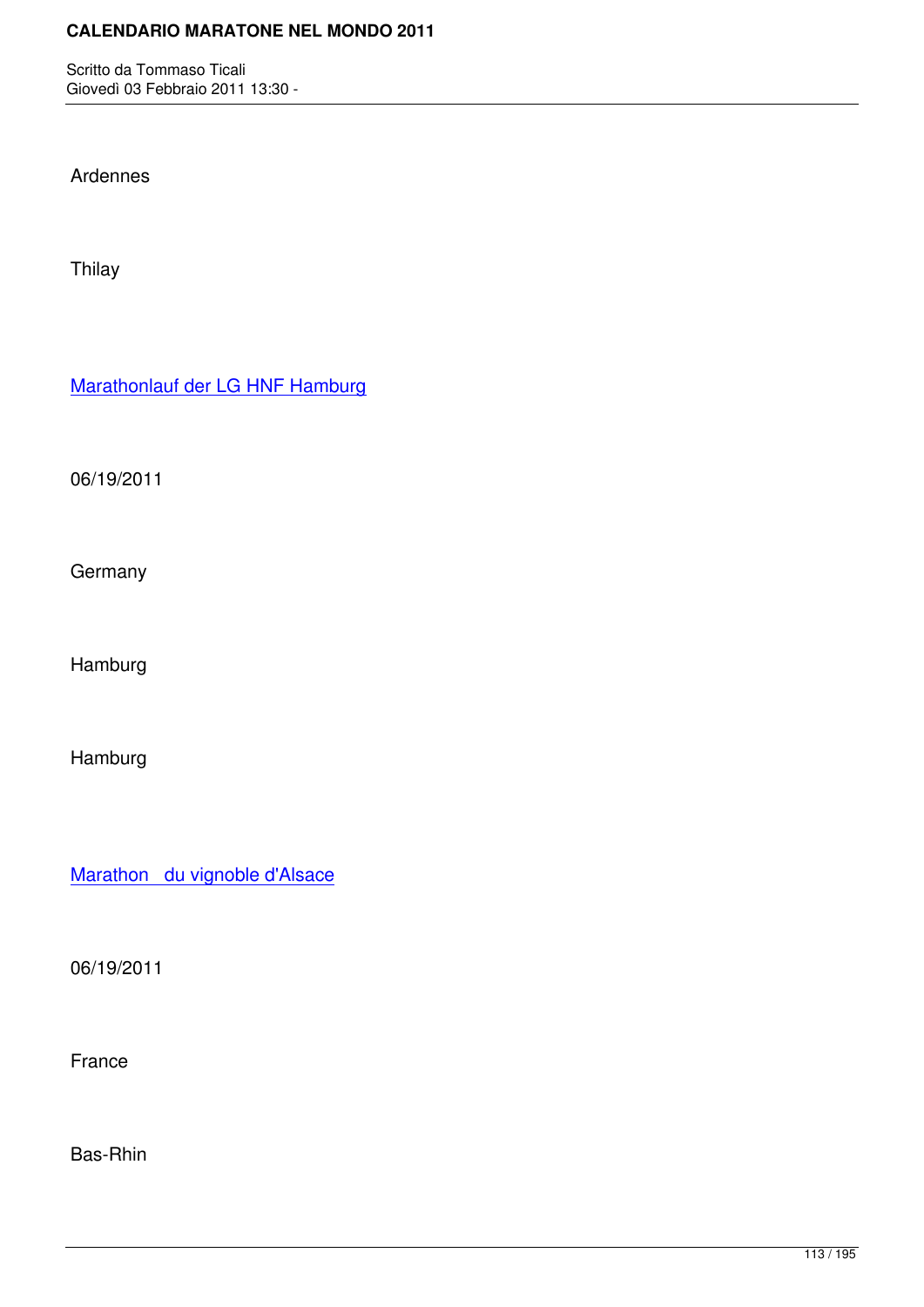Ardennes

Thilay

[Marathonlauf der LG HNF Hamburg]

06/19/2011

Germany

Hamburg

Hamburg

[Marathon du vignoble d'Alsace]

06/19/2011

France

Bas-Rhin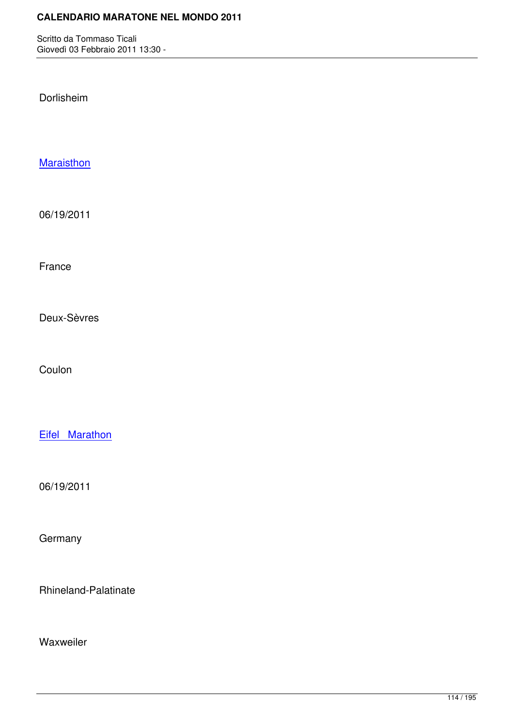Dorlisheim

Maraisthon

06/19/2011

France

Deux-Sèvres

Coulon

Eifel  Marathon

06/19/2011

Germany

Rhineland-Palatinate

Waxweiler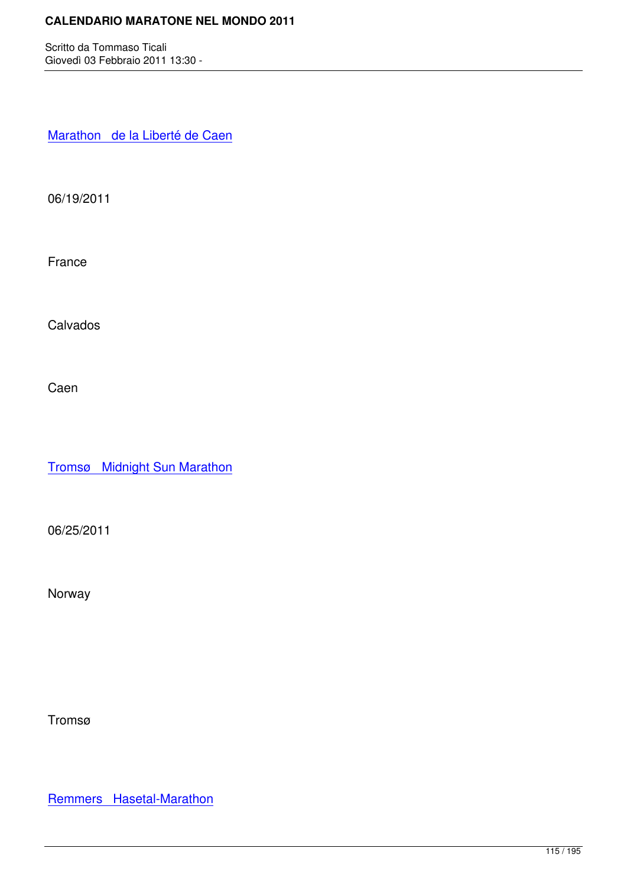Marathon   de la Liberté de Caen

06/19/2011

France

Calvados

Caen

Tromsø   Midnight Sun Marathon

06/25/2011

Norway

Tromsø

Remmers   Hasetal-Marathon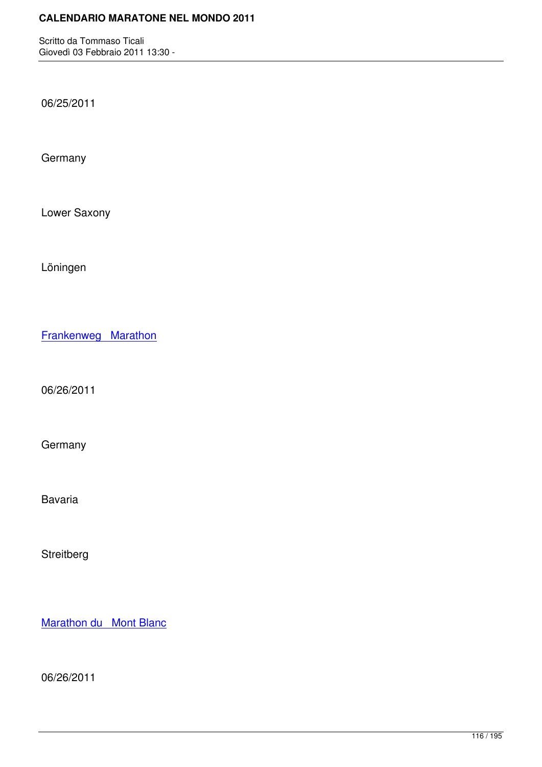06/25/2011

Germany

Lower Saxony

Löningen

Frankenweg Marathon

06/26/2011

Germany

Bavaria

Streitberg

Marathon du Mont Blanc

06/26/2011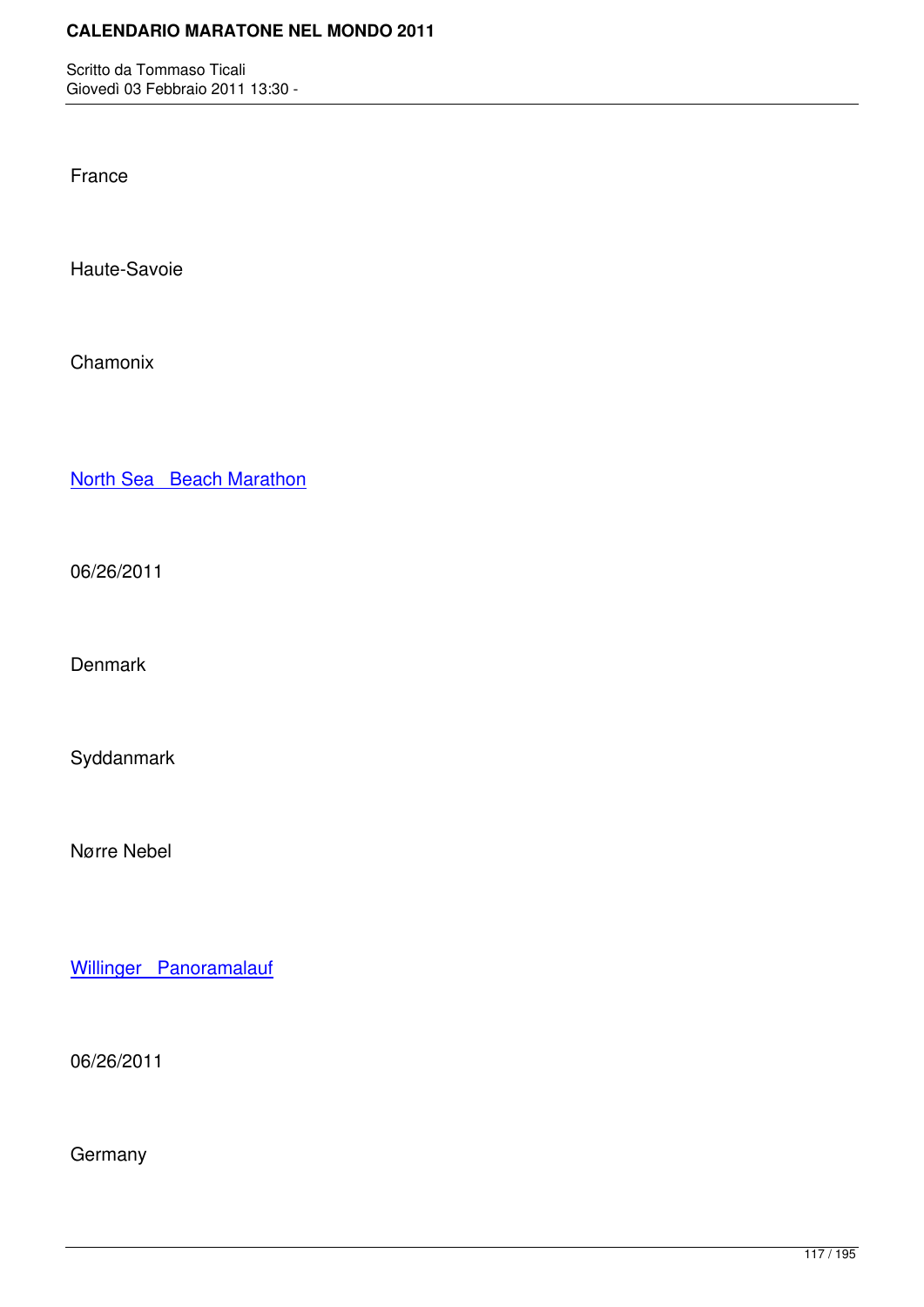France

Haute-Savoie

Chamonix

North Sea   Beach Marathon

06/26/2011

Denmark

Syddanmark

Nørre Nebel

Willinger   Panoramalauf

06/26/2011

Germany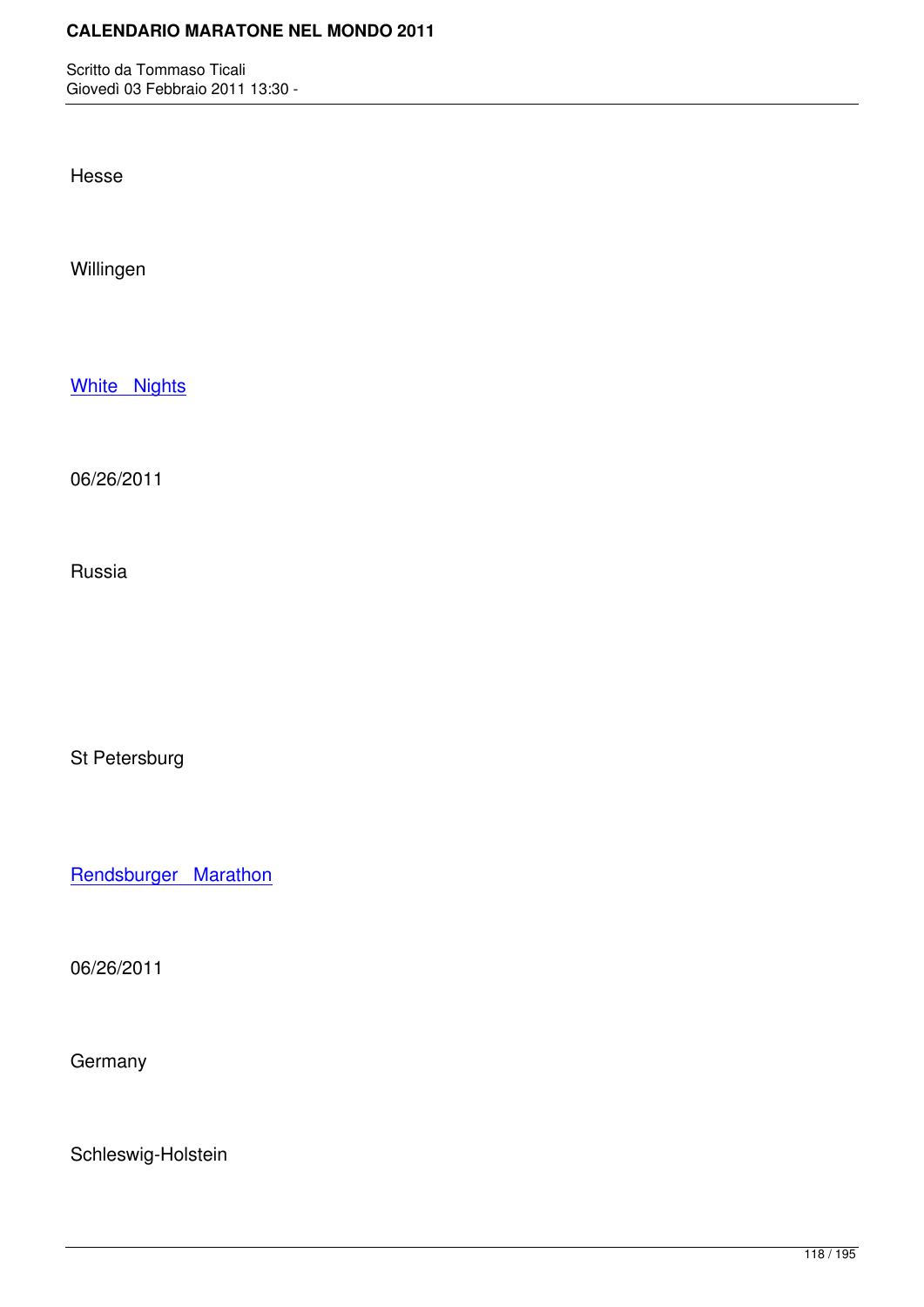Hesse

Willingen

White Nights

06/26/2011

Russia

St Petersburg

Rendsburger Marathon

06/26/2011

Germany

Schleswig-Holstein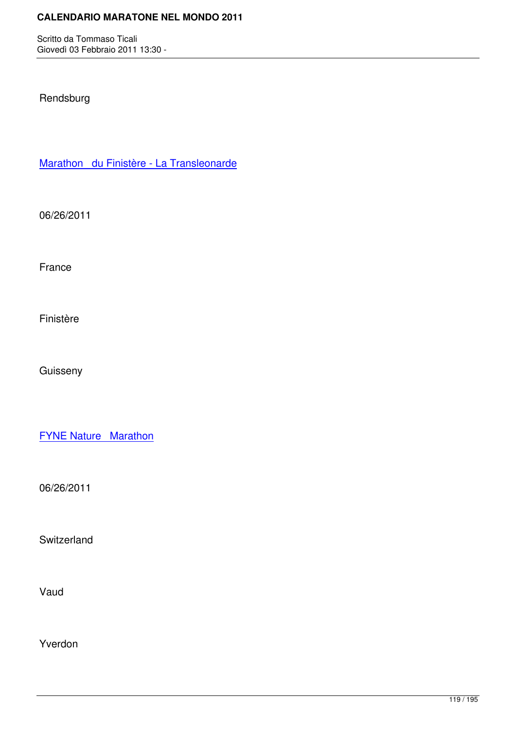Rendsburg

Marathon du Finistère - La Transleonarde

06/26/2011

France

Finistère

Guisseny

FYNE Nature Marathon

06/26/2011

Switzerland

Vaud

Yverdon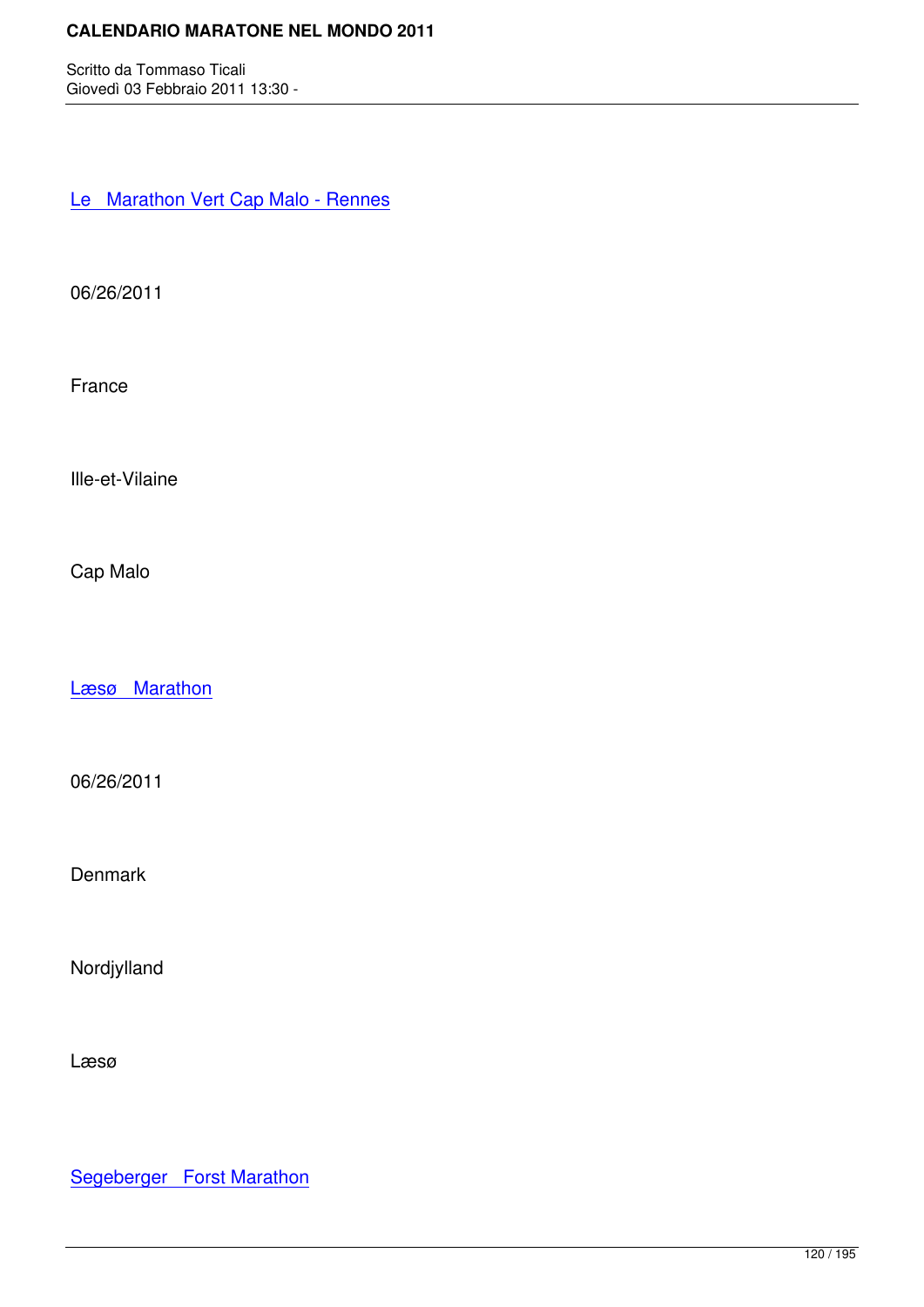Le Marathon Vert Cap Malo - Rennes

06/26/2011

France

Ille-et-Vilaine

Cap Malo

Læsø Marathon

06/26/2011

Denmark

Nordjylland

Læsø

Segeberger Forst Marathon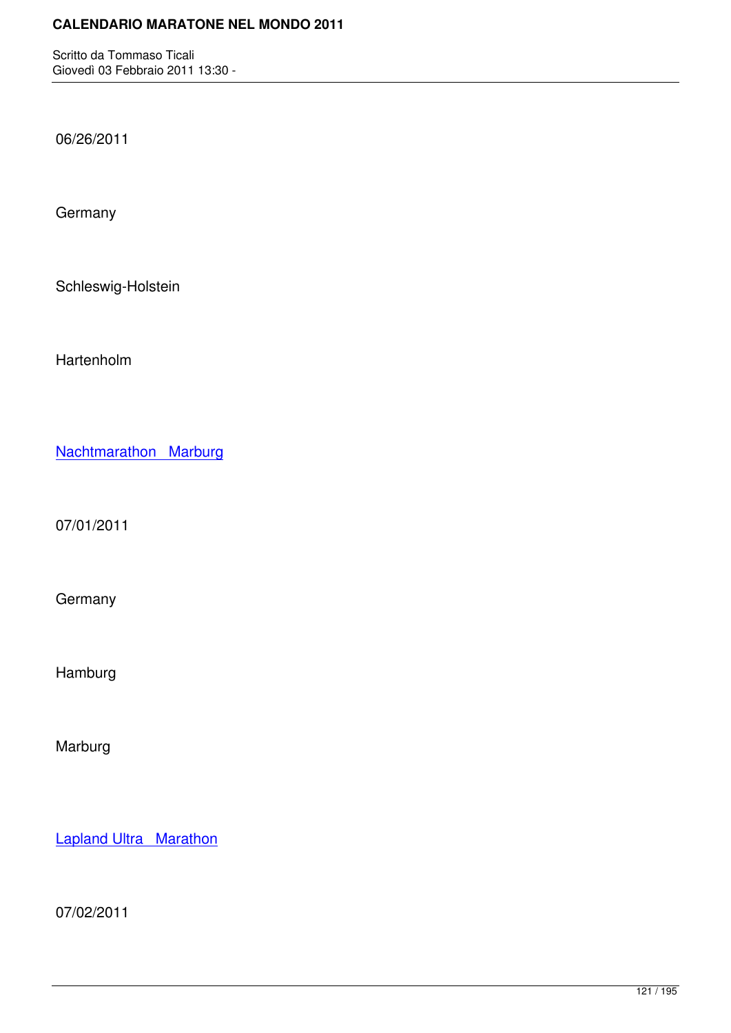06/26/2011

Germany

Schleswig-Holstein

Hartenholm

Nachtmarathon Marburg

07/01/2011

Germany

Hamburg

Marburg

Lapland Ultra Marathon

07/02/2011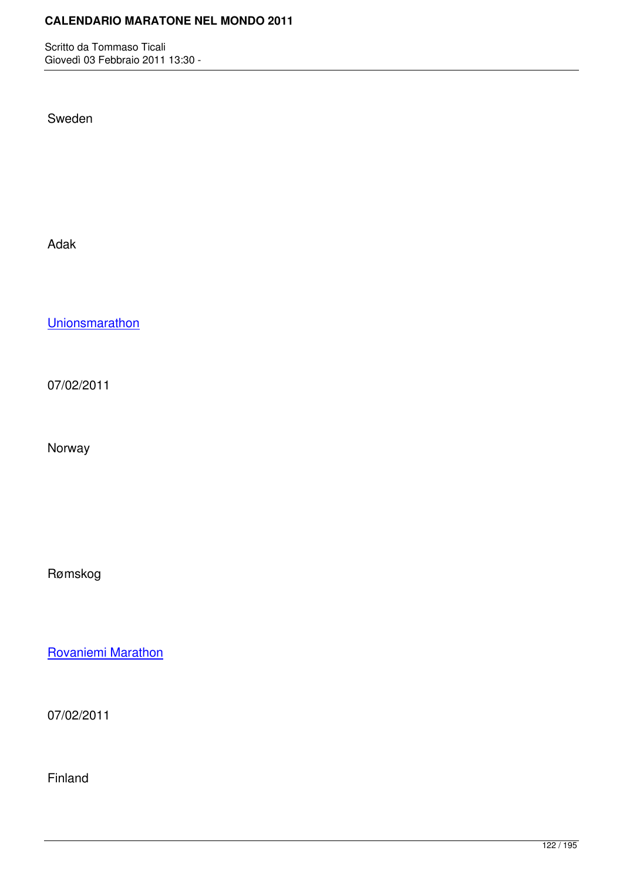Sweden

Adak

Unionsmarathon

07/02/2011

Norway

Rømskog

Rovaniemi Marathon

07/02/2011

Finland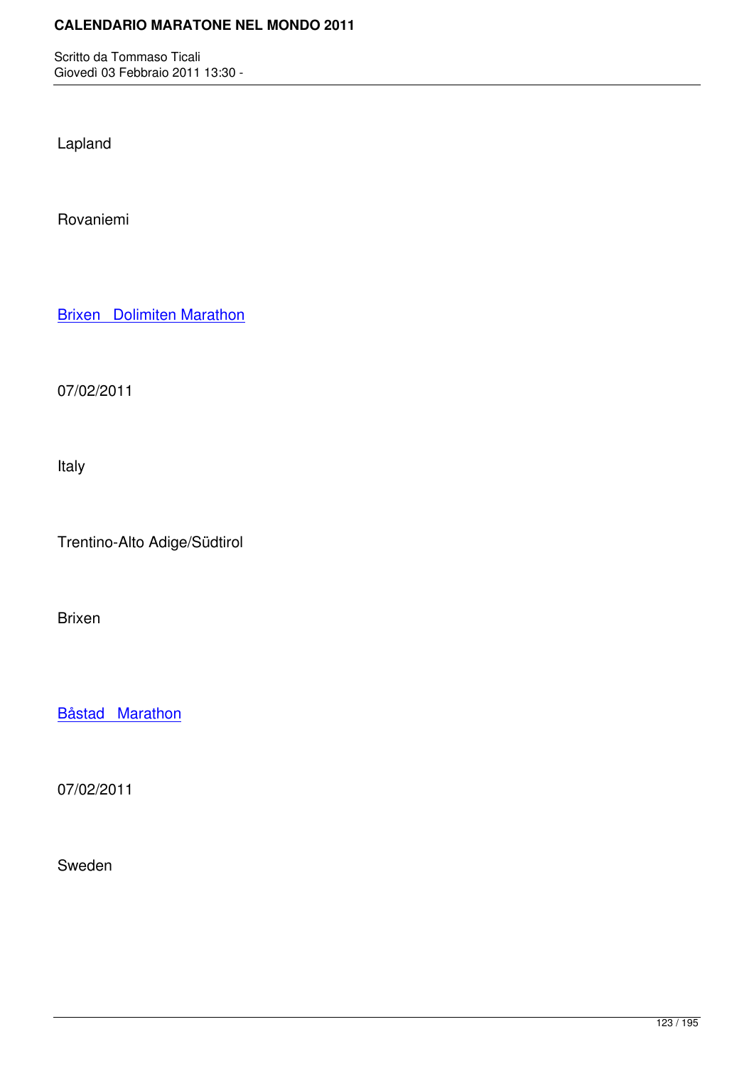Lapland

Rovaniemi

[Brixen   Dolimiten Marathon]

07/02/2011

Italy

Trentino-Alto Adige/Südtirol

Brixen

[Båstad   Marathon]

07/02/2011

Sweden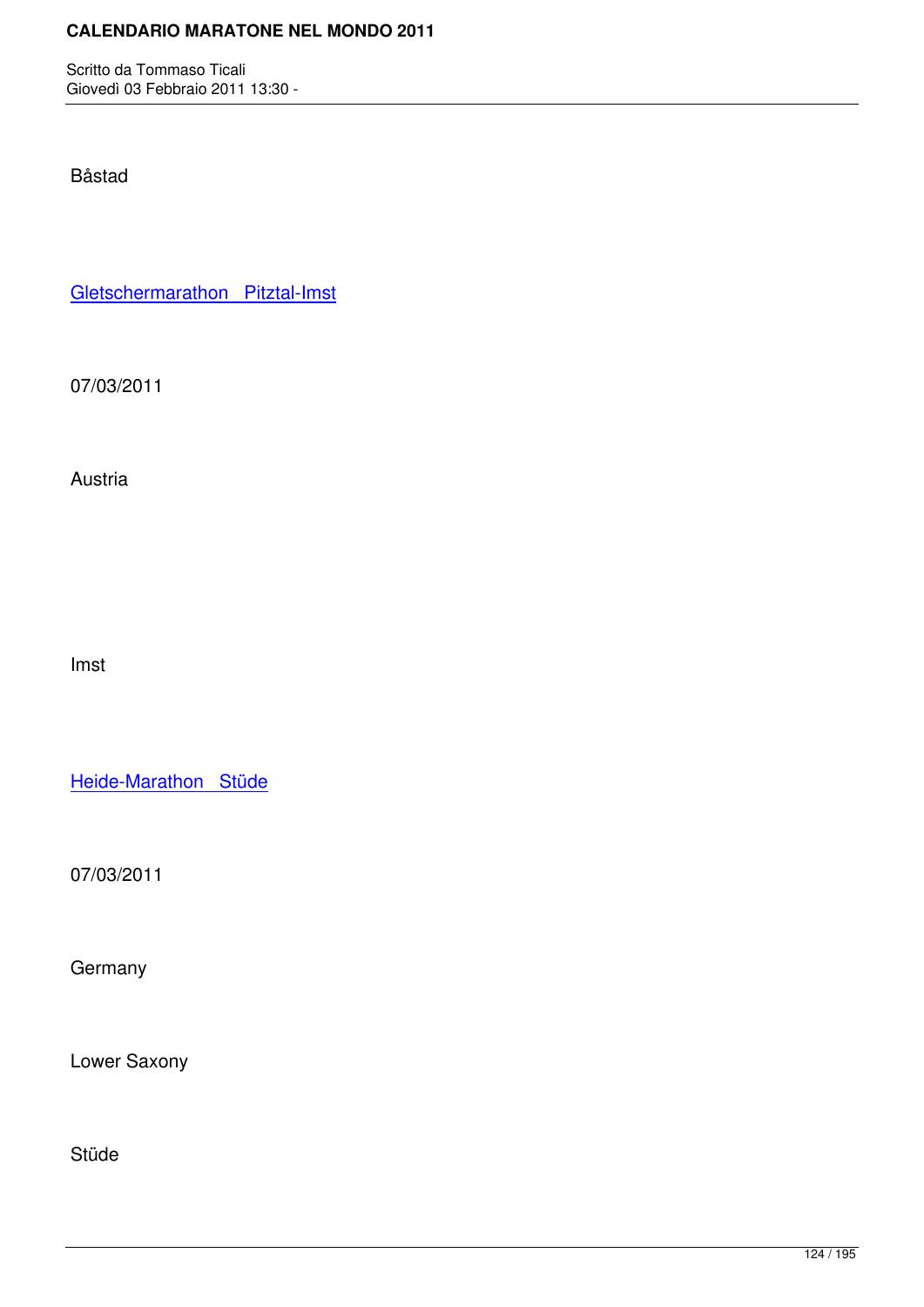Båstad

Gletschermarathon   Pitztal-Imst

07/03/2011

Austria

Imst

Heide-Marathon   Stüde

07/03/2011

Germany

Lower Saxony

Stüde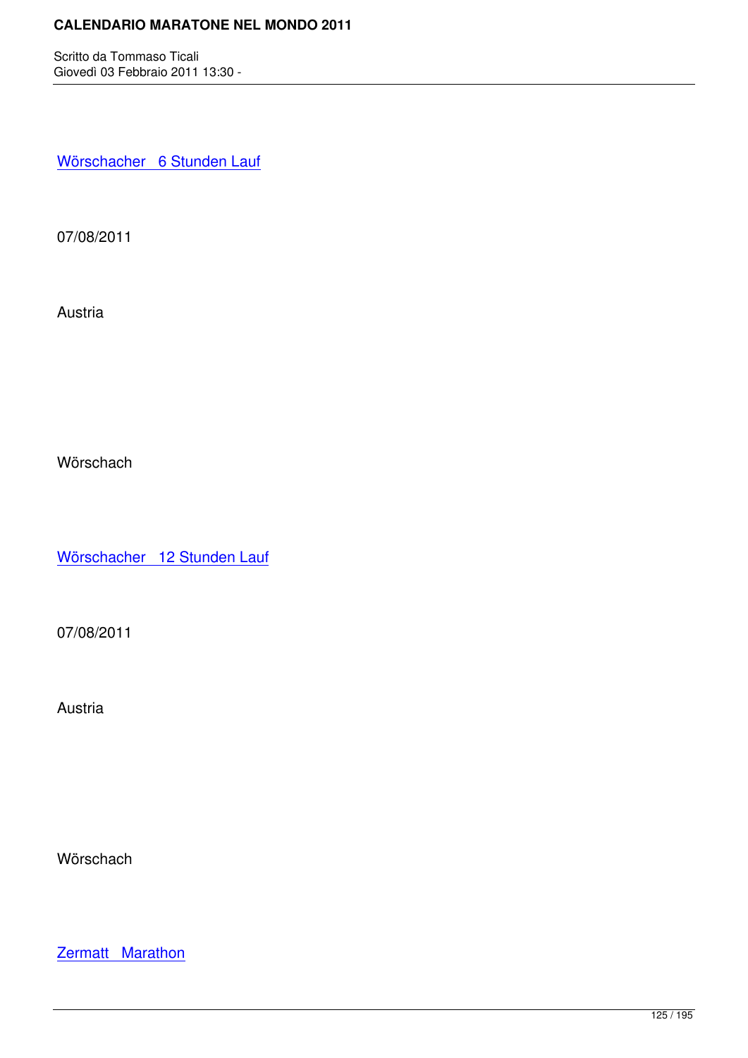Wörschacher 6 Stunden Lauf

07/08/2011

Austria

Wörschach

Wörschacher 12 Stunden Lauf

07/08/2011

Austria

Wörschach

Zermatt Marathon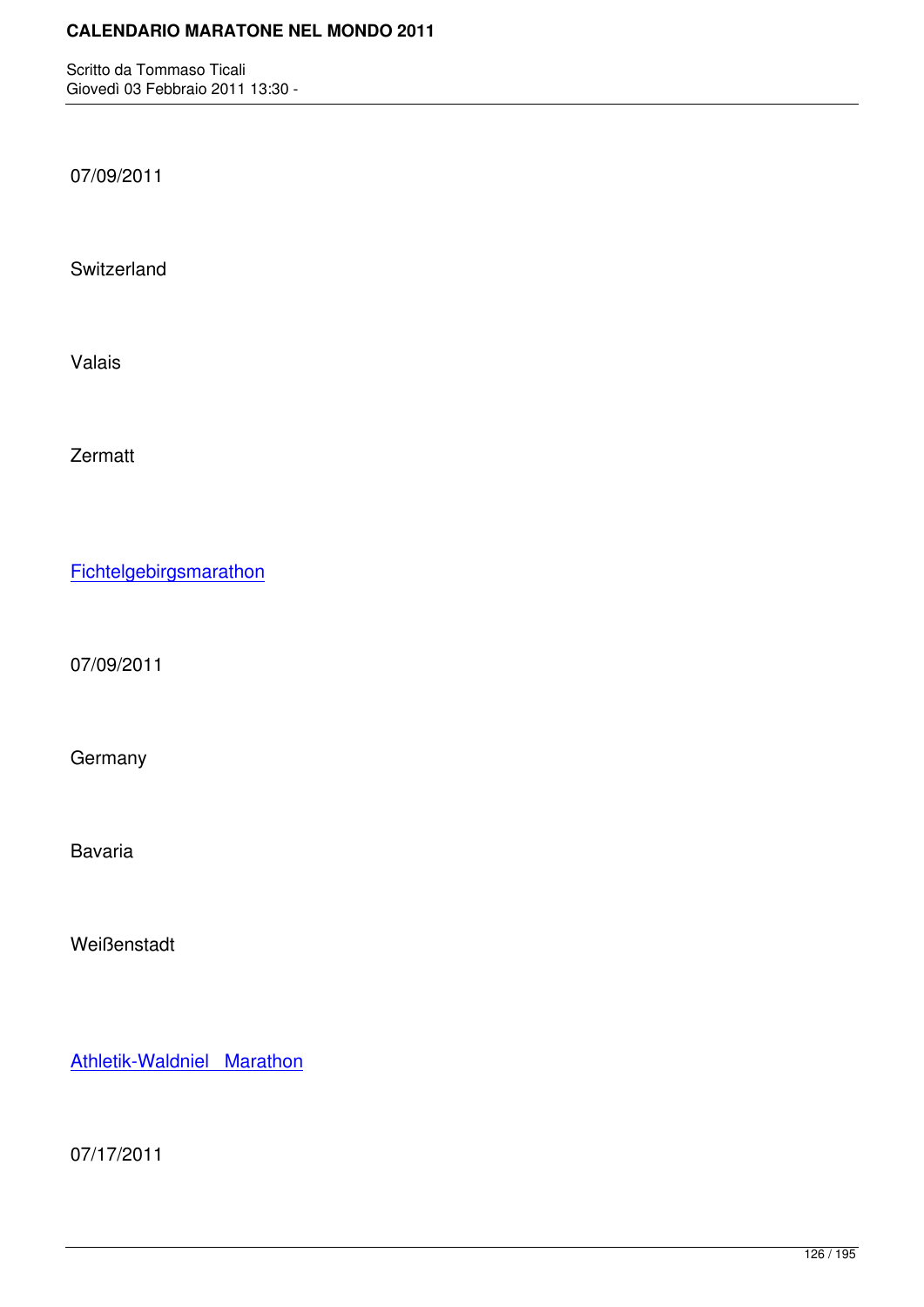07/09/2011

Switzerland

Valais

Zermatt

Fichtelgebirgsmarathon

07/09/2011

Germany

Bavaria

Weißenstadt

Athletik-Waldniel  Marathon

07/17/2011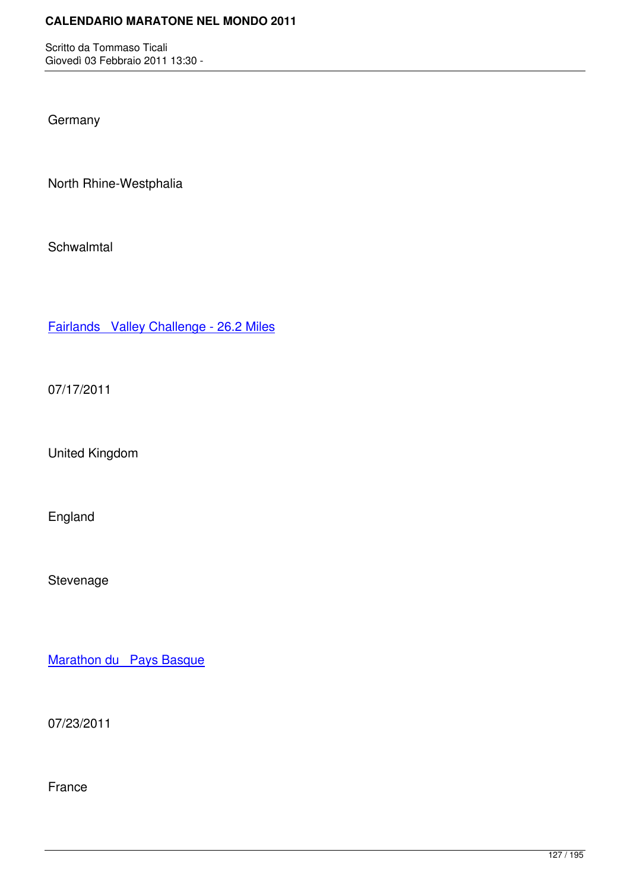Germany

North Rhine-Westphalia

Schwalmtal

[Fairlands   Valley Challenge - 26.2 Miles]

07/17/2011

United Kingdom

England

Stevenage

[Marathon du   Pays Basque]

07/23/2011

France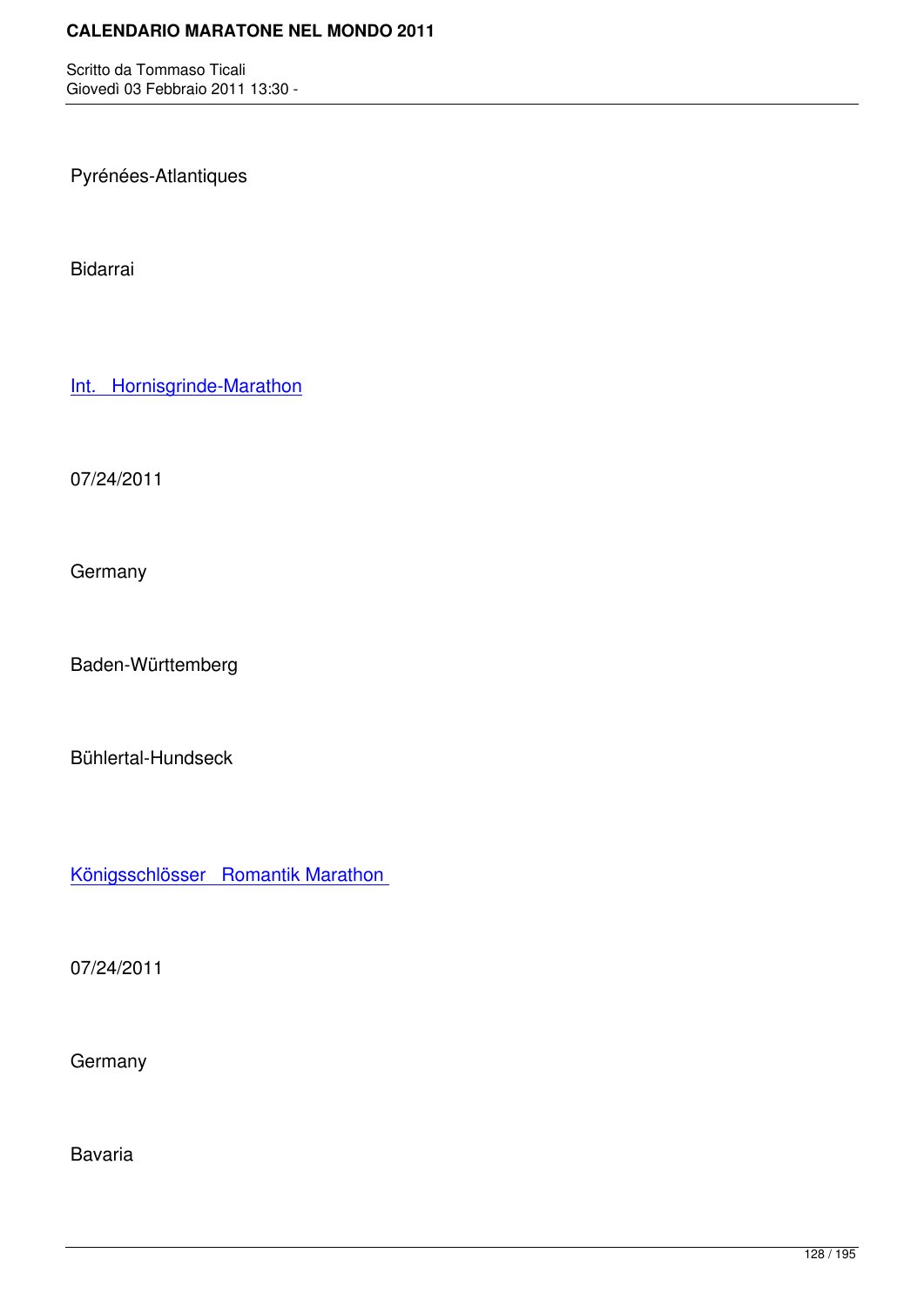Pyrénées-Atlantiques

Bidarrai

Int. Hornisgrinde-Marathon

07/24/2011

Germany

Baden-Württemberg

Bühlertal-Hundseck

Königsschlösser Romantik Marathon

07/24/2011

Germany

Bavaria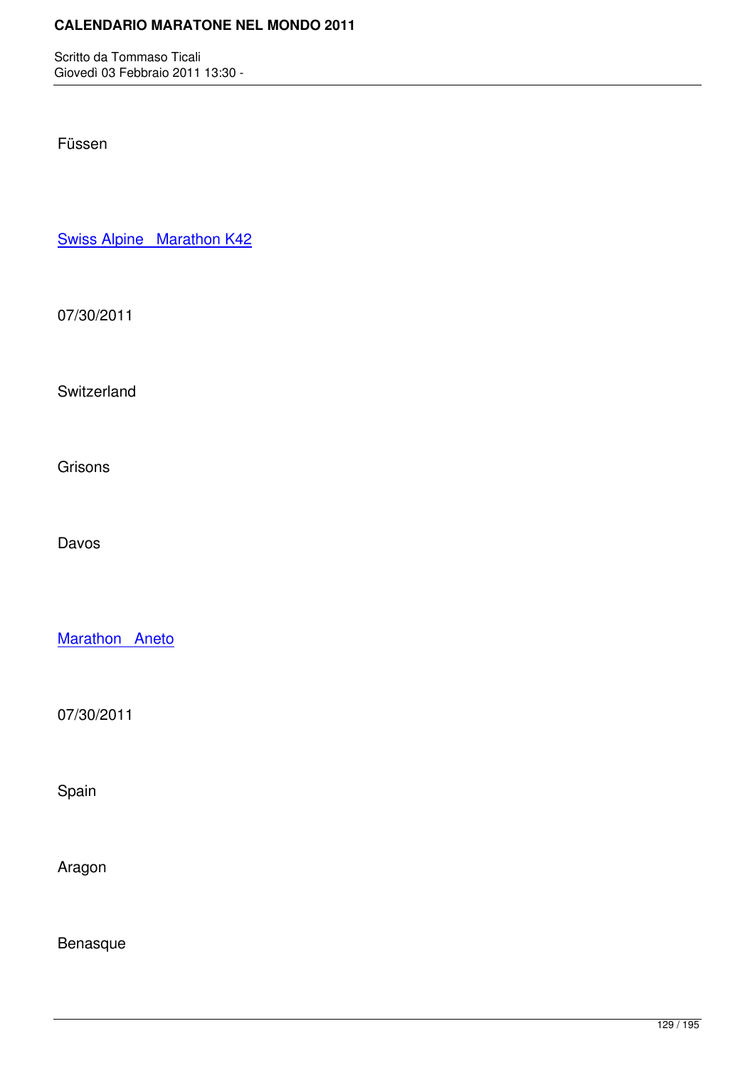Füssen

Swiss Alpine   Marathon K42

07/30/2011

Switzerland

Grisons

Davos

Marathon   Aneto

07/30/2011

Spain

Aragon

Benasque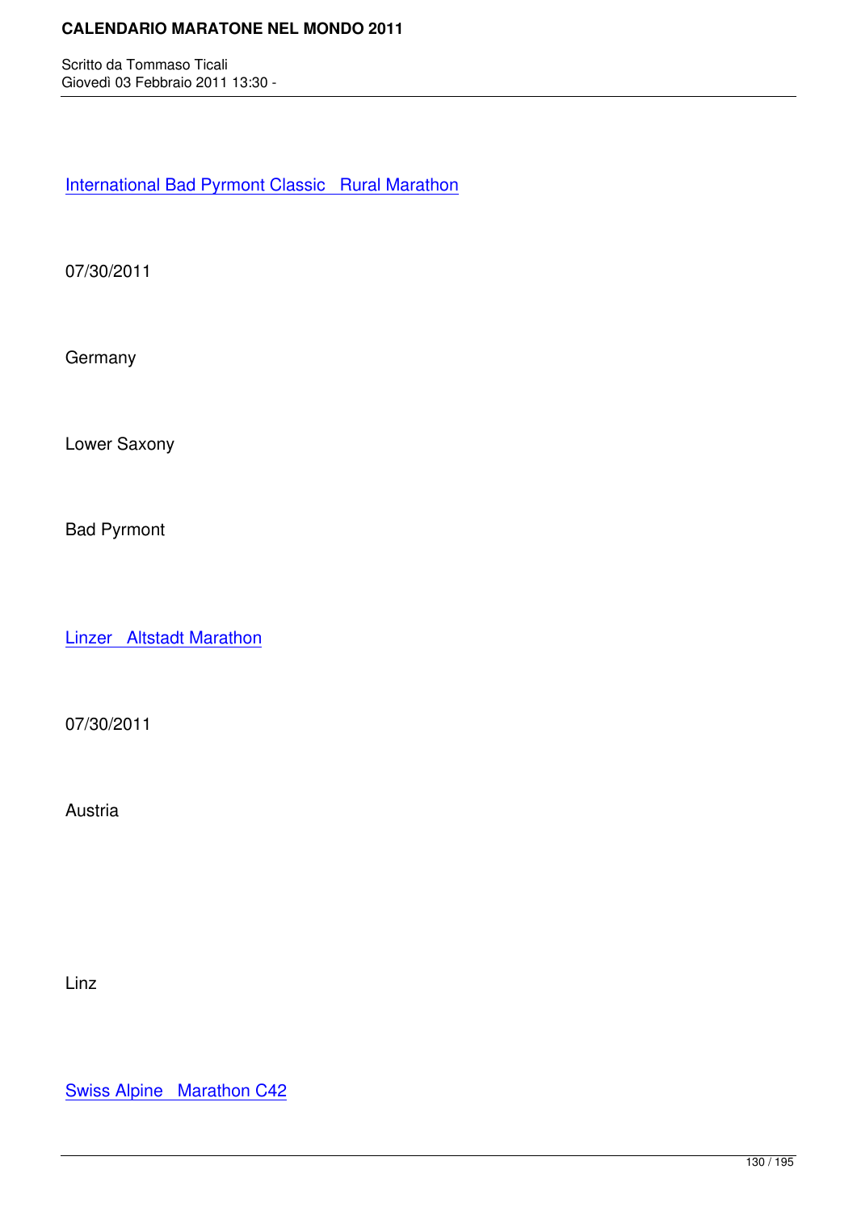International Bad Pyrmont Classic   Rural Marathon

07/30/2011

Germany

Lower Saxony

Bad Pyrmont

Linzer   Altstadt Marathon

07/30/2011

Austria

Linz

Swiss Alpine   Marathon C42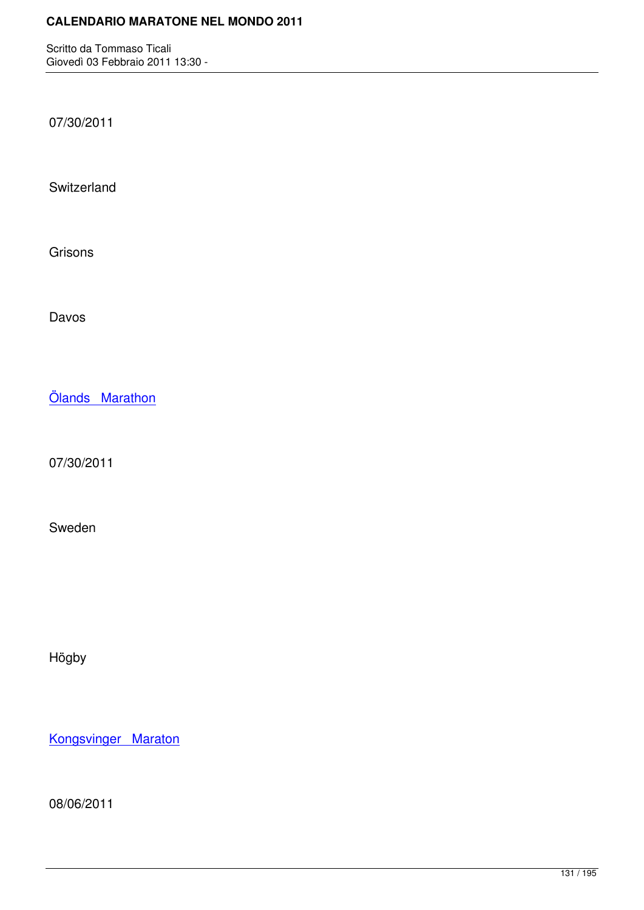07/30/2011

Switzerland

Grisons

Davos

Ölands Marathon

07/30/2011

Sweden

Högby

Kongsvinger Maraton

08/06/2011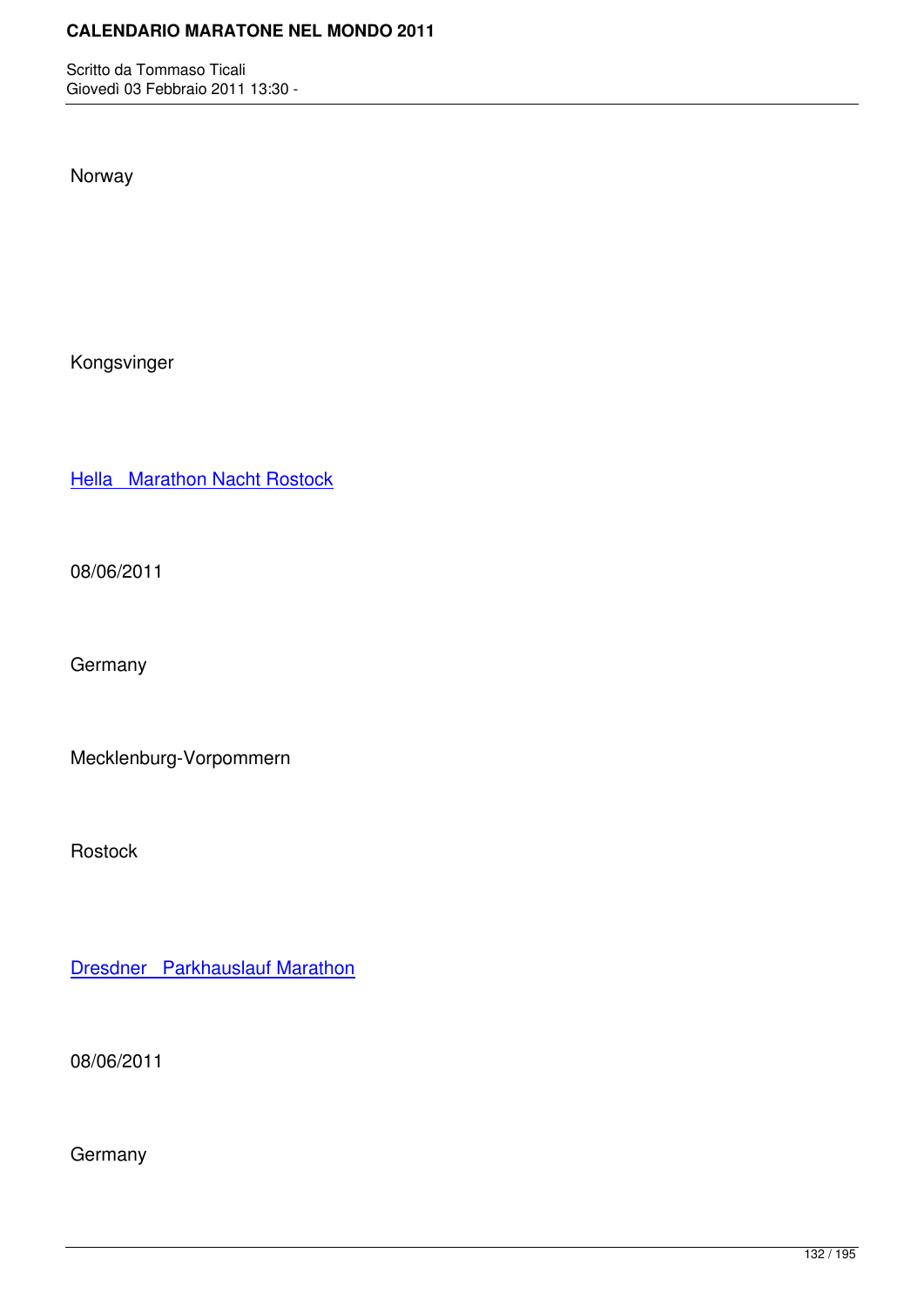Norway

Kongsvinger

[Hella   Marathon Nacht Rostock]

08/06/2011

Germany

Mecklenburg-Vorpommern

Rostock

[Dresdner   Parkhauslauf Marathon]

08/06/2011

Germany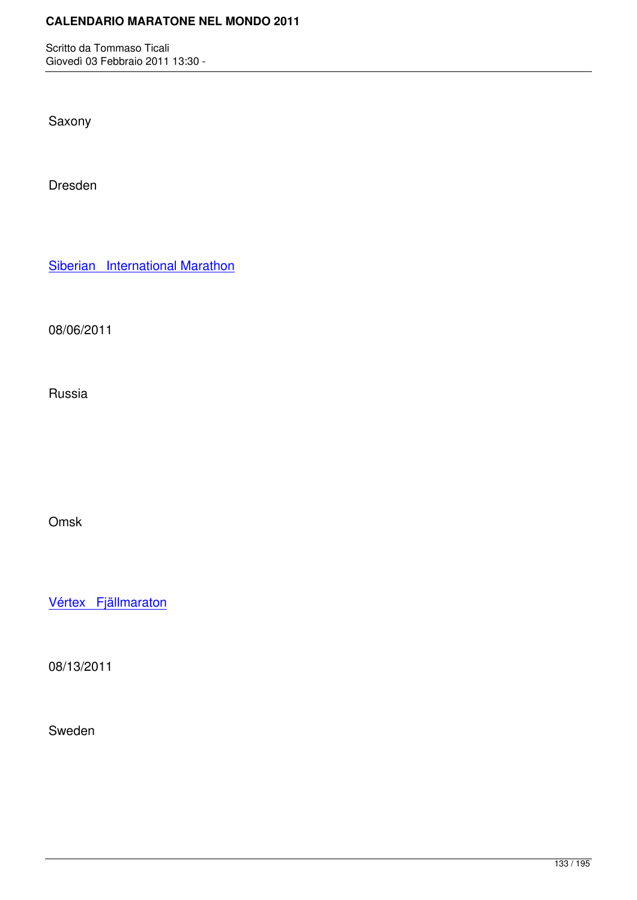Saxony

Dresden

Siberian   International Marathon

08/06/2011

Russia

Omsk

Vértex   Fjällmaraton

08/13/2011

Sweden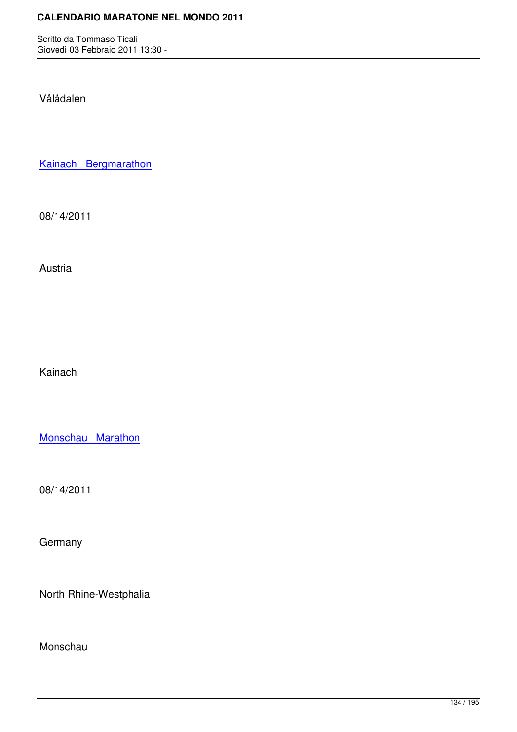Vålådalen

Kainach Bergmarathon

08/14/2011

Austria

Kainach

Monschau Marathon

08/14/2011

Germany

North Rhine-Westphalia

Monschau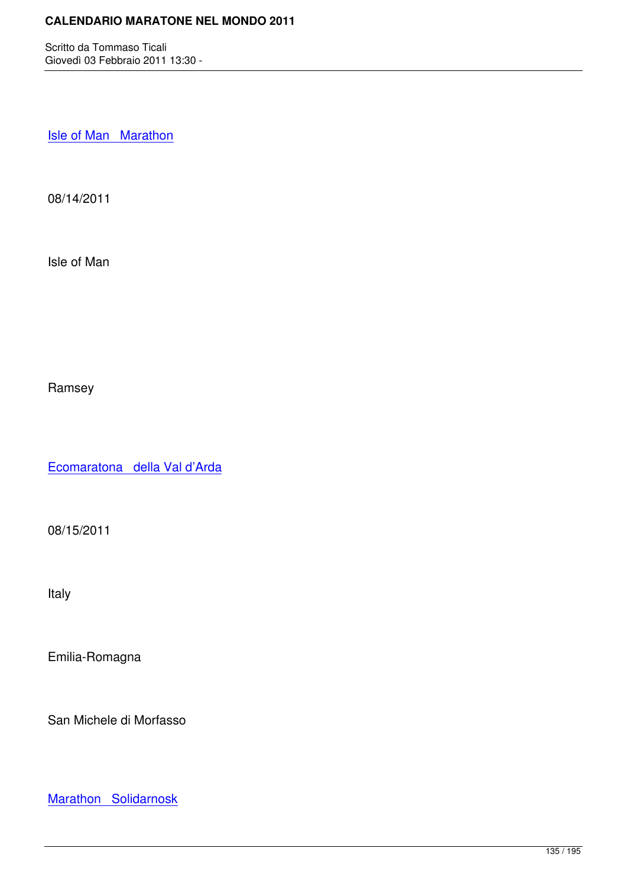Isle of Man   Marathon

08/14/2011

Isle of Man

Ramsey

Ecomaratona   della Val d'Arda

08/15/2011

Italy

Emilia-Romagna

San Michele di Morfasso

Marathon   Solidarnosk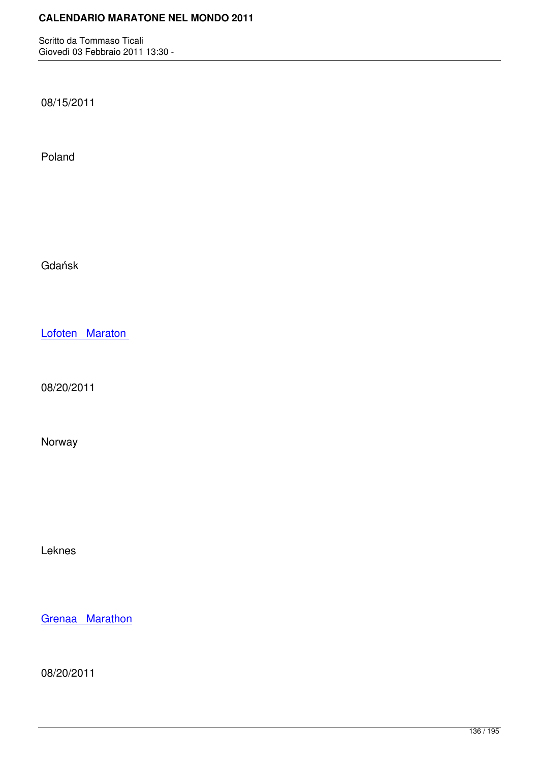08/15/2011

Poland

Gdańsk

Lofoten Maraton

08/20/2011

Norway

Leknes

Grenaa Marathon

08/20/2011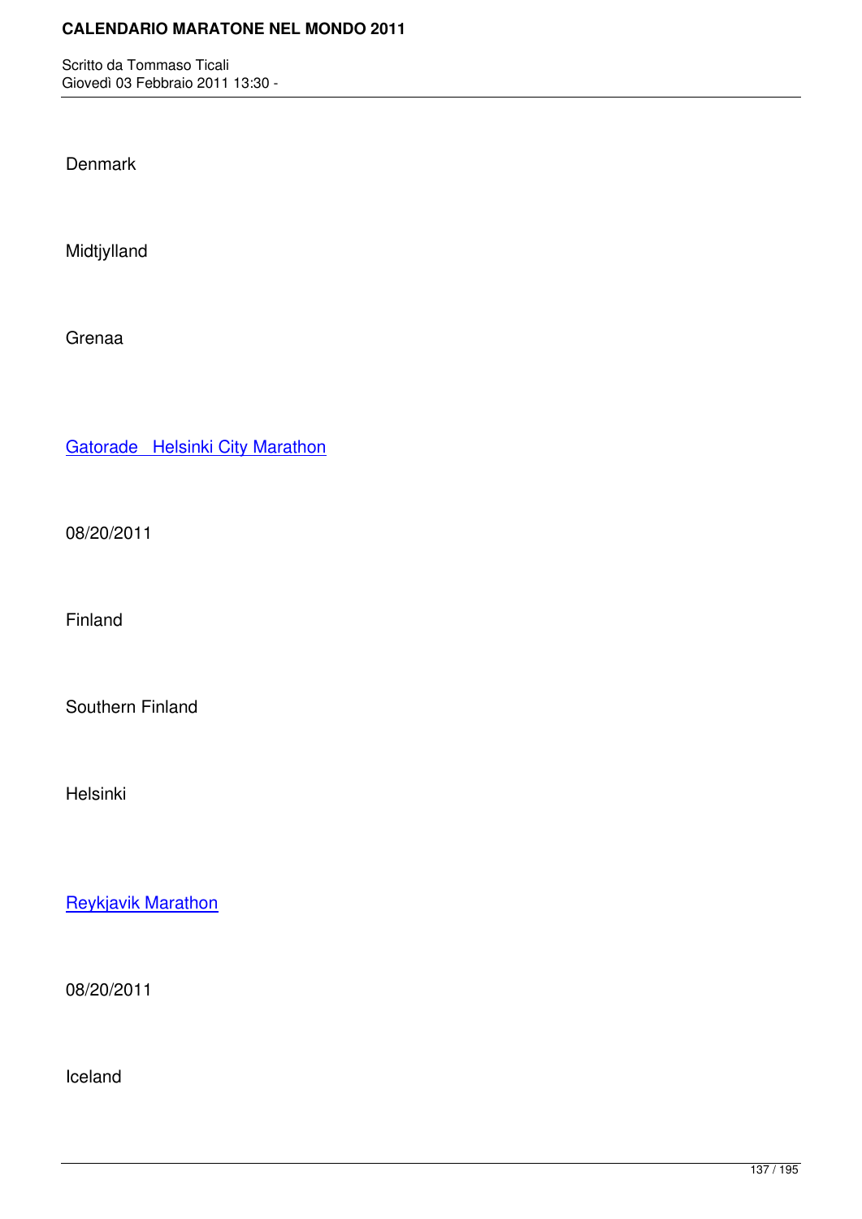Denmark

Midtjylland

Grenaa

Gatorade   Helsinki City Marathon

08/20/2011

Finland

Southern Finland

Helsinki

Reykjavik Marathon

08/20/2011

Iceland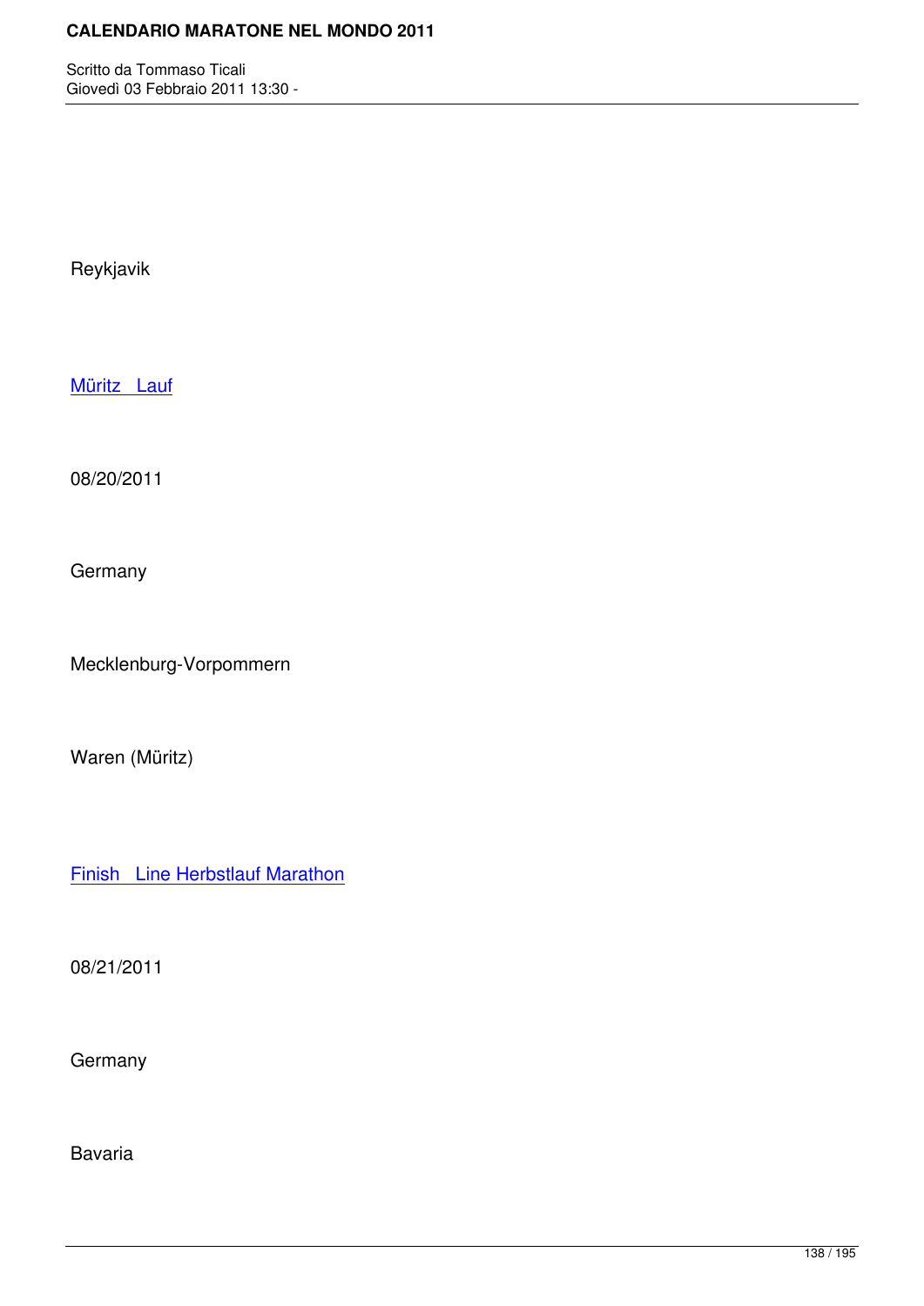Reykjavik

[Müritz   Lauf]

08/20/2011

Germany

Mecklenburg-Vorpommern

Waren (Müritz)

[Finish   Line Herbstlauf Marathon]

08/21/2011

Germany

Bavaria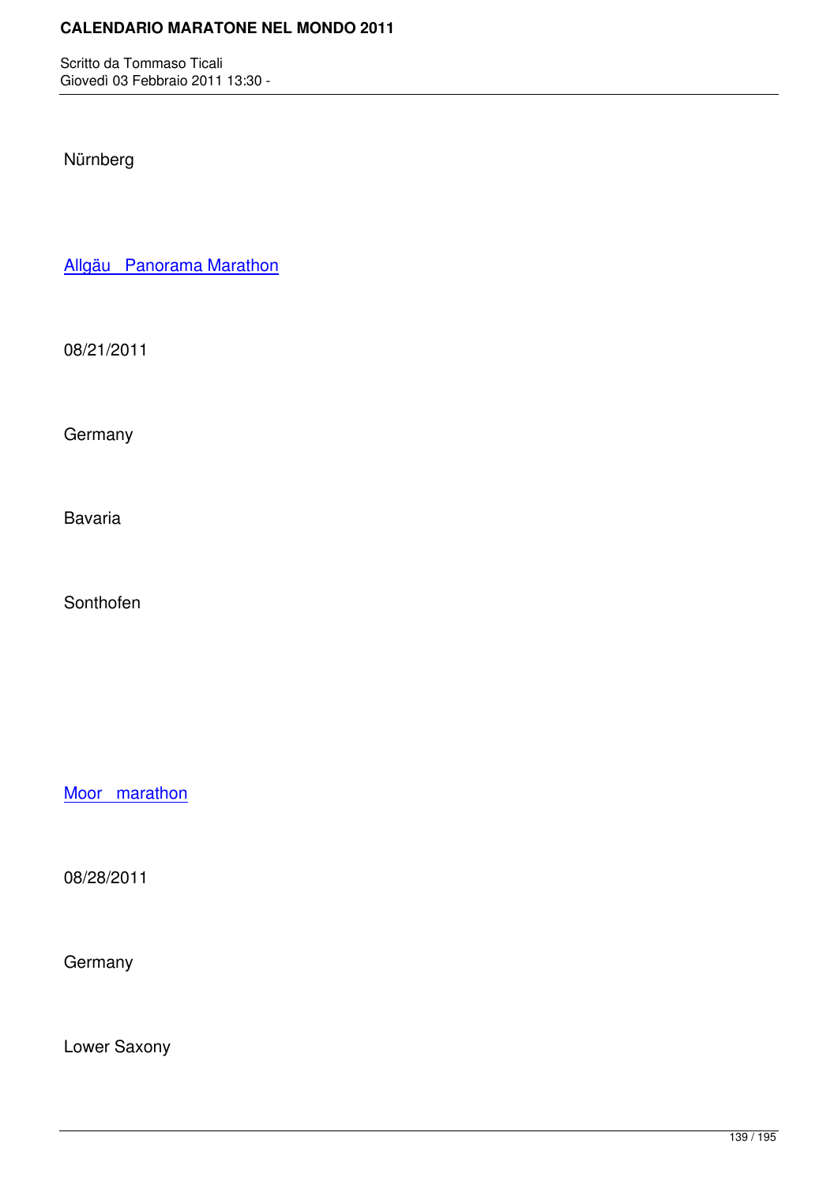Nürnberg

Allgäu Panorama Marathon

08/21/2011

Germany

Bavaria

Sonthofen

Moor marathon

08/28/2011

Germany

Lower Saxony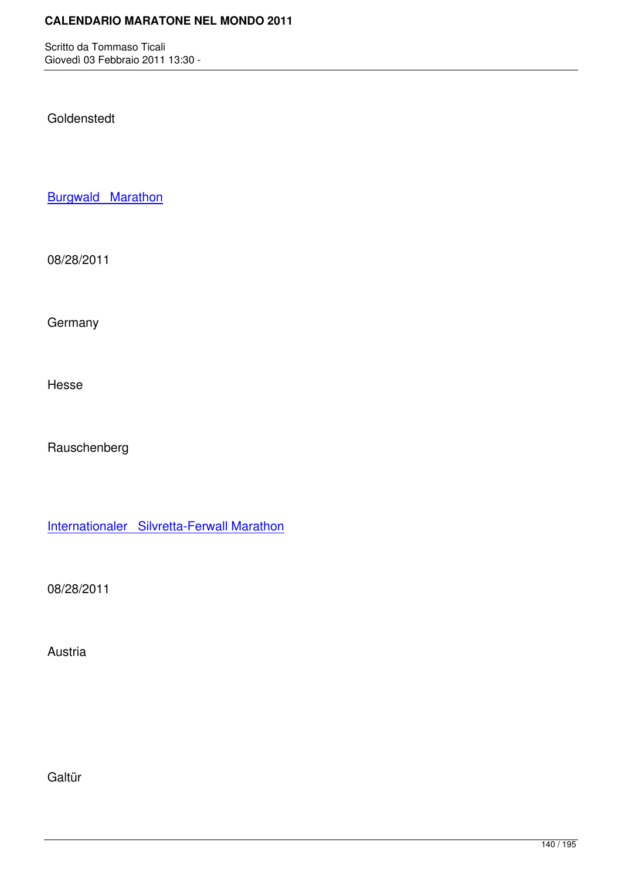Goldenstedt

Burgwald Marathon

08/28/2011

Germany

Hesse

Rauschenberg

Internationaler Silvretta-Ferwall Marathon

08/28/2011

Austria

Galtür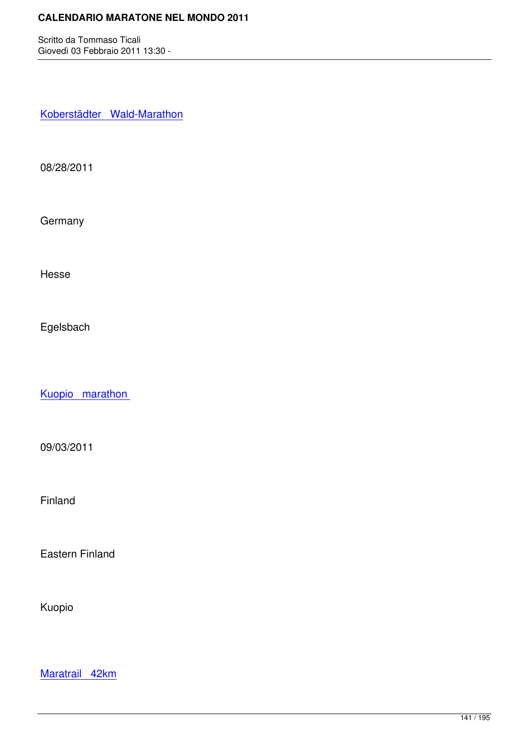Koberstädter Wald-Marathon

08/28/2011

Germany

Hesse

Egelsbach

Kuopio marathon

09/03/2011

Finland

Eastern Finland

Kuopio

Maratrail 42km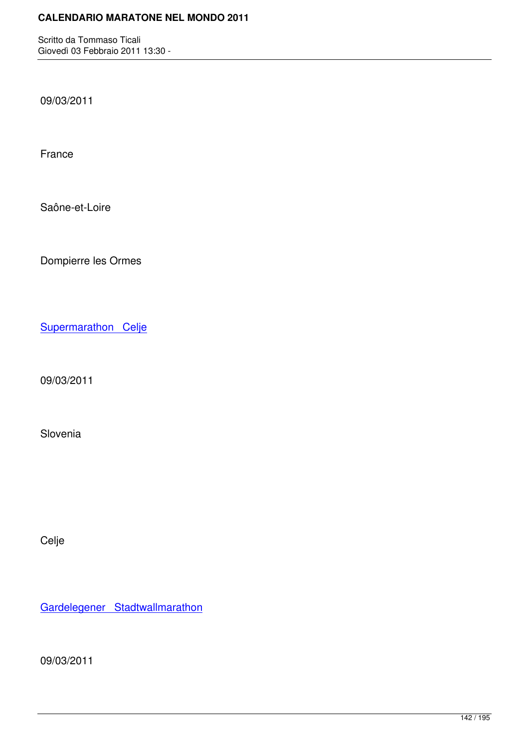09/03/2011

France

Saône-et-Loire

Dompierre les Ormes

Supermarathon Celje

09/03/2011

Slovenia

Celje

Gardelegener Stadtwallmarathon

09/03/2011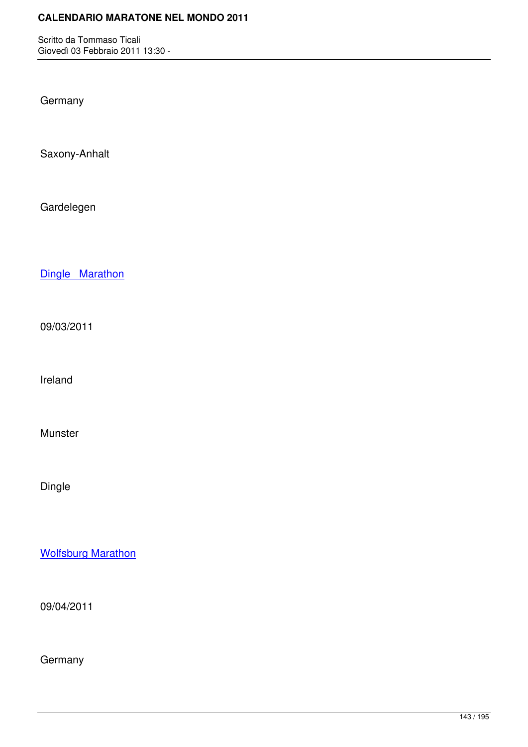Germany

Saxony-Anhalt

Gardelegen

Dingle  Marathon

09/03/2011

Ireland

Munster

Dingle

Wolfsburg Marathon

09/04/2011

Germany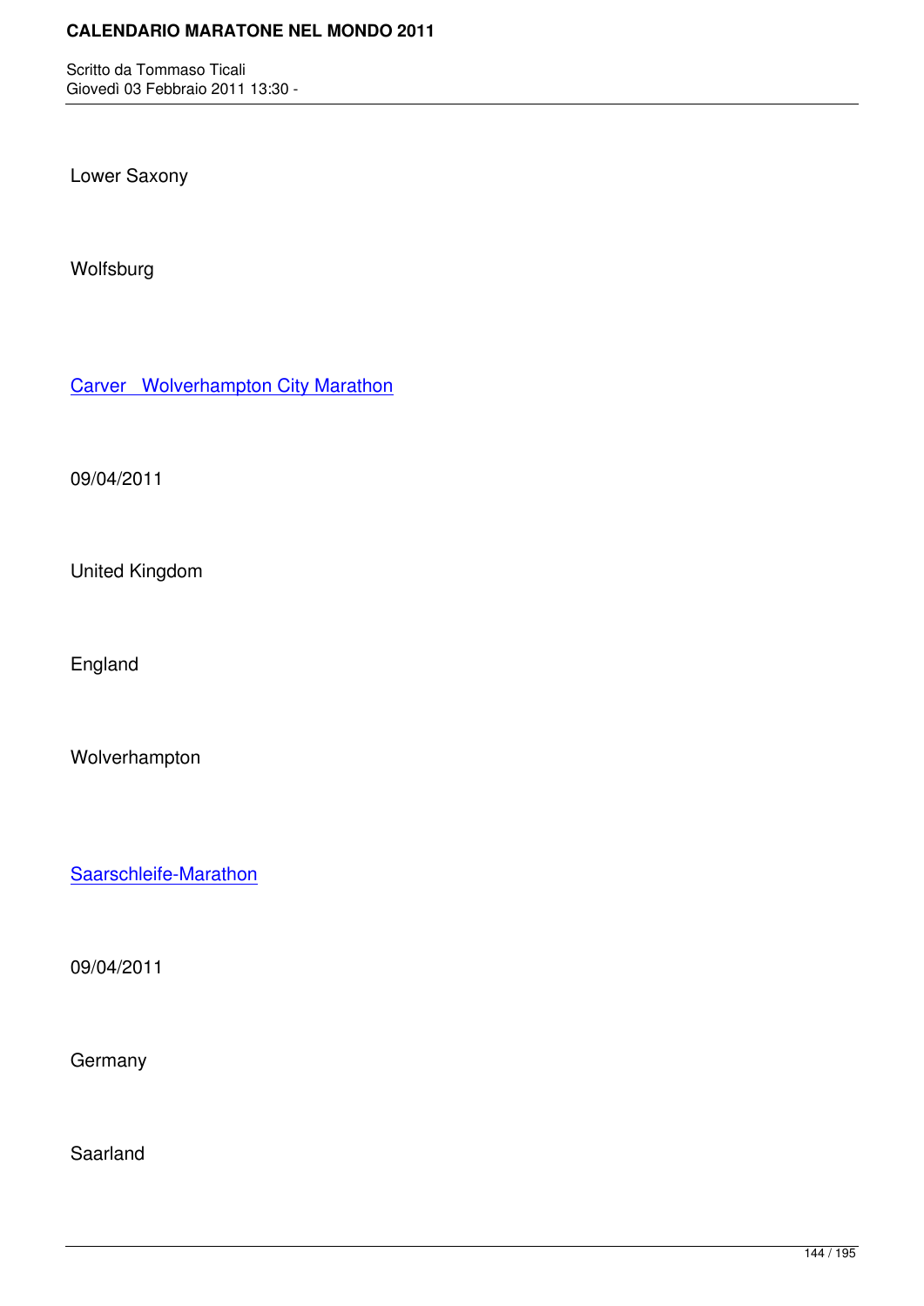Lower Saxony

Wolfsburg

Carver  Wolverhampton City Marathon

09/04/2011

United Kingdom

England

Wolverhampton

Saarschleife-Marathon

09/04/2011

Germany

Saarland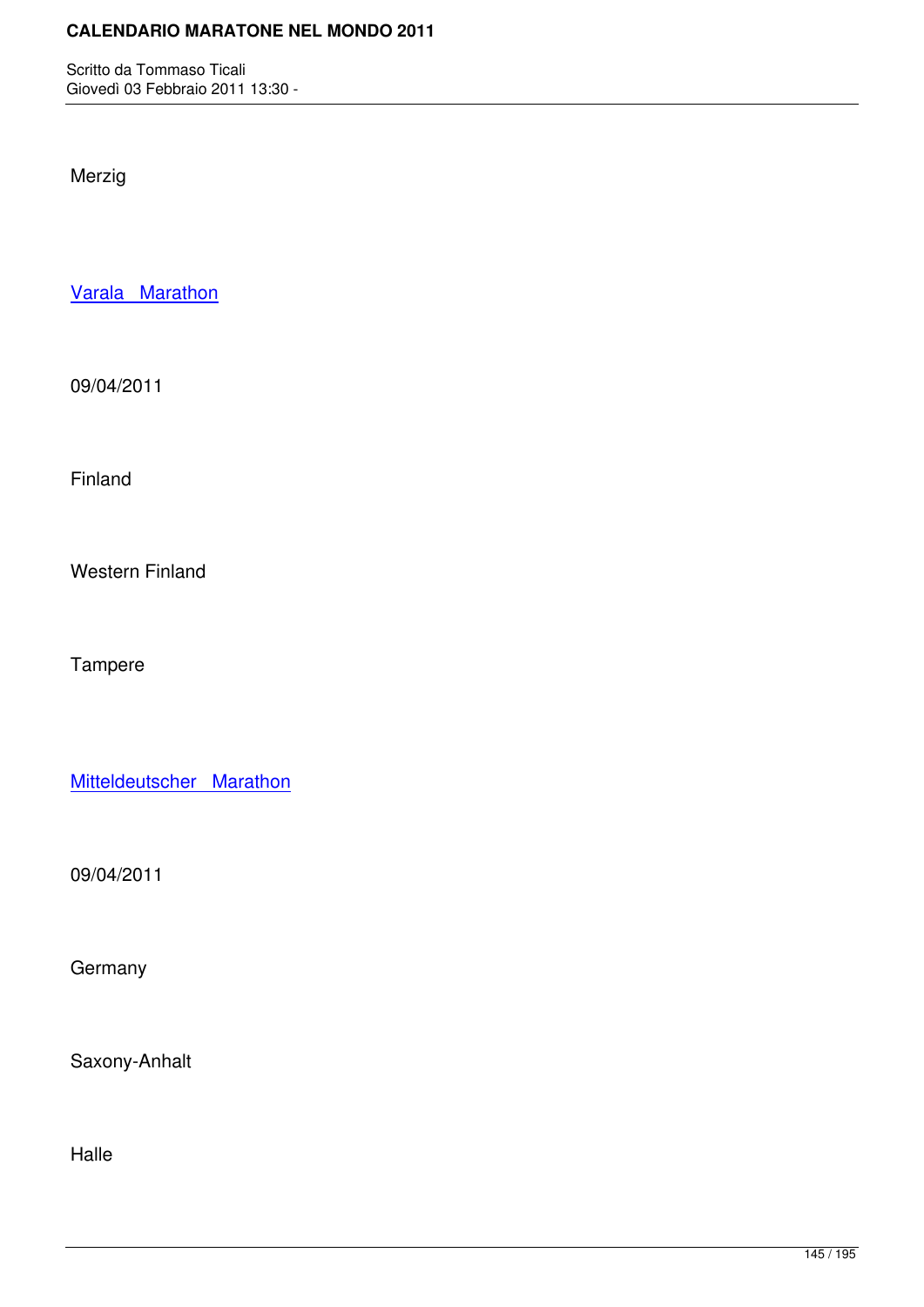Merzig

Varala   Marathon

09/04/2011

Finland

Western Finland

Tampere

Mitteldeutscher   Marathon

09/04/2011

Germany

Saxony-Anhalt

Halle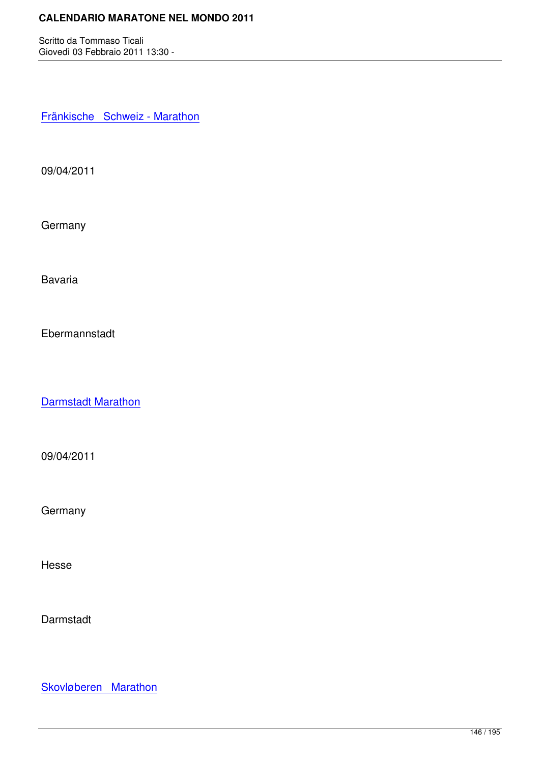Fränkische Schweiz - Marathon

09/04/2011

Germany

Bavaria

Ebermannstadt

Darmstadt Marathon

09/04/2011

Germany

Hesse

Darmstadt

Skovløberen Marathon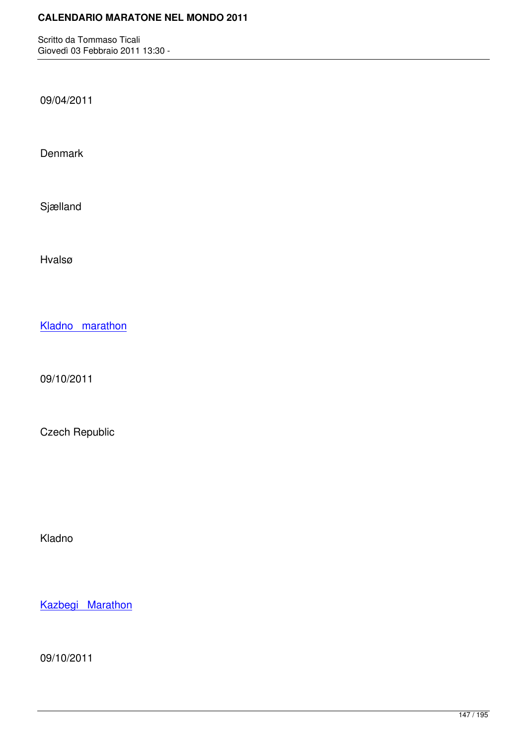09/04/2011

Denmark

Sjælland

Hvalsø

Kladno marathon

09/10/2011

Czech Republic

Kladno

Kazbegi Marathon

09/10/2011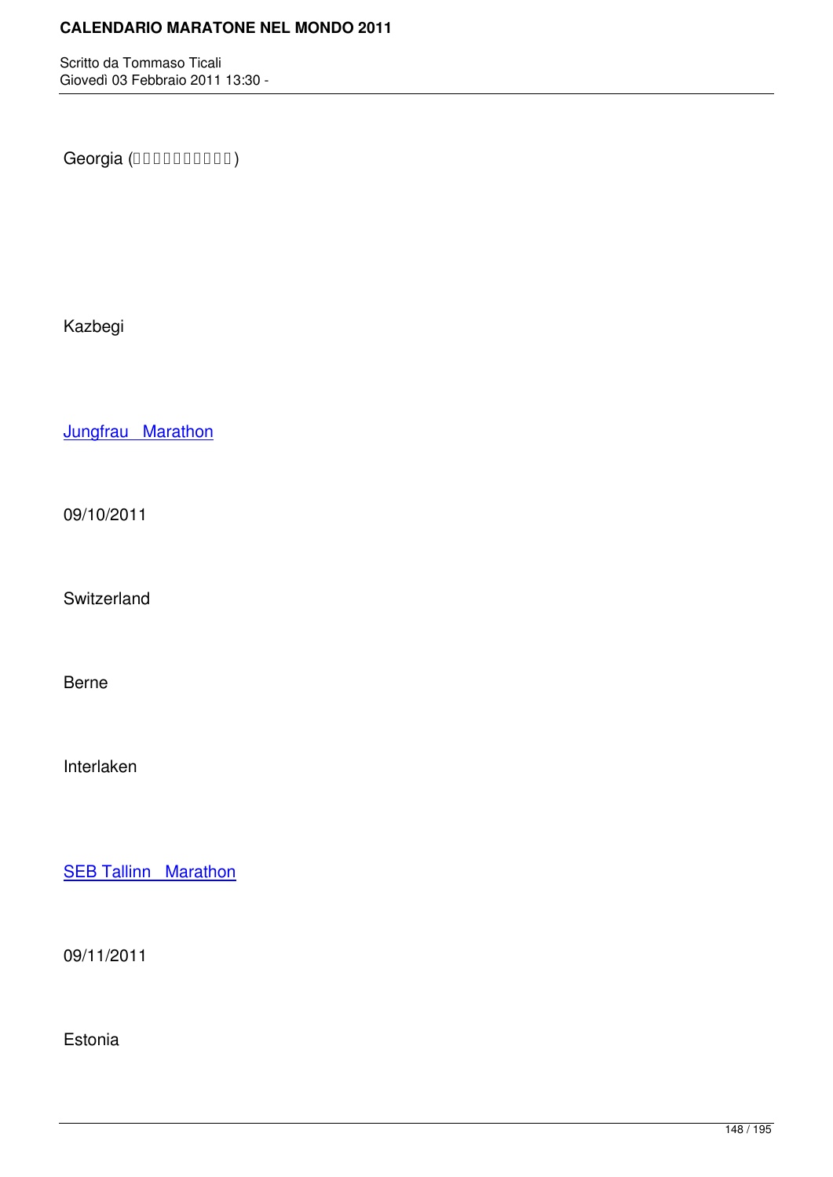Georgia (□□□□□□□□□□□)

Kazbegi

Jungfrau Marathon

09/10/2011

Switzerland

Berne

Interlaken

SEB Tallinn Marathon

09/11/2011

Estonia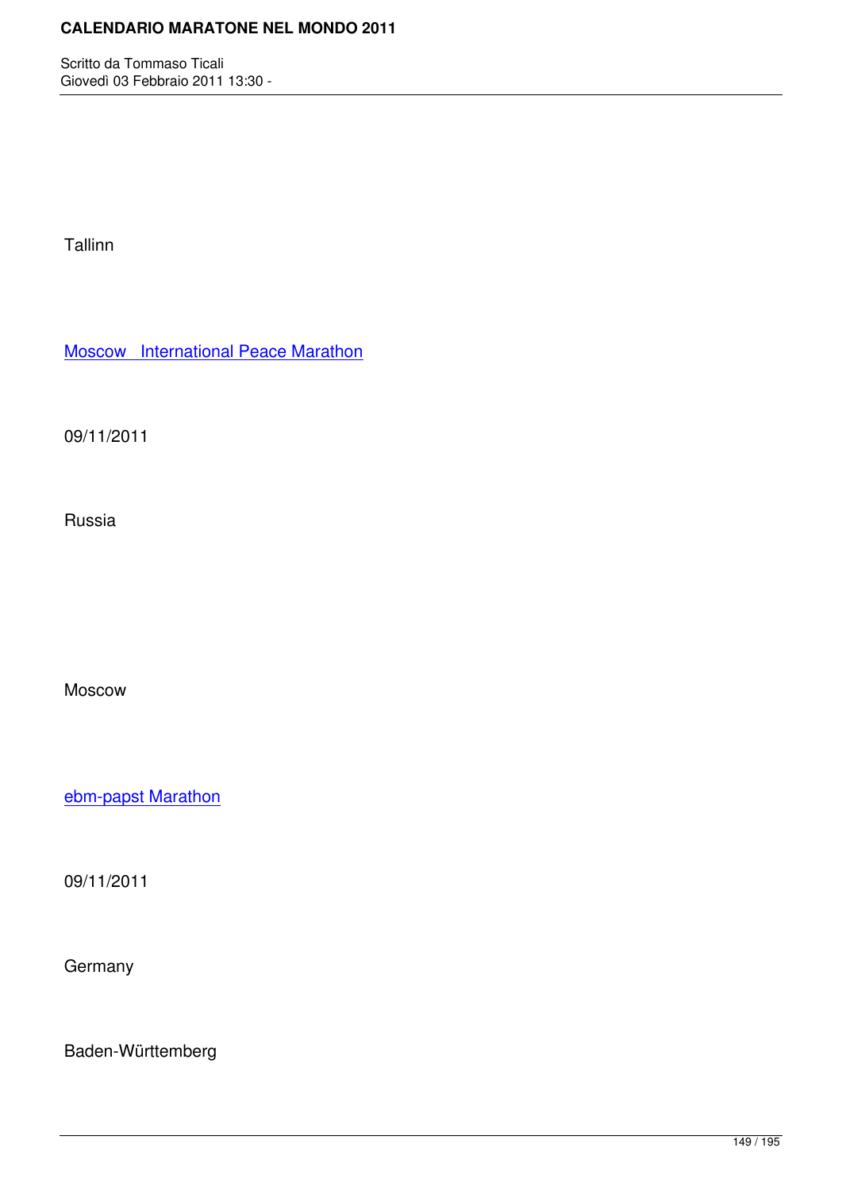Tallinn

Moscow   International Peace Marathon

09/11/2011

Russia

Moscow

ebm-papst Marathon

09/11/2011

Germany

Baden-Württemberg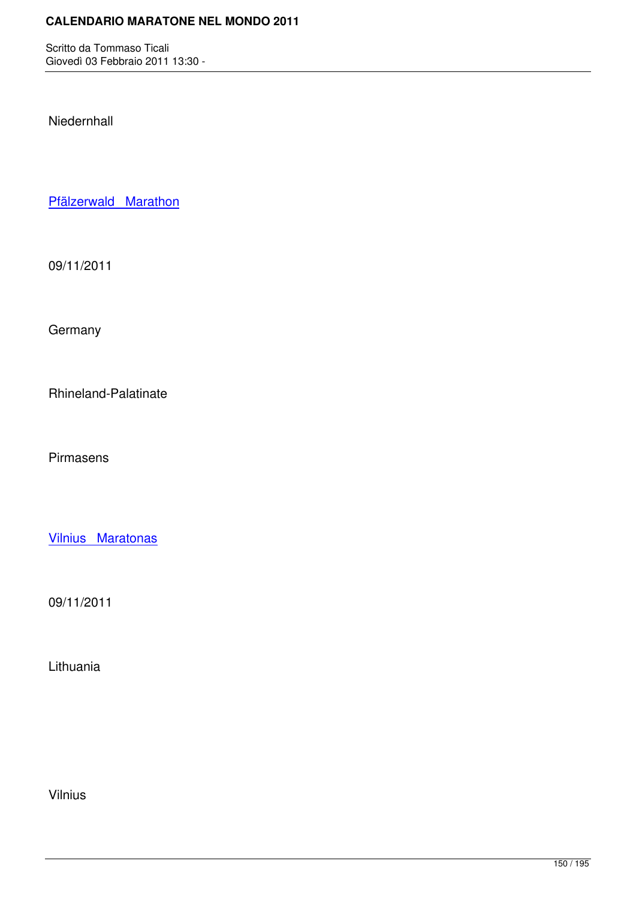Niedernhall

Pfälzerwald   Marathon

09/11/2011

Germany

Rhineland-Palatinate

Pirmasens

Vilnius   Maratonas

09/11/2011

Lithuania

Vilnius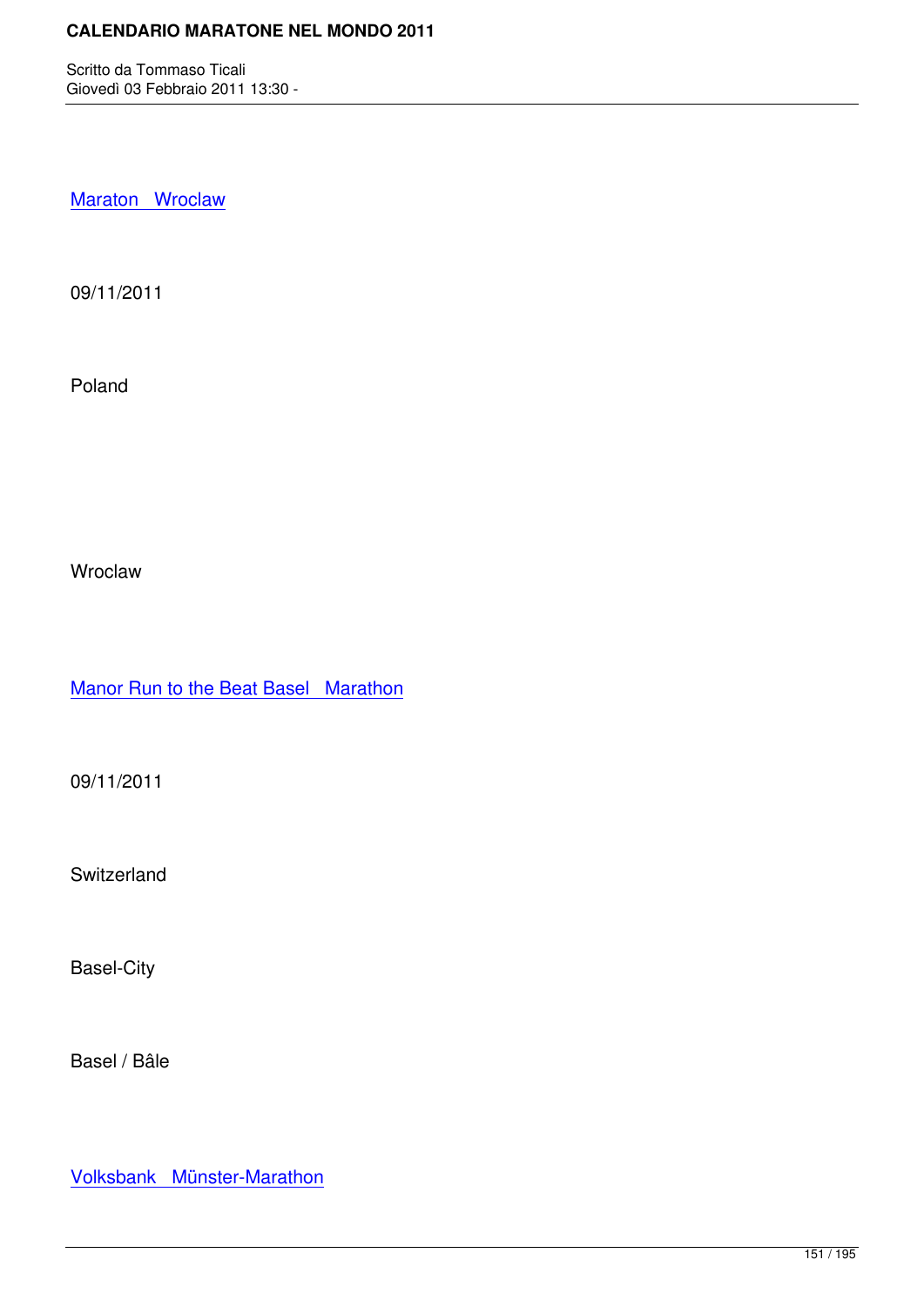Maraton   Wroclaw

09/11/2011

Poland

Wroclaw

Manor Run to the Beat Basel   Marathon

09/11/2011

Switzerland

Basel-City

Basel / Bâle

Volksbank   Münster-Marathon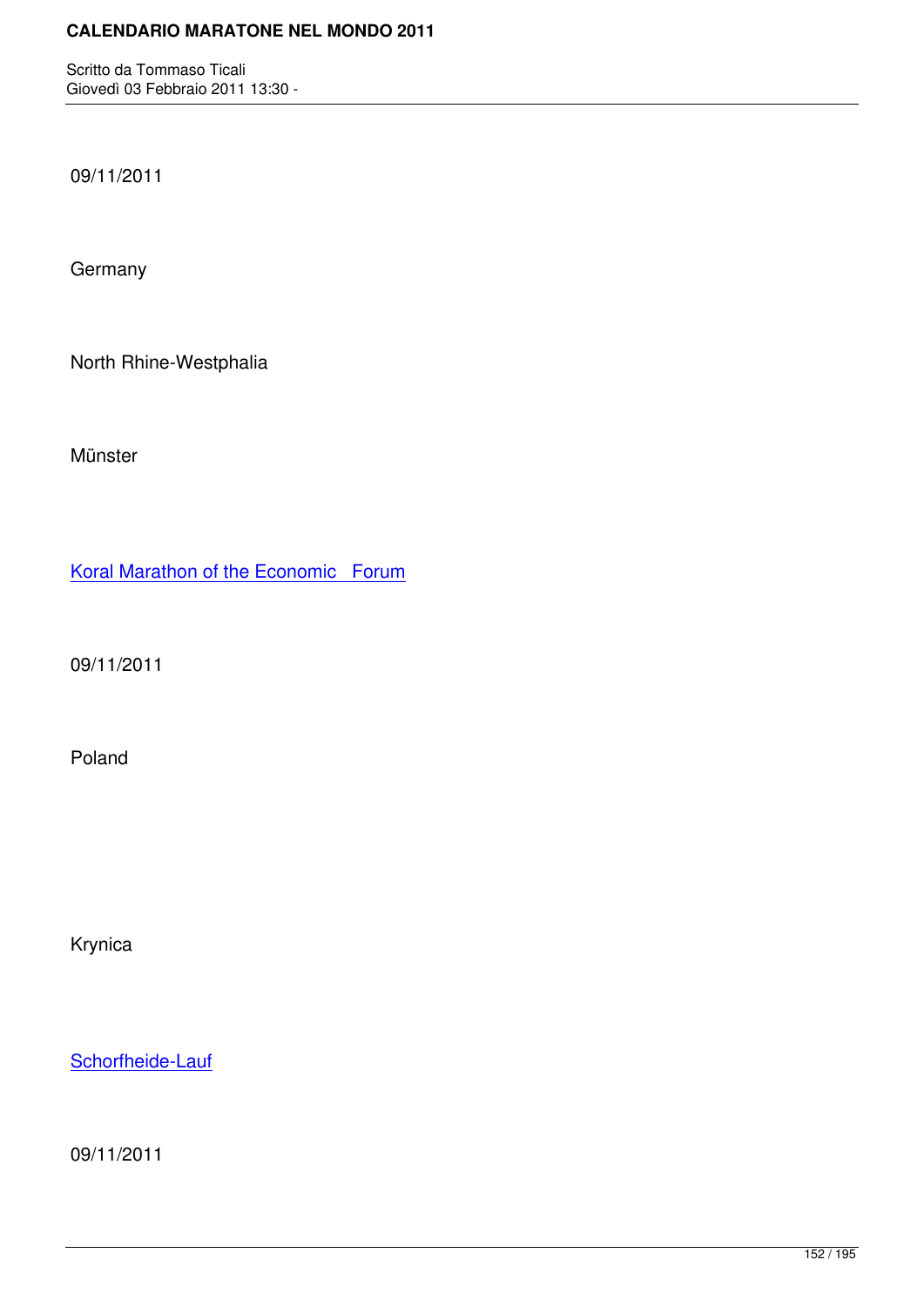09/11/2011

Germany

North Rhine-Westphalia

Münster

Koral Marathon of the Economic Forum

09/11/2011

Poland

Krynica

Schorfheide-Lauf

09/11/2011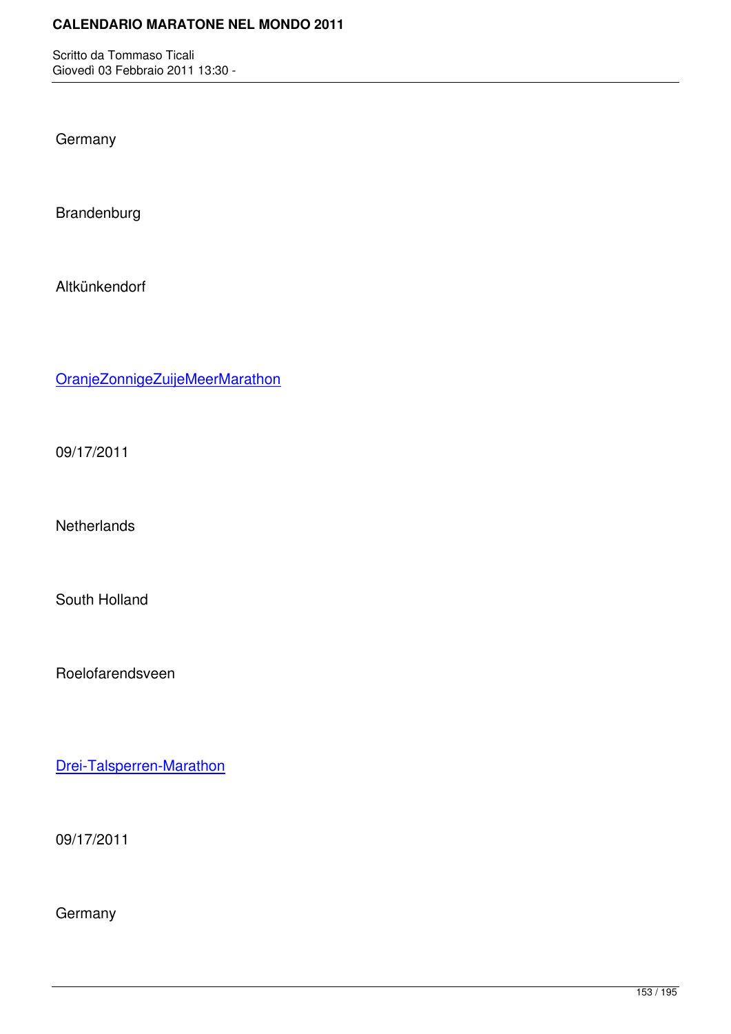Germany

Brandenburg

Altkünkendorf

OranjeZonnigeZuijeMeerMarathon

09/17/2011

Netherlands

South Holland

Roelofarendsveen

Drei-Talsperren-Marathon

09/17/2011

Germany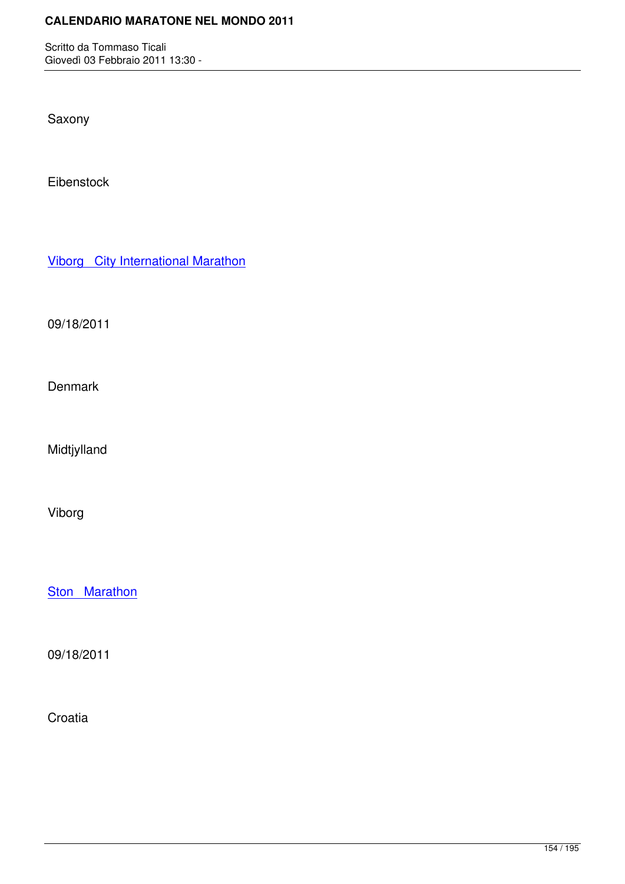Saxony

Eibenstock

Viborg   City International Marathon

09/18/2011

Denmark

Midtjylland

Viborg

Ston   Marathon

09/18/2011

Croatia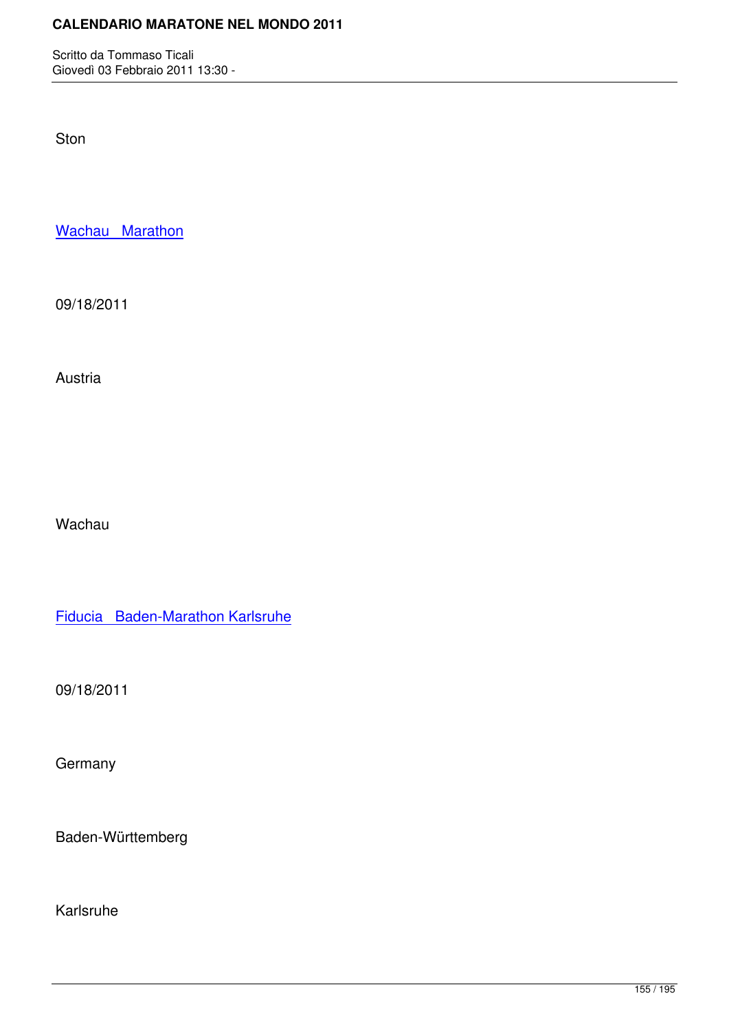Ston

Wachau   Marathon

09/18/2011

Austria

Wachau

Fiducia   Baden-Marathon Karlsruhe

09/18/2011

Germany

Baden-Württemberg

Karlsruhe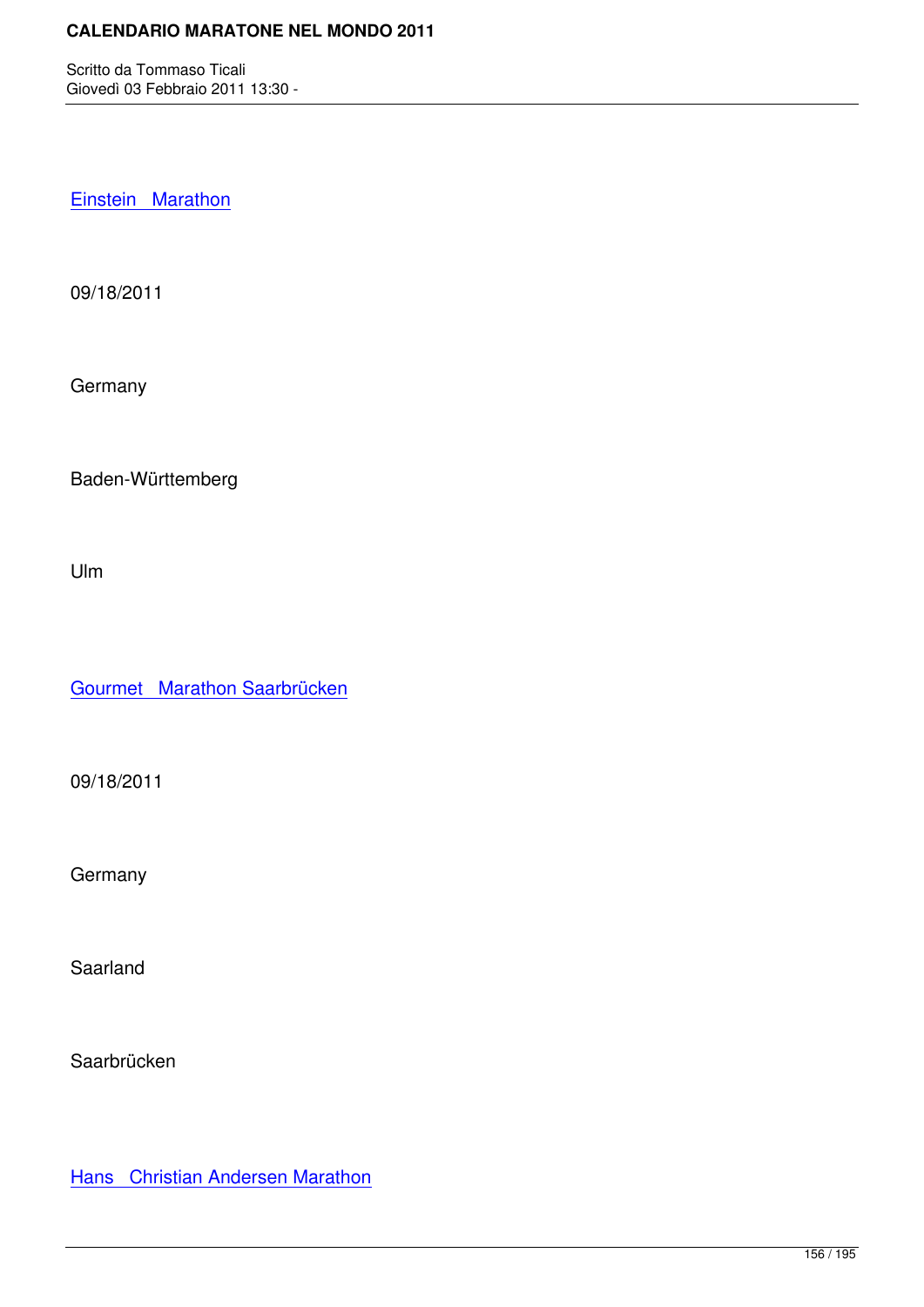Einstein   Marathon

09/18/2011

Germany

Baden-Württemberg

Ulm

Gourmet   Marathon Saarbrücken

09/18/2011

Germany

Saarland

Saarbrücken

Hans   Christian Andersen Marathon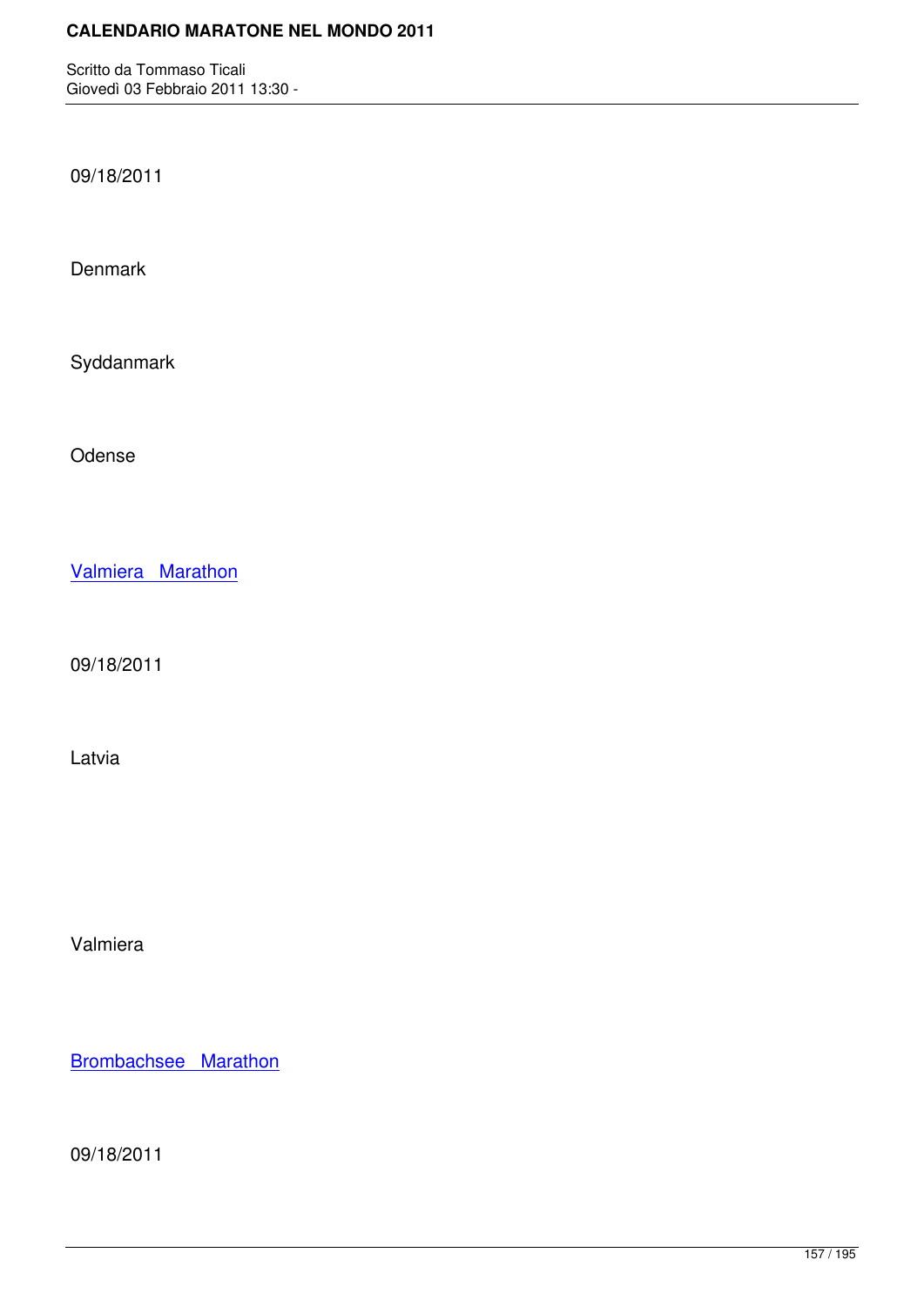09/18/2011

Denmark

Syddanmark

Odense

Valmiera   Marathon

09/18/2011

Latvia

Valmiera

Brombachsee   Marathon

09/18/2011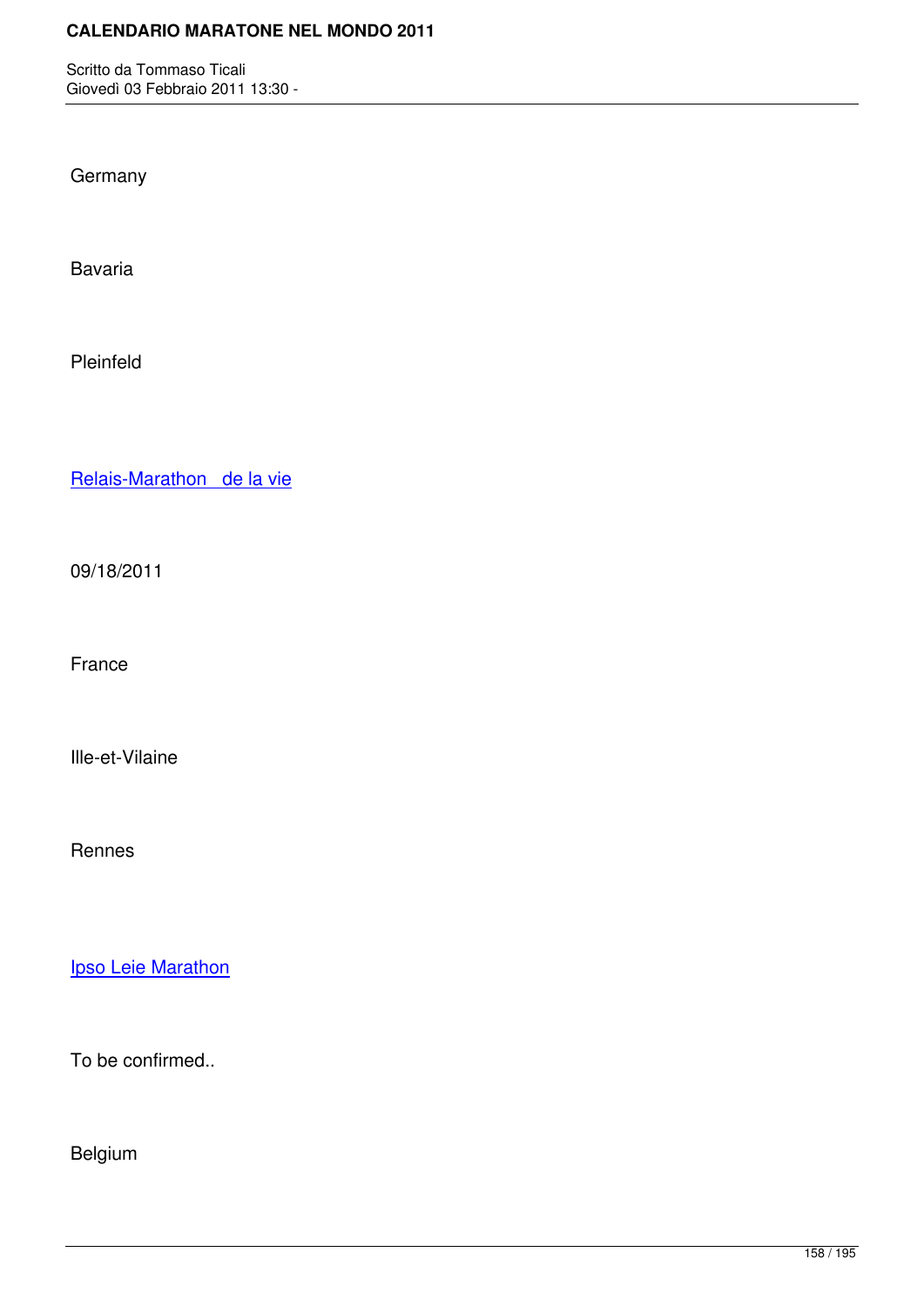Germany

Bavaria

Pleinfeld

Relais-Marathon  de la vie

09/18/2011

France

Ille-et-Vilaine

Rennes

Ipso Leie Marathon

To be confirmed..

Belgium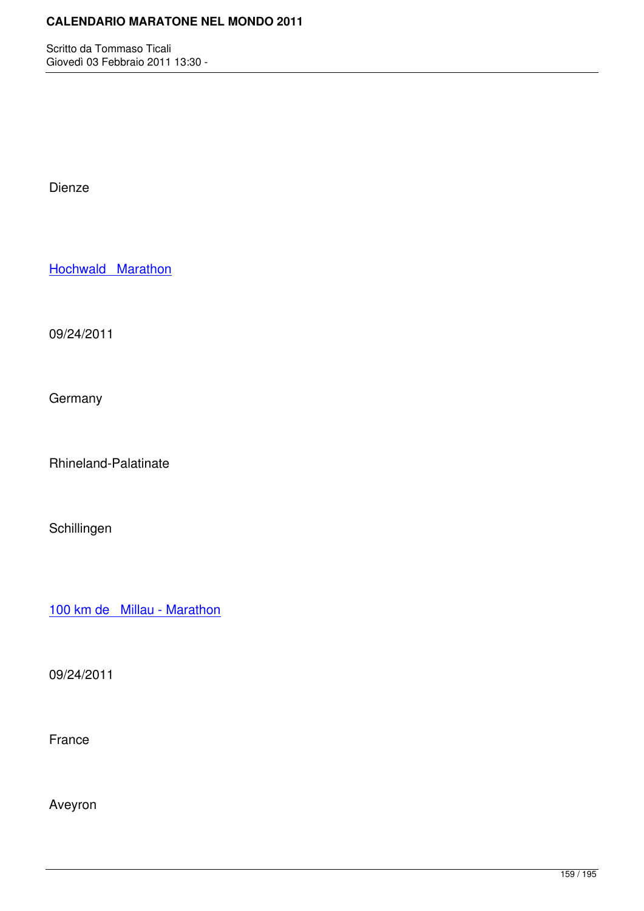Dienze

Hochwald Marathon

09/24/2011

Germany

Rhineland-Palatinate

Schillingen

100 km de Millau - Marathon

09/24/2011

France

Aveyron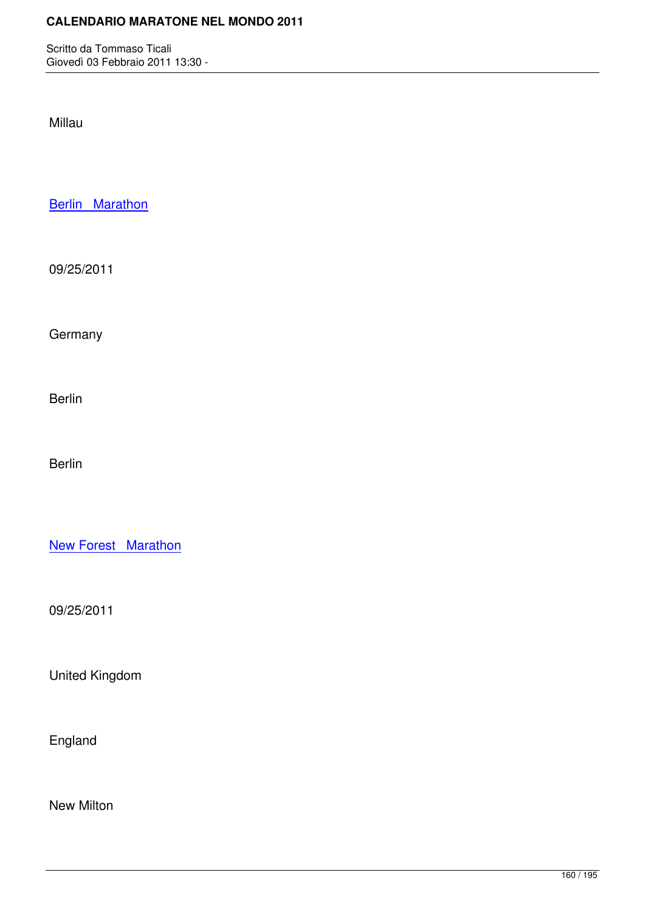Millau

[Berlin   Marathon]

09/25/2011

Germany

Berlin

Berlin

[New Forest   Marathon]

09/25/2011

United Kingdom

England

New Milton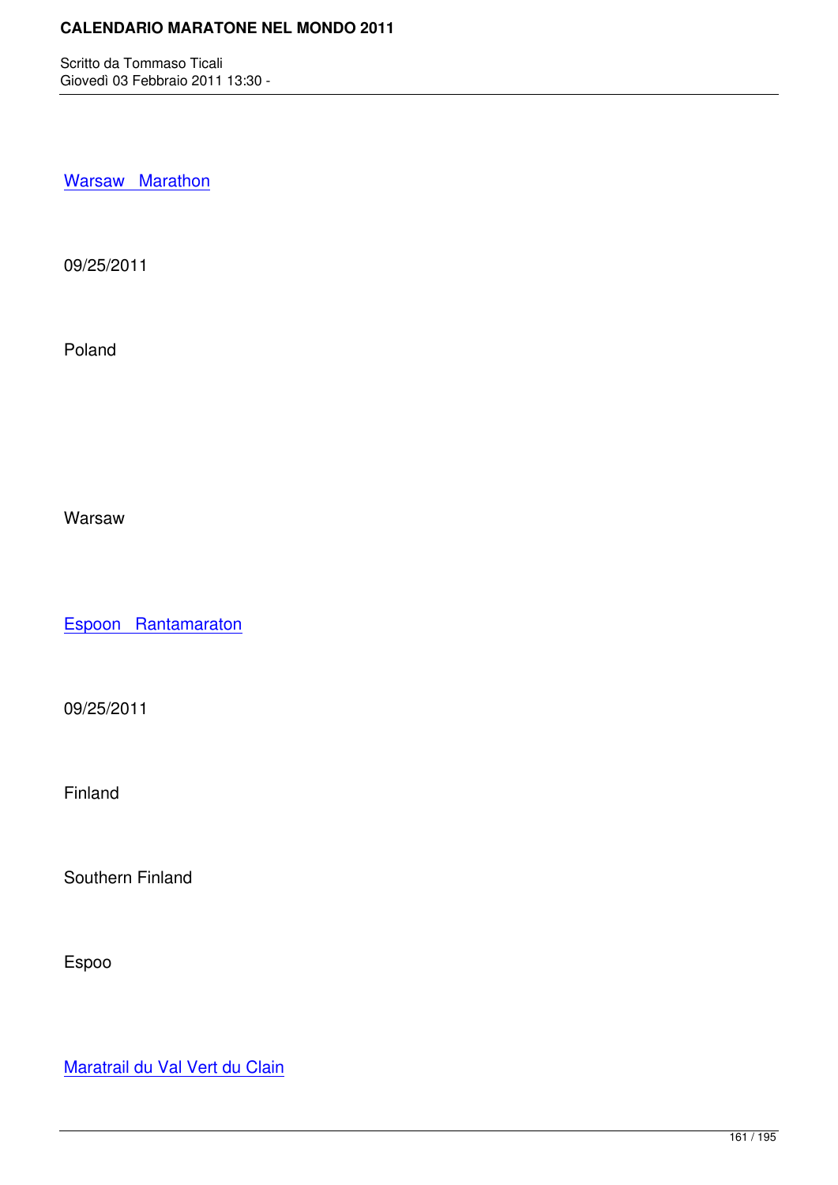Warsaw Marathon

09/25/2011

Poland

Warsaw

Espoon Rantamaraton

09/25/2011

Finland

Southern Finland

Espoo

Maratrail du Val Vert du Clain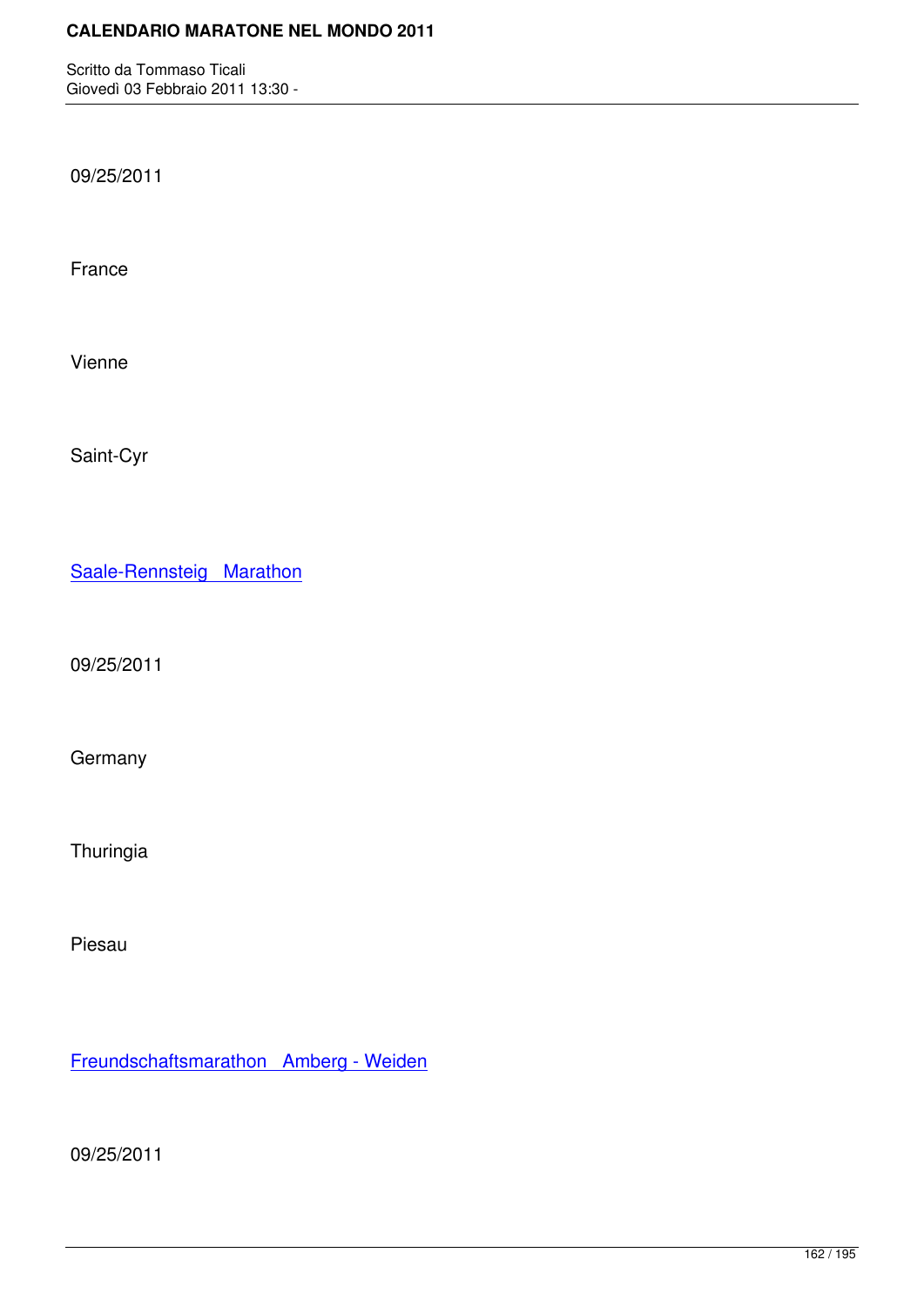09/25/2011

France

Vienne

Saint-Cyr

Saale-Rennsteig   Marathon

09/25/2011

Germany

Thuringia

Piesau

Freundschaftsmarathon   Amberg - Weiden

09/25/2011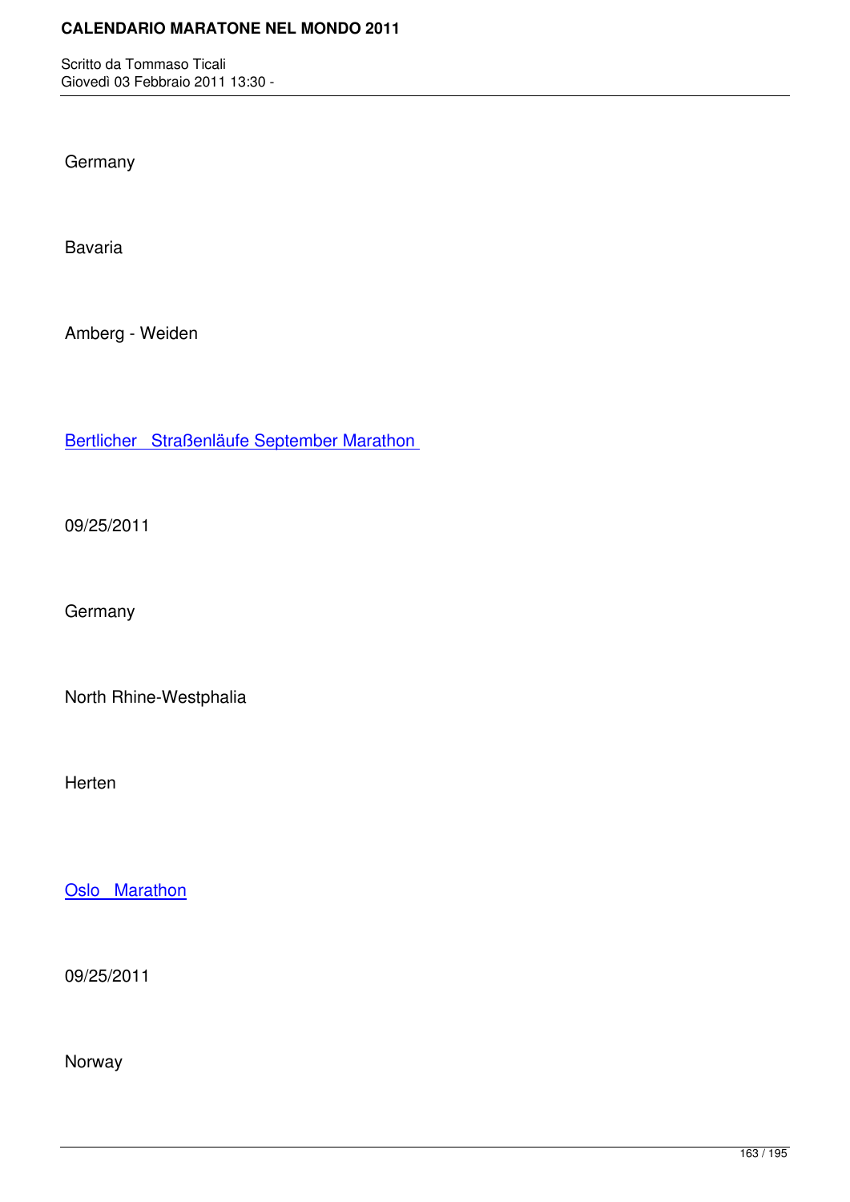Germany

Bavaria

Amberg - Weiden

Bertlicher   Straßenläufe September Marathon

09/25/2011

Germany

North Rhine-Westphalia

Herten

Oslo   Marathon

09/25/2011

Norway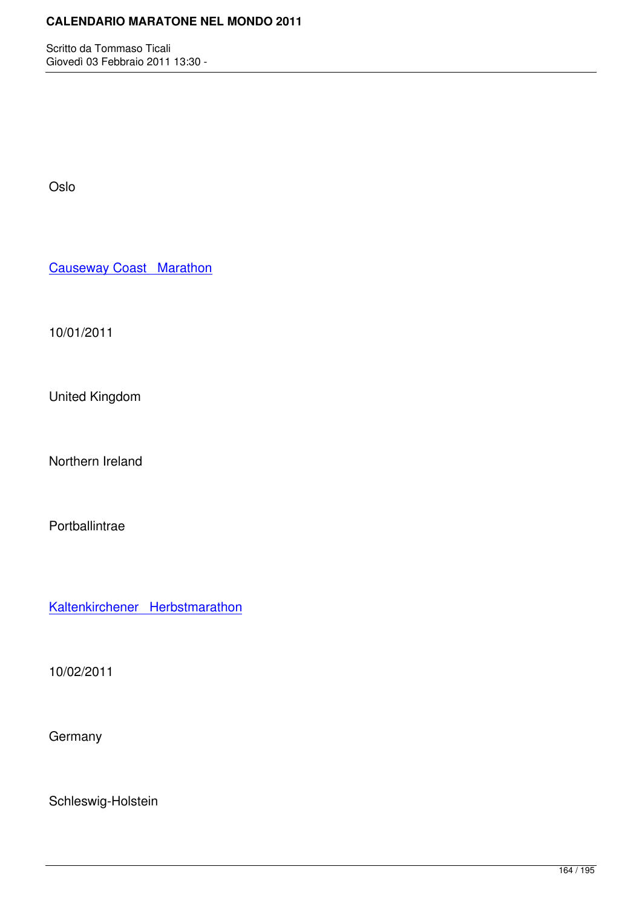Oslo

Causeway Coast  Marathon

10/01/2011

United Kingdom

Northern Ireland

Portballintrae

Kaltenkirchener  Herbstmarathon

10/02/2011

Germany

Schleswig-Holstein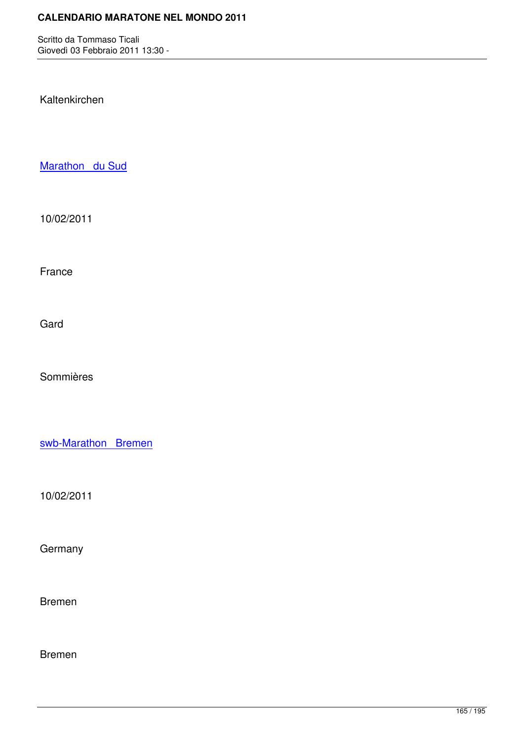Kaltenkirchen

Marathon du Sud

10/02/2011

France

Gard

Sommières

swb-Marathon Bremen

10/02/2011

Germany

Bremen

Bremen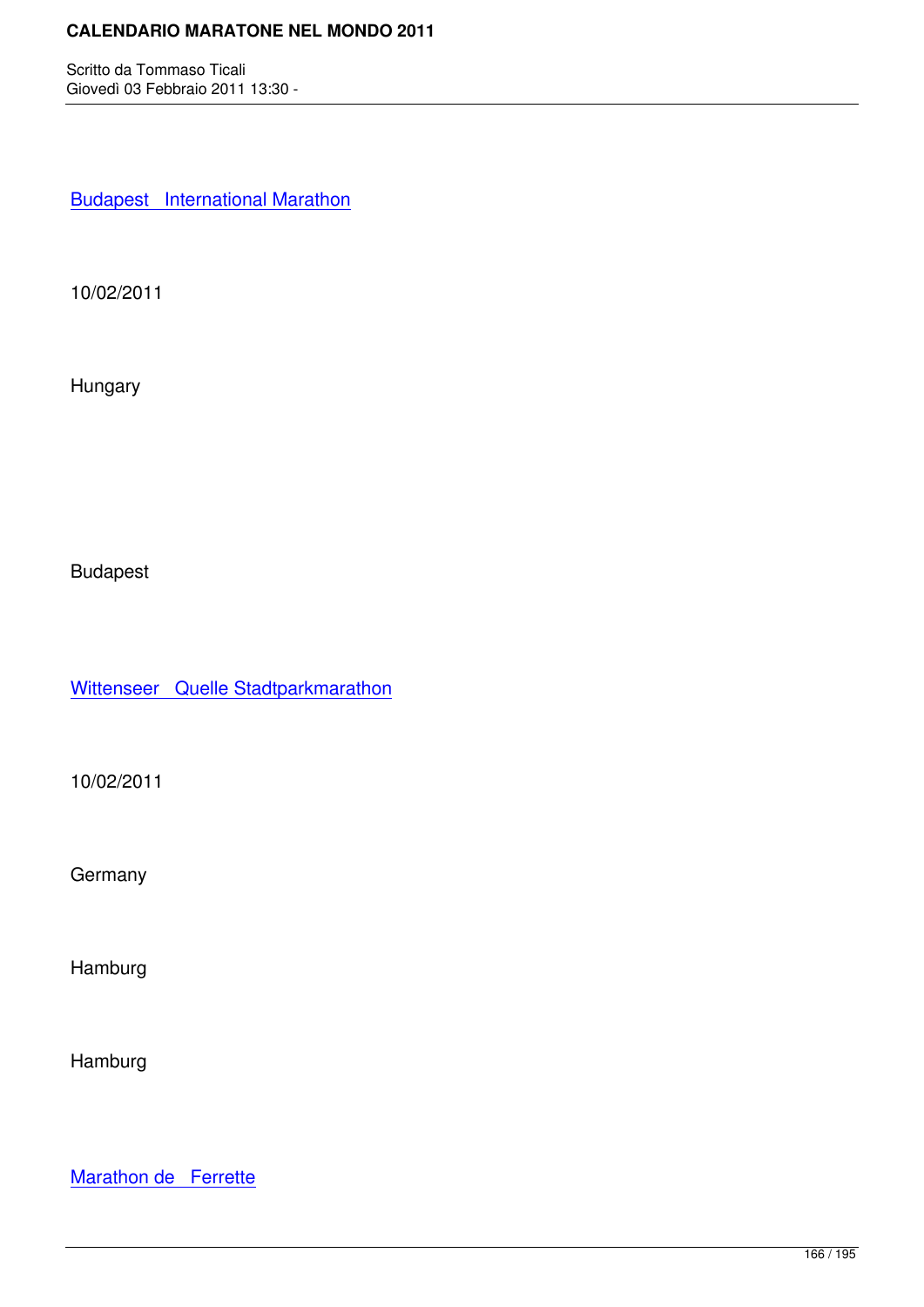Budapest   International Marathon

10/02/2011

Hungary

Budapest

Wittenseer   Quelle Stadtparkmarathon

10/02/2011

Germany

Hamburg

Hamburg

Marathon de   Ferrette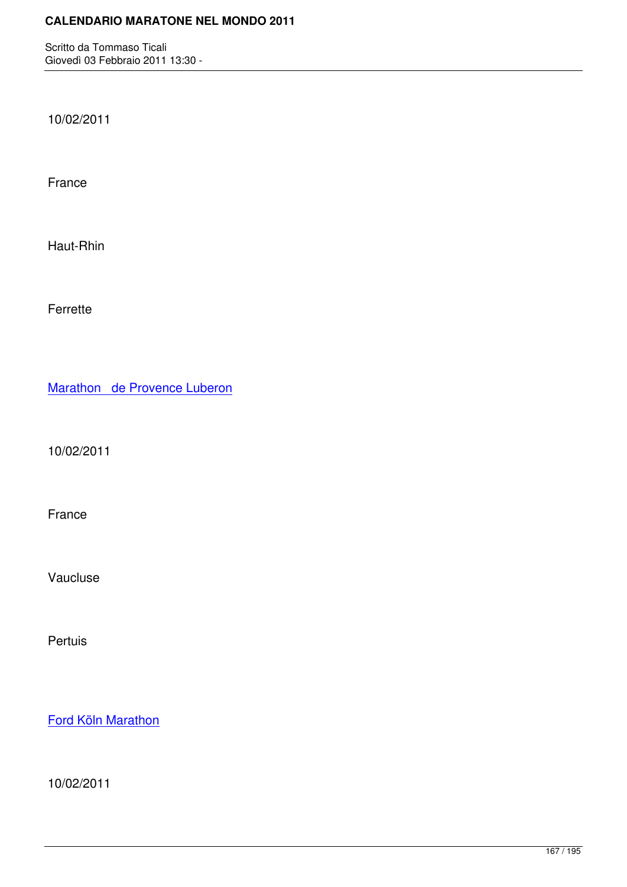10/02/2011

France

Haut-Rhin

Ferrette

Marathon   de Provence Luberon

10/02/2011

France

Vaucluse

Pertuis

Ford Köln Marathon

10/02/2011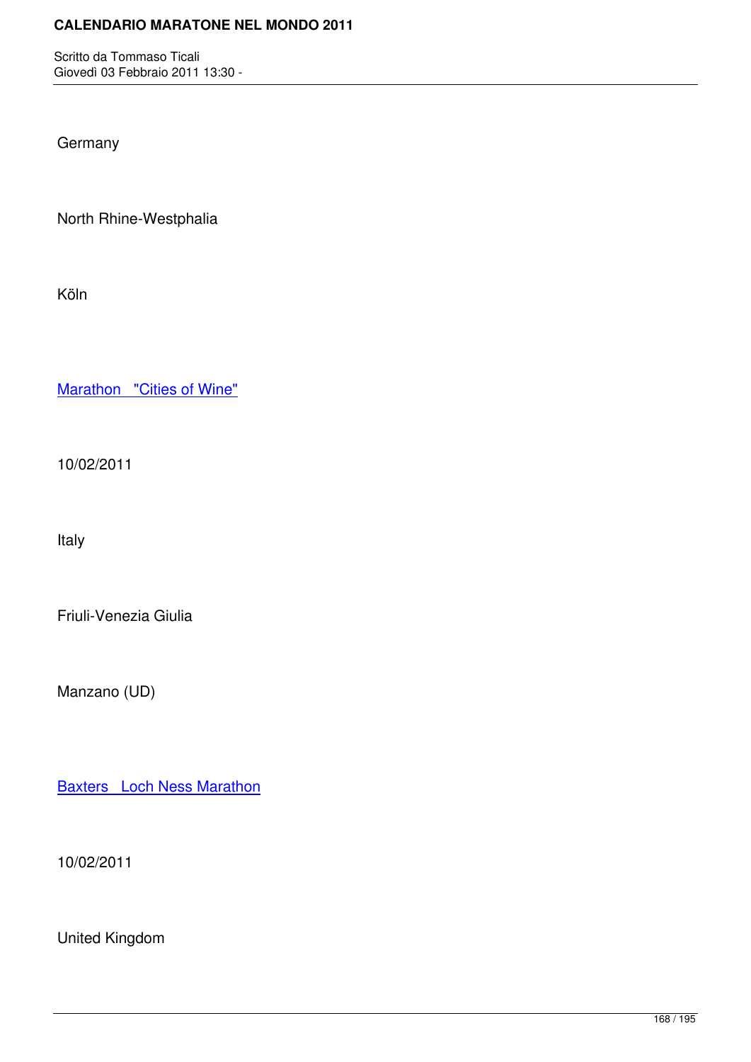Germany

North Rhine-Westphalia

Köln

Marathon "Cities of Wine"

10/02/2011

Italy

Friuli-Venezia Giulia

Manzano (UD)

Baxters Loch Ness Marathon

10/02/2011

United Kingdom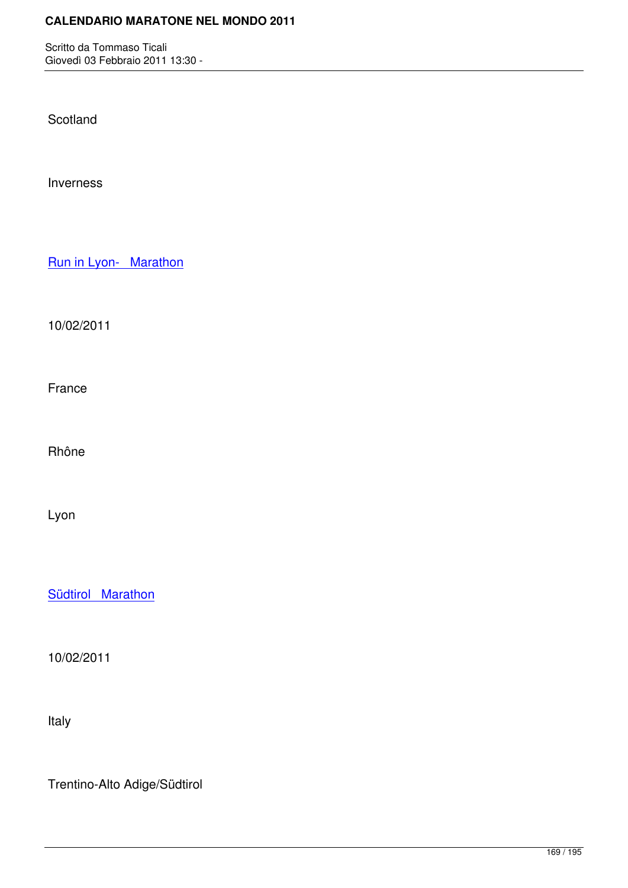Scotland

Inverness

Run in Lyon-   Marathon

10/02/2011

France

Rhône

Lyon

Südtirol   Marathon

10/02/2011

Italy

Trentino-Alto Adige/Südtirol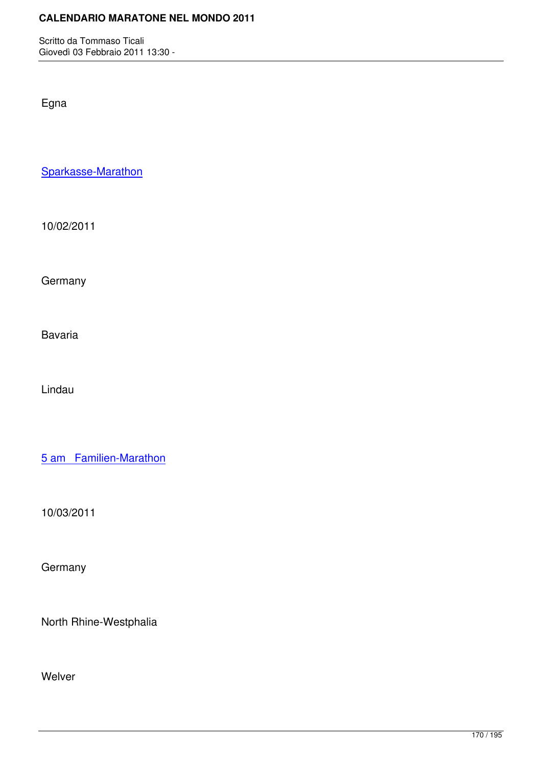Egna

Sparkasse-Marathon

10/02/2011

Germany

Bavaria

Lindau

5 am   Familien-Marathon

10/03/2011

Germany

North Rhine-Westphalia

Welver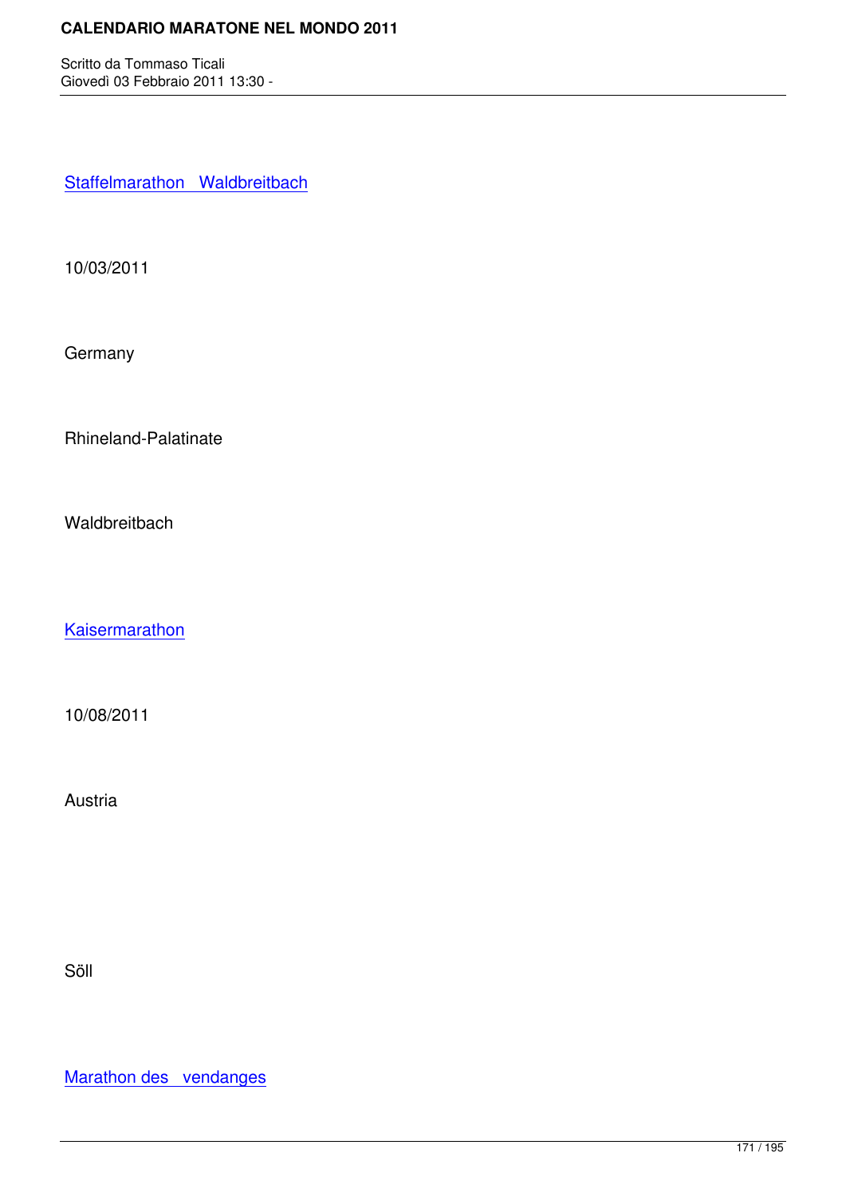Staffelmarathon Waldbreitbach

10/03/2011

Germany

Rhineland-Palatinate

Waldbreitbach

Kaisermarathon

10/08/2011

Austria

Söll

Marathon des vendanges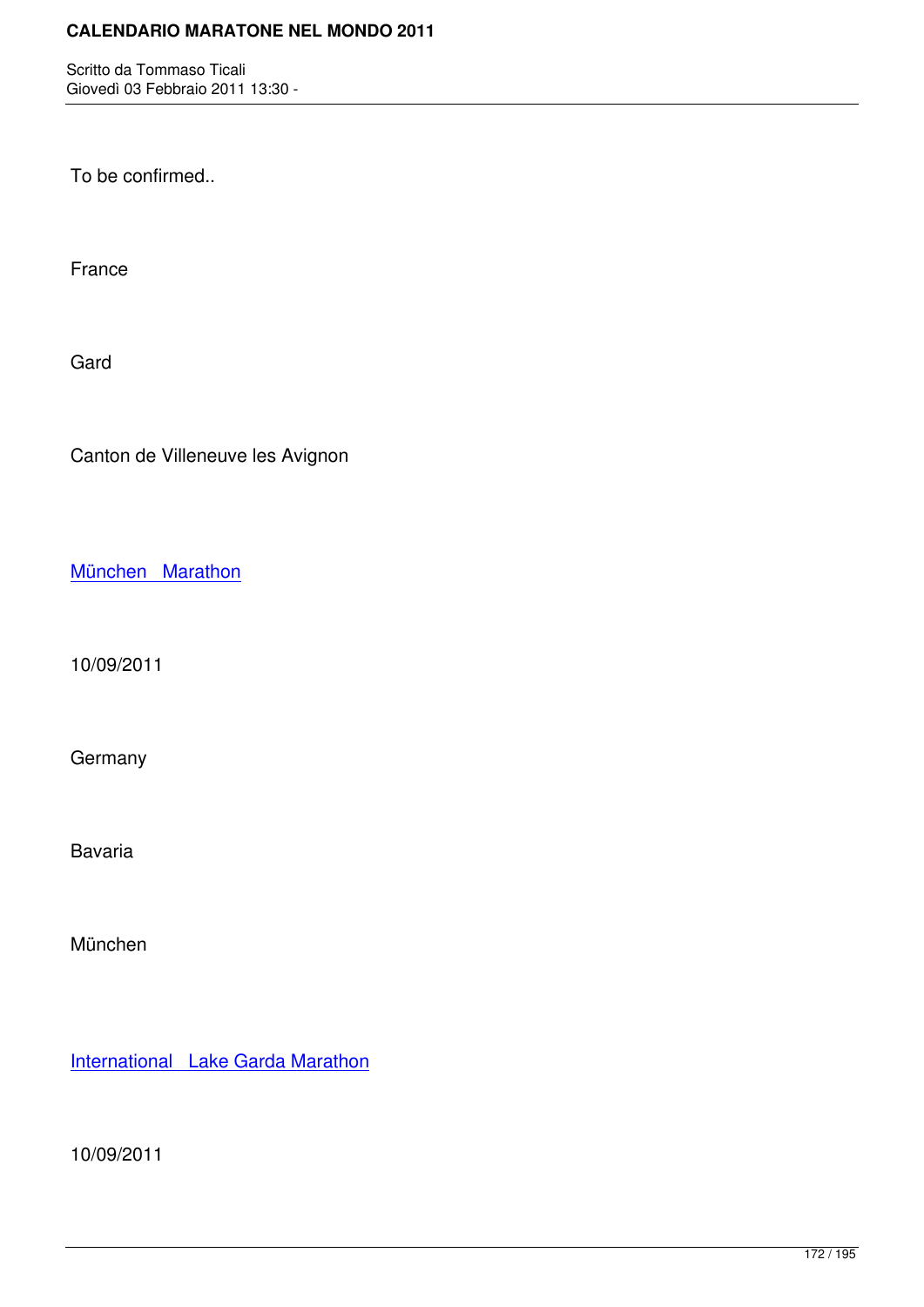To be confirmed..

France

Gard

Canton de Villeneuve les Avignon

München   Marathon

10/09/2011

Germany

Bavaria

München

International   Lake Garda Marathon

10/09/2011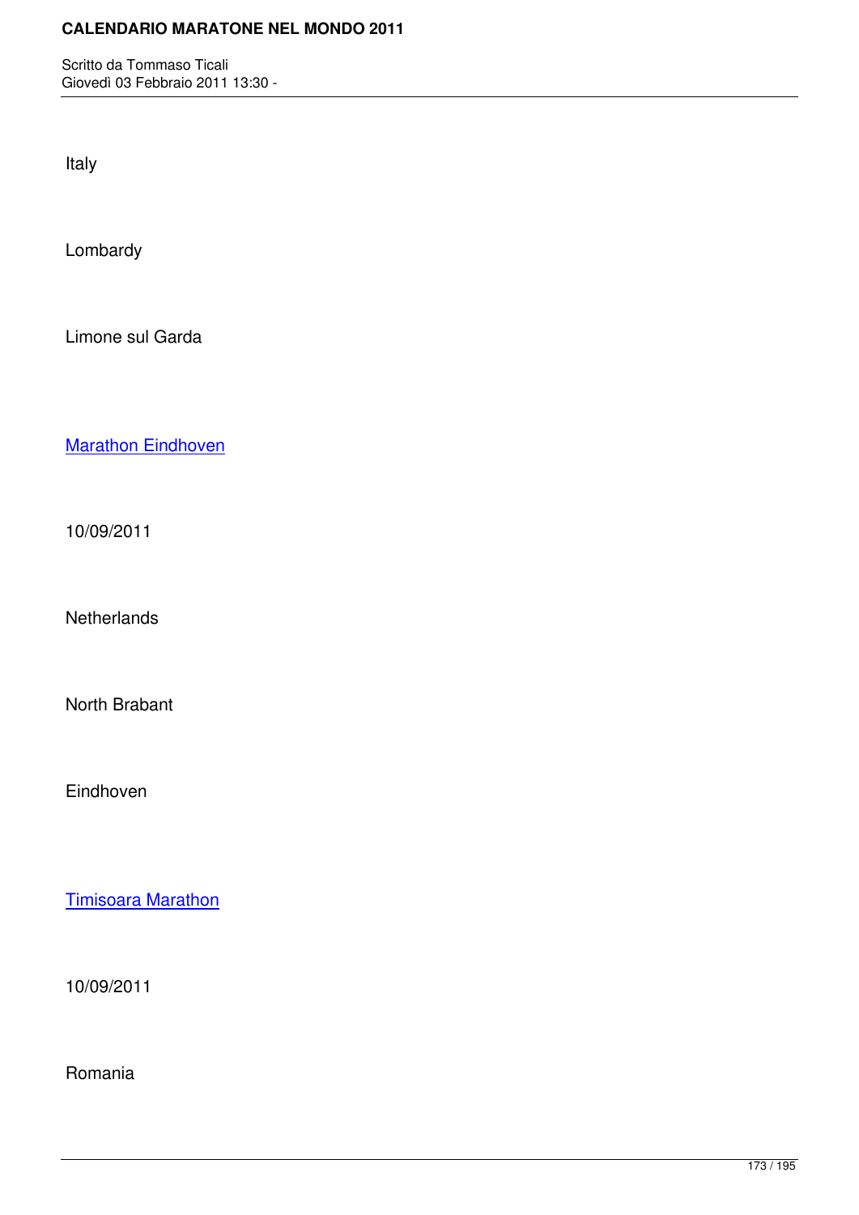Italy

Lombardy

Limone sul Garda

Marathon Eindhoven

10/09/2011

Netherlands

North Brabant

Eindhoven

Timisoara Marathon

10/09/2011

Romania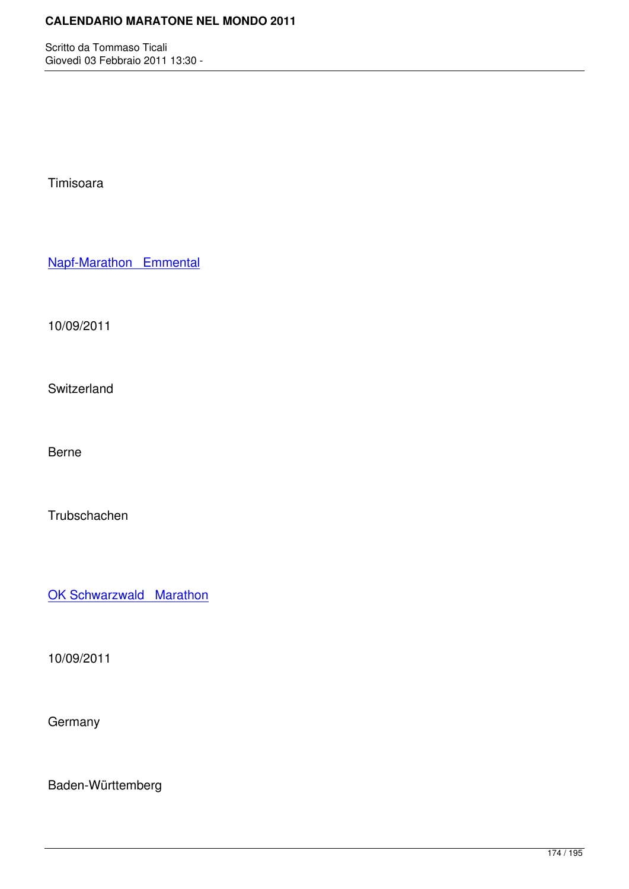Timisoara

Napf-Marathon   Emmental

10/09/2011

Switzerland

Berne

Trubschachen

OK Schwarzwald   Marathon

10/09/2011

Germany

Baden-Württemberg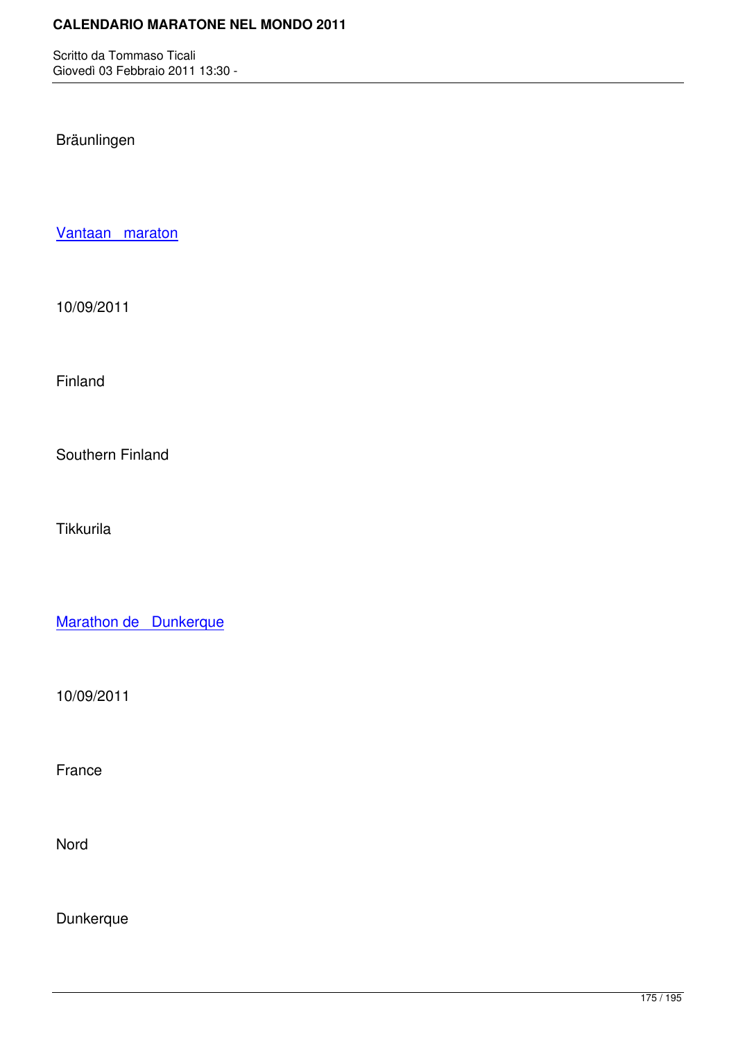Bräunlingen

Vantaan maraton

10/09/2011

Finland

Southern Finland

Tikkurila

Marathon de Dunkerque

10/09/2011

France

Nord

Dunkerque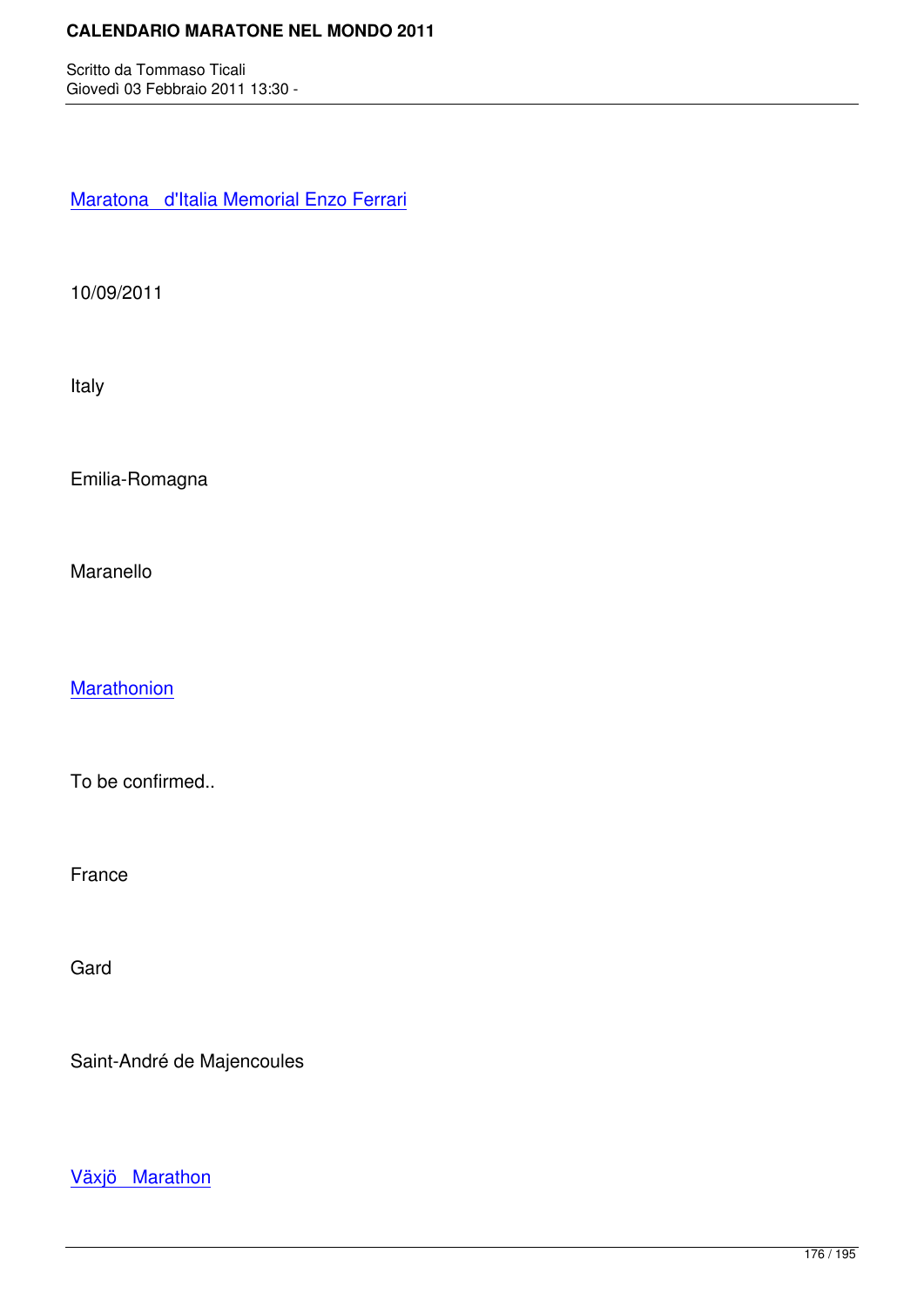Maratona   d'Italia Memorial Enzo Ferrari

10/09/2011

Italy

Emilia-Romagna

Maranello

Marathonion

To be confirmed..

France

Gard

Saint-André de Majencoules

Växjö   Marathon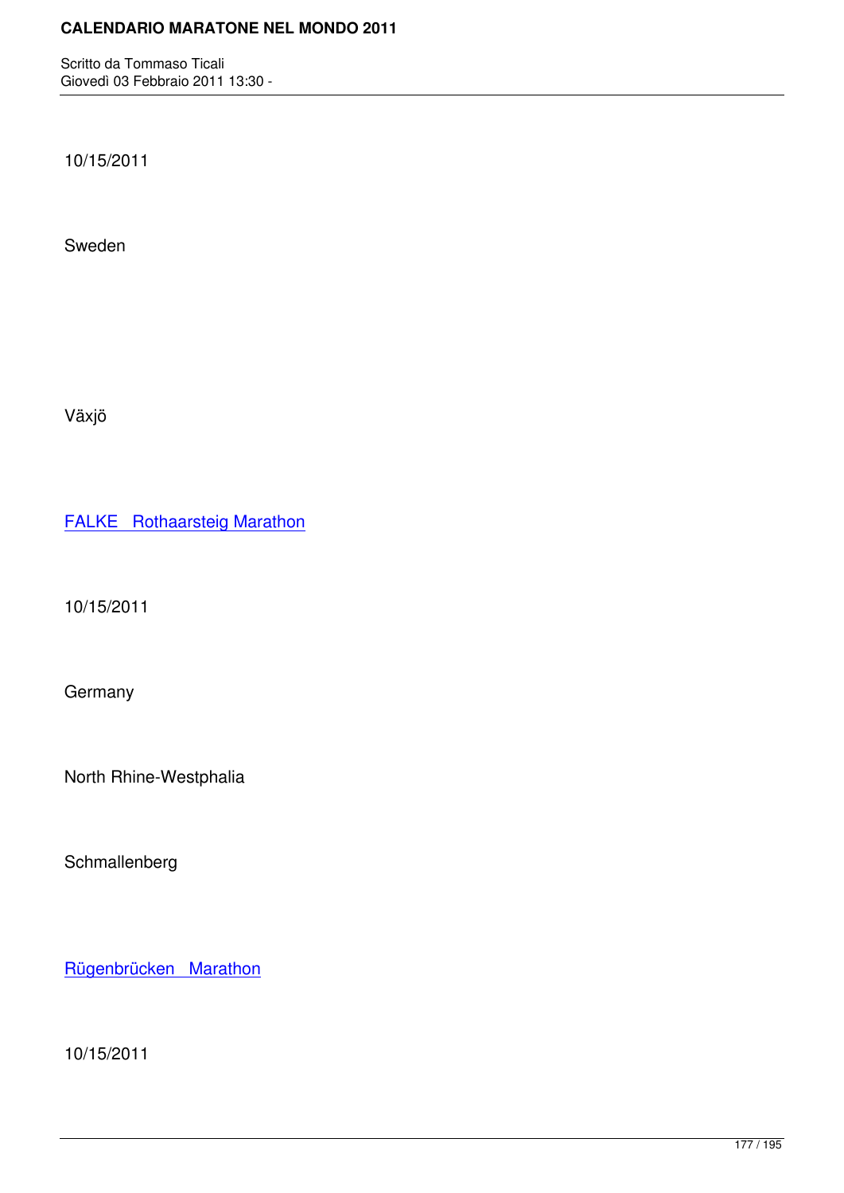10/15/2011

Sweden

Växjö

[FALKE Rothaarsteig Marathon]

10/15/2011

Germany

North Rhine-Westphalia

Schmallenberg

[Rügenbrücken Marathon]

10/15/2011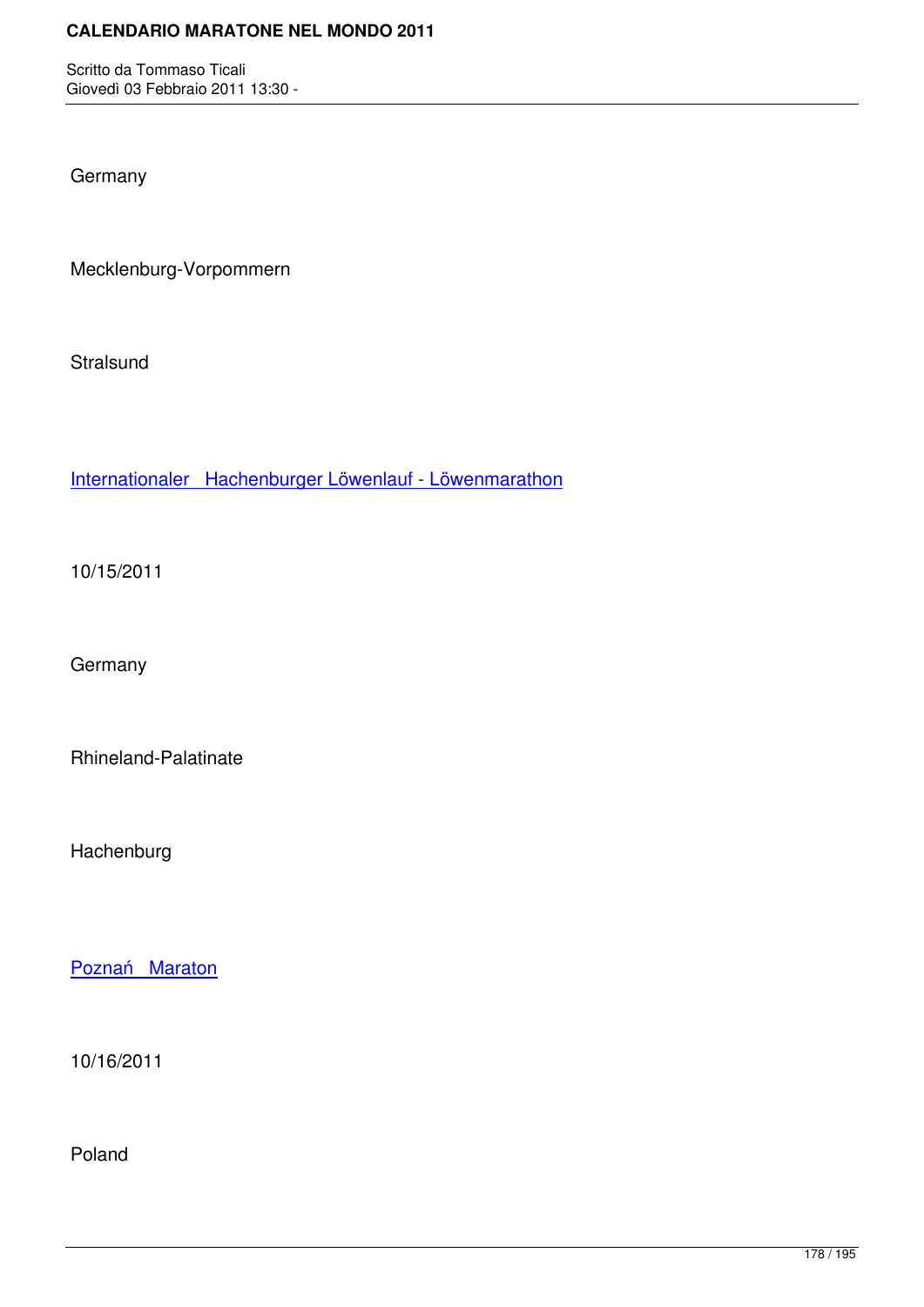Germany

Mecklenburg-Vorpommern

Stralsund

Internationaler   Hachenburger Löwenlauf - Löwenmarathon

10/15/2011

Germany

Rhineland-Palatinate

Hachenburg

Poznań   Maraton

10/16/2011

Poland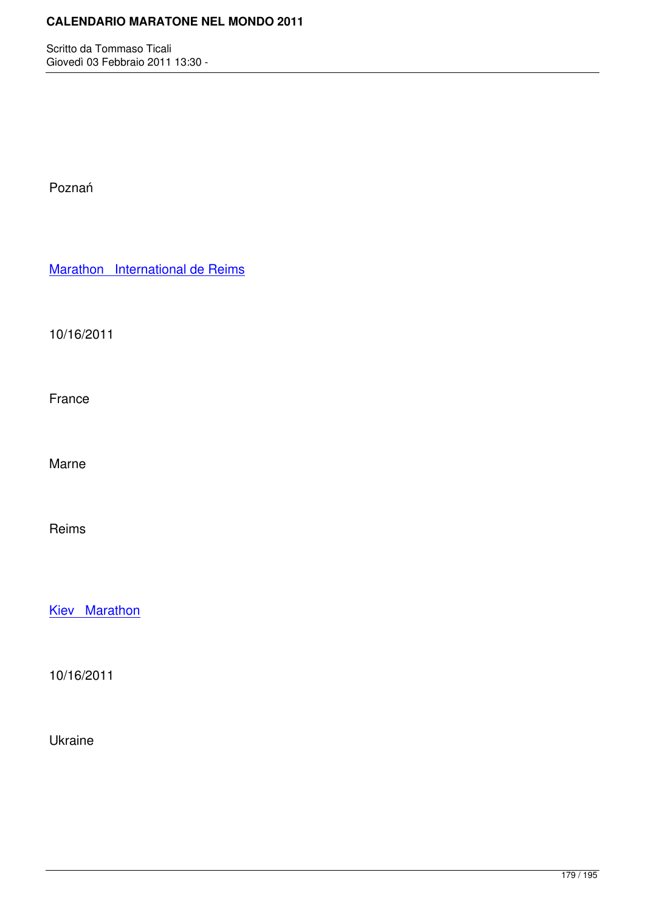Poznań

Marathon   International de Reims

10/16/2011

France

Marne

Reims

Kiev   Marathon

10/16/2011

Ukraine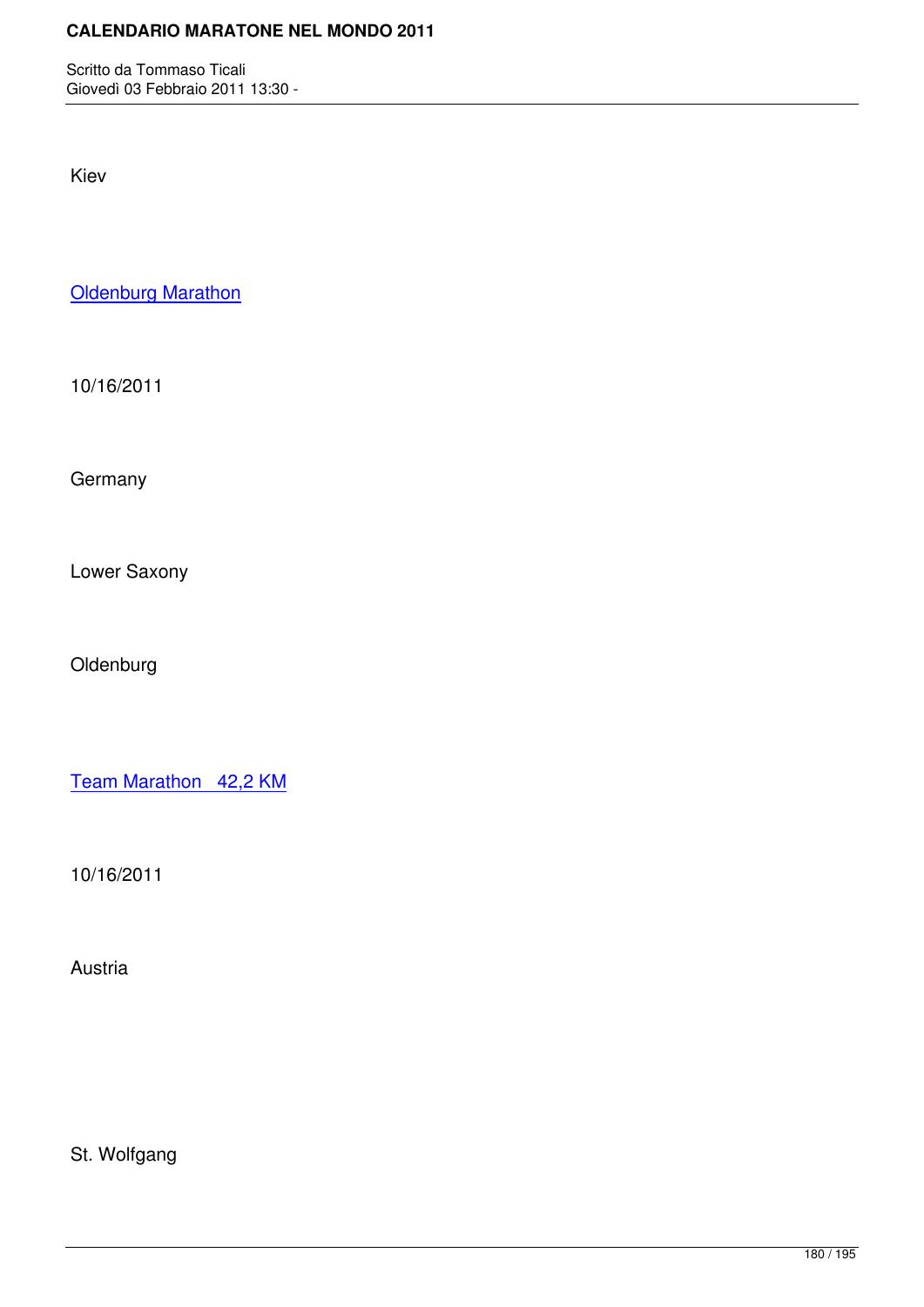Kiev

Oldenburg Marathon

10/16/2011

Germany

Lower Saxony

Oldenburg

Team Marathon   42,2 KM

10/16/2011

Austria

St. Wolfgang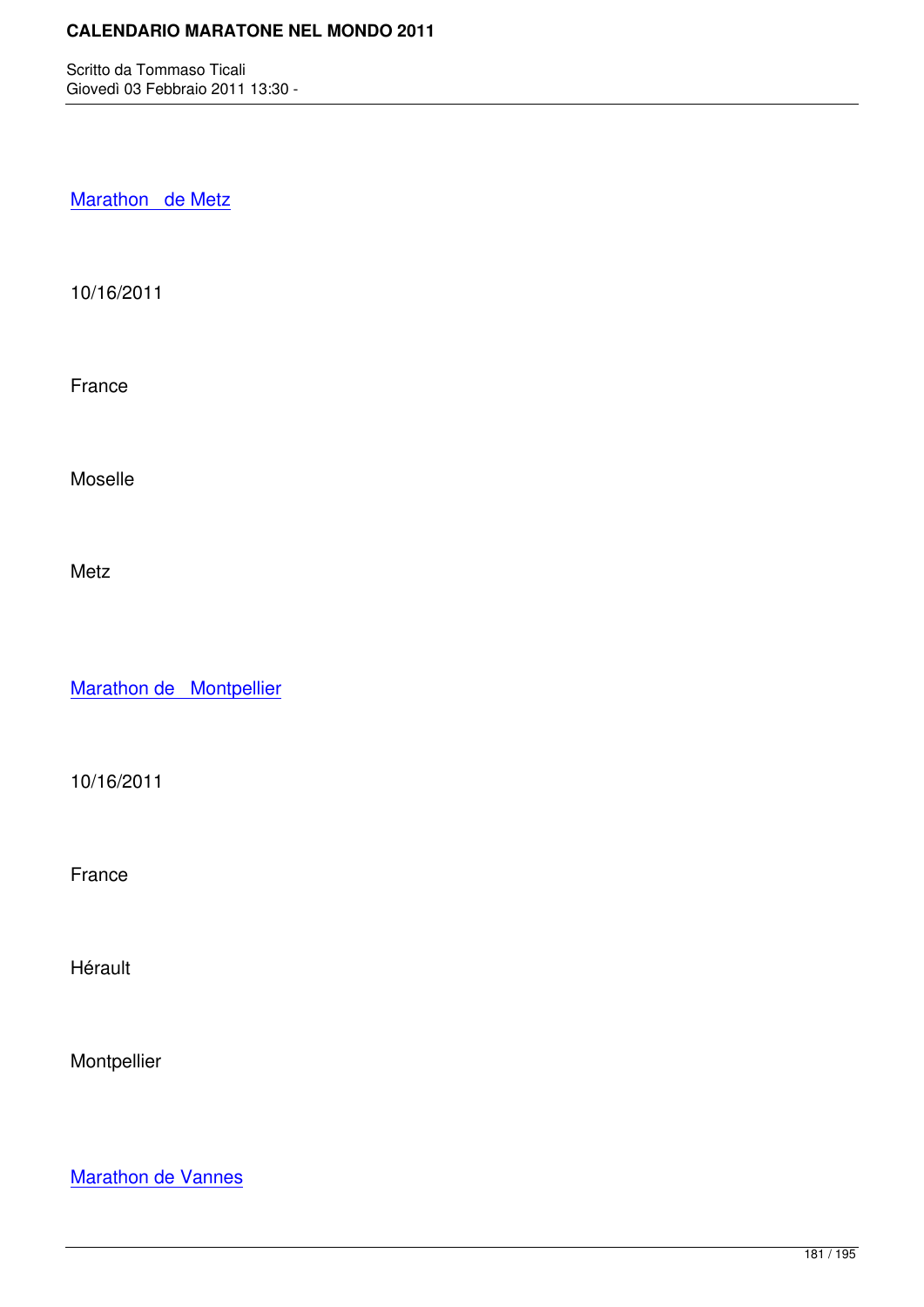Marathon de Metz

10/16/2011

France

Moselle

Metz

Marathon de Montpellier

10/16/2011

France

Hérault

Montpellier

Marathon de Vannes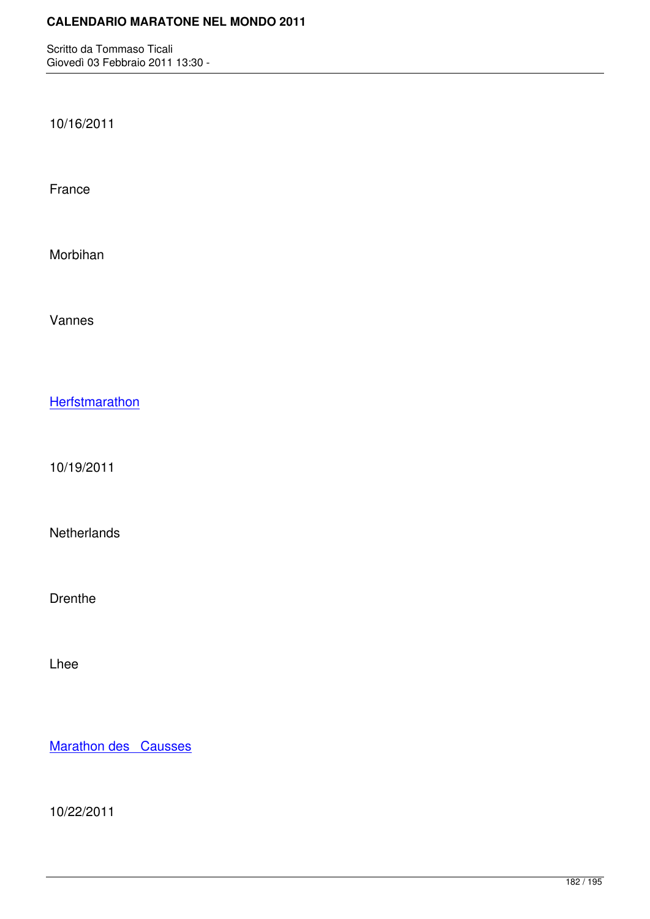10/16/2011

France

Morbihan

Vannes

Herfstmarathon

10/19/2011

Netherlands

Drenthe

Lhee

Marathon des Causses

10/22/2011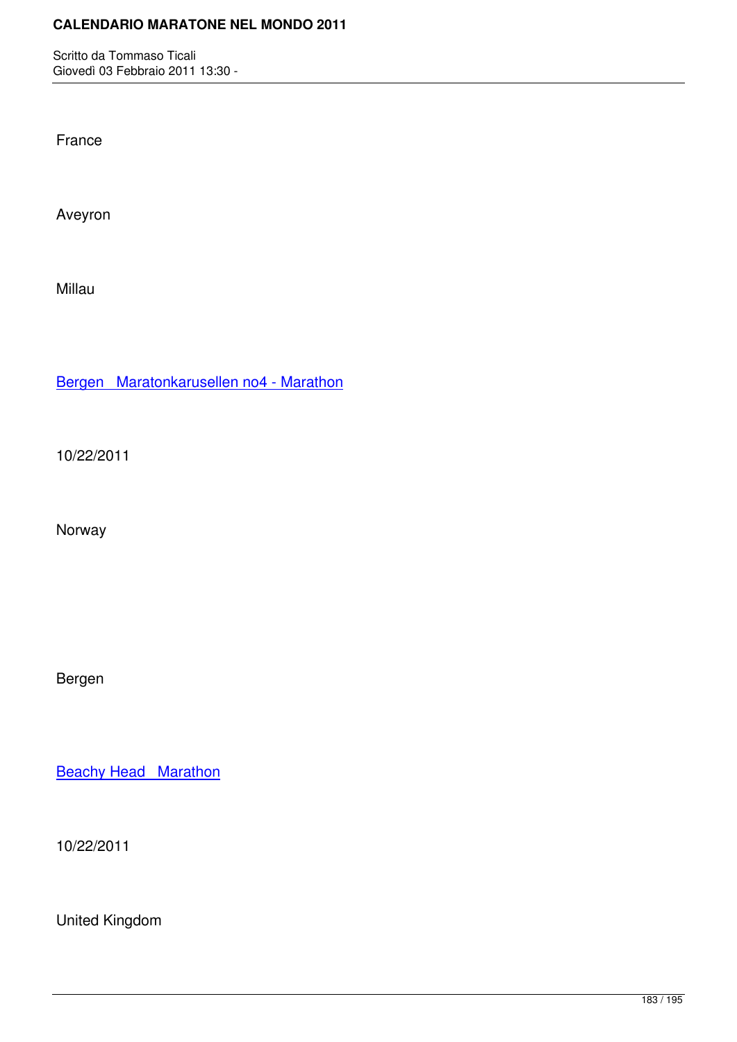France

Aveyron

Millau

Bergen   Maratonkarusellen no4 - Marathon

10/22/2011

Norway

Bergen

Beachy Head   Marathon

10/22/2011

United Kingdom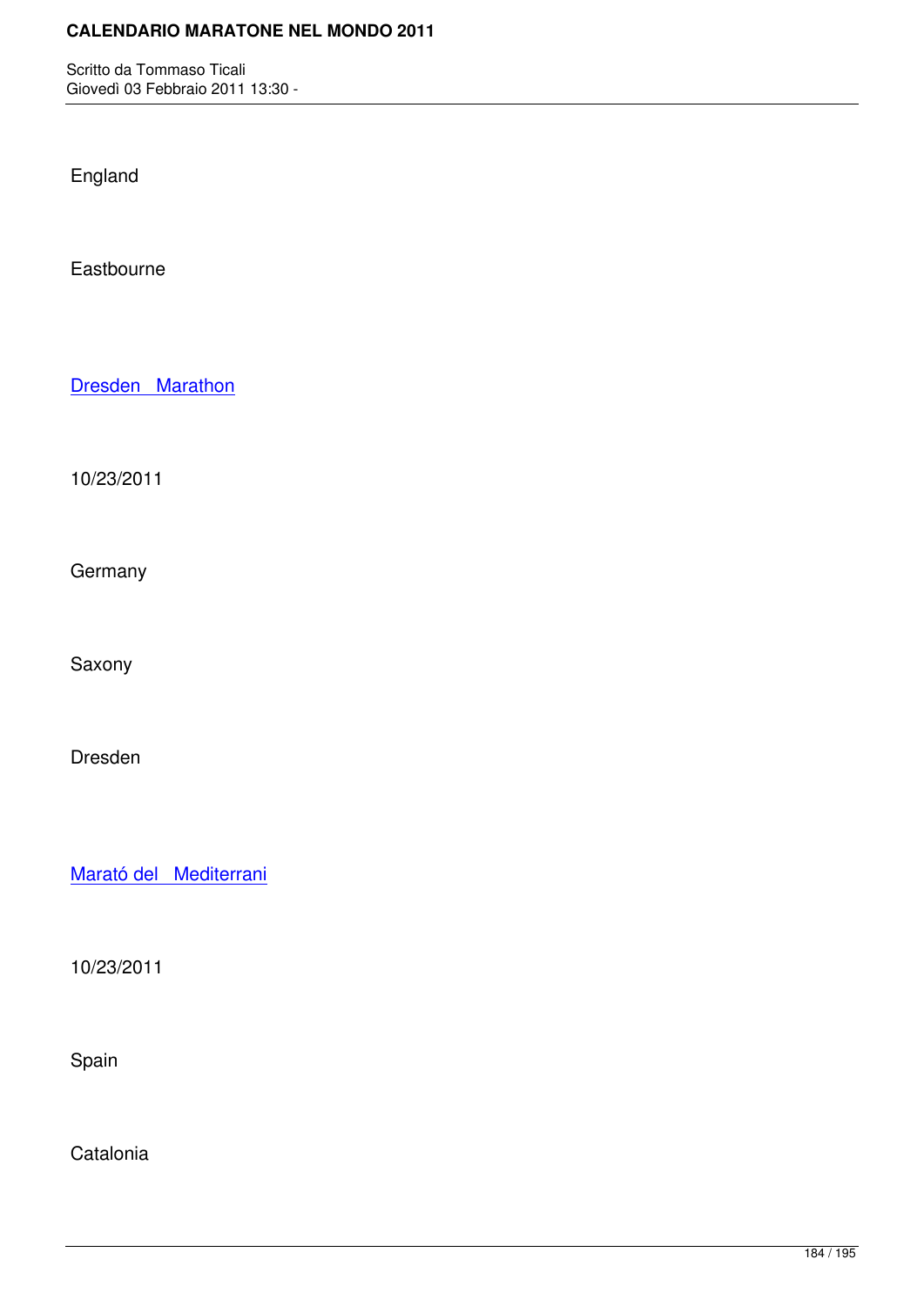England

Eastbourne

Dresden Marathon

10/23/2011

Germany

Saxony

Dresden

Marató del Mediterrani

10/23/2011

Spain

Catalonia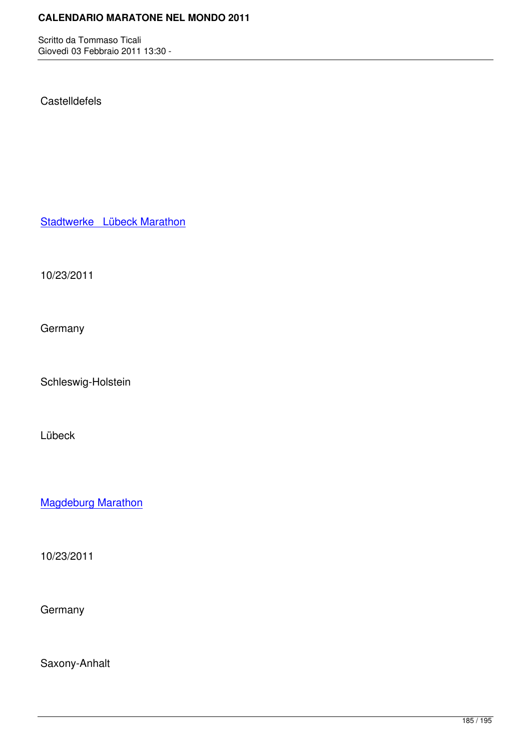Castelldefels

[Stadtwerke   Lübeck Marathon]

10/23/2011

Germany

Schleswig-Holstein

Lübeck

[Magdeburg Marathon]

10/23/2011

Germany

Saxony-Anhalt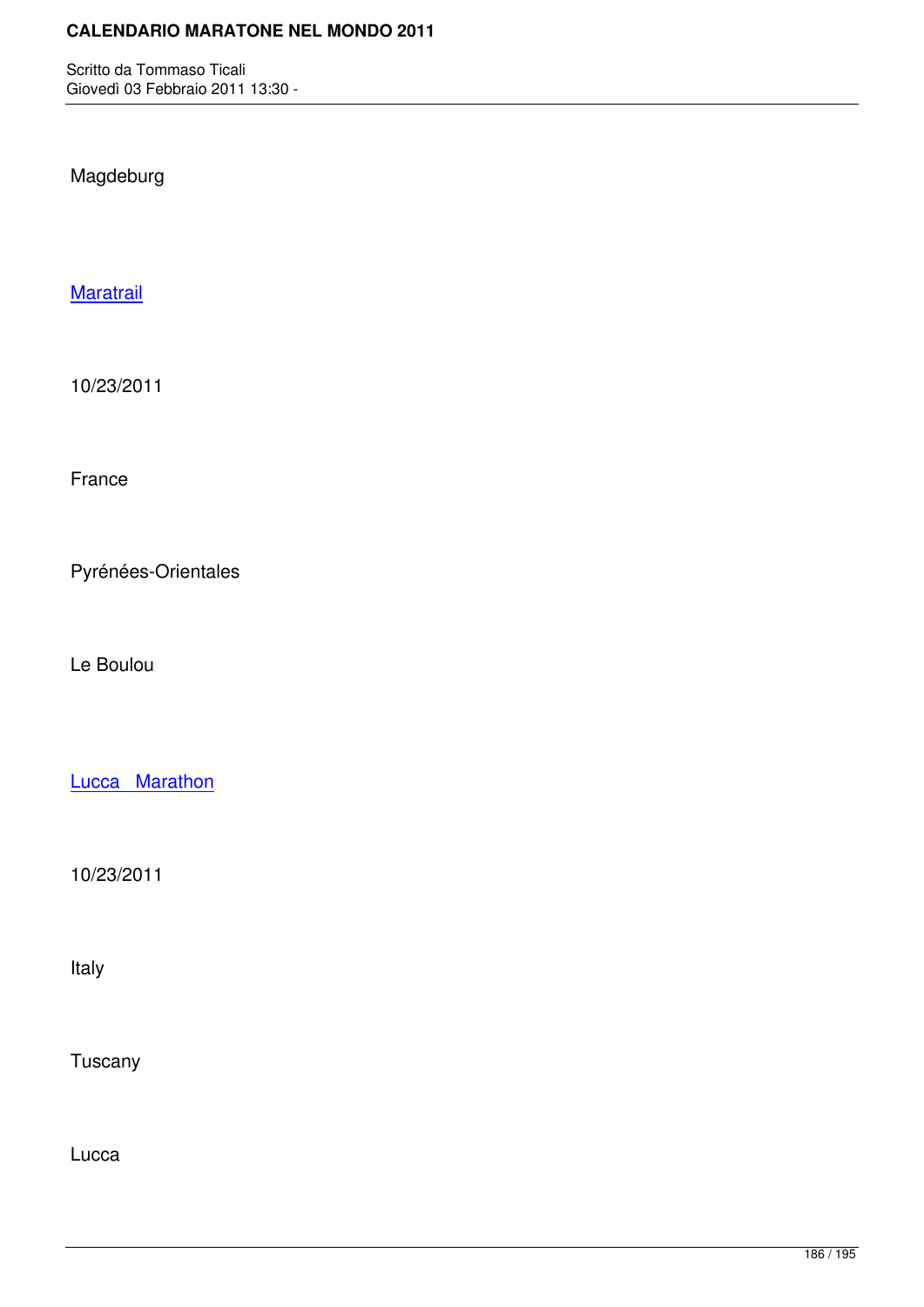Magdeburg

Maratrail

10/23/2011

France

Pyrénées-Orientales

Le Boulou

Lucca   Marathon

10/23/2011

Italy

Tuscany

Lucca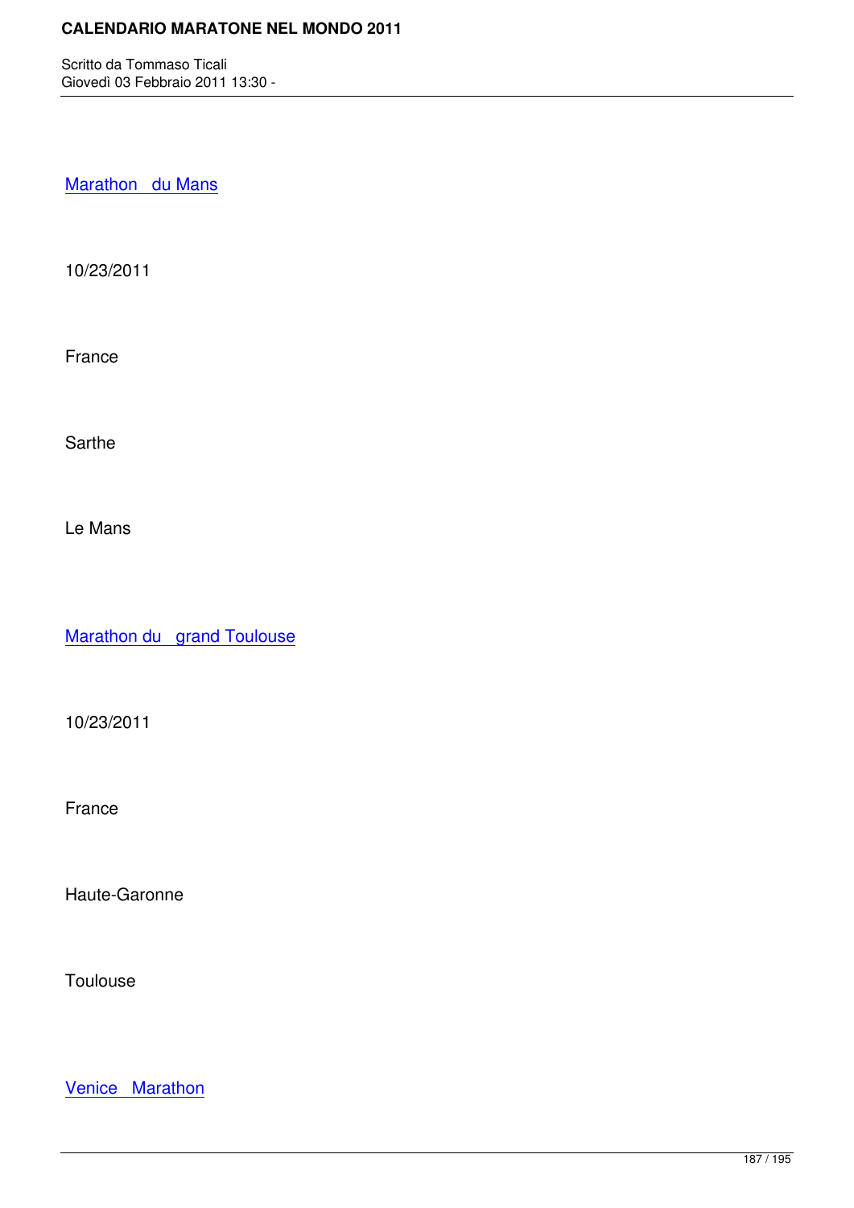Marathon du Mans

10/23/2011

France

Sarthe

Le Mans

Marathon du grand Toulouse

10/23/2011

France

Haute-Garonne

Toulouse

Venice Marathon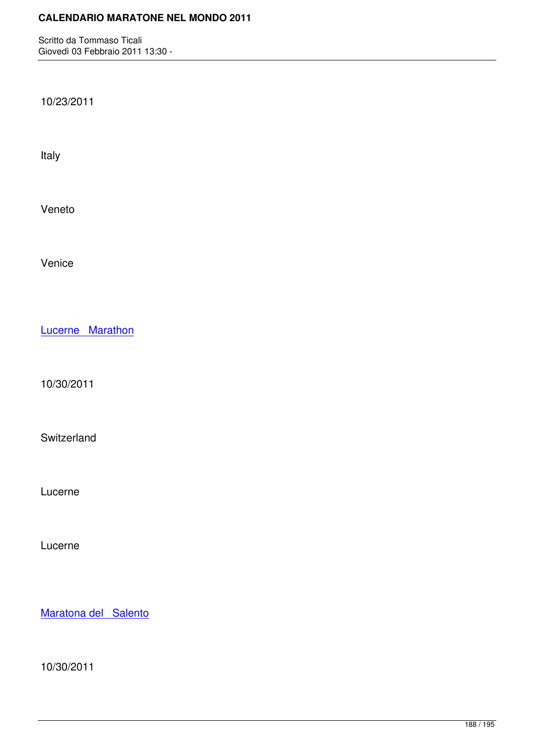10/23/2011

Italy

Veneto

Venice

Lucerne Marathon

10/30/2011

Switzerland

Lucerne

Lucerne

Maratona del Salento

10/30/2011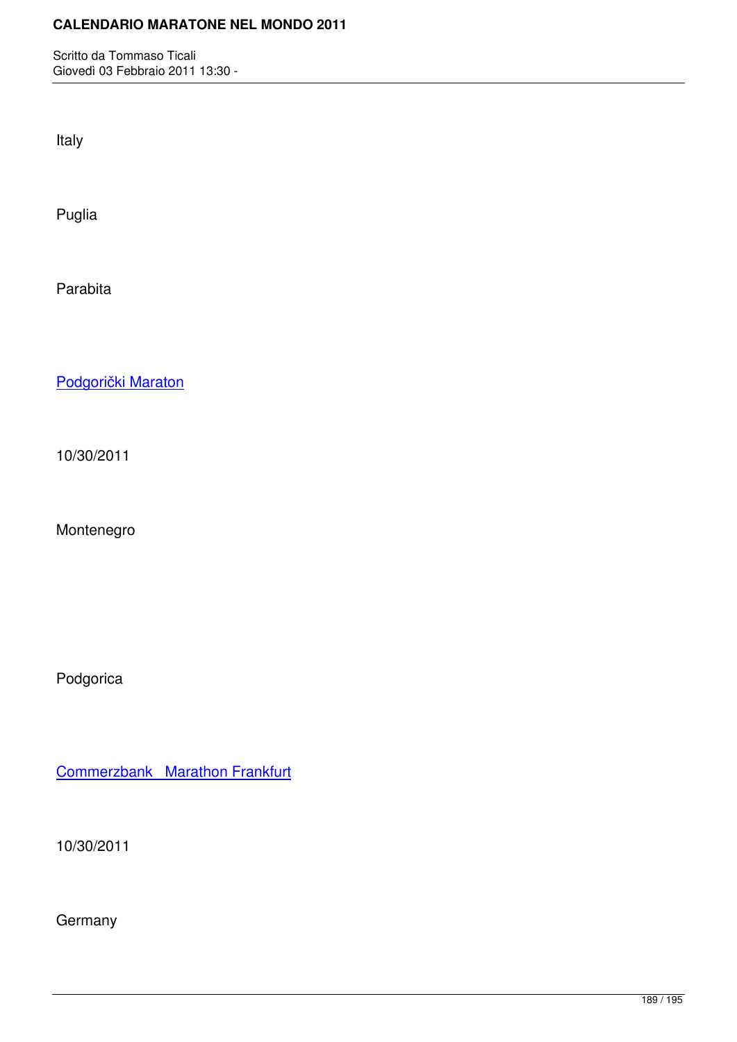Italy

Puglia

Parabita

Podgorički Maraton

10/30/2011

Montenegro

Podgorica

Commerzbank  Marathon Frankfurt

10/30/2011

Germany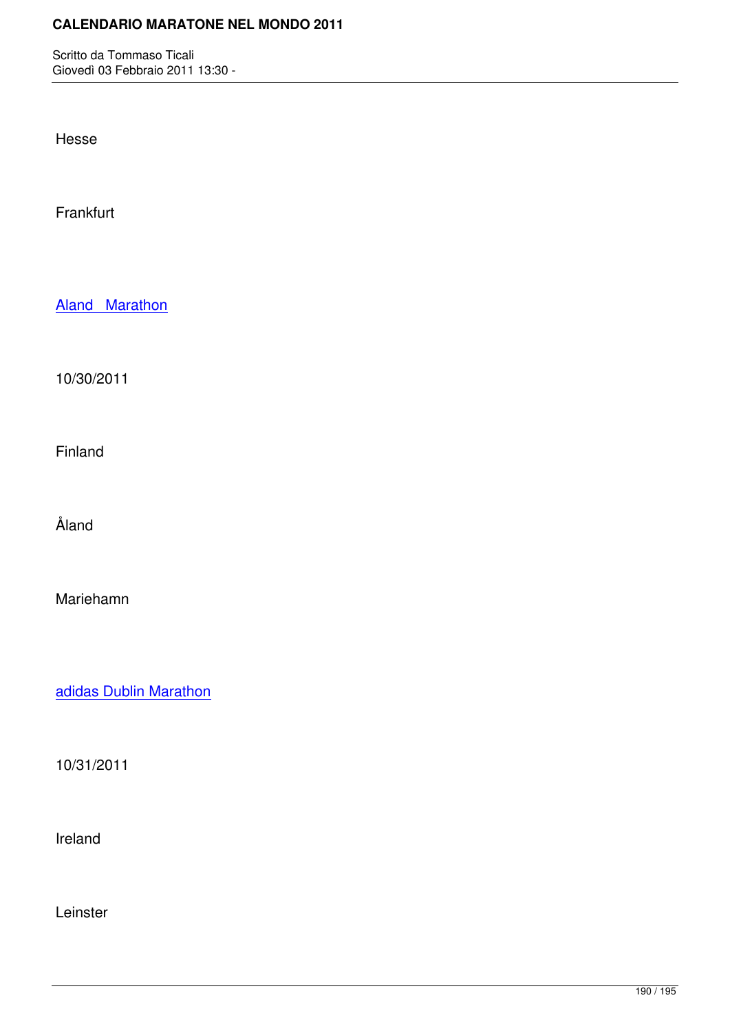Hesse

Frankfurt

Aland  Marathon

10/30/2011

Finland

Åland

Mariehamn

adidas Dublin Marathon

10/31/2011

Ireland

Leinster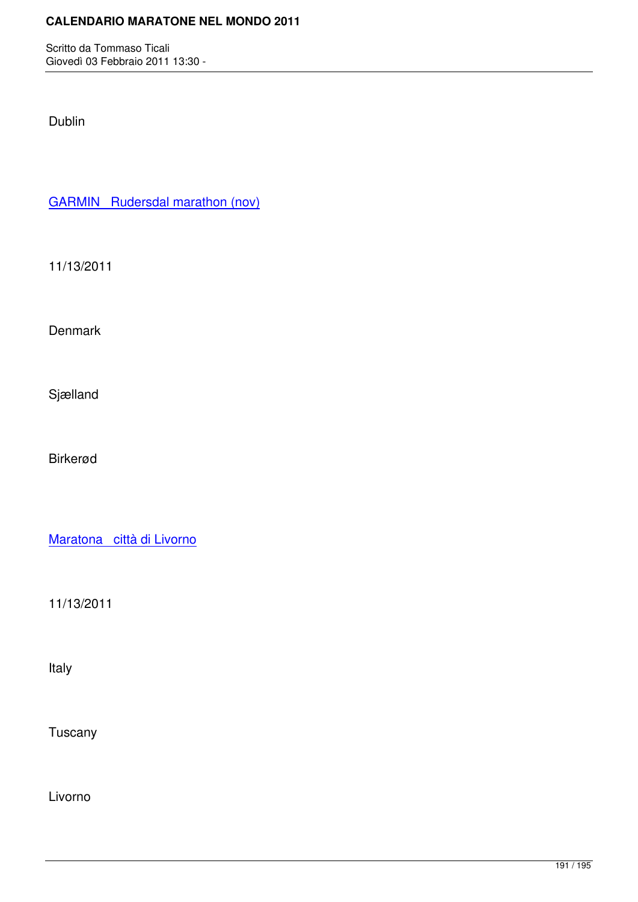Dublin

GARMIN  Rudersdal marathon (nov)

11/13/2011

Denmark

Sjælland

Birkerød

Maratona  città di Livorno

11/13/2011

Italy

Tuscany

Livorno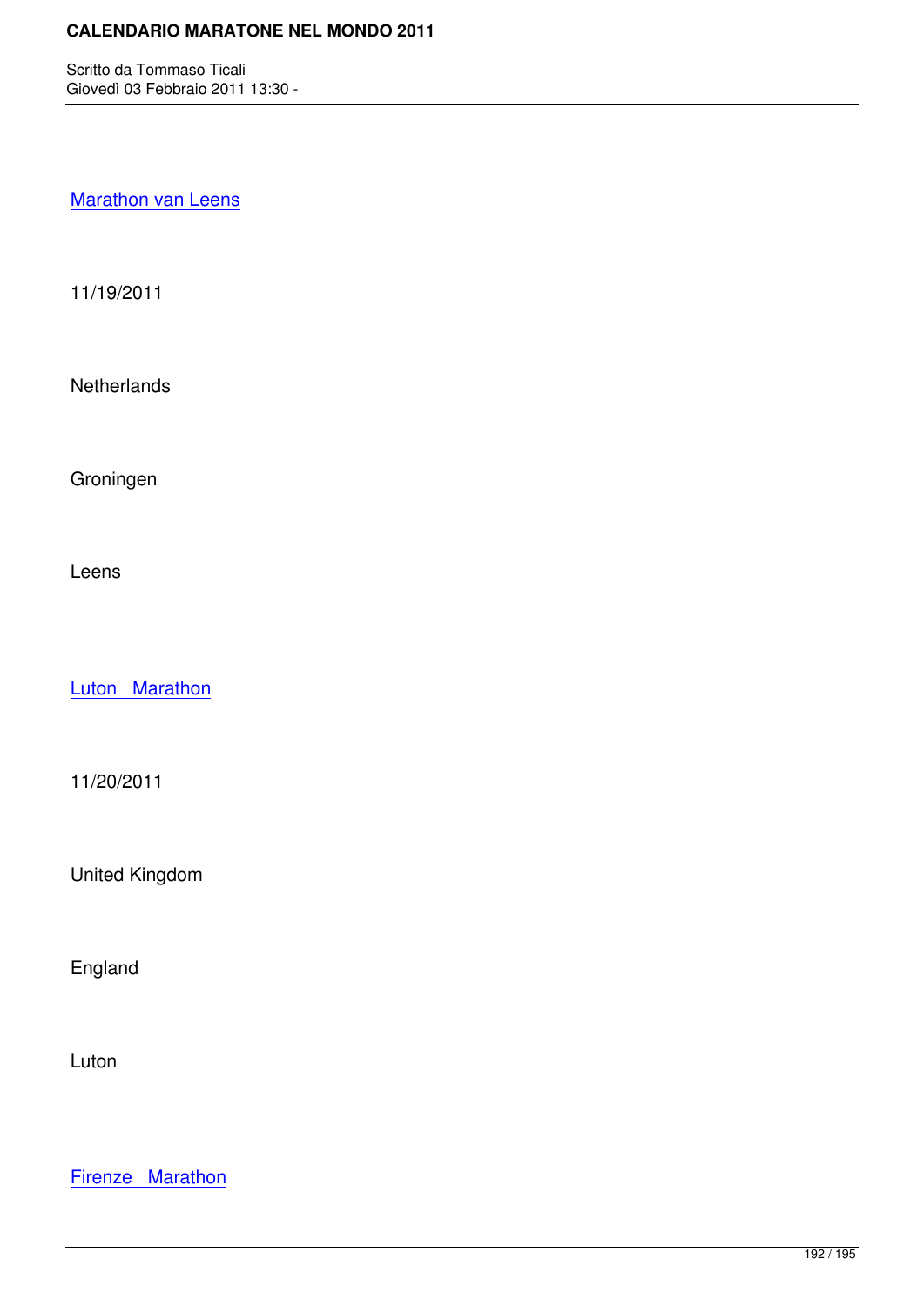Marathon van Leens

11/19/2011

Netherlands

Groningen

Leens

Luton   Marathon

11/20/2011

United Kingdom

England

Luton

Firenze   Marathon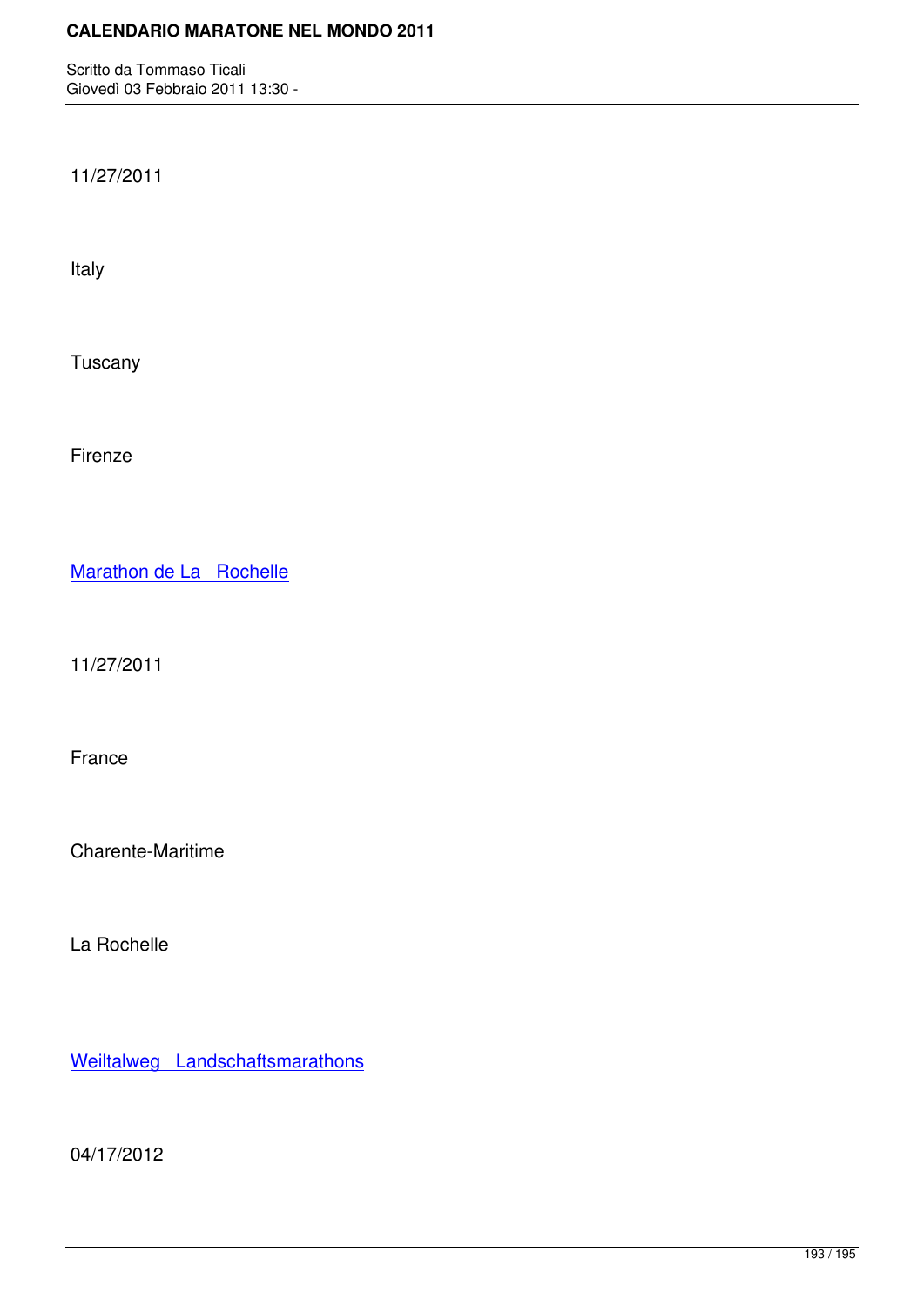11/27/2011

Italy

Tuscany

Firenze

Marathon de La  Rochelle

11/27/2011

France

Charente-Maritime

La Rochelle

Weiltalweg  Landschaftsmarathons

04/17/2012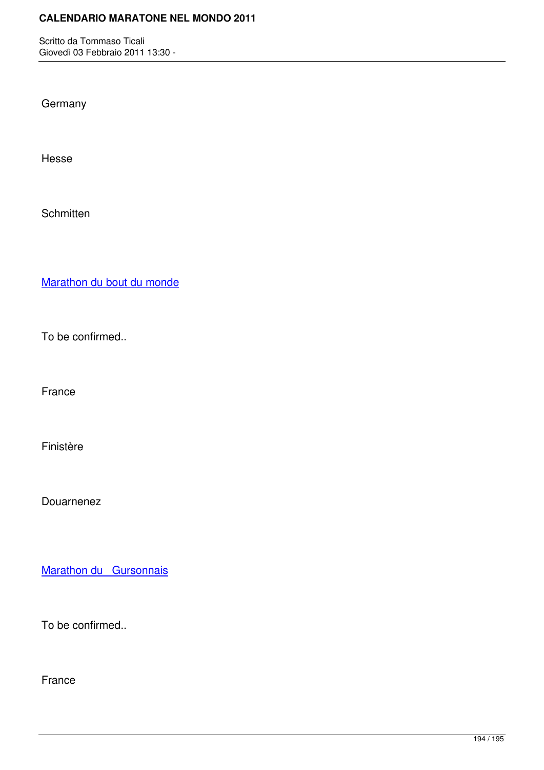Germany

Hesse

Schmitten

Marathon du bout du monde

To be confirmed..

France

Finistère

Douarnenez

Marathon du  Gursonnais

To be confirmed..

France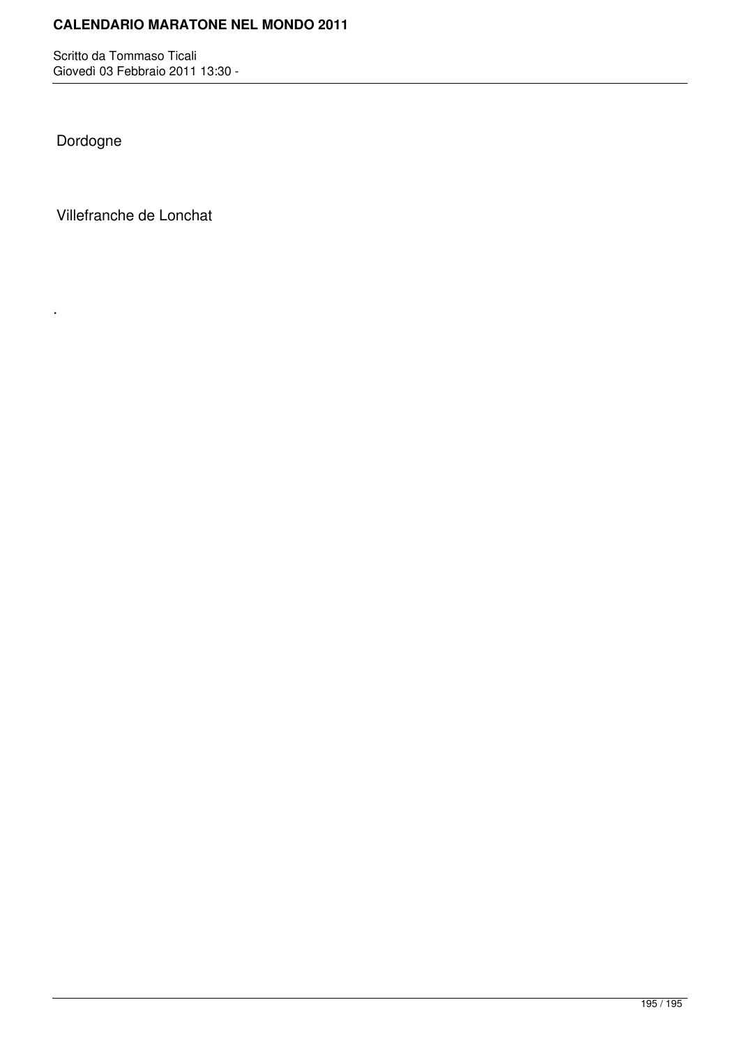Dordogne

Villefranche de Lonchat

.